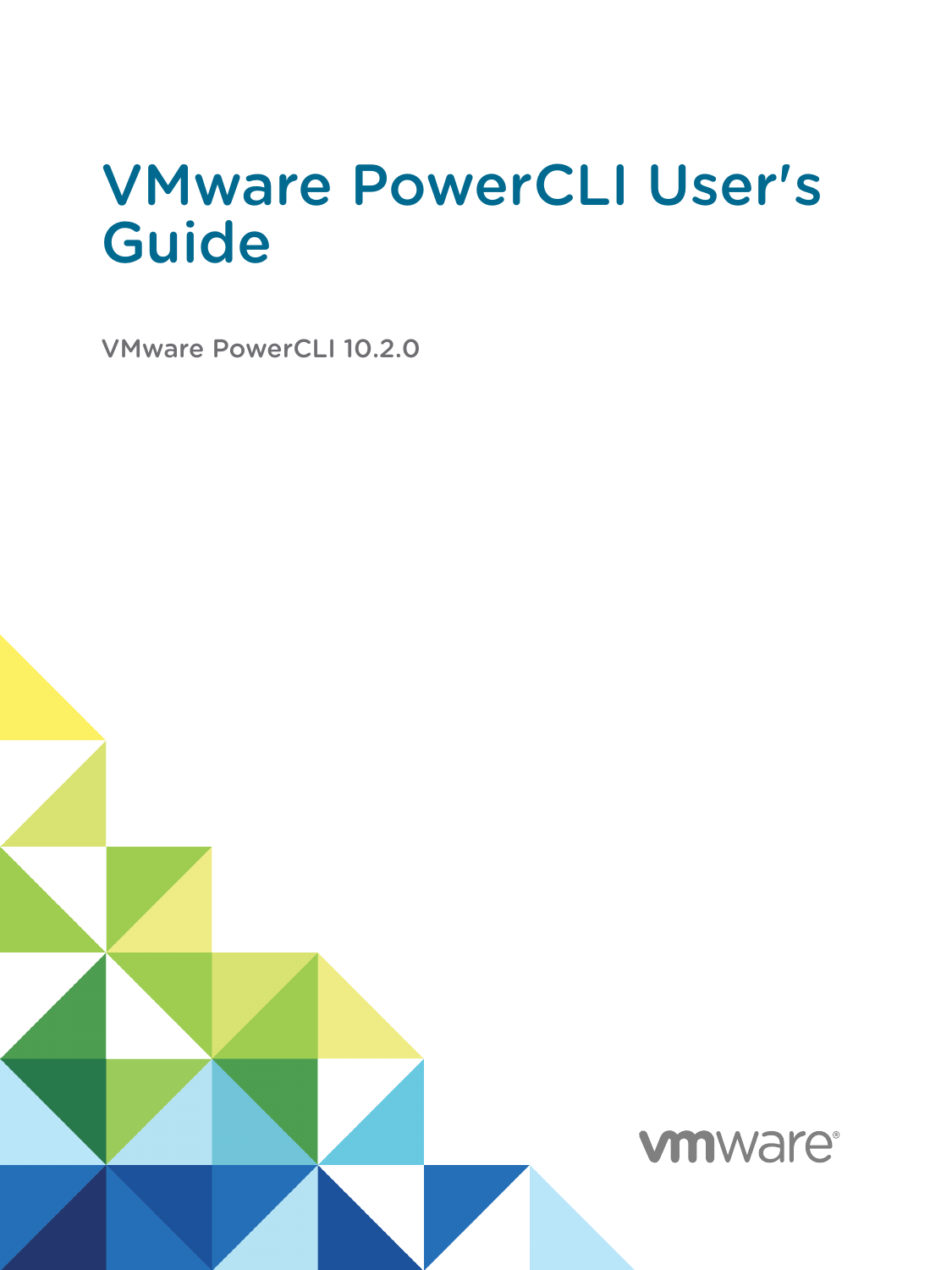# VMware PowerCLI User's Guide

VMware PowerCLI 10.2.0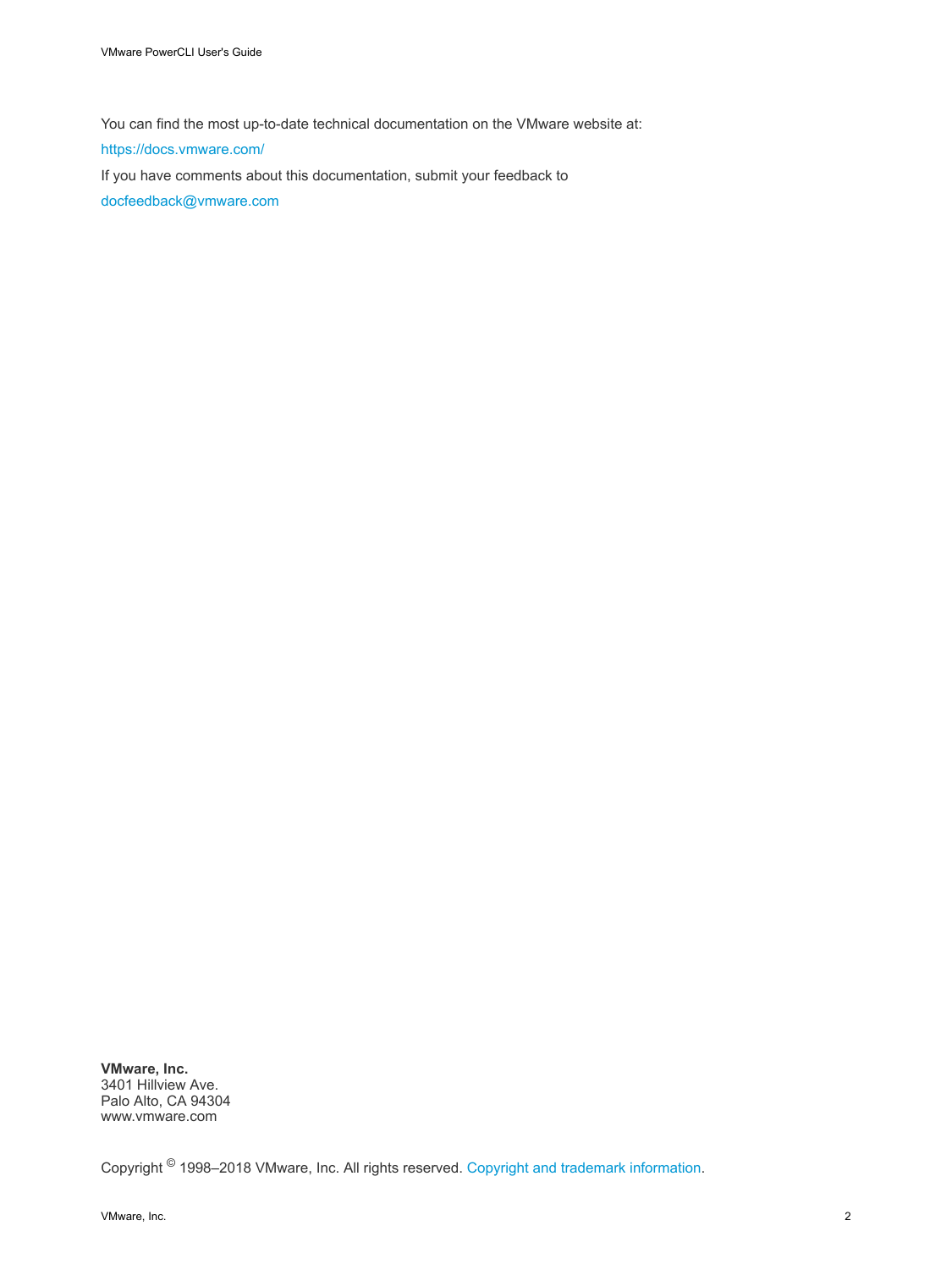You can find the most up-to-date technical documentation on the VMware website at:

https://docs.vmware.com/

If you have comments about this documentation, submit your feedback to

docfeedback@vmware.com

**VMware, Inc.**
3401 Hillview Ave.
Palo Alto, CA 94304
www.vmware.com

Copyright © 1998–2018 VMware, Inc. All rights reserved. Copyright and trademark information.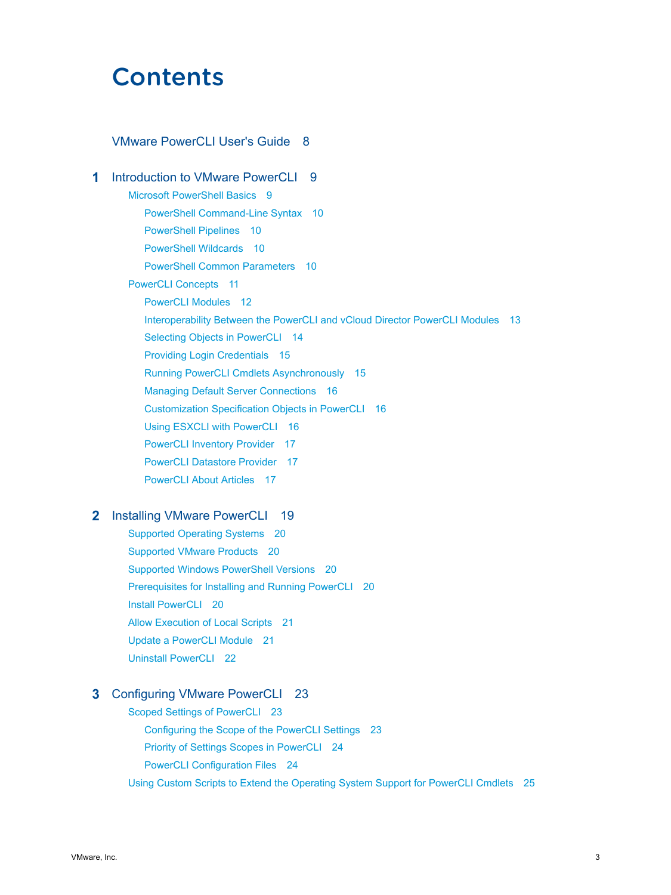# Contents

VMware PowerCLI User's Guide 8

**1** Introduction to VMware PowerCLI 9

- Microsoft PowerShell Basics 9
  - PowerShell Command-Line Syntax 10
  - PowerShell Pipelines 10
  - PowerShell Wildcards 10
  - PowerShell Common Parameters 10
- PowerCLI Concepts 11
  - PowerCLI Modules 12
  - Interoperability Between the PowerCLI and vCloud Director PowerCLI Modules 13
  - Selecting Objects in PowerCLI 14
  - Providing Login Credentials 15
  - Running PowerCLI Cmdlets Asynchronously 15
  - Managing Default Server Connections 16
  - Customization Specification Objects in PowerCLI 16
  - Using ESXCLI with PowerCLI 16
  - PowerCLI Inventory Provider 17
  - PowerCLI Datastore Provider 17
  - PowerCLI About Articles 17

**2** Installing VMware PowerCLI 19

- Supported Operating Systems 20
- Supported VMware Products 20
- Supported Windows PowerShell Versions 20
- Prerequisites for Installing and Running PowerCLI 20
- Install PowerCLI 20
- Allow Execution of Local Scripts 21
- Update a PowerCLI Module 21
- Uninstall PowerCLI 22

**3** Configuring VMware PowerCLI 23

- Scoped Settings of PowerCLI 23
  - Configuring the Scope of the PowerCLI Settings 23
  - Priority of Settings Scopes in PowerCLI 24
  - PowerCLI Configuration Files 24
- Using Custom Scripts to Extend the Operating System Support for PowerCLI Cmdlets 25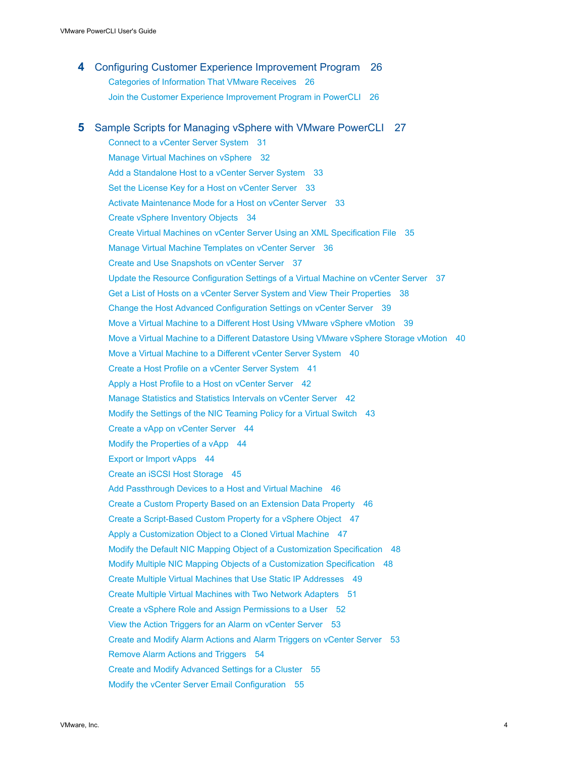## 4 Configuring Customer Experience Improvement Program 26

- Categories of Information That VMware Receives 26
- Join the Customer Experience Improvement Program in PowerCLI 26

## 5 Sample Scripts for Managing vSphere with VMware PowerCLI 27

- Connect to a vCenter Server System 31
- Manage Virtual Machines on vSphere 32
- Add a Standalone Host to a vCenter Server System 33
- Set the License Key for a Host on vCenter Server 33
- Activate Maintenance Mode for a Host on vCenter Server 33
- Create vSphere Inventory Objects 34
- Create Virtual Machines on vCenter Server Using an XML Specification File 35
- Manage Virtual Machine Templates on vCenter Server 36
- Create and Use Snapshots on vCenter Server 37
- Update the Resource Configuration Settings of a Virtual Machine on vCenter Server 37
- Get a List of Hosts on a vCenter Server System and View Their Properties 38
- Change the Host Advanced Configuration Settings on vCenter Server 39
- Move a Virtual Machine to a Different Host Using VMware vSphere vMotion 39
- Move a Virtual Machine to a Different Datastore Using VMware vSphere Storage vMotion 40
- Move a Virtual Machine to a Different vCenter Server System 40
- Create a Host Profile on a vCenter Server System 41
- Apply a Host Profile to a Host on vCenter Server 42
- Manage Statistics and Statistics Intervals on vCenter Server 42
- Modify the Settings of the NIC Teaming Policy for a Virtual Switch 43
- Create a vApp on vCenter Server 44
- Modify the Properties of a vApp 44
- Export or Import vApps 44
- Create an iSCSI Host Storage 45
- Add Passthrough Devices to a Host and Virtual Machine 46
- Create a Custom Property Based on an Extension Data Property 46
- Create a Script-Based Custom Property for a vSphere Object 47
- Apply a Customization Object to a Cloned Virtual Machine 47
- Modify the Default NIC Mapping Object of a Customization Specification 48
- Modify Multiple NIC Mapping Objects of a Customization Specification 48
- Create Multiple Virtual Machines that Use Static IP Addresses 49
- Create Multiple Virtual Machines with Two Network Adapters 51
- Create a vSphere Role and Assign Permissions to a User 52
- View the Action Triggers for an Alarm on vCenter Server 53
- Create and Modify Alarm Actions and Alarm Triggers on vCenter Server 53
- Remove Alarm Actions and Triggers 54
- Create and Modify Advanced Settings for a Cluster 55
- Modify the vCenter Server Email Configuration 55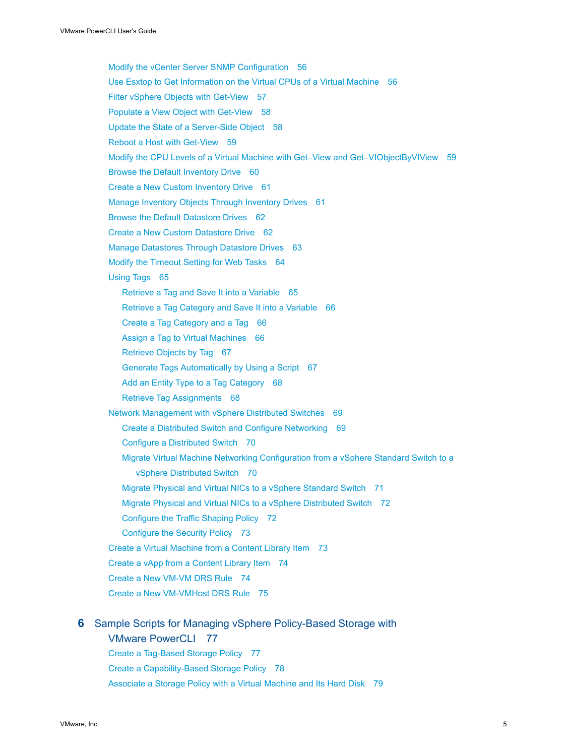Modify the vCenter Server SNMP Configuration 56
Use Esxtop to Get Information on the Virtual CPUs of a Virtual Machine 56
Filter vSphere Objects with Get-View 57
Populate a View Object with Get-View 58
Update the State of a Server-Side Object 58
Reboot a Host with Get-View 59
Modify the CPU Levels of a Virtual Machine with Get–View and Get–VIObjectByVIView 59
Browse the Default Inventory Drive 60
Create a New Custom Inventory Drive 61
Manage Inventory Objects Through Inventory Drives 61
Browse the Default Datastore Drives 62
Create a New Custom Datastore Drive 62
Manage Datastores Through Datastore Drives 63
Modify the Timeout Setting for Web Tasks 64
Using Tags 65
- Retrieve a Tag and Save It into a Variable 65
- Retrieve a Tag Category and Save It into a Variable 66
- Create a Tag Category and a Tag 66
- Assign a Tag to Virtual Machines 66
- Retrieve Objects by Tag 67
- Generate Tags Automatically by Using a Script 67
- Add an Entity Type to a Tag Category 68
- Retrieve Tag Assignments 68

Network Management with vSphere Distributed Switches 69
- Create a Distributed Switch and Configure Networking 69
- Configure a Distributed Switch 70
- Migrate Virtual Machine Networking Configuration from a vSphere Standard Switch to a vSphere Distributed Switch 70
- Migrate Physical and Virtual NICs to a vSphere Standard Switch 71
- Migrate Physical and Virtual NICs to a vSphere Distributed Switch 72
- Configure the Traffic Shaping Policy 72
- Configure the Security Policy 73

Create a Virtual Machine from a Content Library Item 73
Create a vApp from a Content Library Item 74
Create a New VM-VM DRS Rule 74
Create a New VM-VMHost DRS Rule 75

**6 Sample Scripts for Managing vSphere Policy-Based Storage with VMware PowerCLI 77**

Create a Tag-Based Storage Policy 77
Create a Capability-Based Storage Policy 78
Associate a Storage Policy with a Virtual Machine and Its Hard Disk 79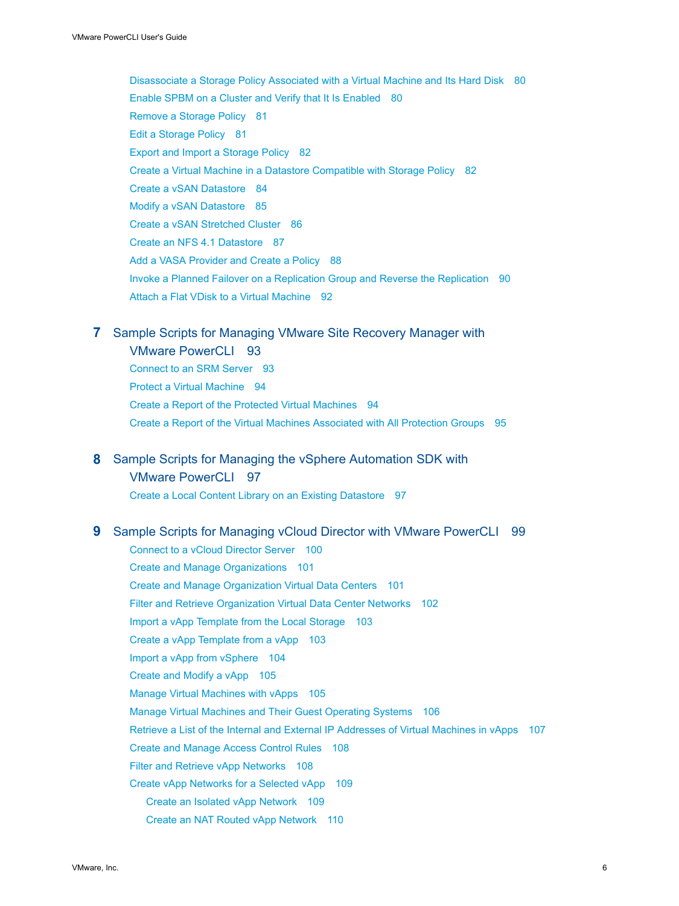Disassociate a Storage Policy Associated with a Virtual Machine and Its Hard Disk 80
Enable SPBM on a Cluster and Verify that It Is Enabled 80
Remove a Storage Policy 81
Edit a Storage Policy 81
Export and Import a Storage Policy 82
Create a Virtual Machine in a Datastore Compatible with Storage Policy 82
Create a vSAN Datastore 84
Modify a vSAN Datastore 85
Create a vSAN Stretched Cluster 86
Create an NFS 4.1 Datastore 87
Add a VASA Provider and Create a Policy 88
Invoke a Planned Failover on a Replication Group and Reverse the Replication 90
Attach a Flat VDisk to a Virtual Machine 92

**7 Sample Scripts for Managing VMware Site Recovery Manager with VMware PowerCLI 93**

Connect to an SRM Server 93
Protect a Virtual Machine 94
Create a Report of the Protected Virtual Machines 94
Create a Report of the Virtual Machines Associated with All Protection Groups 95

**8 Sample Scripts for Managing the vSphere Automation SDK with VMware PowerCLI 97**

Create a Local Content Library on an Existing Datastore 97

**9 Sample Scripts for Managing vCloud Director with VMware PowerCLI 99**

Connect to a vCloud Director Server 100
Create and Manage Organizations 101
Create and Manage Organization Virtual Data Centers 101
Filter and Retrieve Organization Virtual Data Center Networks 102
Import a vApp Template from the Local Storage 103
Create a vApp Template from a vApp 103
Import a vApp from vSphere 104
Create and Modify a vApp 105
Manage Virtual Machines with vApps 105
Manage Virtual Machines and Their Guest Operating Systems 106
Retrieve a List of the Internal and External IP Addresses of Virtual Machines in vApps 107
Create and Manage Access Control Rules 108
Filter and Retrieve vApp Networks 108
Create vApp Networks for a Selected vApp 109
    Create an Isolated vApp Network 109
    Create an NAT Routed vApp Network 110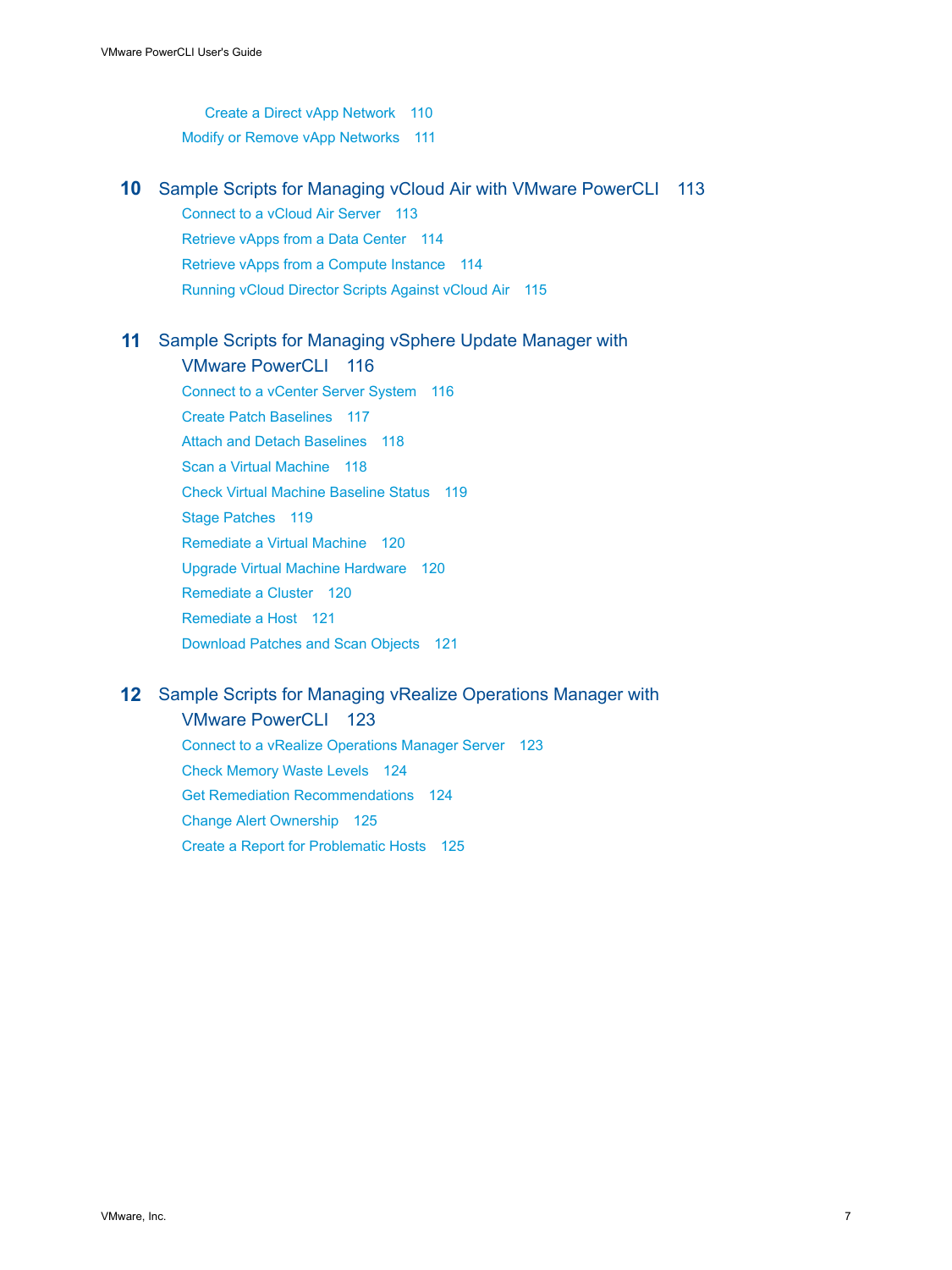Create a Direct vApp Network 110
Modify or Remove vApp Networks 111

**10 Sample Scripts for Managing vCloud Air with VMware PowerCLI 113**

Connect to a vCloud Air Server 113
Retrieve vApps from a Data Center 114
Retrieve vApps from a Compute Instance 114
Running vCloud Director Scripts Against vCloud Air 115

**11 Sample Scripts for Managing vSphere Update Manager with VMware PowerCLI 116**

Connect to a vCenter Server System 116
Create Patch Baselines 117
Attach and Detach Baselines 118
Scan a Virtual Machine 118
Check Virtual Machine Baseline Status 119
Stage Patches 119
Remediate a Virtual Machine 120
Upgrade Virtual Machine Hardware 120
Remediate a Cluster 120
Remediate a Host 121
Download Patches and Scan Objects 121

**12 Sample Scripts for Managing vRealize Operations Manager with VMware PowerCLI 123**

Connect to a vRealize Operations Manager Server 123
Check Memory Waste Levels 124
Get Remediation Recommendations 124
Change Alert Ownership 125
Create a Report for Problematic Hosts 125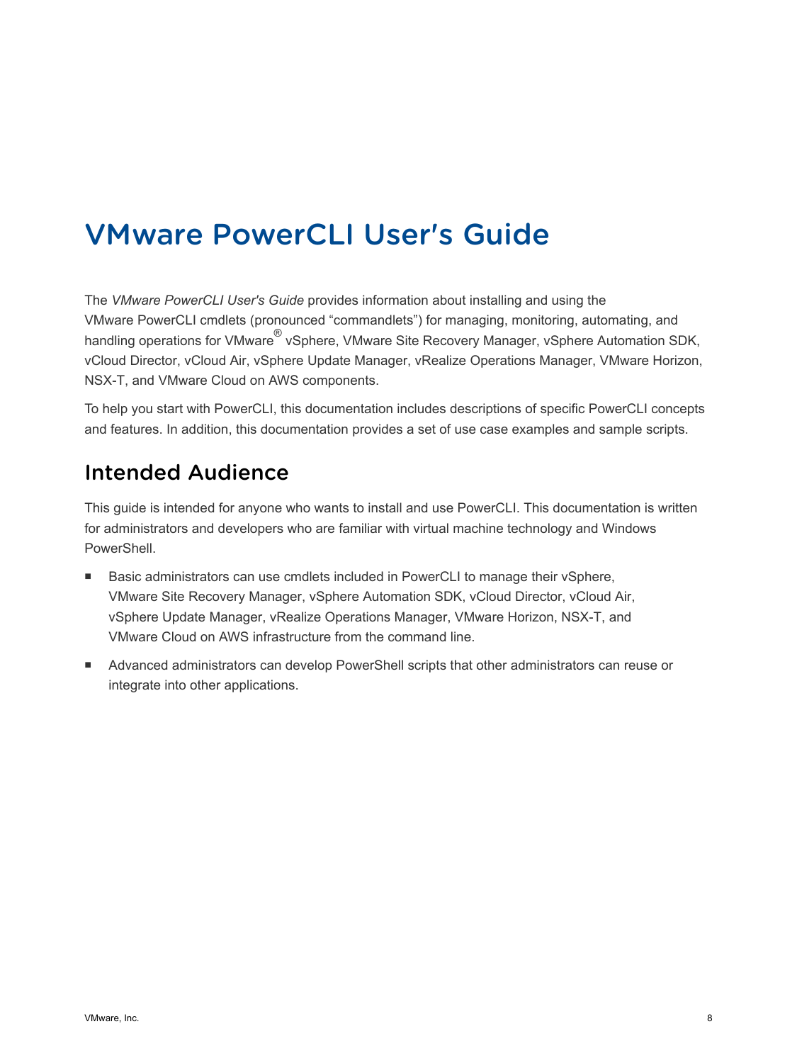# VMware PowerCLI User's Guide

The *VMware PowerCLI User's Guide* provides information about installing and using the VMware PowerCLI cmdlets (pronounced "commandlets") for managing, monitoring, automating, and handling operations for VMware® vSphere, VMware Site Recovery Manager, vSphere Automation SDK, vCloud Director, vCloud Air, vSphere Update Manager, vRealize Operations Manager, VMware Horizon, NSX-T, and VMware Cloud on AWS components.

To help you start with PowerCLI, this documentation includes descriptions of specific PowerCLI concepts and features. In addition, this documentation provides a set of use case examples and sample scripts.

## Intended Audience

This guide is intended for anyone who wants to install and use PowerCLI. This documentation is written for administrators and developers who are familiar with virtual machine technology and Windows PowerShell.

- Basic administrators can use cmdlets included in PowerCLI to manage their vSphere, VMware Site Recovery Manager, vSphere Automation SDK, vCloud Director, vCloud Air, vSphere Update Manager, vRealize Operations Manager, VMware Horizon, NSX-T, and VMware Cloud on AWS infrastructure from the command line.
- Advanced administrators can develop PowerShell scripts that other administrators can reuse or integrate into other applications.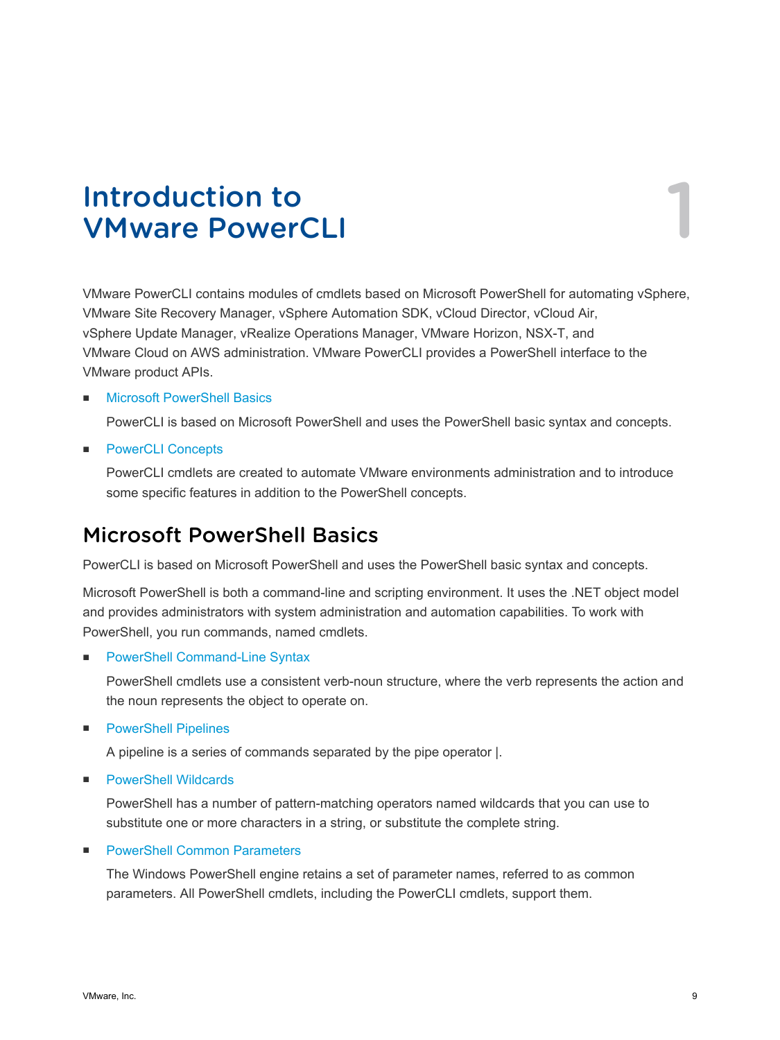# Introduction to VMware PowerCLI

VMware PowerCLI contains modules of cmdlets based on Microsoft PowerShell for automating vSphere, VMware Site Recovery Manager, vSphere Automation SDK, vCloud Director, vCloud Air, vSphere Update Manager, vRealize Operations Manager, VMware Horizon, NSX-T, and VMware Cloud on AWS administration. VMware PowerCLI provides a PowerShell interface to the VMware product APIs.

- Microsoft PowerShell Basics

  PowerCLI is based on Microsoft PowerShell and uses the PowerShell basic syntax and concepts.

- PowerCLI Concepts

  PowerCLI cmdlets are created to automate VMware environments administration and to introduce some specific features in addition to the PowerShell concepts.

## Microsoft PowerShell Basics

PowerCLI is based on Microsoft PowerShell and uses the PowerShell basic syntax and concepts.

Microsoft PowerShell is both a command-line and scripting environment. It uses the .NET object model and provides administrators with system administration and automation capabilities. To work with PowerShell, you run commands, named cmdlets.

- PowerShell Command-Line Syntax

  PowerShell cmdlets use a consistent verb-noun structure, where the verb represents the action and the noun represents the object to operate on.

- PowerShell Pipelines

  A pipeline is a series of commands separated by the pipe operator |.

- PowerShell Wildcards

  PowerShell has a number of pattern-matching operators named wildcards that you can use to substitute one or more characters in a string, or substitute the complete string.

- PowerShell Common Parameters

  The Windows PowerShell engine retains a set of parameter names, referred to as common parameters. All PowerShell cmdlets, including the PowerCLI cmdlets, support them.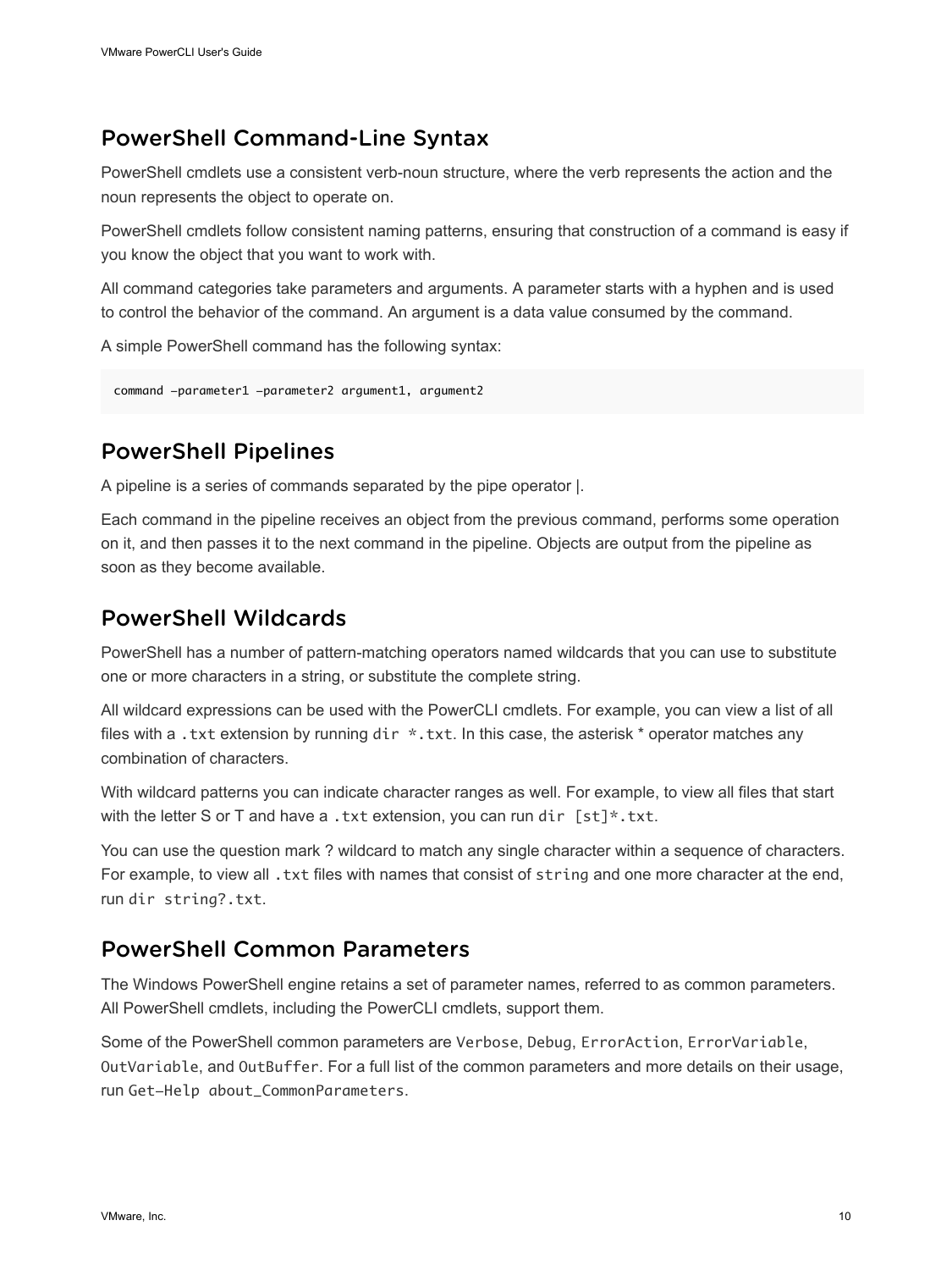## PowerShell Command-Line Syntax

PowerShell cmdlets use a consistent verb-noun structure, where the verb represents the action and the noun represents the object to operate on.

PowerShell cmdlets follow consistent naming patterns, ensuring that construction of a command is easy if you know the object that you want to work with.

All command categories take parameters and arguments. A parameter starts with a hyphen and is used to control the behavior of the command. An argument is a data value consumed by the command.

A simple PowerShell command has the following syntax:

```
command –parameter1 –parameter2 argument1, argument2
```

## PowerShell Pipelines

A pipeline is a series of commands separated by the pipe operator |.

Each command in the pipeline receives an object from the previous command, performs some operation on it, and then passes it to the next command in the pipeline. Objects are output from the pipeline as soon as they become available.

## PowerShell Wildcards

PowerShell has a number of pattern-matching operators named wildcards that you can use to substitute one or more characters in a string, or substitute the complete string.

All wildcard expressions can be used with the PowerCLI cmdlets. For example, you can view a list of all files with a `.txt` extension by running `dir *.txt`. In this case, the asterisk * operator matches any combination of characters.

With wildcard patterns you can indicate character ranges as well. For example, to view all files that start with the letter S or T and have a `.txt` extension, you can run `dir [st]*.txt`.

You can use the question mark ? wildcard to match any single character within a sequence of characters. For example, to view all `.txt` files with names that consist of `string` and one more character at the end, run `dir string?.txt`.

## PowerShell Common Parameters

The Windows PowerShell engine retains a set of parameter names, referred to as common parameters. All PowerShell cmdlets, including the PowerCLI cmdlets, support them.

Some of the PowerShell common parameters are `Verbose`, `Debug`, `ErrorAction`, `ErrorVariable`, `OutVariable`, and `OutBuffer`. For a full list of the common parameters and more details on their usage, run `Get-Help about_CommonParameters`.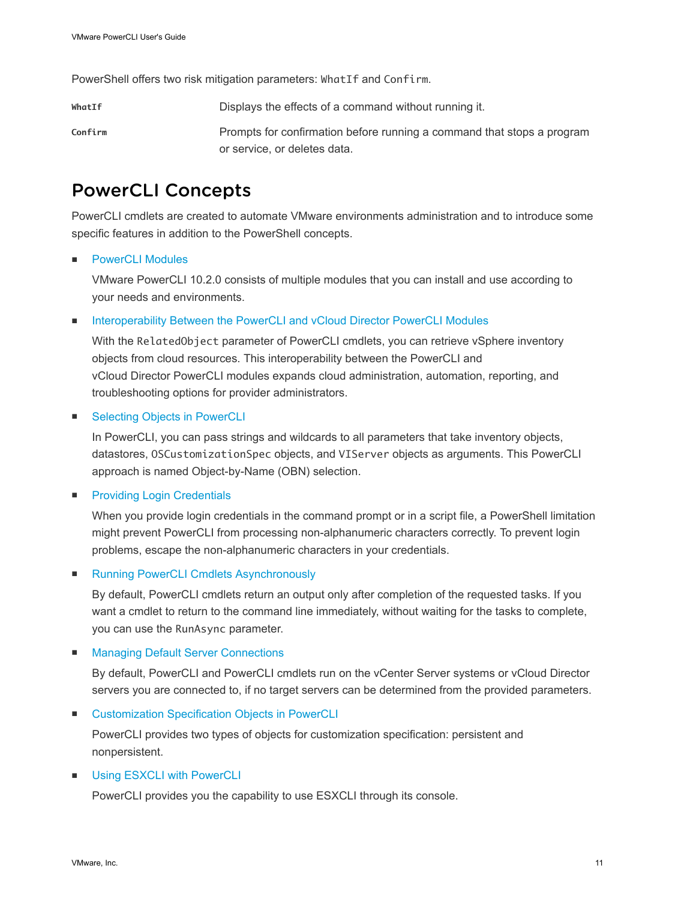PowerShell offers two risk mitigation parameters: `WhatIf` and `Confirm`.

| | |
|---|---|
| **`WhatIf`** | Displays the effects of a command without running it. |
| **`Confirm`** | Prompts for confirmation before running a command that stops a program or service, or deletes data. |

## PowerCLI Concepts

PowerCLI cmdlets are created to automate VMware environments administration and to introduce some specific features in addition to the PowerShell concepts.

- PowerCLI Modules

  VMware PowerCLI 10.2.0 consists of multiple modules that you can install and use according to your needs and environments.

- Interoperability Between the PowerCLI and vCloud Director PowerCLI Modules

  With the `RelatedObject` parameter of PowerCLI cmdlets, you can retrieve vSphere inventory objects from cloud resources. This interoperability between the PowerCLI and vCloud Director PowerCLI modules expands cloud administration, automation, reporting, and troubleshooting options for provider administrators.

- Selecting Objects in PowerCLI

  In PowerCLI, you can pass strings and wildcards to all parameters that take inventory objects, datastores, `OSCustomizationSpec` objects, and `VIServer` objects as arguments. This PowerCLI approach is named Object-by-Name (OBN) selection.

- Providing Login Credentials

  When you provide login credentials in the command prompt or in a script file, a PowerShell limitation might prevent PowerCLI from processing non-alphanumeric characters correctly. To prevent login problems, escape the non-alphanumeric characters in your credentials.

- Running PowerCLI Cmdlets Asynchronously

  By default, PowerCLI cmdlets return an output only after completion of the requested tasks. If you want a cmdlet to return to the command line immediately, without waiting for the tasks to complete, you can use the `RunAsync` parameter.

- Managing Default Server Connections

  By default, PowerCLI and PowerCLI cmdlets run on the vCenter Server systems or vCloud Director servers you are connected to, if no target servers can be determined from the provided parameters.

- Customization Specification Objects in PowerCLI

  PowerCLI provides two types of objects for customization specification: persistent and nonpersistent.

- Using ESXCLI with PowerCLI

  PowerCLI provides you the capability to use ESXCLI through its console.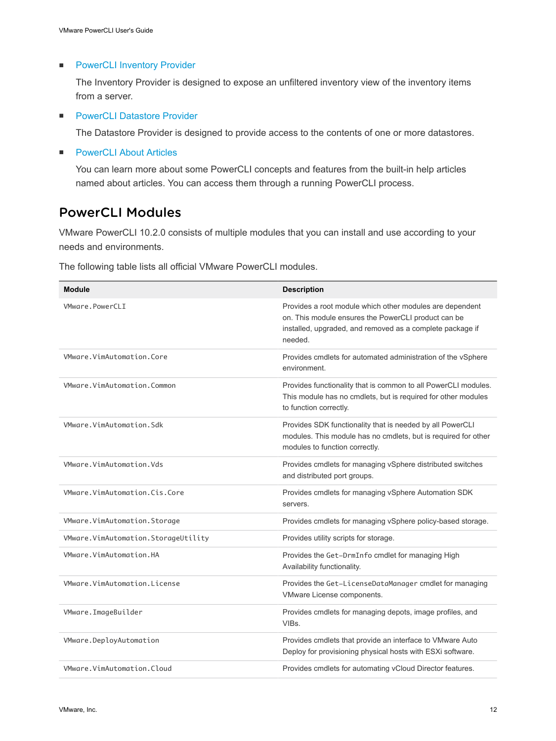- PowerCLI Inventory Provider

  The Inventory Provider is designed to expose an unfiltered inventory view of the inventory items from a server.

- PowerCLI Datastore Provider

  The Datastore Provider is designed to provide access to the contents of one or more datastores.

- PowerCLI About Articles

  You can learn more about some PowerCLI concepts and features from the built-in help articles named about articles. You can access them through a running PowerCLI process.

## PowerCLI Modules

VMware PowerCLI 10.2.0 consists of multiple modules that you can install and use according to your needs and environments.

The following table lists all official VMware PowerCLI modules.

| Module | Description |
|---|---|
| `VMware.PowerCLI` | Provides a root module which other modules are dependent on. This module ensures the PowerCLI product can be installed, upgraded, and removed as a complete package if needed. |
| `VMware.VimAutomation.Core` | Provides cmdlets for automated administration of the vSphere environment. |
| `VMware.VimAutomation.Common` | Provides functionality that is common to all PowerCLI modules. This module has no cmdlets, but is required for other modules to function correctly. |
| `VMware.VimAutomation.Sdk` | Provides SDK functionality that is needed by all PowerCLI modules. This module has no cmdlets, but is required for other modules to function correctly. |
| `VMware.VimAutomation.Vds` | Provides cmdlets for managing vSphere distributed switches and distributed port groups. |
| `VMware.VimAutomation.Cis.Core` | Provides cmdlets for managing vSphere Automation SDK servers. |
| `VMware.VimAutomation.Storage` | Provides cmdlets for managing vSphere policy-based storage. |
| `VMware.VimAutomation.StorageUtility` | Provides utility scripts for storage. |
| `VMware.VimAutomation.HA` | Provides the `Get-DrmInfo` cmdlet for managing High Availability functionality. |
| `VMware.VimAutomation.License` | Provides the `Get-LicenseDataManager` cmdlet for managing VMware License components. |
| `VMware.ImageBuilder` | Provides cmdlets for managing depots, image profiles, and VIBs. |
| `VMware.DeployAutomation` | Provides cmdlets that provide an interface to VMware Auto Deploy for provisioning physical hosts with ESXi software. |
| `VMware.VimAutomation.Cloud` | Provides cmdlets for automating vCloud Director features. |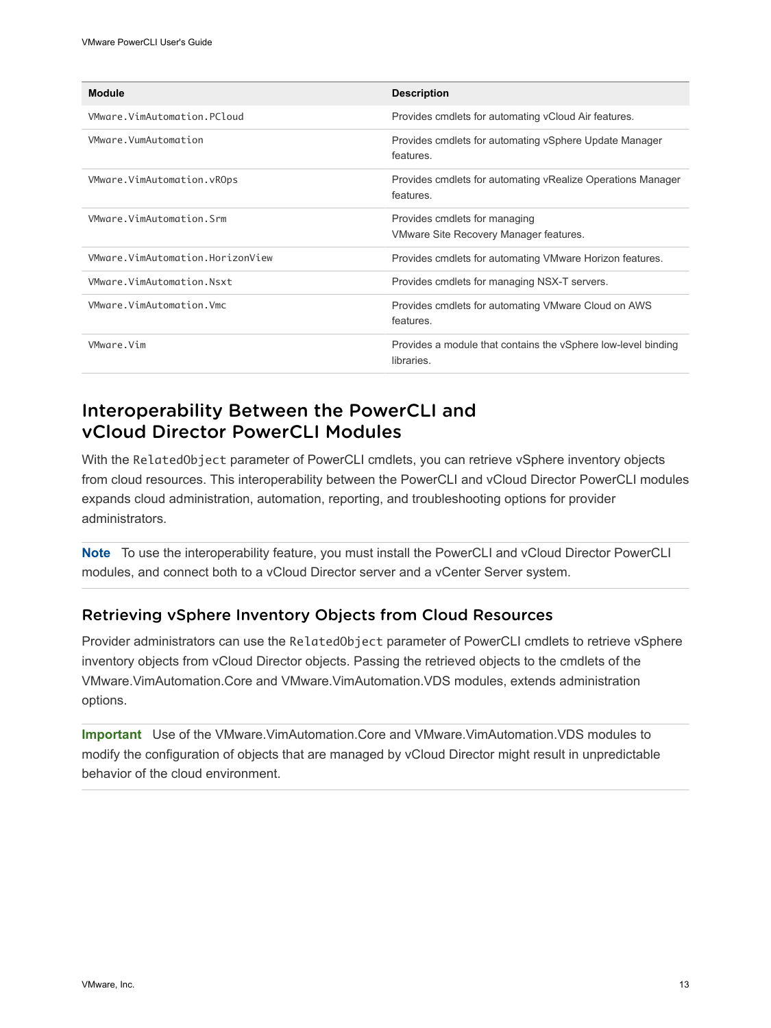| Module | Description |
| --- | --- |
| `VMware.VimAutomation.PCloud` | Provides cmdlets for automating vCloud Air features. |
| `VMware.VumAutomation` | Provides cmdlets for automating vSphere Update Manager features. |
| `VMware.VimAutomation.vROps` | Provides cmdlets for automating vRealize Operations Manager features. |
| `VMware.VimAutomation.Srm` | Provides cmdlets for managing VMware Site Recovery Manager features. |
| `VMware.VimAutomation.HorizonView` | Provides cmdlets for automating VMware Horizon features. |
| `VMware.VimAutomation.Nsxt` | Provides cmdlets for managing NSX-T servers. |
| `VMware.VimAutomation.Vmc` | Provides cmdlets for automating VMware Cloud on AWS features. |
| `VMware.Vim` | Provides a module that contains the vSphere low-level binding libraries. |

## Interoperability Between the PowerCLI and vCloud Director PowerCLI Modules

With the `RelatedObject` parameter of PowerCLI cmdlets, you can retrieve vSphere inventory objects from cloud resources. This interoperability between the PowerCLI and vCloud Director PowerCLI modules expands cloud administration, automation, reporting, and troubleshooting options for provider administrators.

**Note** To use the interoperability feature, you must install the PowerCLI and vCloud Director PowerCLI modules, and connect both to a vCloud Director server and a vCenter Server system.

### Retrieving vSphere Inventory Objects from Cloud Resources

Provider administrators can use the `RelatedObject` parameter of PowerCLI cmdlets to retrieve vSphere inventory objects from vCloud Director objects. Passing the retrieved objects to the cmdlets of the VMware.VimAutomation.Core and VMware.VimAutomation.VDS modules, extends administration options.

**Important** Use of the VMware.VimAutomation.Core and VMware.VimAutomation.VDS modules to modify the configuration of objects that are managed by vCloud Director might result in unpredictable behavior of the cloud environment.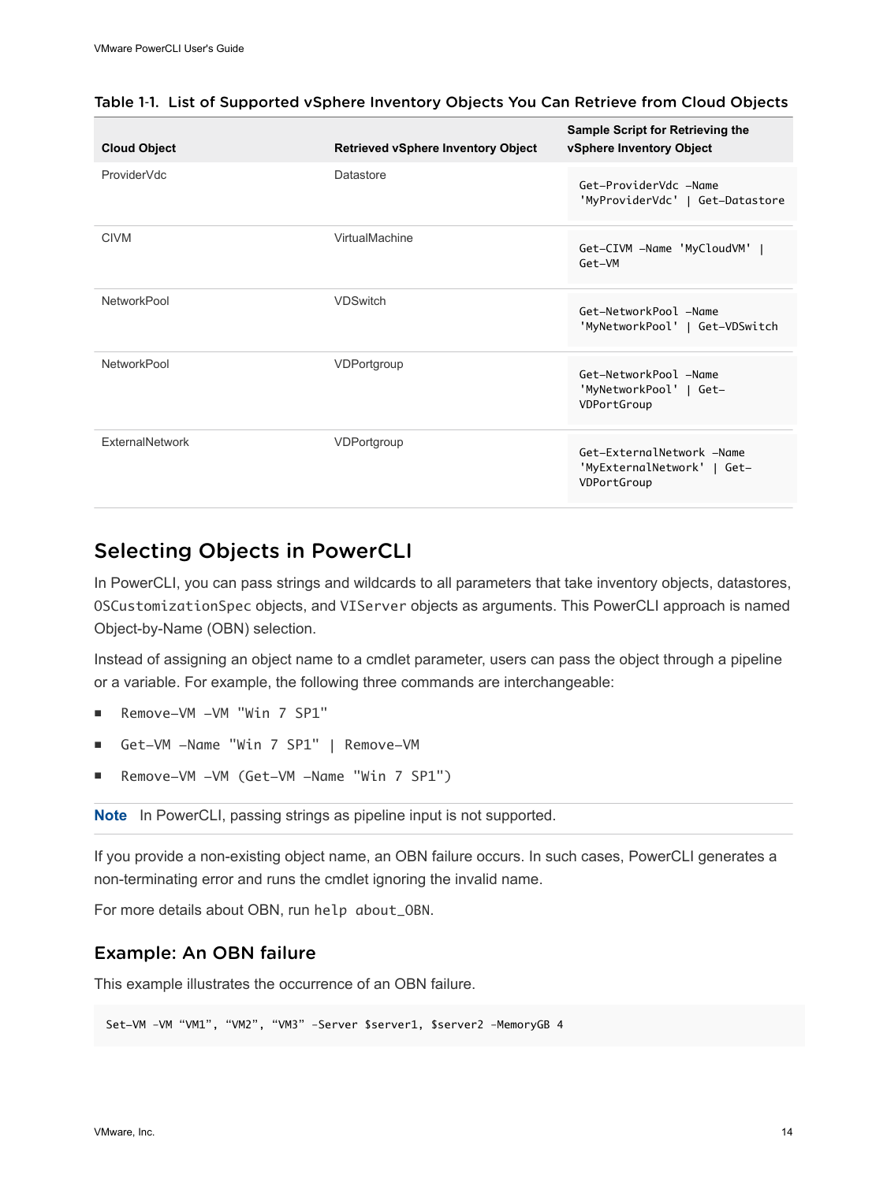Table 1-1. List of Supported vSphere Inventory Objects You Can Retrieve from Cloud Objects

| Cloud Object | Retrieved vSphere Inventory Object | Sample Script for Retrieving the vSphere Inventory Object |
| --- | --- | --- |
| ProviderVdc | Datastore | `Get-ProviderVdc -Name 'MyProviderVdc' \| Get-Datastore` |
| CIVM | VirtualMachine | `Get-CIVM -Name 'MyCloudVM' \| Get-VM` |
| NetworkPool | VDSwitch | `Get-NetworkPool -Name 'MyNetworkPool' \| Get-VDSwitch` |
| NetworkPool | VDPortgroup | `Get-NetworkPool -Name 'MyNetworkPool' \| Get-VDPortGroup` |
| ExternalNetwork | VDPortgroup | `Get-ExternalNetwork -Name 'MyExternalNetwork' \| Get-VDPortGroup` |

## Selecting Objects in PowerCLI

In PowerCLI, you can pass strings and wildcards to all parameters that take inventory objects, datastores, `OSCustomizationSpec` objects, and `VIServer` objects as arguments. This PowerCLI approach is named Object-by-Name (OBN) selection.

Instead of assigning an object name to a cmdlet parameter, users can pass the object through a pipeline or a variable. For example, the following three commands are interchangeable:

- `Remove-VM -VM "Win 7 SP1"`
- `Get-VM -Name "Win 7 SP1" | Remove-VM`
- `Remove-VM -VM (Get-VM -Name "Win 7 SP1")`

**Note** In PowerCLI, passing strings as pipeline input is not supported.

If you provide a non-existing object name, an OBN failure occurs. In such cases, PowerCLI generates a non-terminating error and runs the cmdlet ignoring the invalid name.

For more details about OBN, run `help about_OBN`.

### Example: An OBN failure

This example illustrates the occurrence of an OBN failure.

```
Set-VM -VM "VM1", "VM2", "VM3" -Server $server1, $server2 -MemoryGB 4
```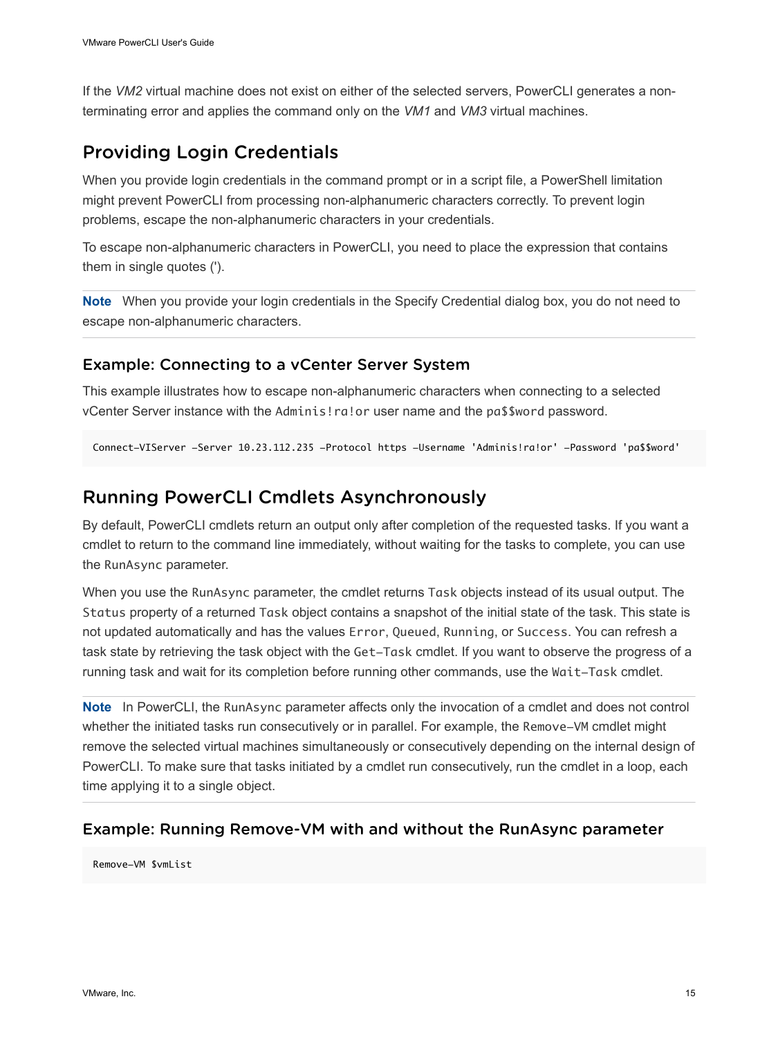If the *VM2* virtual machine does not exist on either of the selected servers, PowerCLI generates a non-terminating error and applies the command only on the *VM1* and *VM3* virtual machines.

## Providing Login Credentials

When you provide login credentials in the command prompt or in a script file, a PowerShell limitation might prevent PowerCLI from processing non-alphanumeric characters correctly. To prevent login problems, escape the non-alphanumeric characters in your credentials.

To escape non-alphanumeric characters in PowerCLI, you need to place the expression that contains them in single quotes (').

**Note** When you provide your login credentials in the Specify Credential dialog box, you do not need to escape non-alphanumeric characters.

### Example: Connecting to a vCenter Server System

This example illustrates how to escape non-alphanumeric characters when connecting to a selected vCenter Server instance with the `Adminis!ra!or` user name and the `pa$$word` password.

```
Connect-VIServer -Server 10.23.112.235 -Protocol https -Username 'Adminis!ra!or' -Password 'pa$$word'
```

## Running PowerCLI Cmdlets Asynchronously

By default, PowerCLI cmdlets return an output only after completion of the requested tasks. If you want a cmdlet to return to the command line immediately, without waiting for the tasks to complete, you can use the `RunAsync` parameter.

When you use the `RunAsync` parameter, the cmdlet returns `Task` objects instead of its usual output. The `Status` property of a returned `Task` object contains a snapshot of the initial state of the task. This state is not updated automatically and has the values `Error`, `Queued`, `Running`, or `Success`. You can refresh a task state by retrieving the task object with the `Get-Task` cmdlet. If you want to observe the progress of a running task and wait for its completion before running other commands, use the `Wait-Task` cmdlet.

**Note** In PowerCLI, the `RunAsync` parameter affects only the invocation of a cmdlet and does not control whether the initiated tasks run consecutively or in parallel. For example, the `Remove-VM` cmdlet might remove the selected virtual machines simultaneously or consecutively depending on the internal design of PowerCLI. To make sure that tasks initiated by a cmdlet run consecutively, run the cmdlet in a loop, each time applying it to a single object.

### Example: Running Remove-VM with and without the RunAsync parameter

```
Remove-VM $vmList
```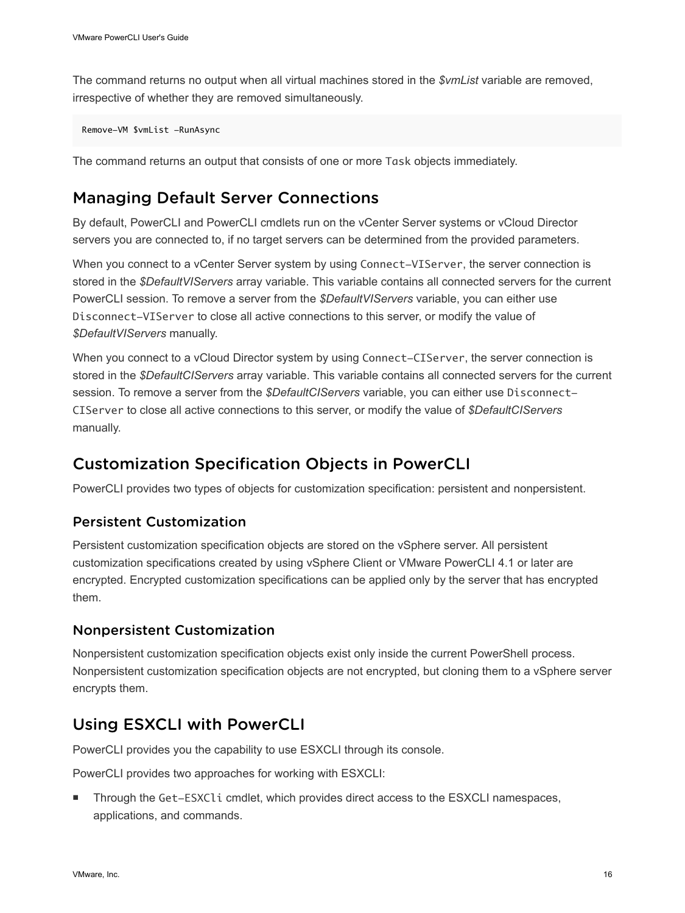The command returns no output when all virtual machines stored in the *$vmList* variable are removed, irrespective of whether they are removed simultaneously.

```
Remove-VM $vmList -RunAsync
```

The command returns an output that consists of one or more `Task` objects immediately.

## Managing Default Server Connections

By default, PowerCLI and PowerCLI cmdlets run on the vCenter Server systems or vCloud Director servers you are connected to, if no target servers can be determined from the provided parameters.

When you connect to a vCenter Server system by using `Connect-VIServer`, the server connection is stored in the *$DefaultVIServers* array variable. This variable contains all connected servers for the current PowerCLI session. To remove a server from the *$DefaultVIServers* variable, you can either use `Disconnect-VIServer` to close all active connections to this server, or modify the value of *$DefaultVIServers* manually.

When you connect to a vCloud Director system by using `Connect-CIServer`, the server connection is stored in the *$DefaultCIServers* array variable. This variable contains all connected servers for the current session. To remove a server from the *$DefaultCIServers* variable, you can either use `Disconnect-CIServer` to close all active connections to this server, or modify the value of *$DefaultCIServers* manually.

## Customization Specification Objects in PowerCLI

PowerCLI provides two types of objects for customization specification: persistent and nonpersistent.

### Persistent Customization

Persistent customization specification objects are stored on the vSphere server. All persistent customization specifications created by using vSphere Client or VMware PowerCLI 4.1 or later are encrypted. Encrypted customization specifications can be applied only by the server that has encrypted them.

### Nonpersistent Customization

Nonpersistent customization specification objects exist only inside the current PowerShell process. Nonpersistent customization specification objects are not encrypted, but cloning them to a vSphere server encrypts them.

## Using ESXCLI with PowerCLI

PowerCLI provides you the capability to use ESXCLI through its console.

PowerCLI provides two approaches for working with ESXCLI:

- Through the `Get-ESXCli` cmdlet, which provides direct access to the ESXCLI namespaces, applications, and commands.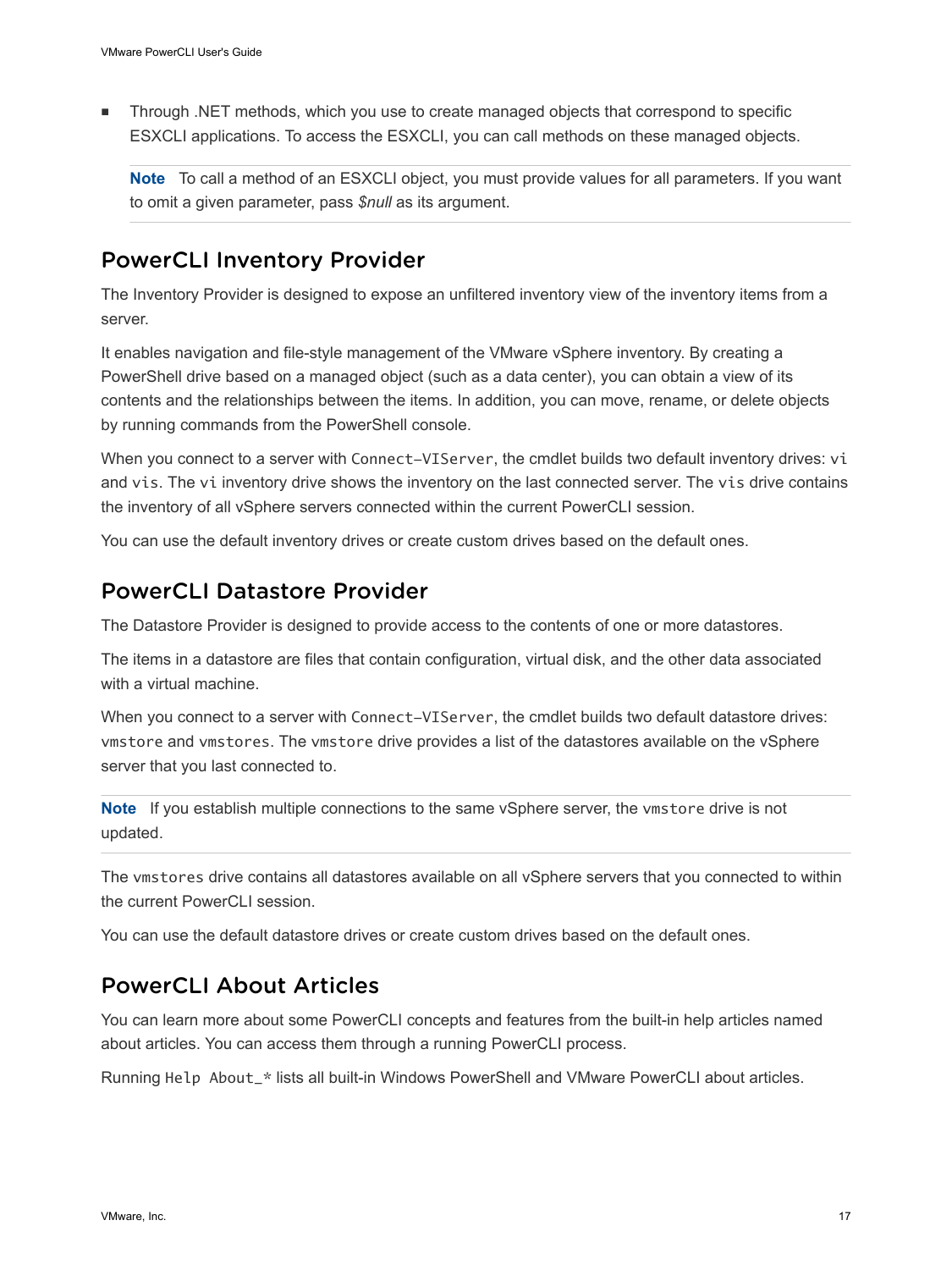- Through .NET methods, which you use to create managed objects that correspond to specific ESXCLI applications. To access the ESXCLI, you can call methods on these managed objects.

  **Note** To call a method of an ESXCLI object, you must provide values for all parameters. If you want to omit a given parameter, pass *$null* as its argument.

## PowerCLI Inventory Provider

The Inventory Provider is designed to expose an unfiltered inventory view of the inventory items from a server.

It enables navigation and file-style management of the VMware vSphere inventory. By creating a PowerShell drive based on a managed object (such as a data center), you can obtain a view of its contents and the relationships between the items. In addition, you can move, rename, or delete objects by running commands from the PowerShell console.

When you connect to a server with `Connect-VIServer`, the cmdlet builds two default inventory drives: `vi` and `vis`. The `vi` inventory drive shows the inventory on the last connected server. The `vis` drive contains the inventory of all vSphere servers connected within the current PowerCLI session.

You can use the default inventory drives or create custom drives based on the default ones.

## PowerCLI Datastore Provider

The Datastore Provider is designed to provide access to the contents of one or more datastores.

The items in a datastore are files that contain configuration, virtual disk, and the other data associated with a virtual machine.

When you connect to a server with `Connect-VIServer`, the cmdlet builds two default datastore drives: `vmstore` and `vmstores`. The `vmstore` drive provides a list of the datastores available on the vSphere server that you last connected to.

**Note** If you establish multiple connections to the same vSphere server, the `vmstore` drive is not updated.

The `vmstores` drive contains all datastores available on all vSphere servers that you connected to within the current PowerCLI session.

You can use the default datastore drives or create custom drives based on the default ones.

## PowerCLI About Articles

You can learn more about some PowerCLI concepts and features from the built-in help articles named about articles. You can access them through a running PowerCLI process.

Running `Help About_*` lists all built-in Windows PowerShell and VMware PowerCLI about articles.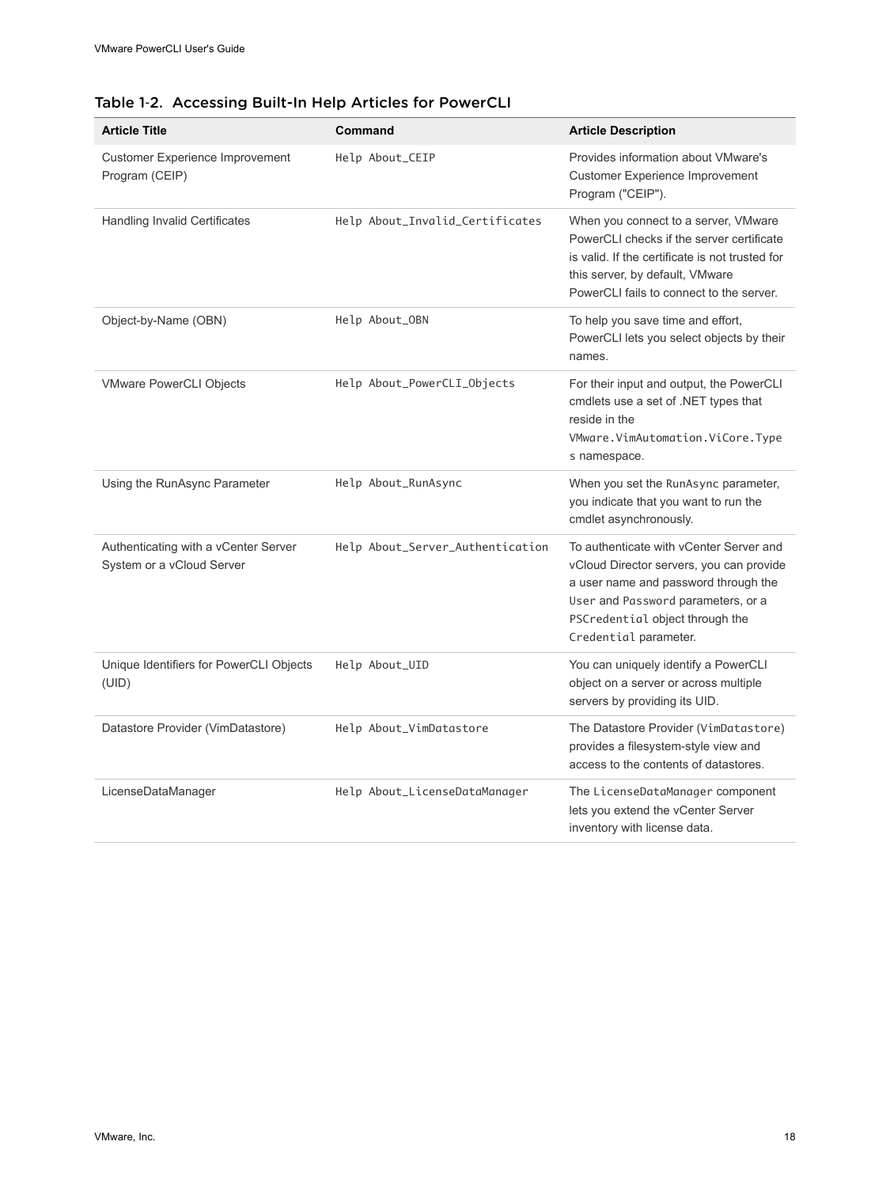Table 1-2. Accessing Built-In Help Articles for PowerCLI

| Article Title | Command | Article Description |
| --- | --- | --- |
| Customer Experience Improvement Program (CEIP) | `Help About_CEIP` | Provides information about VMware's Customer Experience Improvement Program ("CEIP"). |
| Handling Invalid Certificates | `Help About_Invalid_Certificates` | When you connect to a server, VMware PowerCLI checks if the server certificate is valid. If the certificate is not trusted for this server, by default, VMware PowerCLI fails to connect to the server. |
| Object-by-Name (OBN) | `Help About_OBN` | To help you save time and effort, PowerCLI lets you select objects by their names. |
| VMware PowerCLI Objects | `Help About_PowerCLI_Objects` | For their input and output, the PowerCLI cmdlets use a set of .NET types that reside in the `VMware.VimAutomation.ViCore.Types` namespace. |
| Using the RunAsync Parameter | `Help About_RunAsync` | When you set the `RunAsync` parameter, you indicate that you want to run the cmdlet asynchronously. |
| Authenticating with a vCenter Server System or a vCloud Server | `Help About_Server_Authentication` | To authenticate with vCenter Server and vCloud Director servers, you can provide a user name and password through the `User` and `Password` parameters, or a `PSCredential` object through the `Credential` parameter. |
| Unique Identifiers for PowerCLI Objects (UID) | `Help About_UID` | You can uniquely identify a PowerCLI object on a server or across multiple servers by providing its UID. |
| Datastore Provider (VimDatastore) | `Help About_VimDatastore` | The Datastore Provider (`VimDatastore`) provides a filesystem-style view and access to the contents of datastores. |
| LicenseDataManager | `Help About_LicenseDataManager` | The `LicenseDataManager` component lets you extend the vCenter Server inventory with license data. |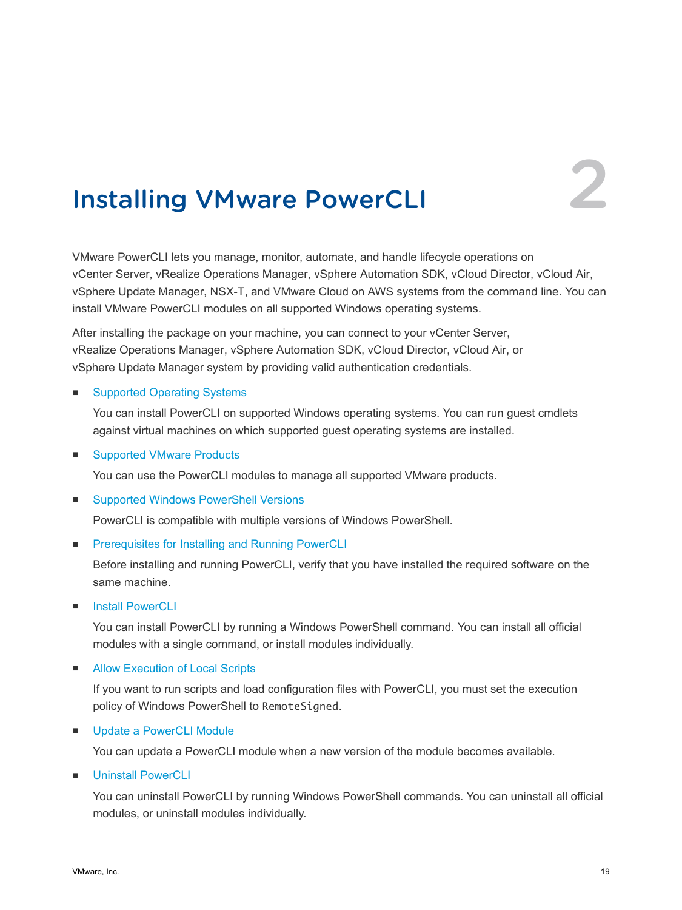# 2 Installing VMware PowerCLI

VMware PowerCLI lets you manage, monitor, automate, and handle lifecycle operations on vCenter Server, vRealize Operations Manager, vSphere Automation SDK, vCloud Director, vCloud Air, vSphere Update Manager, NSX-T, and VMware Cloud on AWS systems from the command line. You can install VMware PowerCLI modules on all supported Windows operating systems.

After installing the package on your machine, you can connect to your vCenter Server, vRealize Operations Manager, vSphere Automation SDK, vCloud Director, vCloud Air, or vSphere Update Manager system by providing valid authentication credentials.

- Supported Operating Systems

  You can install PowerCLI on supported Windows operating systems. You can run guest cmdlets against virtual machines on which supported guest operating systems are installed.

- Supported VMware Products

  You can use the PowerCLI modules to manage all supported VMware products.

- Supported Windows PowerShell Versions

  PowerCLI is compatible with multiple versions of Windows PowerShell.

- Prerequisites for Installing and Running PowerCLI

  Before installing and running PowerCLI, verify that you have installed the required software on the same machine.

- Install PowerCLI

  You can install PowerCLI by running a Windows PowerShell command. You can install all official modules with a single command, or install modules individually.

- Allow Execution of Local Scripts

  If you want to run scripts and load configuration files with PowerCLI, you must set the execution policy of Windows PowerShell to `RemoteSigned`.

- Update a PowerCLI Module

  You can update a PowerCLI module when a new version of the module becomes available.

- Uninstall PowerCLI

  You can uninstall PowerCLI by running Windows PowerShell commands. You can uninstall all official modules, or uninstall modules individually.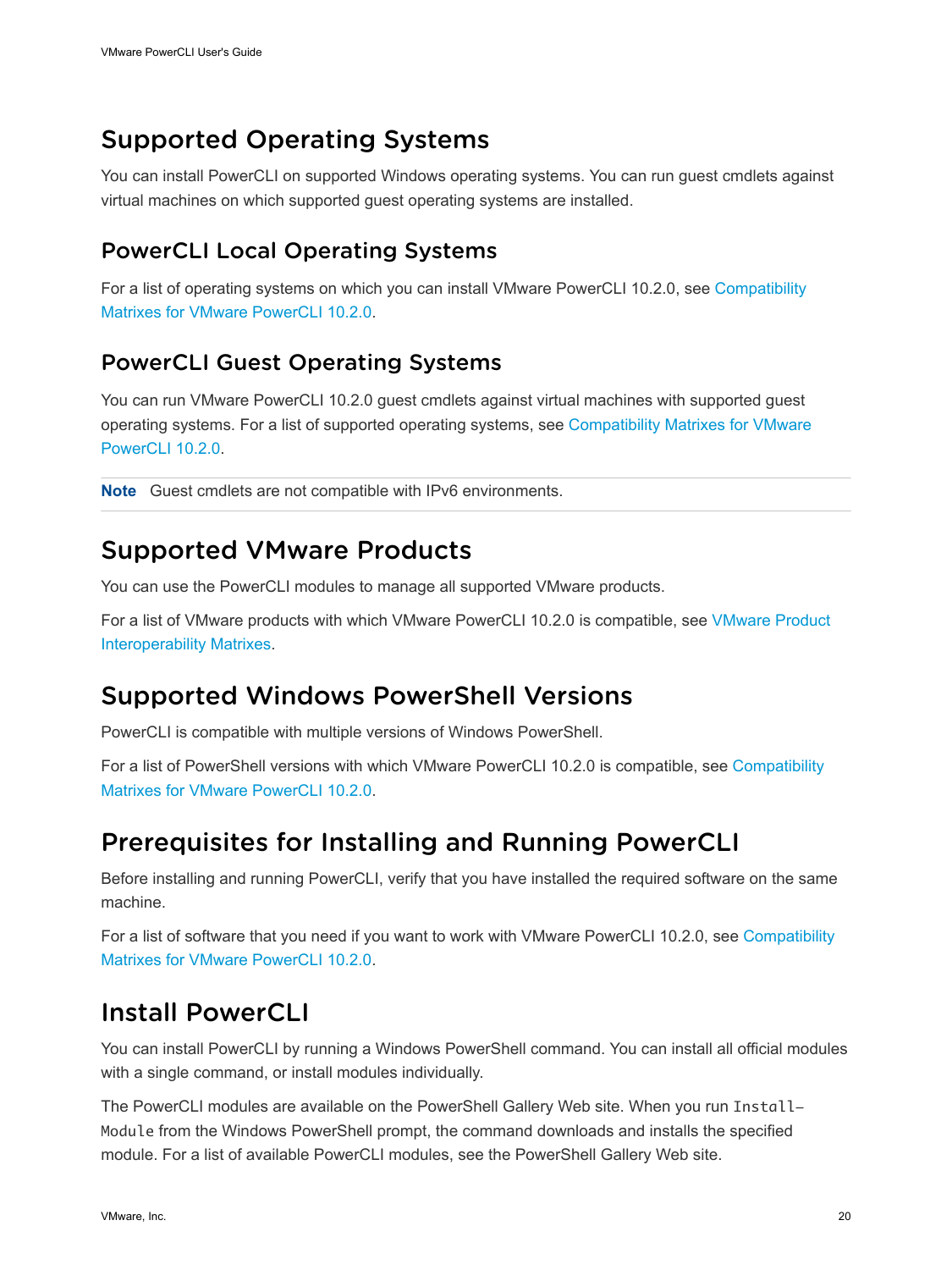## Supported Operating Systems

You can install PowerCLI on supported Windows operating systems. You can run guest cmdlets against virtual machines on which supported guest operating systems are installed.

### PowerCLI Local Operating Systems

For a list of operating systems on which you can install VMware PowerCLI 10.2.0, see Compatibility Matrixes for VMware PowerCLI 10.2.0.

### PowerCLI Guest Operating Systems

You can run VMware PowerCLI 10.2.0 guest cmdlets against virtual machines with supported guest operating systems. For a list of supported operating systems, see Compatibility Matrixes for VMware PowerCLI 10.2.0.

**Note** Guest cmdlets are not compatible with IPv6 environments.

## Supported VMware Products

You can use the PowerCLI modules to manage all supported VMware products.

For a list of VMware products with which VMware PowerCLI 10.2.0 is compatible, see VMware Product Interoperability Matrixes.

## Supported Windows PowerShell Versions

PowerCLI is compatible with multiple versions of Windows PowerShell.

For a list of PowerShell versions with which VMware PowerCLI 10.2.0 is compatible, see Compatibility Matrixes for VMware PowerCLI 10.2.0.

## Prerequisites for Installing and Running PowerCLI

Before installing and running PowerCLI, verify that you have installed the required software on the same machine.

For a list of software that you need if you want to work with VMware PowerCLI 10.2.0, see Compatibility Matrixes for VMware PowerCLI 10.2.0.

## Install PowerCLI

You can install PowerCLI by running a Windows PowerShell command. You can install all official modules with a single command, or install modules individually.

The PowerCLI modules are available on the PowerShell Gallery Web site. When you run `Install-Module` from the Windows PowerShell prompt, the command downloads and installs the specified module. For a list of available PowerCLI modules, see the PowerShell Gallery Web site.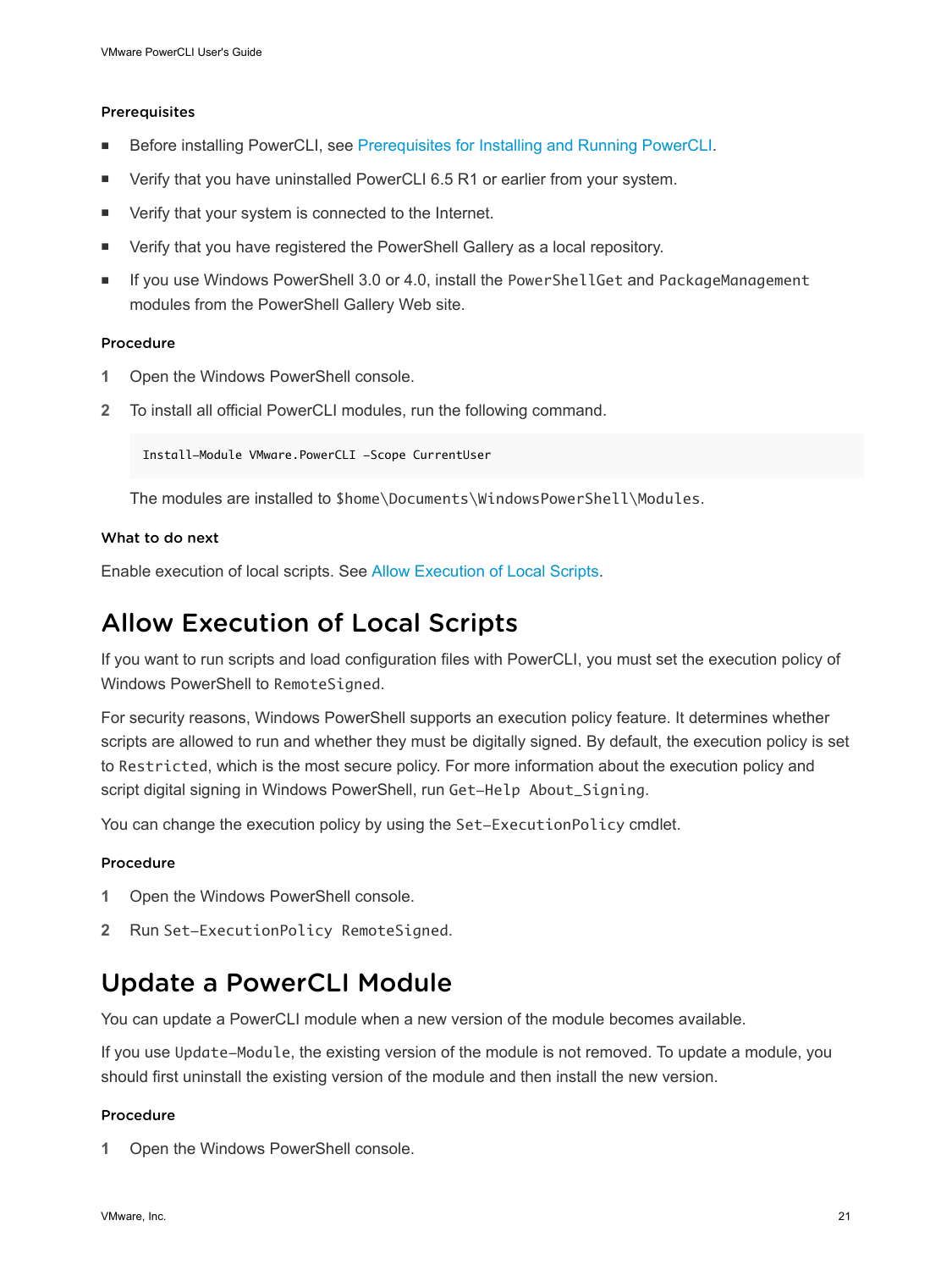#### Prerequisites

- Before installing PowerCLI, see Prerequisites for Installing and Running PowerCLI.
- Verify that you have uninstalled PowerCLI 6.5 R1 or earlier from your system.
- Verify that your system is connected to the Internet.
- Verify that you have registered the PowerShell Gallery as a local repository.
- If you use Windows PowerShell 3.0 or 4.0, install the `PowerShellGet` and `PackageManagement` modules from the PowerShell Gallery Web site.

#### Procedure

1. Open the Windows PowerShell console.
2. To install all official PowerCLI modules, run the following command.

   ```
   Install-Module VMware.PowerCLI -Scope CurrentUser
   ```

   The modules are installed to `$home\Documents\WindowsPowerShell\Modules`.

#### What to do next

Enable execution of local scripts. See Allow Execution of Local Scripts.

## Allow Execution of Local Scripts

If you want to run scripts and load configuration files with PowerCLI, you must set the execution policy of Windows PowerShell to `RemoteSigned`.

For security reasons, Windows PowerShell supports an execution policy feature. It determines whether scripts are allowed to run and whether they must be digitally signed. By default, the execution policy is set to `Restricted`, which is the most secure policy. For more information about the execution policy and script digital signing in Windows PowerShell, run `Get-Help About_Signing`.

You can change the execution policy by using the `Set-ExecutionPolicy` cmdlet.

#### Procedure

1. Open the Windows PowerShell console.
2. Run `Set-ExecutionPolicy RemoteSigned`.

## Update a PowerCLI Module

You can update a PowerCLI module when a new version of the module becomes available.

If you use `Update-Module`, the existing version of the module is not removed. To update a module, you should first uninstall the existing version of the module and then install the new version.

#### Procedure

1. Open the Windows PowerShell console.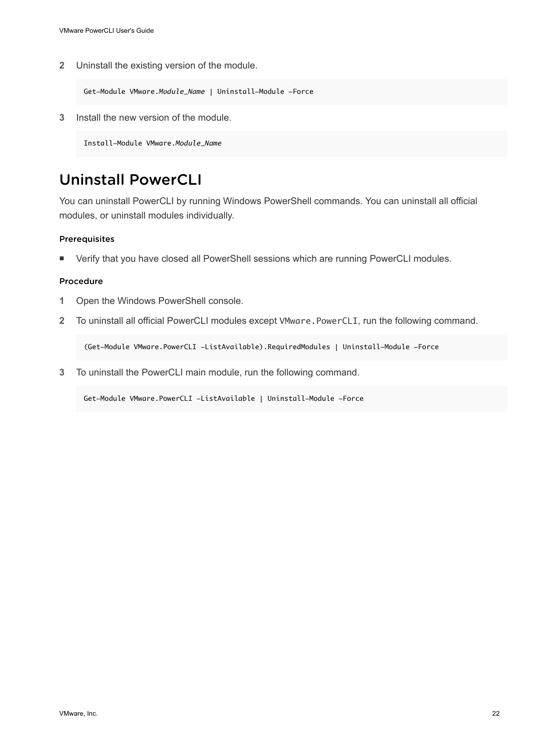2. Uninstall the existing version of the module.

   ```
   Get-Module VMware.Module_Name | Uninstall-Module -Force
   ```

3. Install the new version of the module.

   ```
   Install-Module VMware.Module_Name
   ```

## Uninstall PowerCLI

You can uninstall PowerCLI by running Windows PowerShell commands. You can uninstall all official modules, or uninstall modules individually.

#### Prerequisites

- Verify that you have closed all PowerShell sessions which are running PowerCLI modules.

#### Procedure

1. Open the Windows PowerShell console.
2. To uninstall all official PowerCLI modules except `VMware.PowerCLI`, run the following command.

   ```
   (Get-Module VMware.PowerCLI -ListAvailable).RequiredModules | Uninstall-Module -Force
   ```

3. To uninstall the PowerCLI main module, run the following command.

   ```
   Get-Module VMware.PowerCLI -ListAvailable | Uninstall-Module -Force
   ```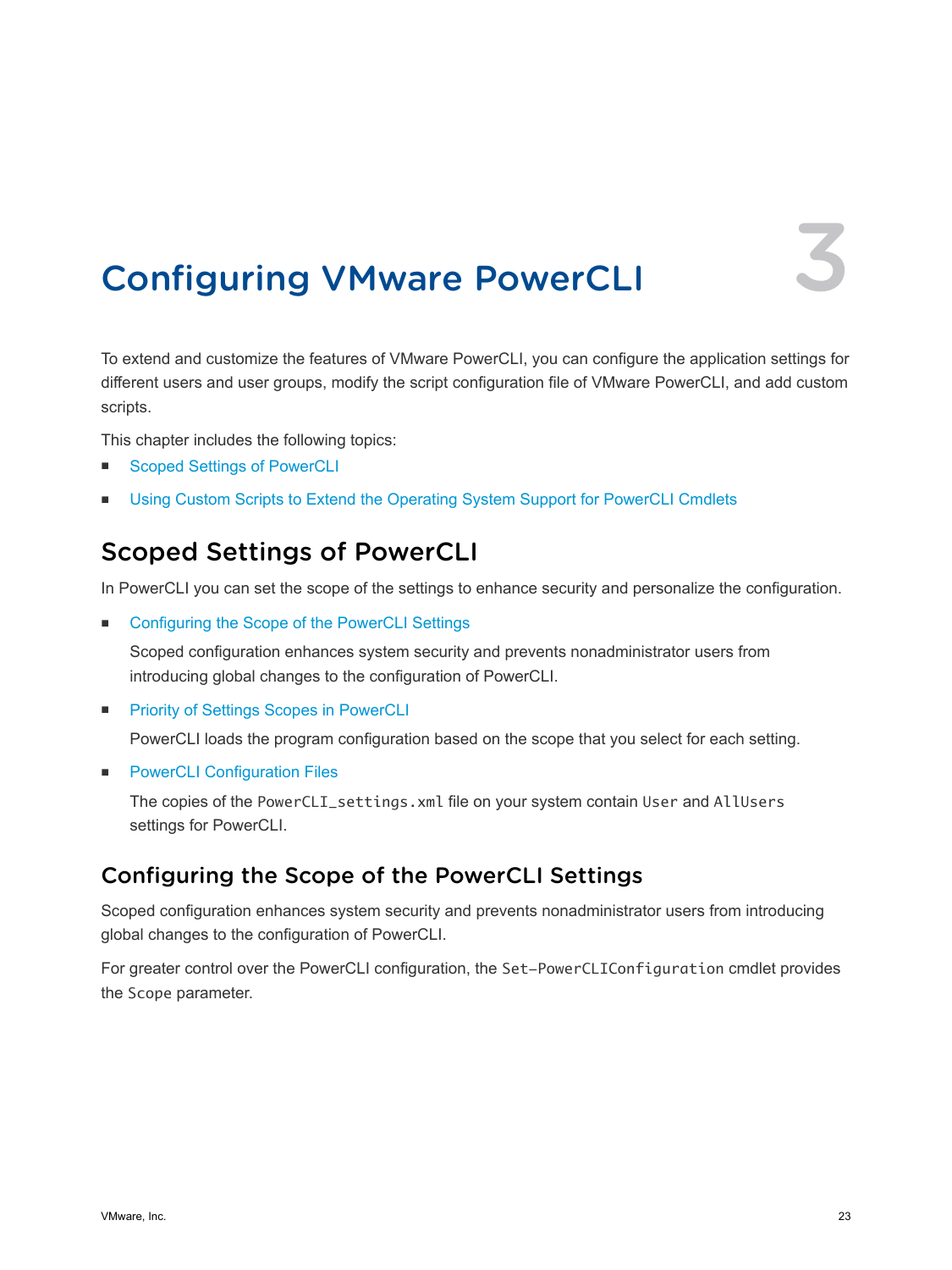# Configuring VMware PowerCLI

3

To extend and customize the features of VMware PowerCLI, you can configure the application settings for different users and user groups, modify the script configuration file of VMware PowerCLI, and add custom scripts.

This chapter includes the following topics:

- Scoped Settings of PowerCLI
- Using Custom Scripts to Extend the Operating System Support for PowerCLI Cmdlets

## Scoped Settings of PowerCLI

In PowerCLI you can set the scope of the settings to enhance security and personalize the configuration.

- Configuring the Scope of the PowerCLI Settings

  Scoped configuration enhances system security and prevents nonadministrator users from introducing global changes to the configuration of PowerCLI.

- Priority of Settings Scopes in PowerCLI

  PowerCLI loads the program configuration based on the scope that you select for each setting.

- PowerCLI Configuration Files

  The copies of the `PowerCLI_settings.xml` file on your system contain `User` and `AllUsers` settings for PowerCLI.

### Configuring the Scope of the PowerCLI Settings

Scoped configuration enhances system security and prevents nonadministrator users from introducing global changes to the configuration of PowerCLI.

For greater control over the PowerCLI configuration, the `Set-PowerCLIConfiguration` cmdlet provides the `Scope` parameter.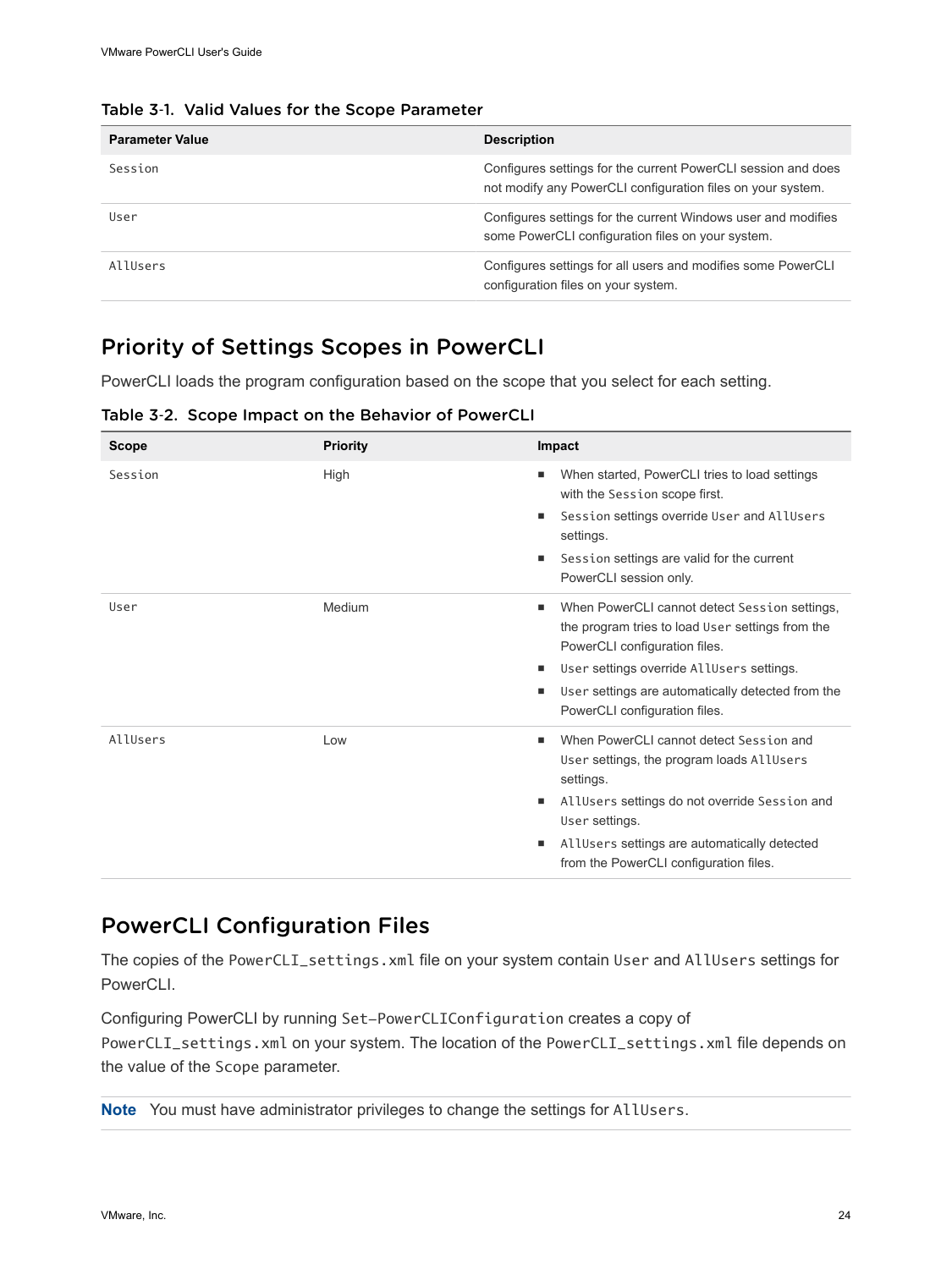Table 3-1. Valid Values for the Scope Parameter

| Parameter Value | Description |
| --- | --- |
| `Session` | Configures settings for the current PowerCLI session and does not modify any PowerCLI configuration files on your system. |
| `User` | Configures settings for the current Windows user and modifies some PowerCLI configuration files on your system. |
| `AllUsers` | Configures settings for all users and modifies some PowerCLI configuration files on your system. |

## Priority of Settings Scopes in PowerCLI

PowerCLI loads the program configuration based on the scope that you select for each setting.

Table 3-2. Scope Impact on the Behavior of PowerCLI

| Scope | Priority | Impact |
| --- | --- | --- |
| `Session` | High | ■ When started, PowerCLI tries to load settings with the `Session` scope first.<br>■ `Session` settings override `User` and `AllUsers` settings.<br>■ `Session` settings are valid for the current PowerCLI session only. |
| `User` | Medium | ■ When PowerCLI cannot detect `Session` settings, the program tries to load `User` settings from the PowerCLI configuration files.<br>■ `User` settings override `AllUsers` settings.<br>■ `User` settings are automatically detected from the PowerCLI configuration files. |
| `AllUsers` | Low | ■ When PowerCLI cannot detect `Session` and `User` settings, the program loads `AllUsers` settings.<br>■ `AllUsers` settings do not override `Session` and `User` settings.<br>■ `AllUsers` settings are automatically detected from the PowerCLI configuration files. |

## PowerCLI Configuration Files

The copies of the `PowerCLI_settings.xml` file on your system contain `User` and `AllUsers` settings for PowerCLI.

Configuring PowerCLI by running `Set-PowerCLIConfiguration` creates a copy of `PowerCLI_settings.xml` on your system. The location of the `PowerCLI_settings.xml` file depends on the value of the `Scope` parameter.

**Note** You must have administrator privileges to change the settings for `AllUsers`.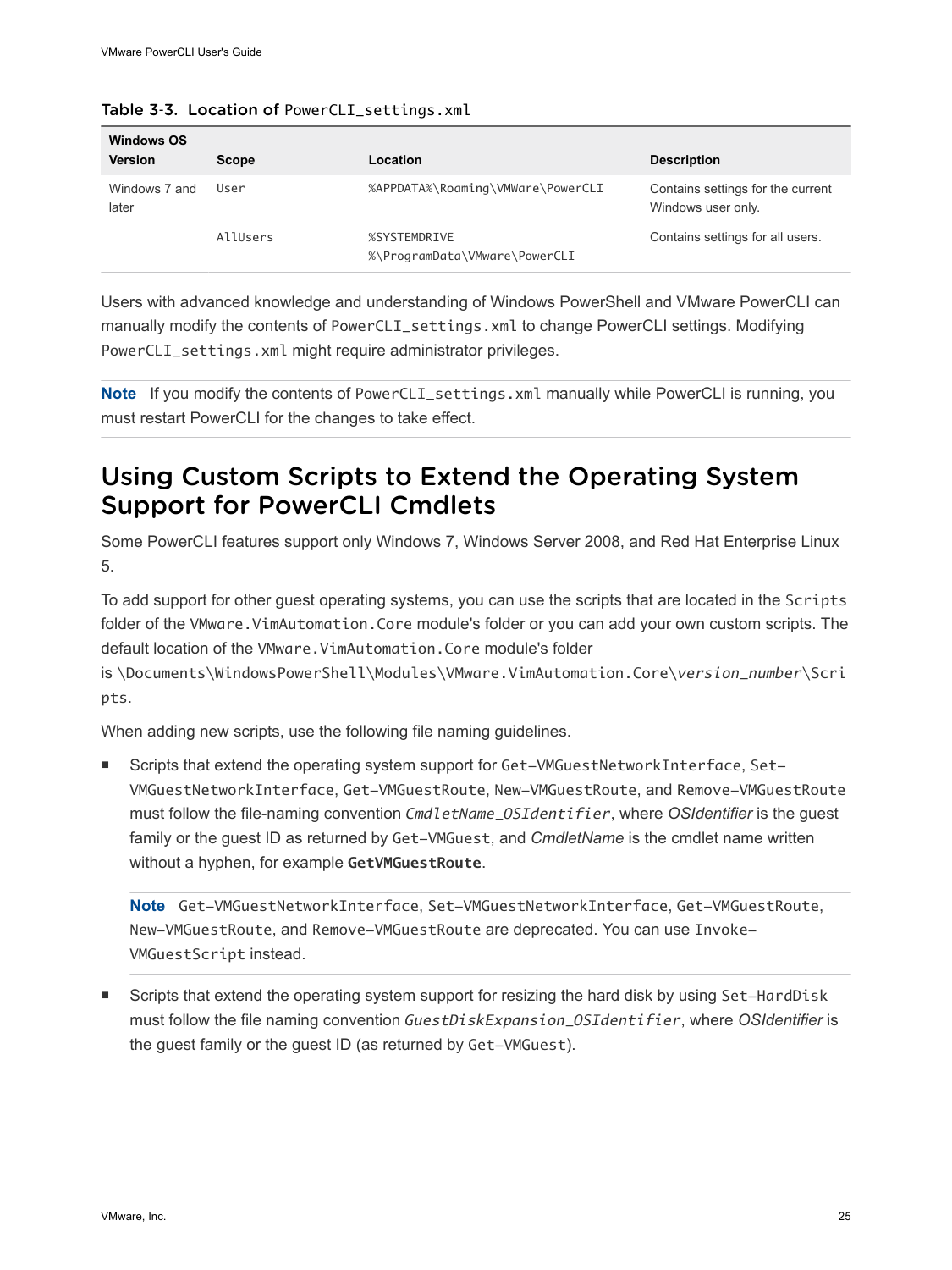Table 3-3. Location of PowerCLI_settings.xml

| Windows OS Version | Scope | Location | Description |
| --- | --- | --- | --- |
| Windows 7 and later | User | %APPDATA%\Roaming\VMWare\PowerCLI | Contains settings for the current Windows user only. |
| | AllUsers | %SYSTEMDRIVE %\ProgramData\VMware\PowerCLI | Contains settings for all users. |

Users with advanced knowledge and understanding of Windows PowerShell and VMware PowerCLI can manually modify the contents of PowerCLI_settings.xml to change PowerCLI settings. Modifying PowerCLI_settings.xml might require administrator privileges.

**Note** If you modify the contents of PowerCLI_settings.xml manually while PowerCLI is running, you must restart PowerCLI for the changes to take effect.

## Using Custom Scripts to Extend the Operating System Support for PowerCLI Cmdlets

Some PowerCLI features support only Windows 7, Windows Server 2008, and Red Hat Enterprise Linux 5.

To add support for other guest operating systems, you can use the scripts that are located in the Scripts folder of the VMware.VimAutomation.Core module's folder or you can add your own custom scripts. The default location of the VMware.VimAutomation.Core module's folder is \Documents\WindowsPowerShell\Modules\VMware.VimAutomation.Core\*version_number*\Scripts.

When adding new scripts, use the following file naming guidelines.

- Scripts that extend the operating system support for Get-VMGuestNetworkInterface, Set-VMGuestNetworkInterface, Get-VMGuestRoute, New-VMGuestRoute, and Remove-VMGuestRoute must follow the file-naming convention *CmdletName_OSIdentifier*, where *OSIdentifier* is the guest family or the guest ID as returned by Get-VMGuest, and *CmdletName* is the cmdlet name written without a hyphen, for example **GetVMGuestRoute**.

  **Note** Get-VMGuestNetworkInterface, Set-VMGuestNetworkInterface, Get-VMGuestRoute, New-VMGuestRoute, and Remove-VMGuestRoute are deprecated. You can use Invoke-VMGuestScript instead.

- Scripts that extend the operating system support for resizing the hard disk by using Set-HardDisk must follow the file naming convention *GuestDiskExpansion_OSIdentifier*, where *OSIdentifier* is the guest family or the guest ID (as returned by Get-VMGuest).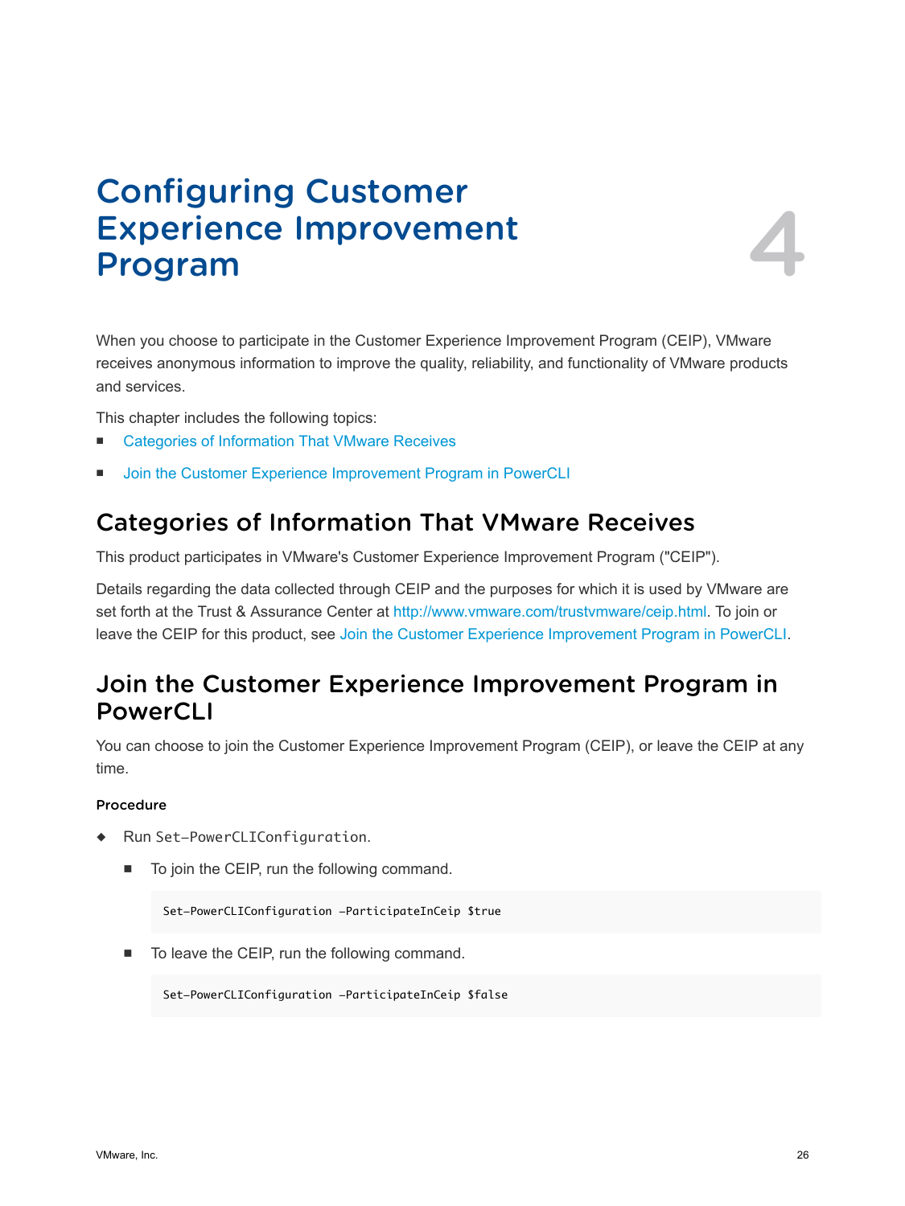# 4 Configuring Customer Experience Improvement Program

When you choose to participate in the Customer Experience Improvement Program (CEIP), VMware receives anonymous information to improve the quality, reliability, and functionality of VMware products and services.

This chapter includes the following topics:

- Categories of Information That VMware Receives
- Join the Customer Experience Improvement Program in PowerCLI

## Categories of Information That VMware Receives

This product participates in VMware's Customer Experience Improvement Program ("CEIP").

Details regarding the data collected through CEIP and the purposes for which it is used by VMware are set forth at the Trust & Assurance Center at http://www.vmware.com/trustvmware/ceip.html. To join or leave the CEIP for this product, see Join the Customer Experience Improvement Program in PowerCLI.

## Join the Customer Experience Improvement Program in PowerCLI

You can choose to join the Customer Experience Improvement Program (CEIP), or leave the CEIP at any time.

#### Procedure

- Run `Set-PowerCLIConfiguration`.
  - To join the CEIP, run the following command.

    ```
    Set-PowerCLIConfiguration -ParticipateInCeip $true
    ```

  - To leave the CEIP, run the following command.

    ```
    Set-PowerCLIConfiguration -ParticipateInCeip $false
    ```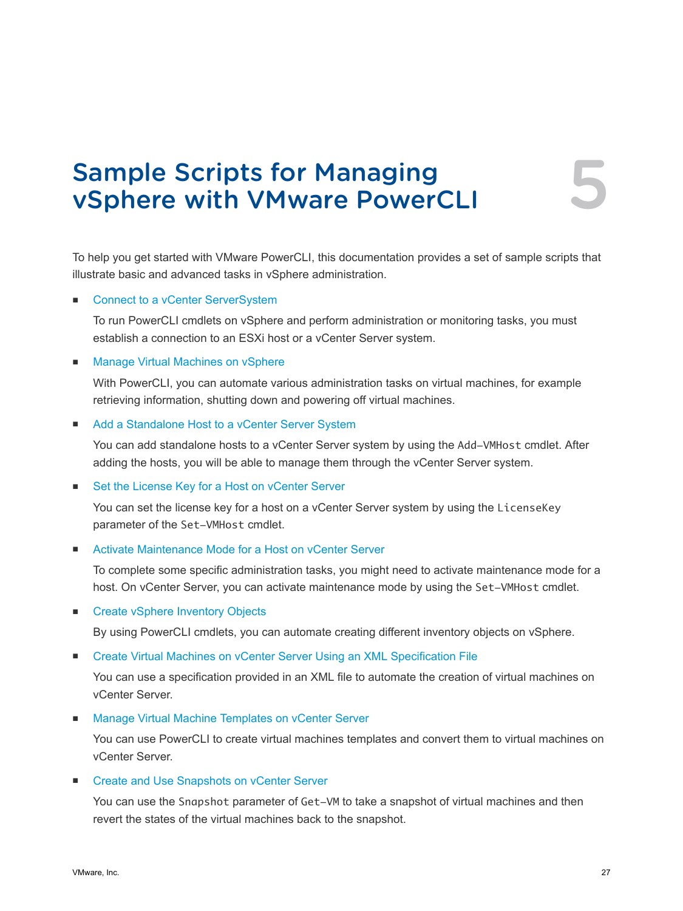# 5 Sample Scripts for Managing vSphere with VMware PowerCLI

To help you get started with VMware PowerCLI, this documentation provides a set of sample scripts that illustrate basic and advanced tasks in vSphere administration.

- Connect to a vCenter ServerSystem

  To run PowerCLI cmdlets on vSphere and perform administration or monitoring tasks, you must establish a connection to an ESXi host or a vCenter Server system.

- Manage Virtual Machines on vSphere

  With PowerCLI, you can automate various administration tasks on virtual machines, for example retrieving information, shutting down and powering off virtual machines.

- Add a Standalone Host to a vCenter Server System

  You can add standalone hosts to a vCenter Server system by using the `Add-VMHost` cmdlet. After adding the hosts, you will be able to manage them through the vCenter Server system.

- Set the License Key for a Host on vCenter Server

  You can set the license key for a host on a vCenter Server system by using the `LicenseKey` parameter of the `Set-VMHost` cmdlet.

- Activate Maintenance Mode for a Host on vCenter Server

  To complete some specific administration tasks, you might need to activate maintenance mode for a host. On vCenter Server, you can activate maintenance mode by using the `Set-VMHost` cmdlet.

- Create vSphere Inventory Objects

  By using PowerCLI cmdlets, you can automate creating different inventory objects on vSphere.

- Create Virtual Machines on vCenter Server Using an XML Specification File

  You can use a specification provided in an XML file to automate the creation of virtual machines on vCenter Server.

- Manage Virtual Machine Templates on vCenter Server

  You can use PowerCLI to create virtual machines templates and convert them to virtual machines on vCenter Server.

- Create and Use Snapshots on vCenter Server

  You can use the `Snapshot` parameter of `Get-VM` to take a snapshot of virtual machines and then revert the states of the virtual machines back to the snapshot.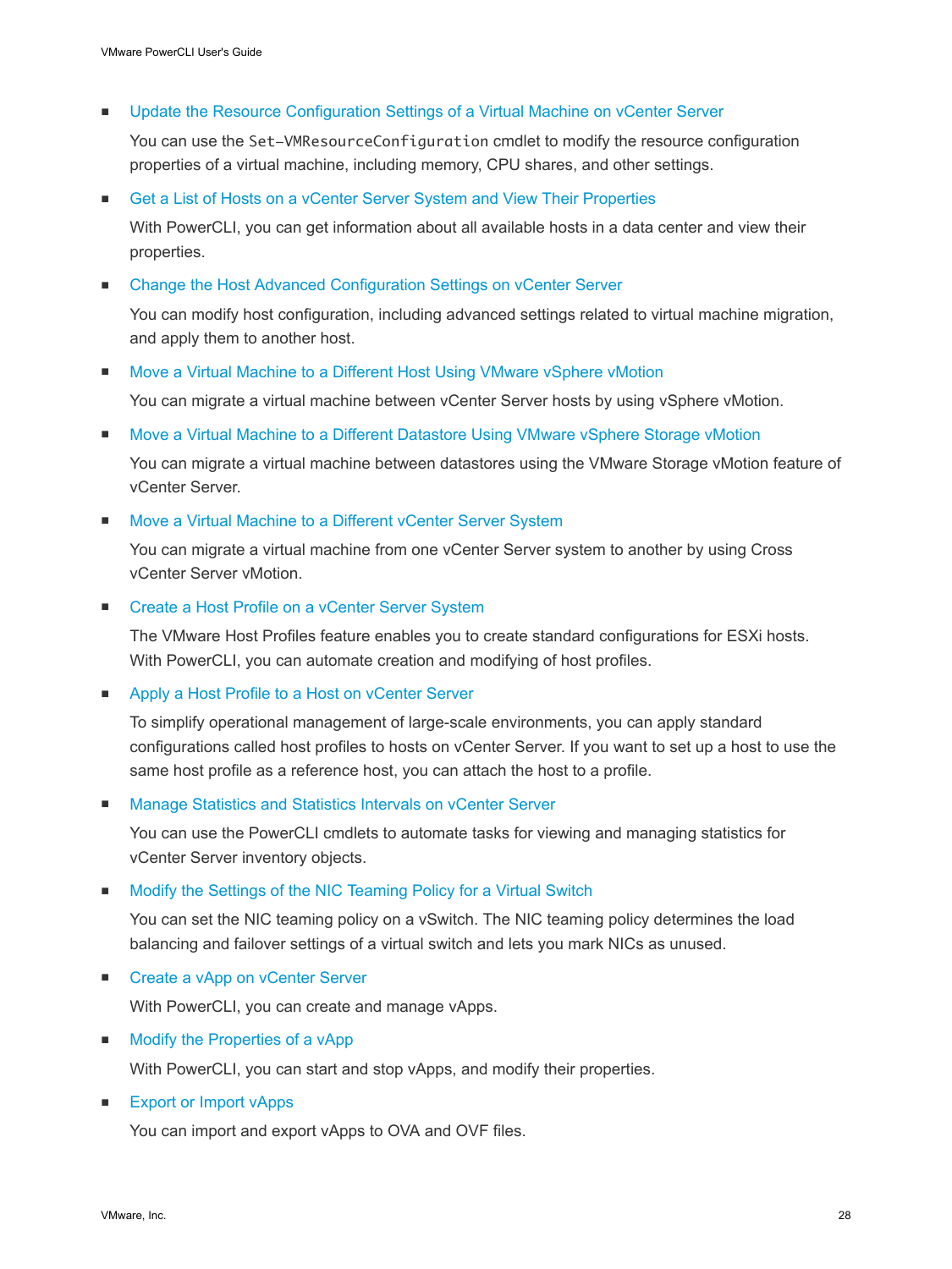- Update the Resource Configuration Settings of a Virtual Machine on vCenter Server

  You can use the `Set-VMResourceConfiguration` cmdlet to modify the resource configuration properties of a virtual machine, including memory, CPU shares, and other settings.

- Get a List of Hosts on a vCenter Server System and View Their Properties

  With PowerCLI, you can get information about all available hosts in a data center and view their properties.

- Change the Host Advanced Configuration Settings on vCenter Server

  You can modify host configuration, including advanced settings related to virtual machine migration, and apply them to another host.

- Move a Virtual Machine to a Different Host Using VMware vSphere vMotion

  You can migrate a virtual machine between vCenter Server hosts by using vSphere vMotion.

- Move a Virtual Machine to a Different Datastore Using VMware vSphere Storage vMotion

  You can migrate a virtual machine between datastores using the VMware Storage vMotion feature of vCenter Server.

- Move a Virtual Machine to a Different vCenter Server System

  You can migrate a virtual machine from one vCenter Server system to another by using Cross vCenter Server vMotion.

- Create a Host Profile on a vCenter Server System

  The VMware Host Profiles feature enables you to create standard configurations for ESXi hosts. With PowerCLI, you can automate creation and modifying of host profiles.

- Apply a Host Profile to a Host on vCenter Server

  To simplify operational management of large-scale environments, you can apply standard configurations called host profiles to hosts on vCenter Server. If you want to set up a host to use the same host profile as a reference host, you can attach the host to a profile.

- Manage Statistics and Statistics Intervals on vCenter Server

  You can use the PowerCLI cmdlets to automate tasks for viewing and managing statistics for vCenter Server inventory objects.

- Modify the Settings of the NIC Teaming Policy for a Virtual Switch

  You can set the NIC teaming policy on a vSwitch. The NIC teaming policy determines the load balancing and failover settings of a virtual switch and lets you mark NICs as unused.

- Create a vApp on vCenter Server

  With PowerCLI, you can create and manage vApps.

- Modify the Properties of a vApp

  With PowerCLI, you can start and stop vApps, and modify their properties.

- Export or Import vApps

  You can import and export vApps to OVA and OVF files.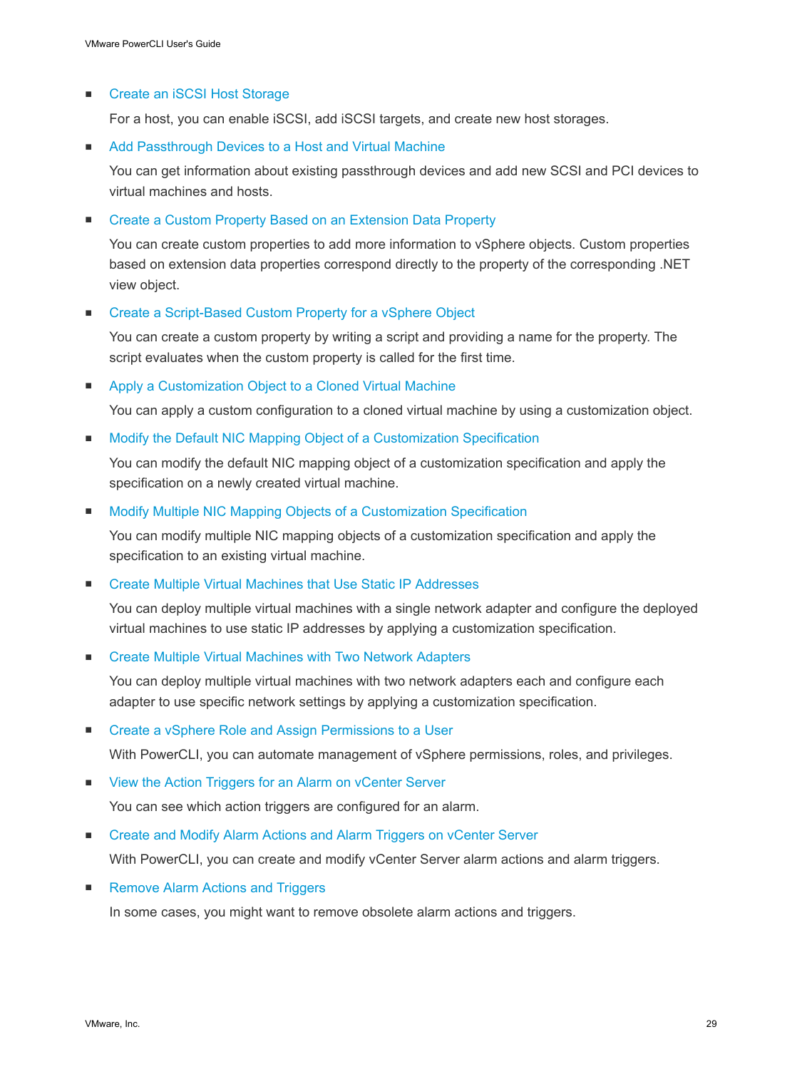- Create an iSCSI Host Storage

  For a host, you can enable iSCSI, add iSCSI targets, and create new host storages.

- Add Passthrough Devices to a Host and Virtual Machine

  You can get information about existing passthrough devices and add new SCSI and PCI devices to virtual machines and hosts.

- Create a Custom Property Based on an Extension Data Property

  You can create custom properties to add more information to vSphere objects. Custom properties based on extension data properties correspond directly to the property of the corresponding .NET view object.

- Create a Script-Based Custom Property for a vSphere Object

  You can create a custom property by writing a script and providing a name for the property. The script evaluates when the custom property is called for the first time.

- Apply a Customization Object to a Cloned Virtual Machine

  You can apply a custom configuration to a cloned virtual machine by using a customization object.

- Modify the Default NIC Mapping Object of a Customization Specification

  You can modify the default NIC mapping object of a customization specification and apply the specification on a newly created virtual machine.

- Modify Multiple NIC Mapping Objects of a Customization Specification

  You can modify multiple NIC mapping objects of a customization specification and apply the specification to an existing virtual machine.

- Create Multiple Virtual Machines that Use Static IP Addresses

  You can deploy multiple virtual machines with a single network adapter and configure the deployed virtual machines to use static IP addresses by applying a customization specification.

- Create Multiple Virtual Machines with Two Network Adapters

  You can deploy multiple virtual machines with two network adapters each and configure each adapter to use specific network settings by applying a customization specification.

- Create a vSphere Role and Assign Permissions to a User

  With PowerCLI, you can automate management of vSphere permissions, roles, and privileges.

- View the Action Triggers for an Alarm on vCenter Server

  You can see which action triggers are configured for an alarm.

- Create and Modify Alarm Actions and Alarm Triggers on vCenter Server

  With PowerCLI, you can create and modify vCenter Server alarm actions and alarm triggers.

- Remove Alarm Actions and Triggers

  In some cases, you might want to remove obsolete alarm actions and triggers.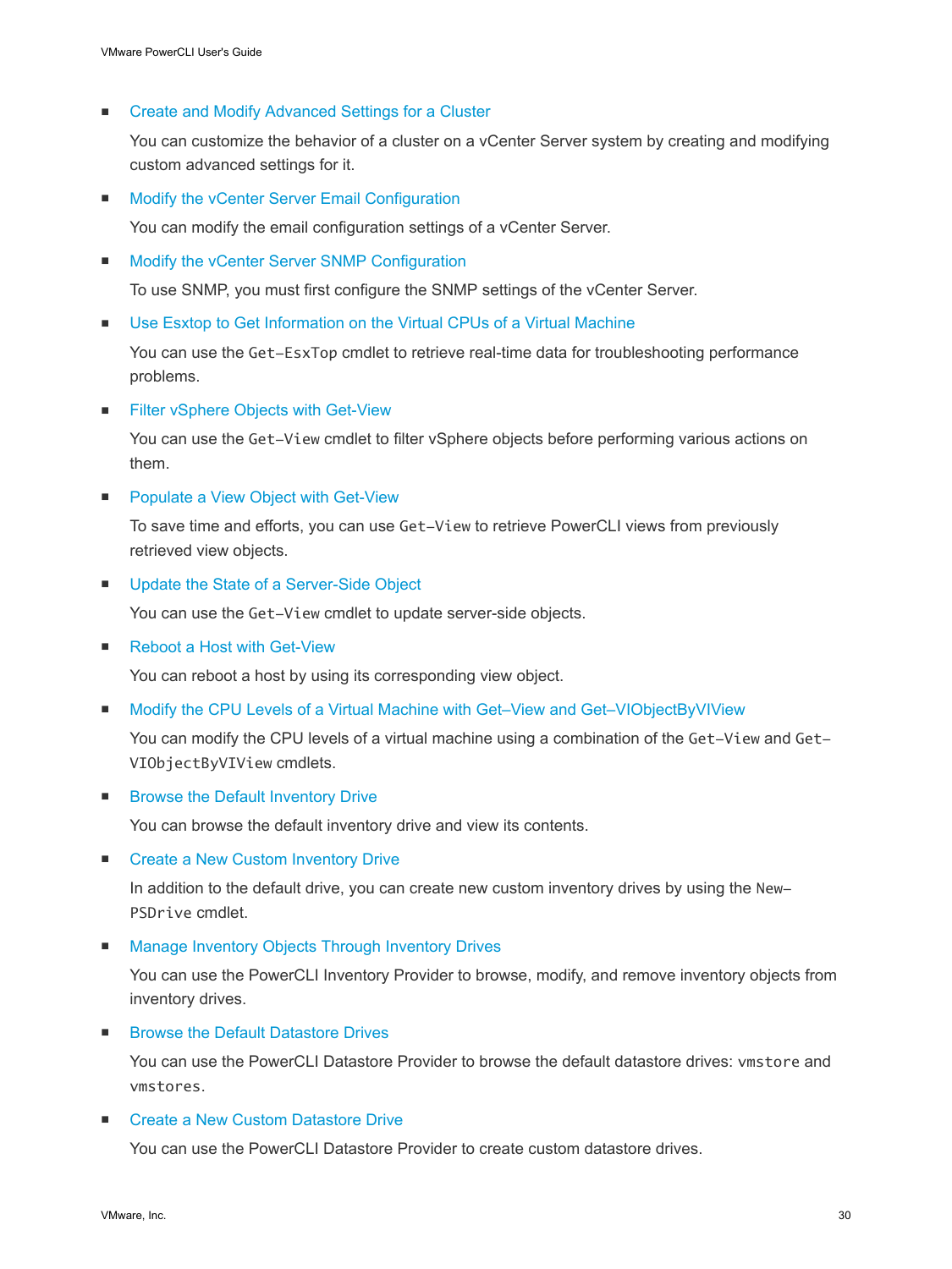- Create and Modify Advanced Settings for a Cluster

  You can customize the behavior of a cluster on a vCenter Server system by creating and modifying custom advanced settings for it.

- Modify the vCenter Server Email Configuration

  You can modify the email configuration settings of a vCenter Server.

- Modify the vCenter Server SNMP Configuration

  To use SNMP, you must first configure the SNMP settings of the vCenter Server.

- Use Esxtop to Get Information on the Virtual CPUs of a Virtual Machine

  You can use the `Get-EsxTop` cmdlet to retrieve real-time data for troubleshooting performance problems.

- Filter vSphere Objects with Get-View

  You can use the `Get-View` cmdlet to filter vSphere objects before performing various actions on them.

- Populate a View Object with Get-View

  To save time and efforts, you can use `Get-View` to retrieve PowerCLI views from previously retrieved view objects.

- Update the State of a Server-Side Object

  You can use the `Get-View` cmdlet to update server-side objects.

- Reboot a Host with Get-View

  You can reboot a host by using its corresponding view object.

- Modify the CPU Levels of a Virtual Machine with Get–View and Get–VIObjectByVIView

  You can modify the CPU levels of a virtual machine using a combination of the `Get-View` and `Get-VIObjectByVIView` cmdlets.

- Browse the Default Inventory Drive

  You can browse the default inventory drive and view its contents.

- Create a New Custom Inventory Drive

  In addition to the default drive, you can create new custom inventory drives by using the `New-PSDrive` cmdlet.

- Manage Inventory Objects Through Inventory Drives

  You can use the PowerCLI Inventory Provider to browse, modify, and remove inventory objects from inventory drives.

- Browse the Default Datastore Drives

  You can use the PowerCLI Datastore Provider to browse the default datastore drives: `vmstore` and `vmstores`.

- Create a New Custom Datastore Drive

  You can use the PowerCLI Datastore Provider to create custom datastore drives.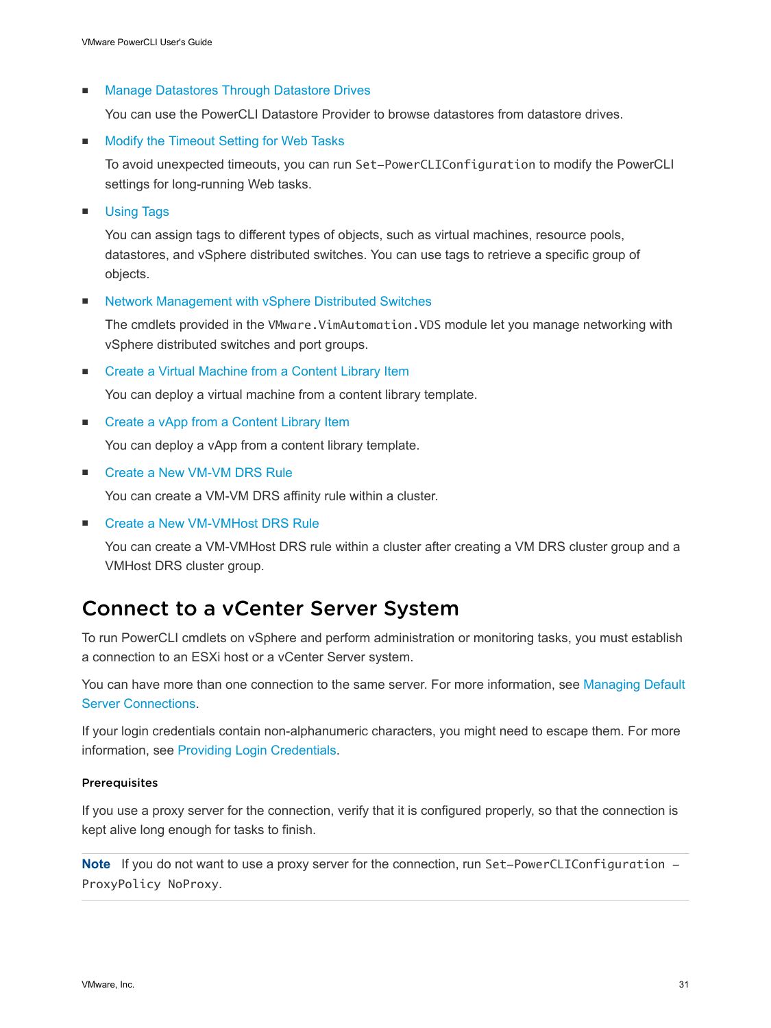- Manage Datastores Through Datastore Drives

  You can use the PowerCLI Datastore Provider to browse datastores from datastore drives.

- Modify the Timeout Setting for Web Tasks

  To avoid unexpected timeouts, you can run `Set-PowerCLIConfiguration` to modify the PowerCLI settings for long-running Web tasks.

- Using Tags

  You can assign tags to different types of objects, such as virtual machines, resource pools, datastores, and vSphere distributed switches. You can use tags to retrieve a specific group of objects.

- Network Management with vSphere Distributed Switches

  The cmdlets provided in the `VMware.VimAutomation.VDS` module let you manage networking with vSphere distributed switches and port groups.

- Create a Virtual Machine from a Content Library Item

  You can deploy a virtual machine from a content library template.

- Create a vApp from a Content Library Item

  You can deploy a vApp from a content library template.

- Create a New VM-VM DRS Rule

  You can create a VM-VM DRS affinity rule within a cluster.

- Create a New VM-VMHost DRS Rule

  You can create a VM-VMHost DRS rule within a cluster after creating a VM DRS cluster group and a VMHost DRS cluster group.

# Connect to a vCenter Server System

To run PowerCLI cmdlets on vSphere and perform administration or monitoring tasks, you must establish a connection to an ESXi host or a vCenter Server system.

You can have more than one connection to the same server. For more information, see Managing Default Server Connections.

If your login credentials contain non-alphanumeric characters, you might need to escape them. For more information, see Providing Login Credentials.

#### Prerequisites

If you use a proxy server for the connection, verify that it is configured properly, so that the connection is kept alive long enough for tasks to finish.

**Note** If you do not want to use a proxy server for the connection, run `Set-PowerCLIConfiguration -ProxyPolicy NoProxy`.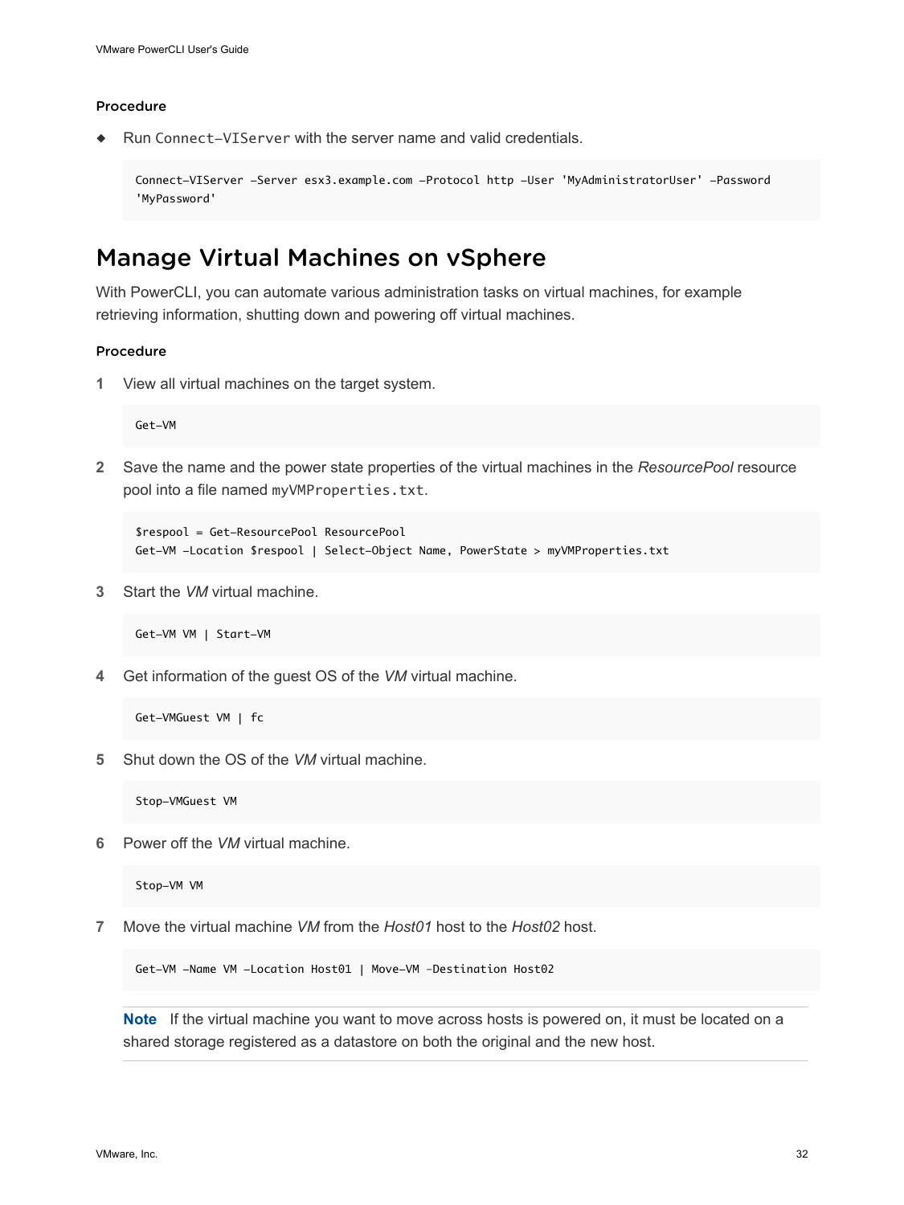#### Procedure

- Run `Connect-VIServer` with the server name and valid credentials.

```
Connect-VIServer -Server esx3.example.com -Protocol http -User 'MyAdministratorUser' -Password
'MyPassword'
```

## Manage Virtual Machines on vSphere

With PowerCLI, you can automate various administration tasks on virtual machines, for example retrieving information, shutting down and powering off virtual machines.

#### Procedure

1. View all virtual machines on the target system.

   ```
   Get-VM
   ```

2. Save the name and the power state properties of the virtual machines in the *ResourcePool* resource pool into a file named `myVMProperties.txt`.

   ```
   $respool = Get-ResourcePool ResourcePool
   Get-VM -Location $respool | Select-Object Name, PowerState > myVMProperties.txt
   ```

3. Start the *VM* virtual machine.

   ```
   Get-VM VM | Start-VM
   ```

4. Get information of the guest OS of the *VM* virtual machine.

   ```
   Get-VMGuest VM | fc
   ```

5. Shut down the OS of the *VM* virtual machine.

   ```
   Stop-VMGuest VM
   ```

6. Power off the *VM* virtual machine.

   ```
   Stop-VM VM
   ```

7. Move the virtual machine *VM* from the *Host01* host to the *Host02* host.

   ```
   Get-VM -Name VM -Location Host01 | Move-VM -Destination Host02
   ```

   **Note** If the virtual machine you want to move across hosts is powered on, it must be located on a shared storage registered as a datastore on both the original and the new host.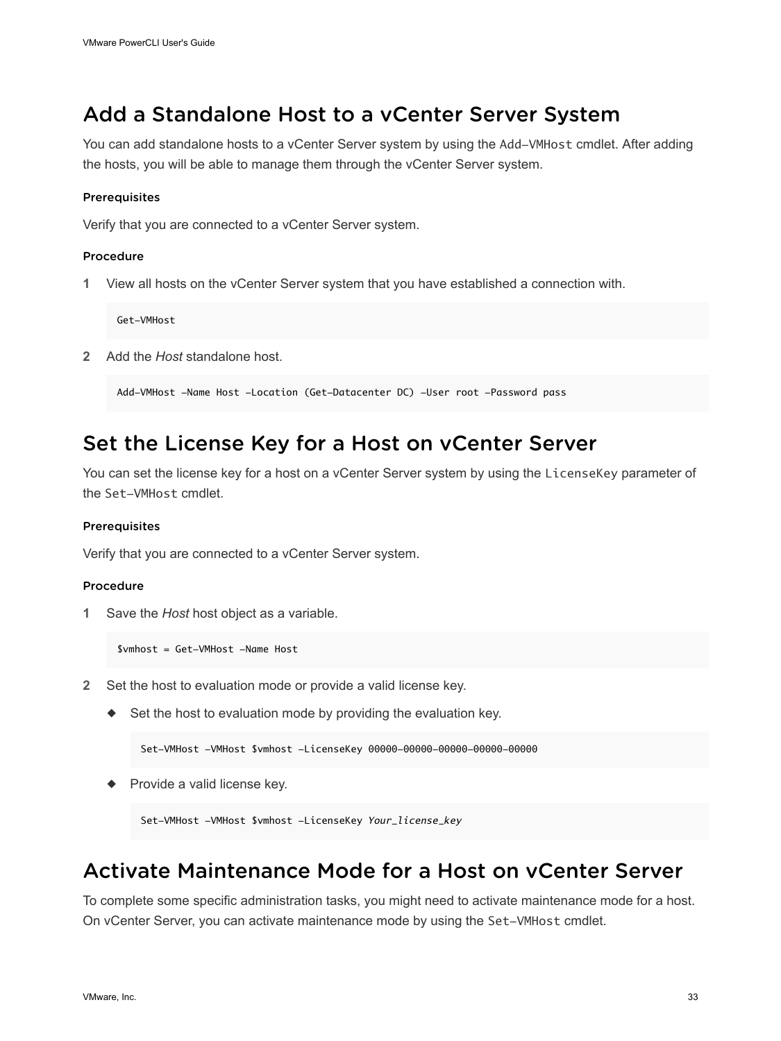## Add a Standalone Host to a vCenter Server System

You can add standalone hosts to a vCenter Server system by using the `Add-VMHost` cmdlet. After adding the hosts, you will be able to manage them through the vCenter Server system.

#### Prerequisites

Verify that you are connected to a vCenter Server system.

#### Procedure

1. View all hosts on the vCenter Server system that you have established a connection with.

   ```
   Get-VMHost
   ```

2. Add the *Host* standalone host.

   ```
   Add-VMHost -Name Host -Location (Get-Datacenter DC) -User root -Password pass
   ```

## Set the License Key for a Host on vCenter Server

You can set the license key for a host on a vCenter Server system by using the `LicenseKey` parameter of the `Set-VMHost` cmdlet.

#### Prerequisites

Verify that you are connected to a vCenter Server system.

#### Procedure

1. Save the *Host* host object as a variable.

   ```
   $vmhost = Get-VMHost -Name Host
   ```

2. Set the host to evaluation mode or provide a valid license key.

   - Set the host to evaluation mode by providing the evaluation key.

     ```
     Set-VMHost -VMHost $vmhost -LicenseKey 00000-00000-00000-00000-00000
     ```

   - Provide a valid license key.

     ```
     Set-VMHost -VMHost $vmhost -LicenseKey Your_license_key
     ```

## Activate Maintenance Mode for a Host on vCenter Server

To complete some specific administration tasks, you might need to activate maintenance mode for a host. On vCenter Server, you can activate maintenance mode by using the `Set-VMHost` cmdlet.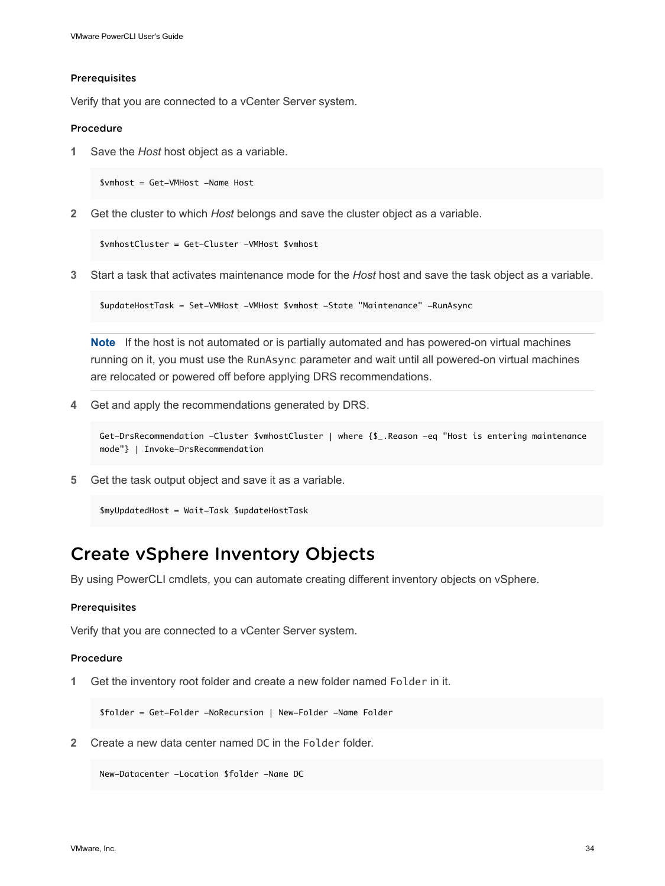#### Prerequisites

Verify that you are connected to a vCenter Server system.

#### Procedure

1 Save the *Host* host object as a variable.

```
$vmhost = Get-VMHost -Name Host
```

2 Get the cluster to which *Host* belongs and save the cluster object as a variable.

```
$vmhostCluster = Get-Cluster -VMHost $vmhost
```

3 Start a task that activates maintenance mode for the *Host* host and save the task object as a variable.

```
$updateHostTask = Set-VMHost -VMHost $vmhost -State "Maintenance" -RunAsync
```

**Note** If the host is not automated or is partially automated and has powered-on virtual machines running on it, you must use the `RunAsync` parameter and wait until all powered-on virtual machines are relocated or powered off before applying DRS recommendations.

4 Get and apply the recommendations generated by DRS.

```
Get-DrsRecommendation -Cluster $vmhostCluster | where {$_.Reason -eq "Host is entering maintenance mode"} | Invoke-DrsRecommendation
```

5 Get the task output object and save it as a variable.

```
$myUpdatedHost = Wait-Task $updateHostTask
```

## Create vSphere Inventory Objects

By using PowerCLI cmdlets, you can automate creating different inventory objects on vSphere.

#### Prerequisites

Verify that you are connected to a vCenter Server system.

#### Procedure

1 Get the inventory root folder and create a new folder named `Folder` in it.

```
$folder = Get-Folder -NoRecursion | New-Folder -Name Folder
```

2 Create a new data center named `DC` in the `Folder` folder.

```
New-Datacenter -Location $folder -Name DC
```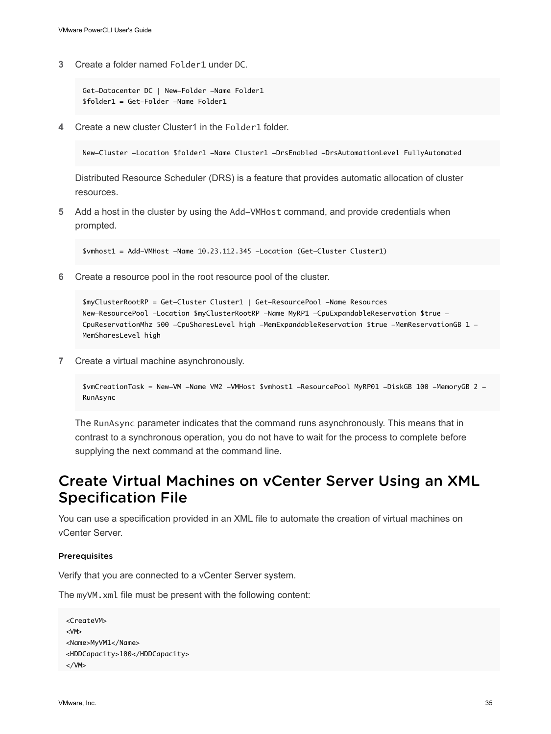3. Create a folder named `Folder1` under `DC`.

```
Get-Datacenter DC | New-Folder -Name Folder1
$folder1 = Get-Folder -Name Folder1
```

4. Create a new cluster Cluster1 in the `Folder1` folder.

```
New-Cluster -Location $folder1 -Name Cluster1 -DrsEnabled -DrsAutomationLevel FullyAutomated
```

Distributed Resource Scheduler (DRS) is a feature that provides automatic allocation of cluster resources.

5. Add a host in the cluster by using the `Add-VMHost` command, and provide credentials when prompted.

```
$vmhost1 = Add-VMHost -Name 10.23.112.345 -Location (Get-Cluster Cluster1)
```

6. Create a resource pool in the root resource pool of the cluster.

```
$myClusterRootRP = Get-Cluster Cluster1 | Get-ResourcePool -Name Resources
New-ResourcePool -Location $myClusterRootRP -Name MyRP1 -CpuExpandableReservation $true -
CpuReservationMhz 500 -CpuSharesLevel high -MemExpandableReservation $true -MemReservationGB 1 -
MemSharesLevel high
```

7. Create a virtual machine asynchronously.

```
$vmCreationTask = New-VM -Name VM2 -VMHost $vmhost1 -ResourcePool MyRP01 -DiskGB 100 -MemoryGB 2 -
RunAsync
```

The `RunAsync` parameter indicates that the command runs asynchronously. This means that in contrast to a synchronous operation, you do not have to wait for the process to complete before supplying the next command at the command line.

## Create Virtual Machines on vCenter Server Using an XML Specification File

You can use a specification provided in an XML file to automate the creation of virtual machines on vCenter Server.

### Prerequisites

Verify that you are connected to a vCenter Server system.

The `myVM.xml` file must be present with the following content:

```
<CreateVM>
<VM>
<Name>MyVM1</Name>
<HDDCapacity>100</HDDCapacity>
</VM>
```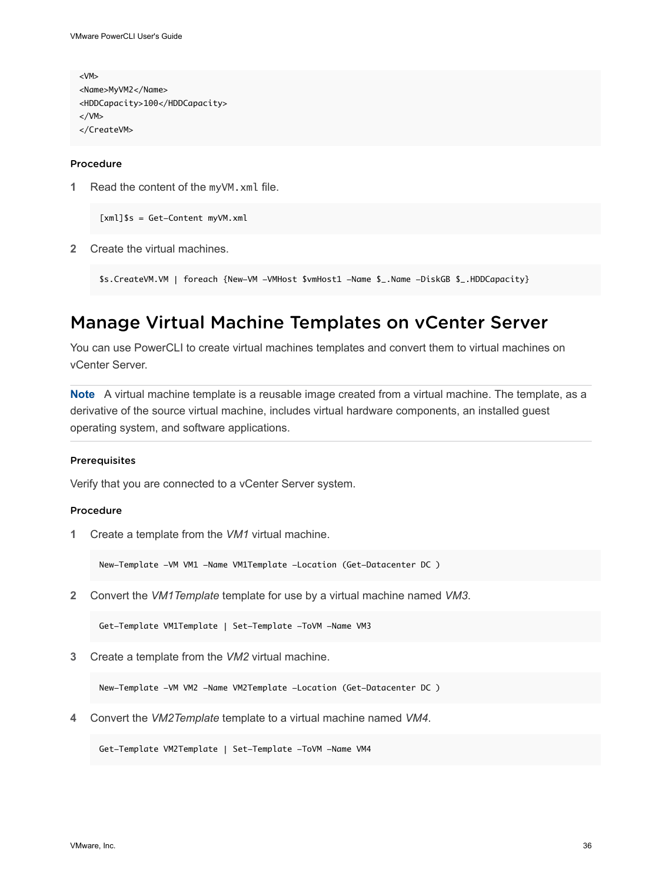```
<VM>
<Name>MyVM2</Name>
<HDDCapacity>100</HDDCapacity>
</VM>
</CreateVM>
```

#### Procedure

1. Read the content of the `myVM.xml` file.

```
[xml]$s = Get-Content myVM.xml
```

2. Create the virtual machines.

```
$s.CreateVM.VM | foreach {New-VM -VMHost $vmHost1 -Name $_.Name -DiskGB $_.HDDCapacity}
```

## Manage Virtual Machine Templates on vCenter Server

You can use PowerCLI to create virtual machines templates and convert them to virtual machines on vCenter Server.

**Note** A virtual machine template is a reusable image created from a virtual machine. The template, as a derivative of the source virtual machine, includes virtual hardware components, an installed guest operating system, and software applications.

#### Prerequisites

Verify that you are connected to a vCenter Server system.

#### Procedure

1. Create a template from the *VM1* virtual machine.

```
New-Template -VM VM1 -Name VM1Template -Location (Get-Datacenter DC )
```

2. Convert the *VM1Template* template for use by a virtual machine named *VM3*.

```
Get-Template VM1Template | Set-Template -ToVM -Name VM3
```

3. Create a template from the *VM2* virtual machine.

```
New-Template -VM VM2 -Name VM2Template -Location (Get-Datacenter DC )
```

4. Convert the *VM2Template* template to a virtual machine named *VM4*.

```
Get-Template VM2Template | Set-Template -ToVM -Name VM4
```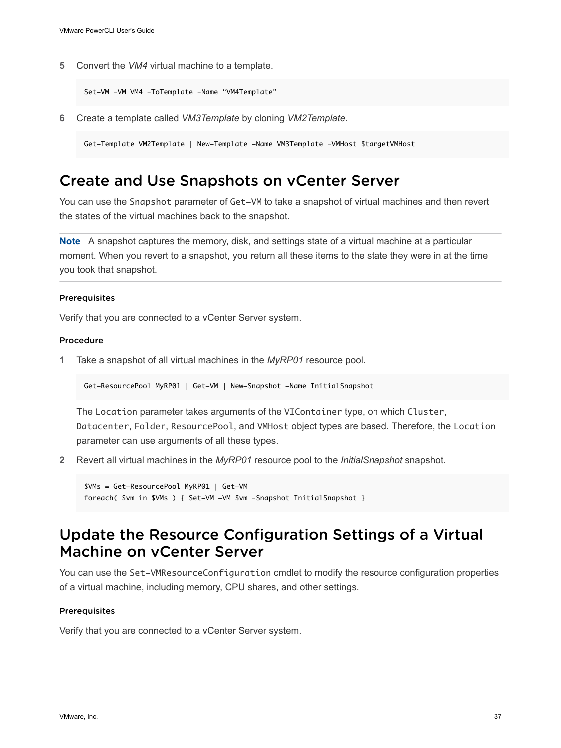5 Convert the *VM4* virtual machine to a template.

```
Set-VM -VM VM4 -ToTemplate -Name “VM4Template”
```

6 Create a template called *VM3Template* by cloning *VM2Template*.

```
Get-Template VM2Template | New-Template -Name VM3Template -VMHost $targetVMHost
```

## Create and Use Snapshots on vCenter Server

You can use the `Snapshot` parameter of `Get-VM` to take a snapshot of virtual machines and then revert the states of the virtual machines back to the snapshot.

**Note** A snapshot captures the memory, disk, and settings state of a virtual machine at a particular moment. When you revert to a snapshot, you return all these items to the state they were in at the time you took that snapshot.

#### Prerequisites

Verify that you are connected to a vCenter Server system.

#### Procedure

1 Take a snapshot of all virtual machines in the *MyRP01* resource pool.

```
Get-ResourcePool MyRP01 | Get-VM | New-Snapshot -Name InitialSnapshot
```

The `Location` parameter takes arguments of the `VIContainer` type, on which `Cluster`, `Datacenter`, `Folder`, `ResourcePool`, and `VMHost` object types are based. Therefore, the `Location` parameter can use arguments of all these types.

2 Revert all virtual machines in the *MyRP01* resource pool to the *InitialSnapshot* snapshot.

```
$VMs = Get-ResourcePool MyRP01 | Get-VM
foreach( $vm in $VMs ) { Set-VM -VM $vm -Snapshot InitialSnapshot }
```

## Update the Resource Configuration Settings of a Virtual Machine on vCenter Server

You can use the `Set-VMResourceConfiguration` cmdlet to modify the resource configuration properties of a virtual machine, including memory, CPU shares, and other settings.

#### Prerequisites

Verify that you are connected to a vCenter Server system.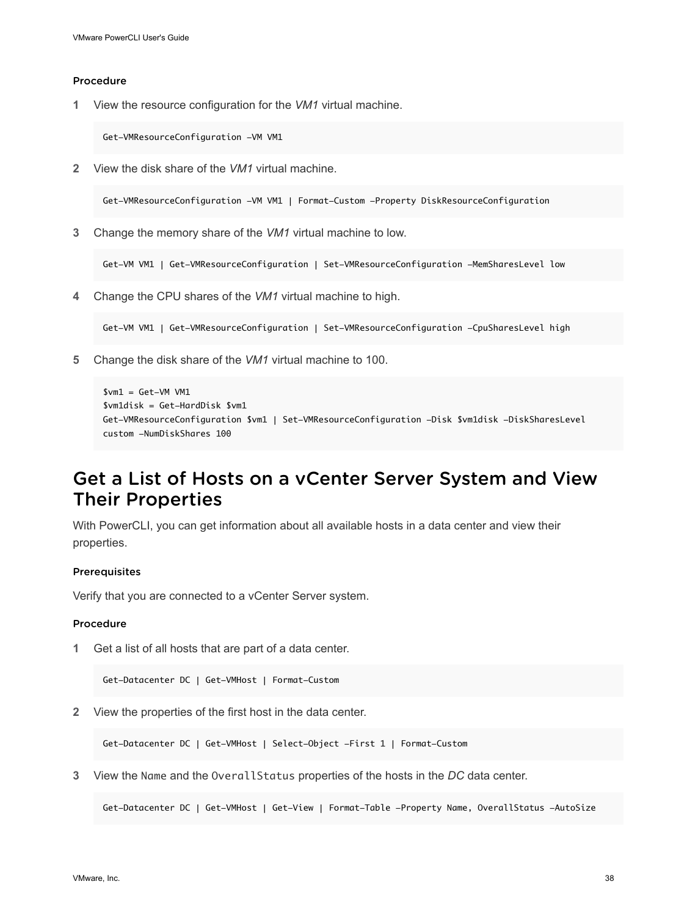#### Procedure

1. View the resource configuration for the *VM1* virtual machine.

```
Get-VMResourceConfiguration -VM VM1
```

2. View the disk share of the *VM1* virtual machine.

```
Get-VMResourceConfiguration -VM VM1 | Format-Custom -Property DiskResourceConfiguration
```

3. Change the memory share of the *VM1* virtual machine to low.

```
Get-VM VM1 | Get-VMResourceConfiguration | Set-VMResourceConfiguration -MemSharesLevel low
```

4. Change the CPU shares of the *VM1* virtual machine to high.

```
Get-VM VM1 | Get-VMResourceConfiguration | Set-VMResourceConfiguration -CpuSharesLevel high
```

5. Change the disk share of the *VM1* virtual machine to 100.

```
$vm1 = Get-VM VM1
$vm1disk = Get-HardDisk $vm1
Get-VMResourceConfiguration $vm1 | Set-VMResourceConfiguration -Disk $vm1disk -DiskSharesLevel
custom -NumDiskShares 100
```

## Get a List of Hosts on a vCenter Server System and View Their Properties

With PowerCLI, you can get information about all available hosts in a data center and view their properties.

#### Prerequisites

Verify that you are connected to a vCenter Server system.

#### Procedure

1. Get a list of all hosts that are part of a data center.

```
Get-Datacenter DC | Get-VMHost | Format-Custom
```

2. View the properties of the first host in the data center.

```
Get-Datacenter DC | Get-VMHost | Select-Object -First 1 | Format-Custom
```

3. View the `Name` and the `OverallStatus` properties of the hosts in the *DC* data center.

```
Get-Datacenter DC | Get-VMHost | Get-View | Format-Table -Property Name, OverallStatus -AutoSize
```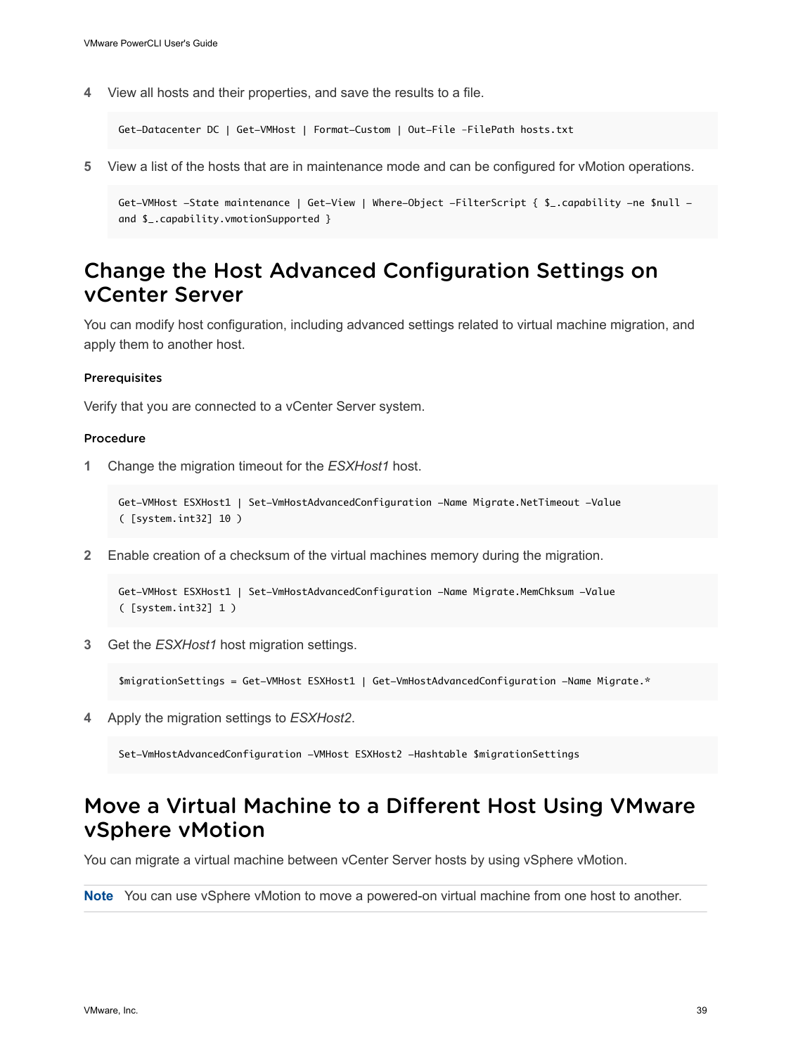4 View all hosts and their properties, and save the results to a file.

```
Get-Datacenter DC | Get-VMHost | Format-Custom | Out-File -FilePath hosts.txt
```

5 View a list of the hosts that are in maintenance mode and can be configured for vMotion operations.

```
Get-VMHost -State maintenance | Get-View | Where-Object -FilterScript { $_.capability -ne $null -
and $_.capability.vmotionSupported }
```

## Change the Host Advanced Configuration Settings on vCenter Server

You can modify host configuration, including advanced settings related to virtual machine migration, and apply them to another host.

#### Prerequisites

Verify that you are connected to a vCenter Server system.

#### Procedure

1 Change the migration timeout for the *ESXHost1* host.

```
Get-VMHost ESXHost1 | Set-VmHostAdvancedConfiguration -Name Migrate.NetTimeout -Value
( [system.int32] 10 )
```

2 Enable creation of a checksum of the virtual machines memory during the migration.

```
Get-VMHost ESXHost1 | Set-VmHostAdvancedConfiguration -Name Migrate.MemChksum -Value
( [system.int32] 1 )
```

3 Get the *ESXHost1* host migration settings.

```
$migrationSettings = Get-VMHost ESXHost1 | Get-VmHostAdvancedConfiguration -Name Migrate.*
```

4 Apply the migration settings to *ESXHost2*.

```
Set-VmHostAdvancedConfiguration -VMHost ESXHost2 -Hashtable $migrationSettings
```

## Move a Virtual Machine to a Different Host Using VMware vSphere vMotion

You can migrate a virtual machine between vCenter Server hosts by using vSphere vMotion.

**Note** You can use vSphere vMotion to move a powered-on virtual machine from one host to another.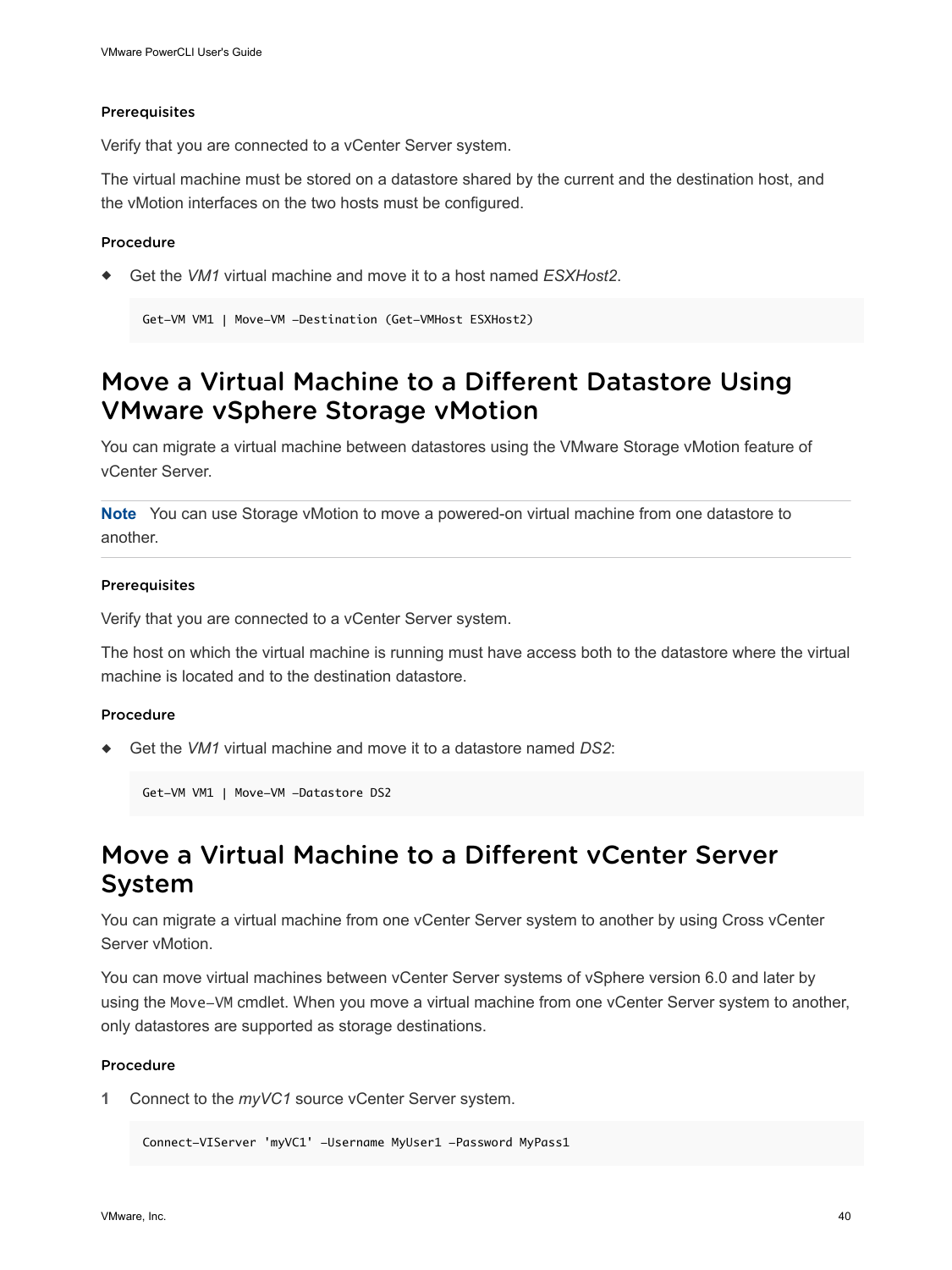#### Prerequisites

Verify that you are connected to a vCenter Server system.

The virtual machine must be stored on a datastore shared by the current and the destination host, and the vMotion interfaces on the two hosts must be configured.

#### Procedure

- Get the *VM1* virtual machine and move it to a host named *ESXHost2*.

```
Get-VM VM1 | Move-VM -Destination (Get-VMHost ESXHost2)
```

## Move a Virtual Machine to a Different Datastore Using VMware vSphere Storage vMotion

You can migrate a virtual machine between datastores using the VMware Storage vMotion feature of vCenter Server.

**Note** You can use Storage vMotion to move a powered-on virtual machine from one datastore to another.

#### Prerequisites

Verify that you are connected to a vCenter Server system.

The host on which the virtual machine is running must have access both to the datastore where the virtual machine is located and to the destination datastore.

#### Procedure

- Get the *VM1* virtual machine and move it to a datastore named *DS2*:

```
Get-VM VM1 | Move-VM -Datastore DS2
```

## Move a Virtual Machine to a Different vCenter Server System

You can migrate a virtual machine from one vCenter Server system to another by using Cross vCenter Server vMotion.

You can move virtual machines between vCenter Server systems of vSphere version 6.0 and later by using the `Move-VM` cmdlet. When you move a virtual machine from one vCenter Server system to another, only datastores are supported as storage destinations.

#### Procedure

1 Connect to the *myVC1* source vCenter Server system.

```
Connect-VIServer 'myVC1' -Username MyUser1 -Password MyPass1
```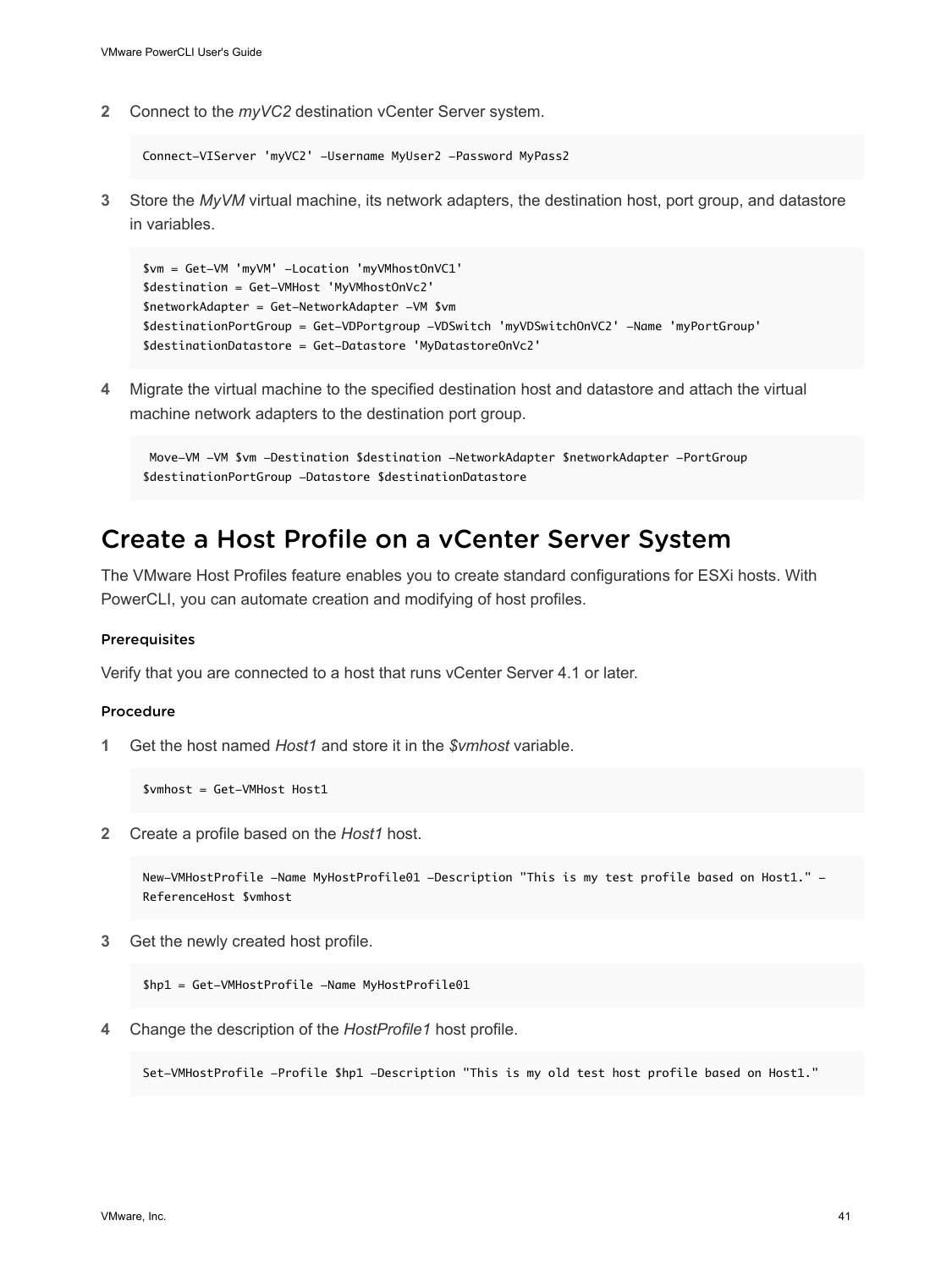2 Connect to the *myVC2* destination vCenter Server system.

```
Connect-VIServer 'myVC2' -Username MyUser2 -Password MyPass2
```

3 Store the *MyVM* virtual machine, its network adapters, the destination host, port group, and datastore in variables.

```
$vm = Get-VM 'myVM' -Location 'myVMhostOnVC1'
$destination = Get-VMHost 'MyVMhostOnVc2'
$networkAdapter = Get-NetworkAdapter -VM $vm
$destinationPortGroup = Get-VDPortgroup -VDSwitch 'myVDSwitchOnVC2' -Name 'myPortGroup'
$destinationDatastore = Get-Datastore 'MyDatastoreOnVc2'
```

4 Migrate the virtual machine to the specified destination host and datastore and attach the virtual machine network adapters to the destination port group.

```
 Move-VM -VM $vm -Destination $destination -NetworkAdapter $networkAdapter -PortGroup
$destinationPortGroup -Datastore $destinationDatastore
```

## Create a Host Profile on a vCenter Server System

The VMware Host Profiles feature enables you to create standard configurations for ESXi hosts. With PowerCLI, you can automate creation and modifying of host profiles.

#### Prerequisites

Verify that you are connected to a host that runs vCenter Server 4.1 or later.

#### Procedure

1 Get the host named *Host1* and store it in the *$vmhost* variable.

```
$vmhost = Get-VMHost Host1
```

2 Create a profile based on the *Host1* host.

```
New-VMHostProfile -Name MyHostProfile01 -Description "This is my test profile based on Host1." -
ReferenceHost $vmhost
```

3 Get the newly created host profile.

```
$hp1 = Get-VMHostProfile -Name MyHostProfile01
```

4 Change the description of the *HostProfile1* host profile.

```
Set-VMHostProfile -Profile $hp1 -Description "This is my old test host profile based on Host1."
```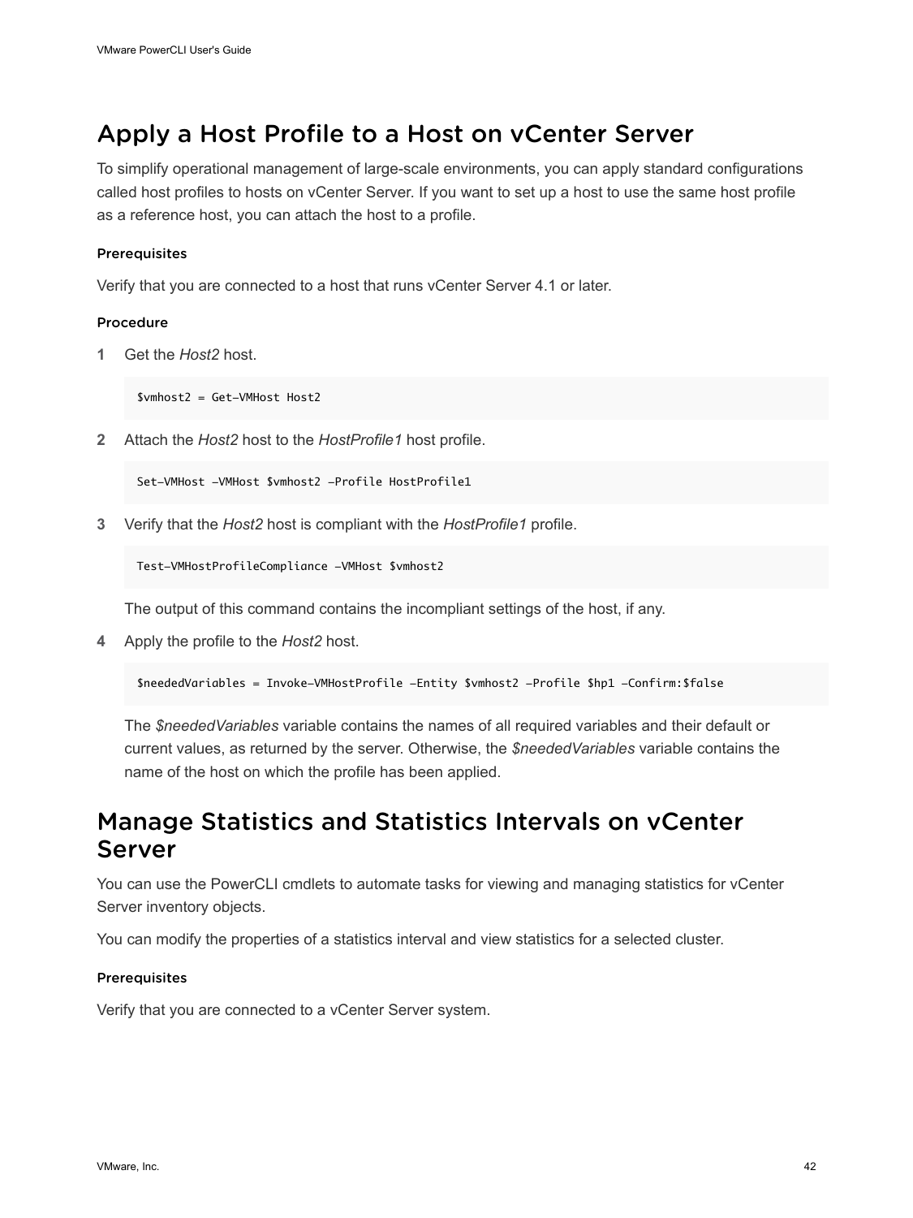## Apply a Host Profile to a Host on vCenter Server

To simplify operational management of large-scale environments, you can apply standard configurations called host profiles to hosts on vCenter Server. If you want to set up a host to use the same host profile as a reference host, you can attach the host to a profile.

#### Prerequisites

Verify that you are connected to a host that runs vCenter Server 4.1 or later.

#### Procedure

1. Get the *Host2* host.

   ```
   $vmhost2 = Get-VMHost Host2
   ```

2. Attach the *Host2* host to the *HostProfile1* host profile.

   ```
   Set-VMHost -VMHost $vmhost2 -Profile HostProfile1
   ```

3. Verify that the *Host2* host is compliant with the *HostProfile1* profile.

   ```
   Test-VMHostProfileCompliance -VMHost $vmhost2
   ```

   The output of this command contains the incompliant settings of the host, if any.

4. Apply the profile to the *Host2* host.

   ```
   $neededVariables = Invoke-VMHostProfile -Entity $vmhost2 -Profile $hp1 -Confirm:$false
   ```

   The *$neededVariables* variable contains the names of all required variables and their default or current values, as returned by the server. Otherwise, the *$neededVariables* variable contains the name of the host on which the profile has been applied.

## Manage Statistics and Statistics Intervals on vCenter Server

You can use the PowerCLI cmdlets to automate tasks for viewing and managing statistics for vCenter Server inventory objects.

You can modify the properties of a statistics interval and view statistics for a selected cluster.

#### Prerequisites

Verify that you are connected to a vCenter Server system.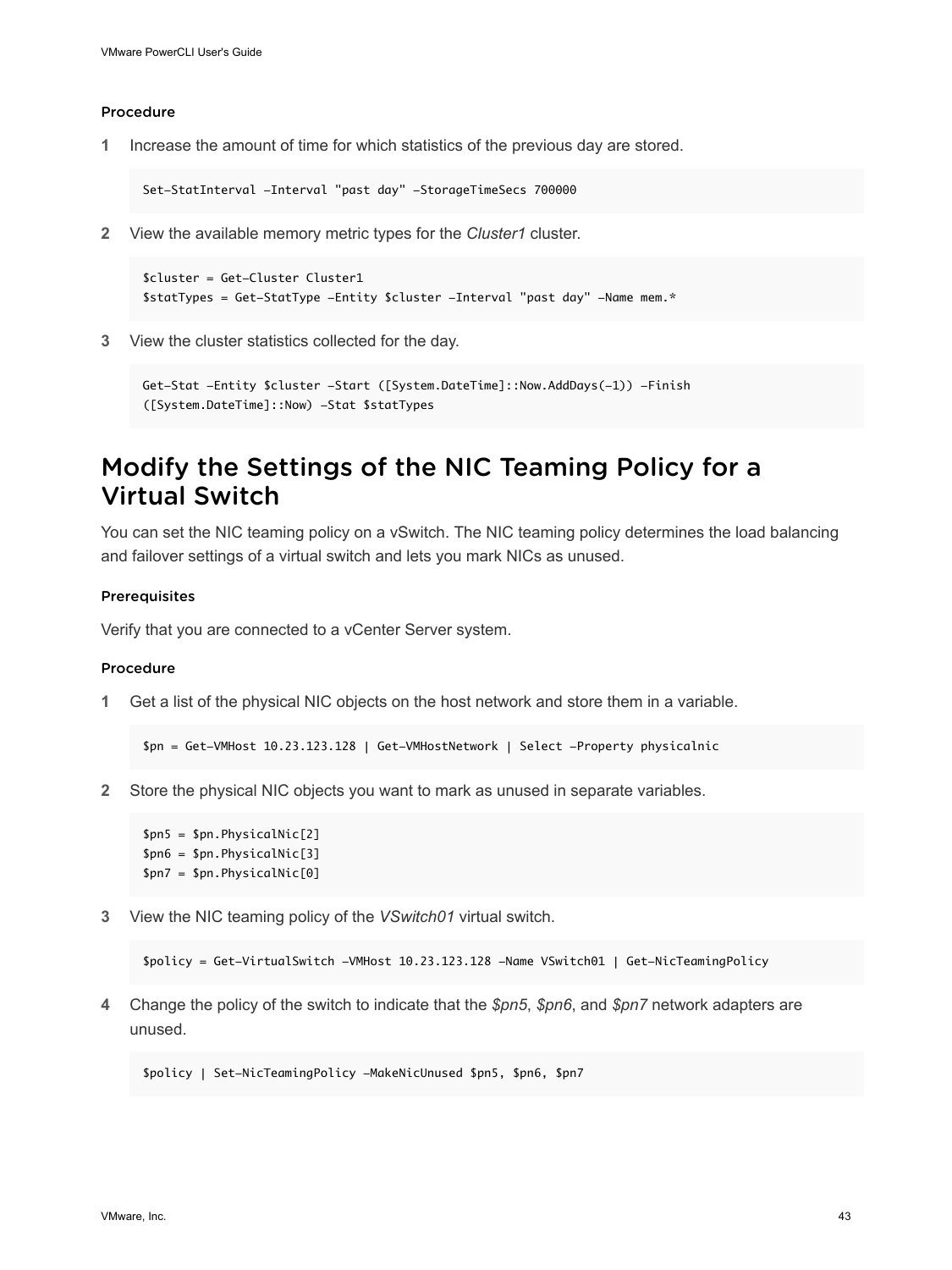#### Procedure

1. Increase the amount of time for which statistics of the previous day are stored.

   ```
   Set-StatInterval -Interval "past day" -StorageTimeSecs 700000
   ```

2. View the available memory metric types for the *Cluster1* cluster.

   ```
   $cluster = Get-Cluster Cluster1
   $statTypes = Get-StatType -Entity $cluster -Interval "past day" -Name mem.*
   ```

3. View the cluster statistics collected for the day.

   ```
   Get-Stat -Entity $cluster -Start ([System.DateTime]::Now.AddDays(-1)) -Finish
   ([System.DateTime]::Now) -Stat $statTypes
   ```

## Modify the Settings of the NIC Teaming Policy for a Virtual Switch

You can set the NIC teaming policy on a vSwitch. The NIC teaming policy determines the load balancing and failover settings of a virtual switch and lets you mark NICs as unused.

#### Prerequisites

Verify that you are connected to a vCenter Server system.

#### Procedure

1. Get a list of the physical NIC objects on the host network and store them in a variable.

   ```
   $pn = Get-VMHost 10.23.123.128 | Get-VMHostNetwork | Select -Property physicalnic
   ```

2. Store the physical NIC objects you want to mark as unused in separate variables.

   ```
   $pn5 = $pn.PhysicalNic[2]
   $pn6 = $pn.PhysicalNic[3]
   $pn7 = $pn.PhysicalNic[0]
   ```

3. View the NIC teaming policy of the *VSwitch01* virtual switch.

   ```
   $policy = Get-VirtualSwitch -VMHost 10.23.123.128 -Name VSwitch01 | Get-NicTeamingPolicy
   ```

4. Change the policy of the switch to indicate that the *$pn5*, *$pn6*, and *$pn7* network adapters are unused.

   ```
   $policy | Set-NicTeamingPolicy -MakeNicUnused $pn5, $pn6, $pn7
   ```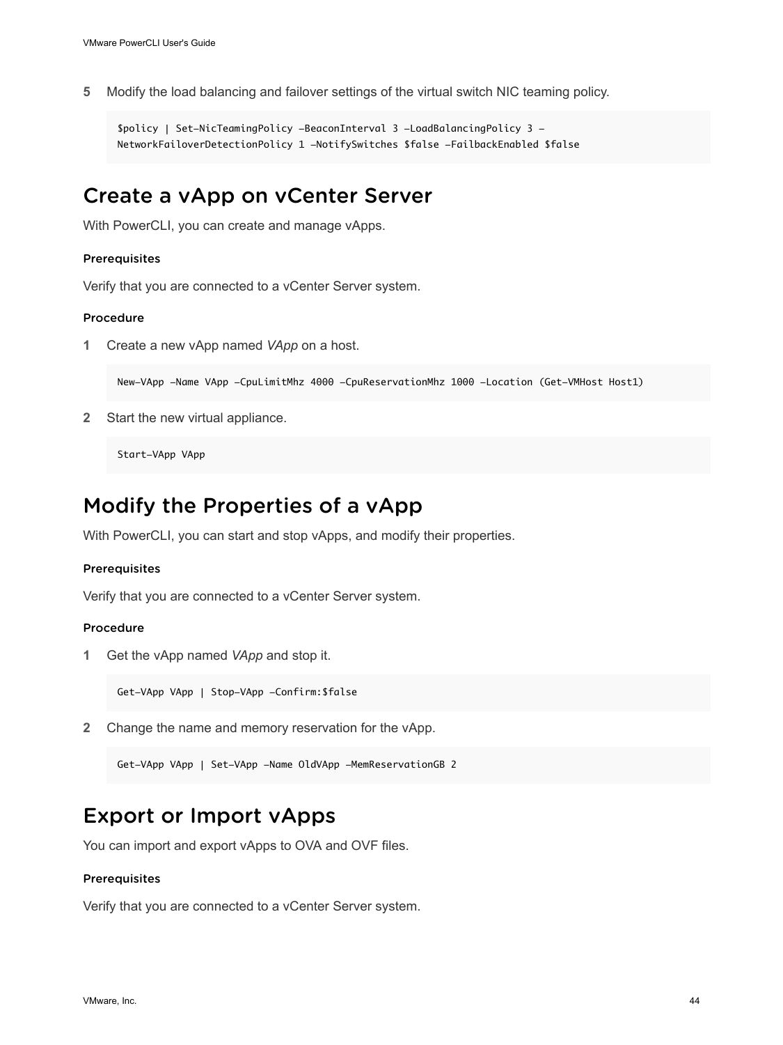5. Modify the load balancing and failover settings of the virtual switch NIC teaming policy.

```
$policy | Set-NicTeamingPolicy -BeaconInterval 3 -LoadBalancingPolicy 3 -
NetworkFailoverDetectionPolicy 1 -NotifySwitches $false -FailbackEnabled $false
```

## Create a vApp on vCenter Server

With PowerCLI, you can create and manage vApps.

#### Prerequisites

Verify that you are connected to a vCenter Server system.

#### Procedure

1. Create a new vApp named *VApp* on a host.

```
New-VApp -Name VApp -CpuLimitMhz 4000 -CpuReservationMhz 1000 -Location (Get-VMHost Host1)
```

2. Start the new virtual appliance.

```
Start-VApp VApp
```

## Modify the Properties of a vApp

With PowerCLI, you can start and stop vApps, and modify their properties.

#### Prerequisites

Verify that you are connected to a vCenter Server system.

#### Procedure

1. Get the vApp named *VApp* and stop it.

```
Get-VApp VApp | Stop-VApp -Confirm:$false
```

2. Change the name and memory reservation for the vApp.

```
Get-VApp VApp | Set-VApp -Name OldVApp -MemReservationGB 2
```

## Export or Import vApps

You can import and export vApps to OVA and OVF files.

#### Prerequisites

Verify that you are connected to a vCenter Server system.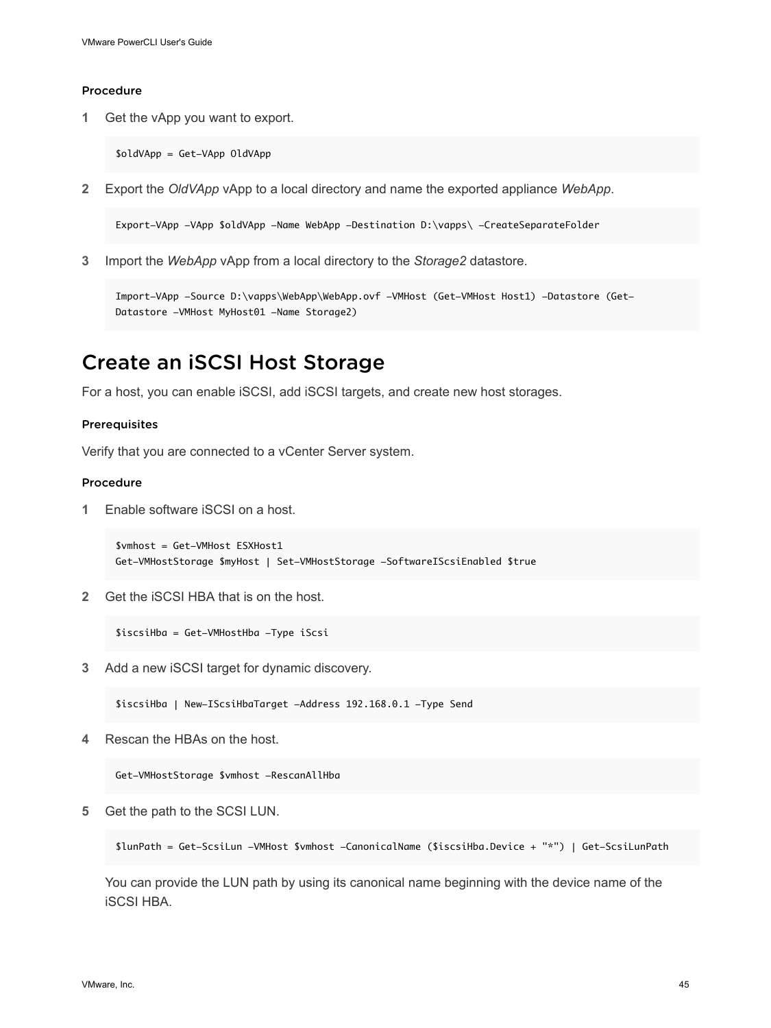### Procedure

1. Get the vApp you want to export.

```
$oldVApp = Get-VApp OldVApp
```

2. Export the *OldVApp* vApp to a local directory and name the exported appliance *WebApp*.

```
Export-VApp -VApp $oldVApp -Name WebApp -Destination D:\vapps\ -CreateSeparateFolder
```

3. Import the *WebApp* vApp from a local directory to the *Storage2* datastore.

```
Import-VApp -Source D:\vapps\WebApp\WebApp.ovf -VMHost (Get-VMHost Host1) -Datastore (Get-
Datastore -VMHost MyHost01 -Name Storage2)
```

## Create an iSCSI Host Storage

For a host, you can enable iSCSI, add iSCSI targets, and create new host storages.

### Prerequisites

Verify that you are connected to a vCenter Server system.

### Procedure

1. Enable software iSCSI on a host.

```
$vmhost = Get-VMHost ESXHost1
Get-VMHostStorage $myHost | Set-VMHostStorage -SoftwareIScsiEnabled $true
```

2. Get the iSCSI HBA that is on the host.

```
$iscsiHba = Get-VMHostHba -Type iScsi
```

3. Add a new iSCSI target for dynamic discovery.

```
$iscsiHba | New-IScsiHbaTarget -Address 192.168.0.1 -Type Send
```

4. Rescan the HBAs on the host.

```
Get-VMHostStorage $vmhost -RescanAllHba
```

5. Get the path to the SCSI LUN.

```
$lunPath = Get-ScsiLun -VMHost $vmhost -CanonicalName ($iscsiHba.Device + "*") | Get-ScsiLunPath
```

   You can provide the LUN path by using its canonical name beginning with the device name of the iSCSI HBA.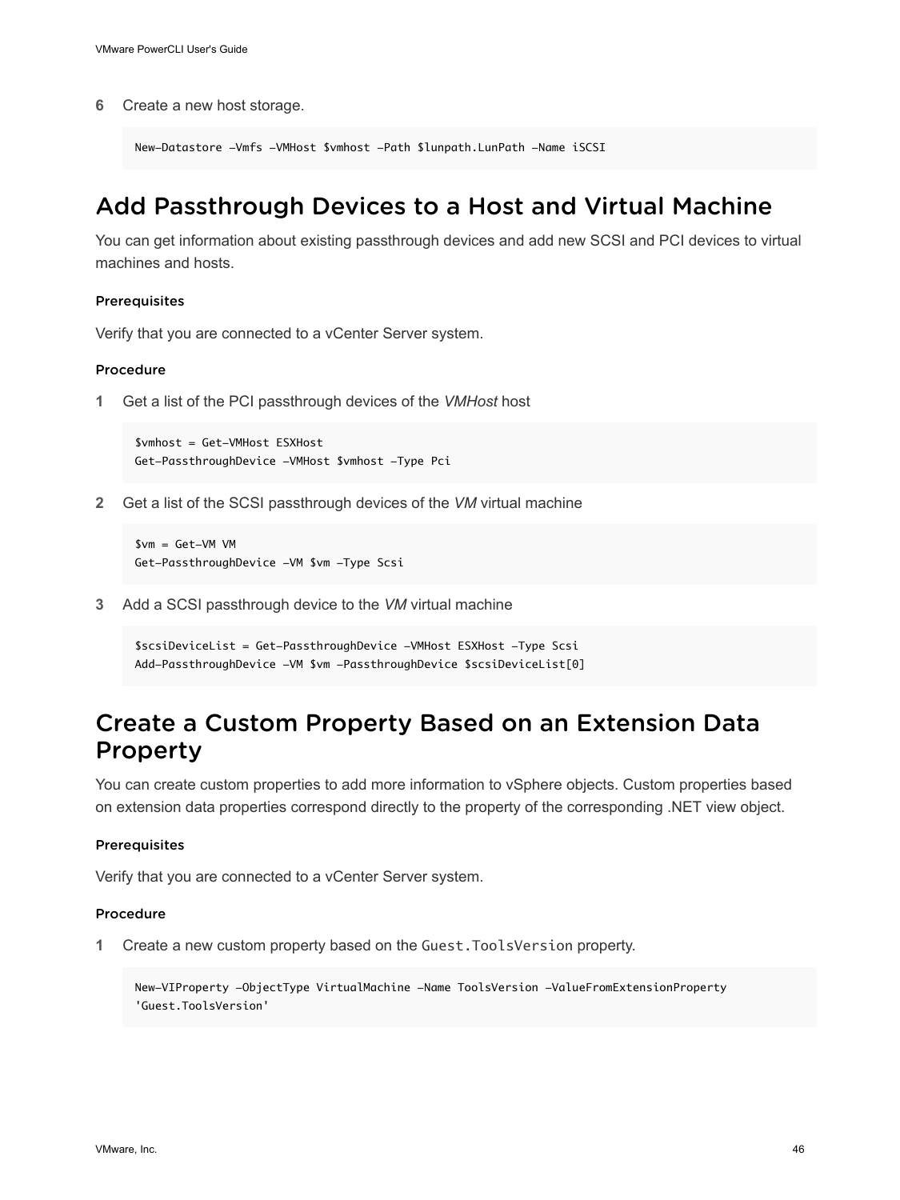6. Create a new host storage.

```
New-Datastore -Vmfs -VMHost $vmhost -Path $lunpath.LunPath -Name iSCSI
```

## Add Passthrough Devices to a Host and Virtual Machine

You can get information about existing passthrough devices and add new SCSI and PCI devices to virtual machines and hosts.

#### Prerequisites

Verify that you are connected to a vCenter Server system.

#### Procedure

1. Get a list of the PCI passthrough devices of the *VMHost* host

   ```
   $vmhost = Get-VMHost ESXHost
   Get-PassthroughDevice -VMHost $vmhost -Type Pci
   ```

2. Get a list of the SCSI passthrough devices of the *VM* virtual machine

   ```
   $vm = Get-VM VM
   Get-PassthroughDevice -VM $vm -Type Scsi
   ```

3. Add a SCSI passthrough device to the *VM* virtual machine

   ```
   $scsiDeviceList = Get-PassthroughDevice -VMHost ESXHost -Type Scsi
   Add-PassthroughDevice -VM $vm -PassthroughDevice $scsiDeviceList[0]
   ```

## Create a Custom Property Based on an Extension Data Property

You can create custom properties to add more information to vSphere objects. Custom properties based on extension data properties correspond directly to the property of the corresponding .NET view object.

#### Prerequisites

Verify that you are connected to a vCenter Server system.

#### Procedure

1. Create a new custom property based on the `Guest.ToolsVersion` property.

   ```
   New-VIProperty -ObjectType VirtualMachine -Name ToolsVersion -ValueFromExtensionProperty
   'Guest.ToolsVersion'
   ```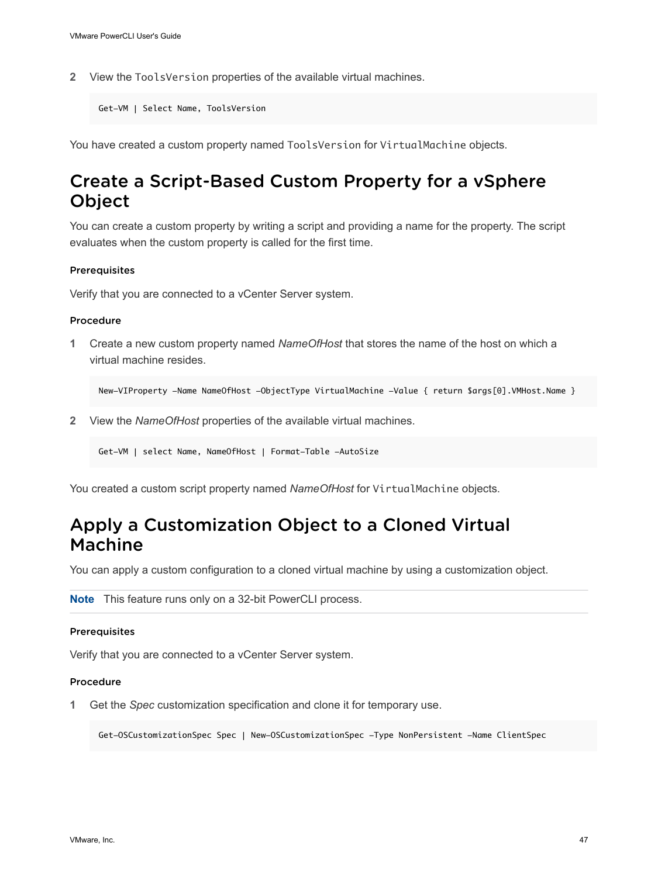2 View the `ToolsVersion` properties of the available virtual machines.

```
Get-VM | Select Name, ToolsVersion
```

You have created a custom property named `ToolsVersion` for `VirtualMachine` objects.

## Create a Script-Based Custom Property for a vSphere Object

You can create a custom property by writing a script and providing a name for the property. The script evaluates when the custom property is called for the first time.

#### Prerequisites

Verify that you are connected to a vCenter Server system.

#### Procedure

1 Create a new custom property named *NameOfHost* that stores the name of the host on which a virtual machine resides.

```
New-VIProperty -Name NameOfHost -ObjectType VirtualMachine -Value { return $args[0].VMHost.Name }
```

2 View the *NameOfHost* properties of the available virtual machines.

```
Get-VM | select Name, NameOfHost | Format-Table -AutoSize
```

You created a custom script property named *NameOfHost* for `VirtualMachine` objects.

## Apply a Customization Object to a Cloned Virtual Machine

You can apply a custom configuration to a cloned virtual machine by using a customization object.

**Note** This feature runs only on a 32-bit PowerCLI process.

#### Prerequisites

Verify that you are connected to a vCenter Server system.

#### Procedure

1 Get the *Spec* customization specification and clone it for temporary use.

```
Get-OSCustomizationSpec Spec | New-OSCustomizationSpec -Type NonPersistent -Name ClientSpec
```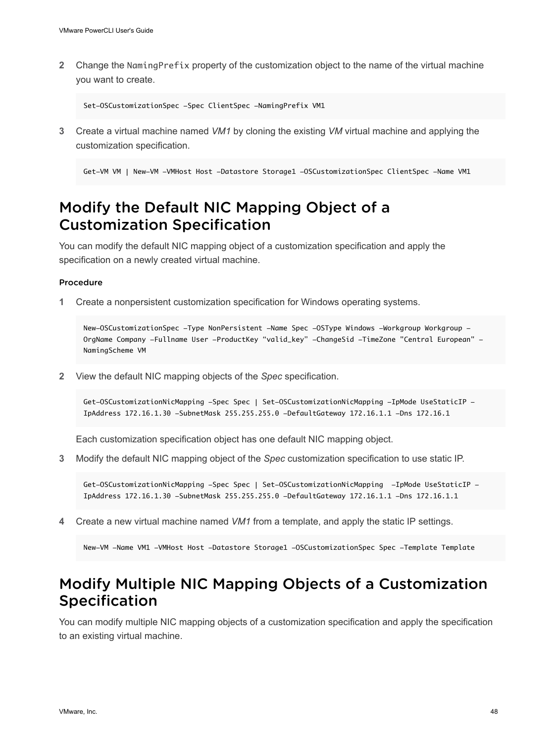2. Change the `NamingPrefix` property of the customization object to the name of the virtual machine you want to create.

   ```
   Set-OSCustomizationSpec -Spec ClientSpec -NamingPrefix VM1
   ```

3. Create a virtual machine named *VM1* by cloning the existing *VM* virtual machine and applying the customization specification.

   ```
   Get-VM VM | New-VM -VMHost Host -Datastore Storage1 -OSCustomizationSpec ClientSpec -Name VM1
   ```

## Modify the Default NIC Mapping Object of a Customization Specification

You can modify the default NIC mapping object of a customization specification and apply the specification on a newly created virtual machine.

### Procedure

1. Create a nonpersistent customization specification for Windows operating systems.

   ```
   New-OSCustomizationSpec -Type NonPersistent -Name Spec -OSType Windows -Workgroup Workgroup -
   OrgName Company -Fullname User -ProductKey "valid_key" -ChangeSid -TimeZone "Central European" -
   NamingScheme VM
   ```

2. View the default NIC mapping objects of the *Spec* specification.

   ```
   Get-OSCustomizationNicMapping -Spec Spec | Set-OSCustomizationNicMapping -IpMode UseStaticIP -
   IpAddress 172.16.1.30 -SubnetMask 255.255.255.0 -DefaultGateway 172.16.1.1 -Dns 172.16.1
   ```

   Each customization specification object has one default NIC mapping object.

3. Modify the default NIC mapping object of the *Spec* customization specification to use static IP.

   ```
   Get-OSCustomizationNicMapping -Spec Spec | Set-OSCustomizationNicMapping  -IpMode UseStaticIP -
   IpAddress 172.16.1.30 -SubnetMask 255.255.255.0 -DefaultGateway 172.16.1.1 -Dns 172.16.1.1
   ```

4. Create a new virtual machine named *VM1* from a template, and apply the static IP settings.

   ```
   New-VM -Name VM1 -VMHost Host -Datastore Storage1 -OSCustomizationSpec Spec -Template Template
   ```

## Modify Multiple NIC Mapping Objects of a Customization Specification

You can modify multiple NIC mapping objects of a customization specification and apply the specification to an existing virtual machine.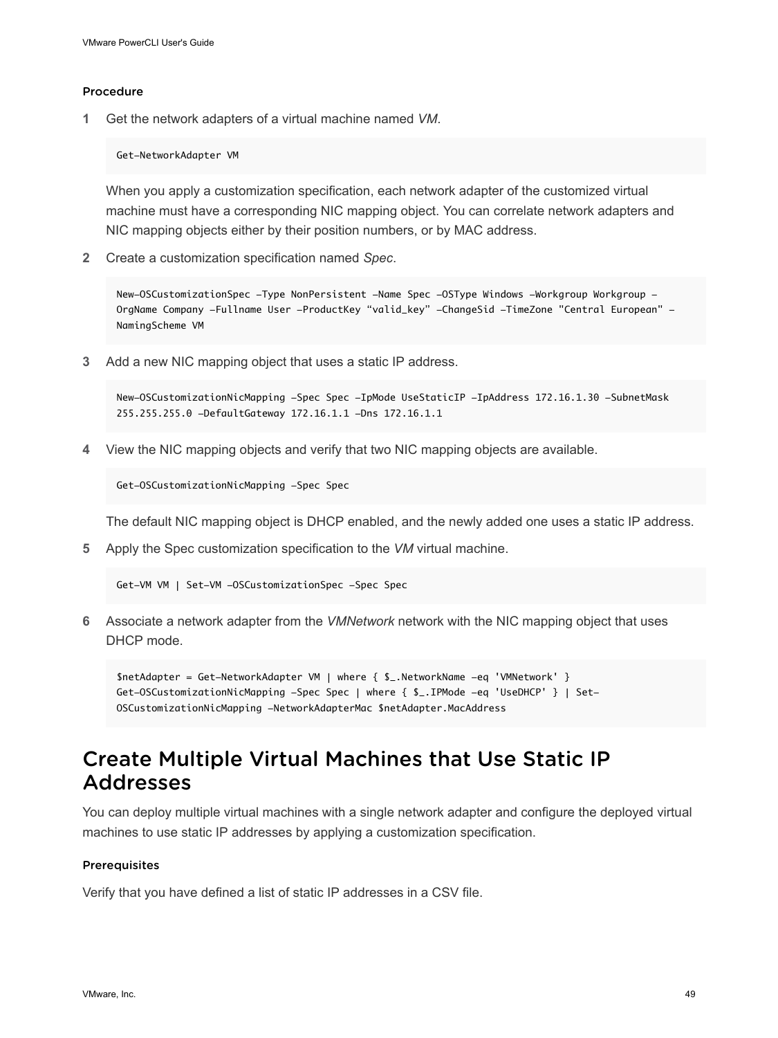#### Procedure

1 Get the network adapters of a virtual machine named *VM*.

```
Get-NetworkAdapter VM
```

When you apply a customization specification, each network adapter of the customized virtual machine must have a corresponding NIC mapping object. You can correlate network adapters and NIC mapping objects either by their position numbers, or by MAC address.

2 Create a customization specification named *Spec*.

```
New-OSCustomizationSpec -Type NonPersistent -Name Spec -OSType Windows -Workgroup Workgroup -
OrgName Company -Fullname User -ProductKey “valid_key” -ChangeSid -TimeZone "Central European" -
NamingScheme VM
```

3 Add a new NIC mapping object that uses a static IP address.

```
New-OSCustomizationNicMapping -Spec Spec -IpMode UseStaticIP -IpAddress 172.16.1.30 -SubnetMask
255.255.255.0 -DefaultGateway 172.16.1.1 -Dns 172.16.1.1
```

4 View the NIC mapping objects and verify that two NIC mapping objects are available.

```
Get-OSCustomizationNicMapping -Spec Spec
```

The default NIC mapping object is DHCP enabled, and the newly added one uses a static IP address.

5 Apply the Spec customization specification to the *VM* virtual machine.

```
Get-VM VM | Set-VM -OSCustomizationSpec -Spec Spec
```

6 Associate a network adapter from the *VMNetwork* network with the NIC mapping object that uses DHCP mode.

```
$netAdapter = Get-NetworkAdapter VM | where { $_.NetworkName -eq 'VMNetwork' }
Get-OSCustomizationNicMapping -Spec Spec | where { $_.IPMode -eq 'UseDHCP' } | Set-
OSCustomizationNicMapping -NetworkAdapterMac $netAdapter.MacAddress
```

## Create Multiple Virtual Machines that Use Static IP Addresses

You can deploy multiple virtual machines with a single network adapter and configure the deployed virtual machines to use static IP addresses by applying a customization specification.

#### Prerequisites

Verify that you have defined a list of static IP addresses in a CSV file.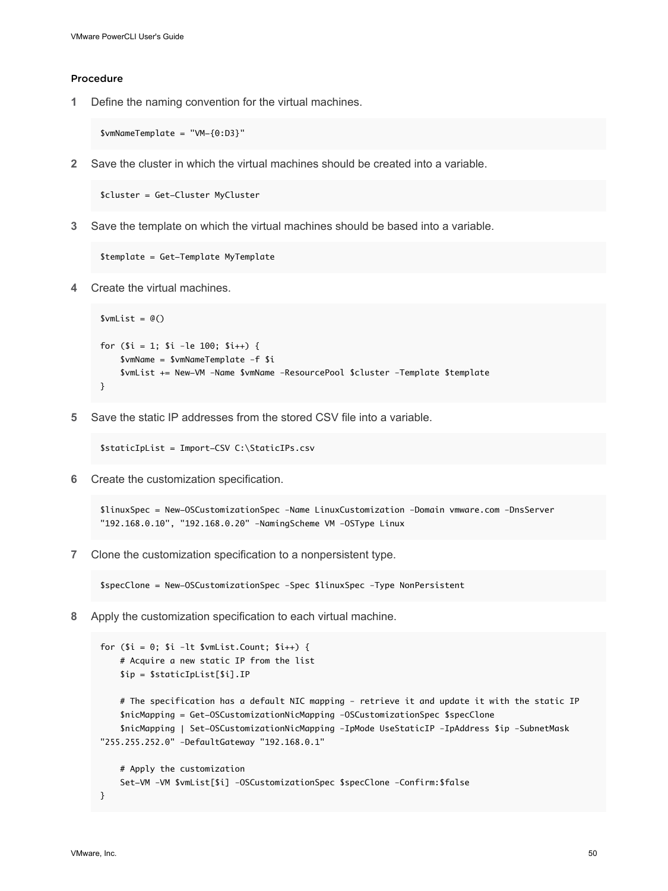### Procedure

1 Define the naming convention for the virtual machines.

```
$vmNameTemplate = "VM-{0:D3}"
```

2 Save the cluster in which the virtual machines should be created into a variable.

```
$cluster = Get-Cluster MyCluster
```

3 Save the template on which the virtual machines should be based into a variable.

```
$template = Get-Template MyTemplate
```

4 Create the virtual machines.

```
$vmList = @()

for ($i = 1; $i -le 100; $i++) {
    $vmName = $vmNameTemplate -f $i
    $vmList += New-VM -Name $vmName -ResourcePool $cluster -Template $template
}
```

5 Save the static IP addresses from the stored CSV file into a variable.

```
$staticIpList = Import-CSV C:\StaticIPs.csv
```

6 Create the customization specification.

```
$linuxSpec = New-OSCustomizationSpec -Name LinuxCustomization -Domain vmware.com -DnsServer
"192.168.0.10", "192.168.0.20" -NamingScheme VM -OSType Linux
```

7 Clone the customization specification to a nonpersistent type.

```
$specClone = New-OSCustomizationSpec -Spec $linuxSpec -Type NonPersistent
```

8 Apply the customization specification to each virtual machine.

```
for ($i = 0; $i -lt $vmList.Count; $i++) {
    # Acquire a new static IP from the list
    $ip = $staticIpList[$i].IP

    # The specification has a default NIC mapping - retrieve it and update it with the static IP
    $nicMapping = Get-OSCustomizationNicMapping -OSCustomizationSpec $specClone
    $nicMapping | Set-OSCustomizationNicMapping -IpMode UseStaticIP -IpAddress $ip -SubnetMask
"255.255.252.0" -DefaultGateway "192.168.0.1"

    # Apply the customization
    Set-VM -VM $vmList[$i] -OSCustomizationSpec $specClone -Confirm:$false
}
```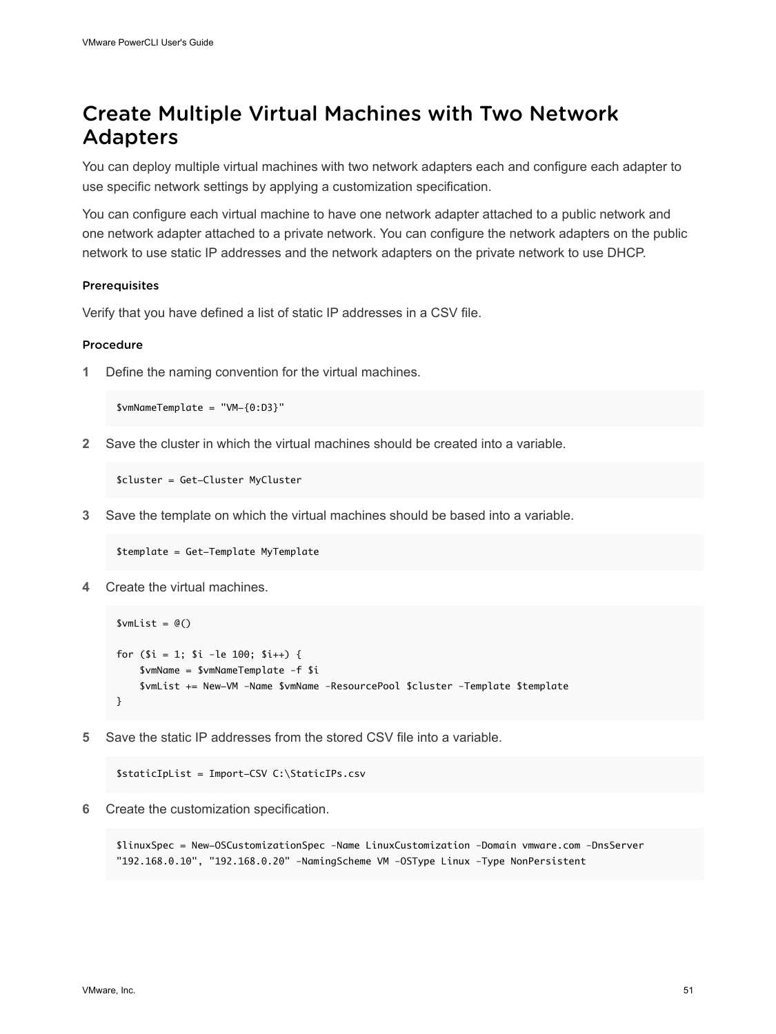# Create Multiple Virtual Machines with Two Network Adapters

You can deploy multiple virtual machines with two network adapters each and configure each adapter to use specific network settings by applying a customization specification.

You can configure each virtual machine to have one network adapter attached to a public network and one network adapter attached to a private network. You can configure the network adapters on the public network to use static IP addresses and the network adapters on the private network to use DHCP.

### Prerequisites

Verify that you have defined a list of static IP addresses in a CSV file.

### Procedure

**1** Define the naming convention for the virtual machines.

```
$vmNameTemplate = "VM-{0:D3}"
```

**2** Save the cluster in which the virtual machines should be created into a variable.

```
$cluster = Get-Cluster MyCluster
```

**3** Save the template on which the virtual machines should be based into a variable.

```
$template = Get-Template MyTemplate
```

**4** Create the virtual machines.

```
$vmList = @()

for ($i = 1; $i -le 100; $i++) {
    $vmName = $vmNameTemplate -f $i
    $vmList += New-VM -Name $vmName -ResourcePool $cluster -Template $template
}
```

**5** Save the static IP addresses from the stored CSV file into a variable.

```
$staticIpList = Import-CSV C:\StaticIPs.csv
```

**6** Create the customization specification.

```
$linuxSpec = New-OSCustomizationSpec -Name LinuxCustomization -Domain vmware.com -DnsServer
"192.168.0.10", "192.168.0.20" -NamingScheme VM -OSType Linux -Type NonPersistent
```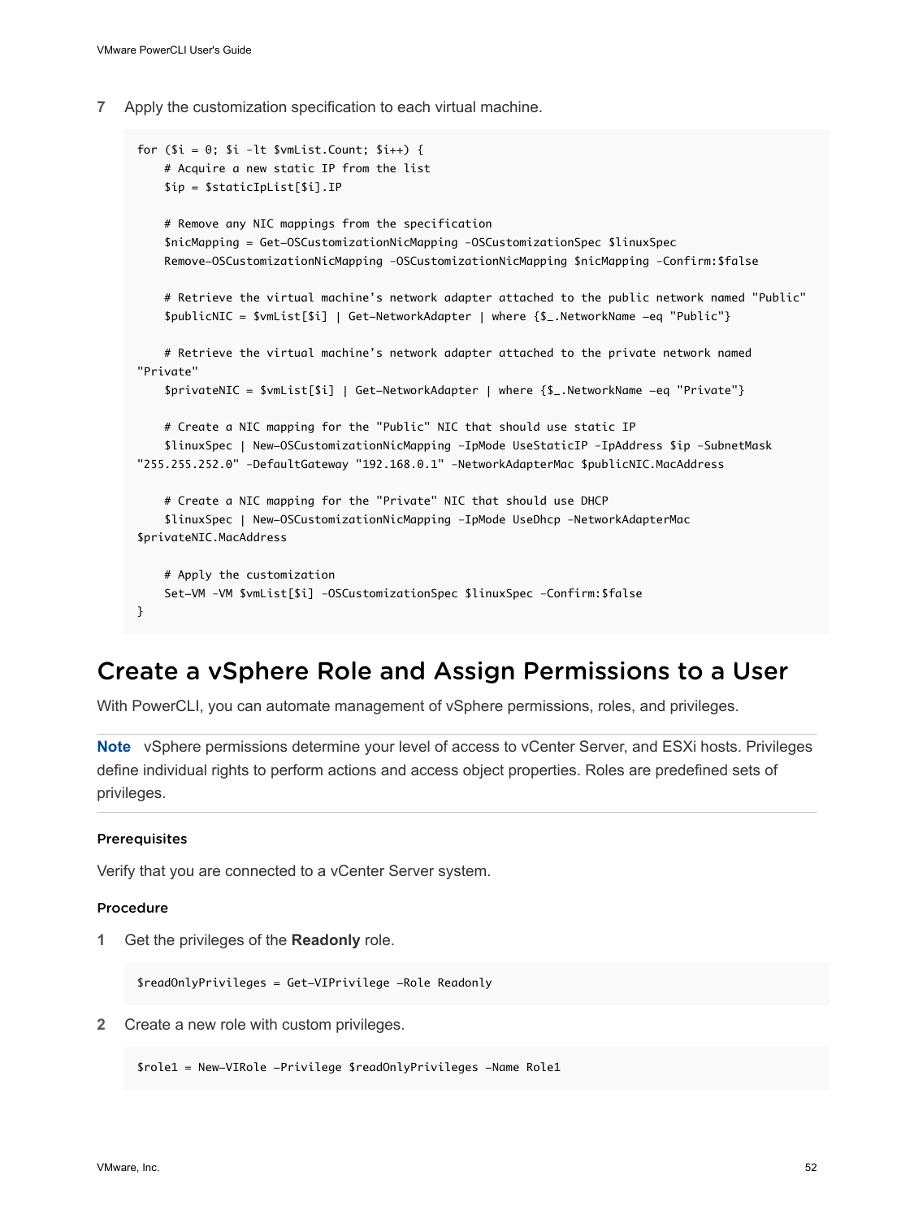7 Apply the customization specification to each virtual machine.

```
for ($i = 0; $i -lt $vmList.Count; $i++) {
    # Acquire a new static IP from the list
    $ip = $staticIpList[$i].IP

    # Remove any NIC mappings from the specification
    $nicMapping = Get-OSCustomizationNicMapping -OSCustomizationSpec $linuxSpec
    Remove-OSCustomizationNicMapping -OSCustomizationNicMapping $nicMapping -Confirm:$false

    # Retrieve the virtual machine's network adapter attached to the public network named "Public"
    $publicNIC = $vmList[$i] | Get-NetworkAdapter | where {$_.NetworkName -eq "Public"}

    # Retrieve the virtual machine's network adapter attached to the private network named 
"Private"
    $privateNIC = $vmList[$i] | Get-NetworkAdapter | where {$_.NetworkName -eq "Private"}

    # Create a NIC mapping for the "Public" NIC that should use static IP
    $linuxSpec | New-OSCustomizationNicMapping -IpMode UseStaticIP -IpAddress $ip -SubnetMask 
"255.255.252.0" -DefaultGateway "192.168.0.1" -NetworkAdapterMac $publicNIC.MacAddress

    # Create a NIC mapping for the "Private" NIC that should use DHCP
    $linuxSpec | New-OSCustomizationNicMapping -IpMode UseDhcp -NetworkAdapterMac 
$privateNIC.MacAddress

    # Apply the customization
    Set-VM -VM $vmList[$i] -OSCustomizationSpec $linuxSpec -Confirm:$false
}
```

## Create a vSphere Role and Assign Permissions to a User

With PowerCLI, you can automate management of vSphere permissions, roles, and privileges.

**Note** vSphere permissions determine your level of access to vCenter Server, and ESXi hosts. Privileges define individual rights to perform actions and access object properties. Roles are predefined sets of privileges.

#### Prerequisites

Verify that you are connected to a vCenter Server system.

#### Procedure

1 Get the privileges of the **Readonly** role.

```
$readOnlyPrivileges = Get-VIPrivilege -Role Readonly
```

2 Create a new role with custom privileges.

```
$role1 = New-VIRole -Privilege $readOnlyPrivileges -Name Role1
```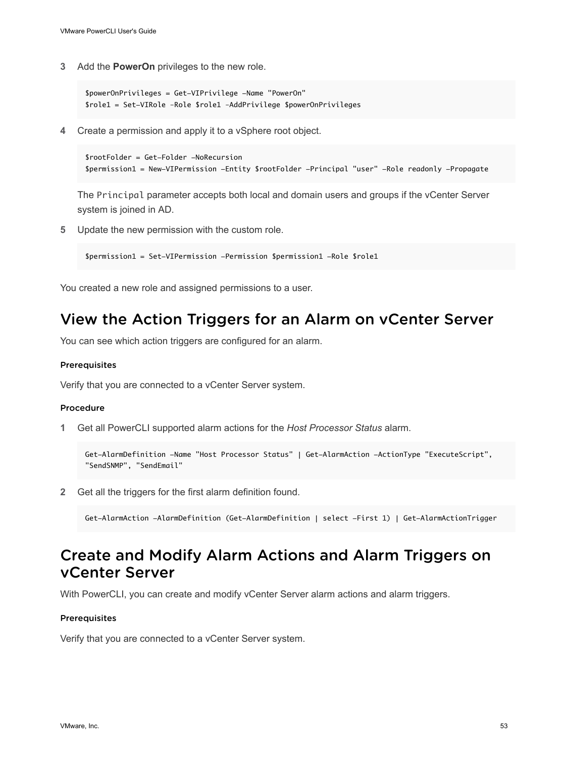3. Add the **PowerOn** privileges to the new role.

```
$powerOnPrivileges = Get-VIPrivilege -Name "PowerOn"
$role1 = Set-VIRole -Role $role1 -AddPrivilege $powerOnPrivileges
```

4. Create a permission and apply it to a vSphere root object.

```
$rootFolder = Get-Folder -NoRecursion
$permission1 = New-VIPermission -Entity $rootFolder -Principal "user" -Role readonly -Propagate
```

   The `Principal` parameter accepts both local and domain users and groups if the vCenter Server system is joined in AD.

5. Update the new permission with the custom role.

```
$permission1 = Set-VIPermission -Permission $permission1 -Role $role1
```

You created a new role and assigned permissions to a user.

## View the Action Triggers for an Alarm on vCenter Server

You can see which action triggers are configured for an alarm.

#### Prerequisites

Verify that you are connected to a vCenter Server system.

#### Procedure

1. Get all PowerCLI supported alarm actions for the *Host Processor Status* alarm.

```
Get-AlarmDefinition -Name "Host Processor Status" | Get-AlarmAction -ActionType "ExecuteScript",
"SendSNMP", "SendEmail"
```

2. Get all the triggers for the first alarm definition found.

```
Get-AlarmAction -AlarmDefinition (Get-AlarmDefinition | select -First 1) | Get-AlarmActionTrigger
```

## Create and Modify Alarm Actions and Alarm Triggers on vCenter Server

With PowerCLI, you can create and modify vCenter Server alarm actions and alarm triggers.

#### Prerequisites

Verify that you are connected to a vCenter Server system.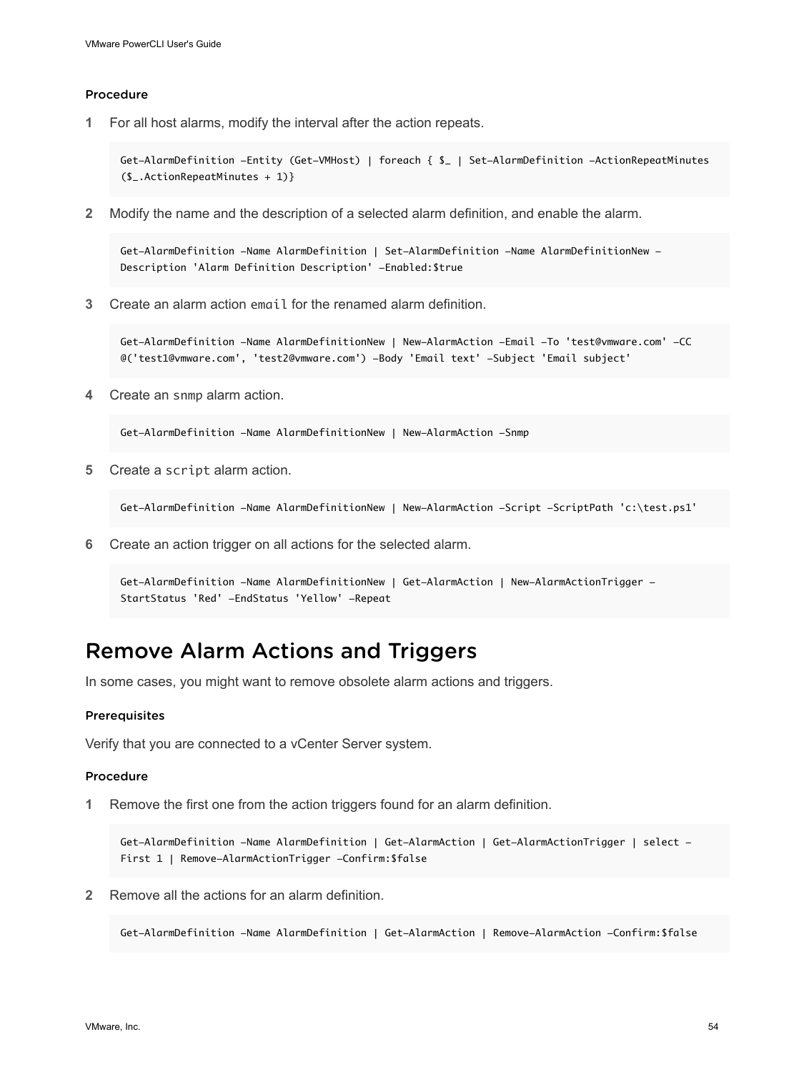#### Procedure

1 For all host alarms, modify the interval after the action repeats.

```
Get-AlarmDefinition -Entity (Get-VMHost) | foreach { $_ | Set-AlarmDefinition -ActionRepeatMinutes
($_.ActionRepeatMinutes + 1)}
```

2 Modify the name and the description of a selected alarm definition, and enable the alarm.

```
Get-AlarmDefinition -Name AlarmDefinition | Set-AlarmDefinition -Name AlarmDefinitionNew -
Description 'Alarm Definition Description' -Enabled:$true
```

3 Create an alarm action `email` for the renamed alarm definition.

```
Get-AlarmDefinition -Name AlarmDefinitionNew | New-AlarmAction -Email -To 'test@vmware.com' -CC
@('test1@vmware.com', 'test2@vmware.com') -Body 'Email text' -Subject 'Email subject'
```

4 Create an `snmp` alarm action.

```
Get-AlarmDefinition -Name AlarmDefinitionNew | New-AlarmAction -Snmp
```

5 Create a `script` alarm action.

```
Get-AlarmDefinition -Name AlarmDefinitionNew | New-AlarmAction -Script -ScriptPath 'c:\test.ps1'
```

6 Create an action trigger on all actions for the selected alarm.

```
Get-AlarmDefinition -Name AlarmDefinitionNew | Get-AlarmAction | New-AlarmActionTrigger -
StartStatus 'Red' -EndStatus 'Yellow' -Repeat
```

## Remove Alarm Actions and Triggers

In some cases, you might want to remove obsolete alarm actions and triggers.

#### Prerequisites

Verify that you are connected to a vCenter Server system.

#### Procedure

1 Remove the first one from the action triggers found for an alarm definition.

```
Get-AlarmDefinition -Name AlarmDefinition | Get-AlarmAction | Get-AlarmActionTrigger | select -
First 1 | Remove-AlarmActionTrigger -Confirm:$false
```

2 Remove all the actions for an alarm definition.

```
Get-AlarmDefinition -Name AlarmDefinition | Get-AlarmAction | Remove-AlarmAction -Confirm:$false
```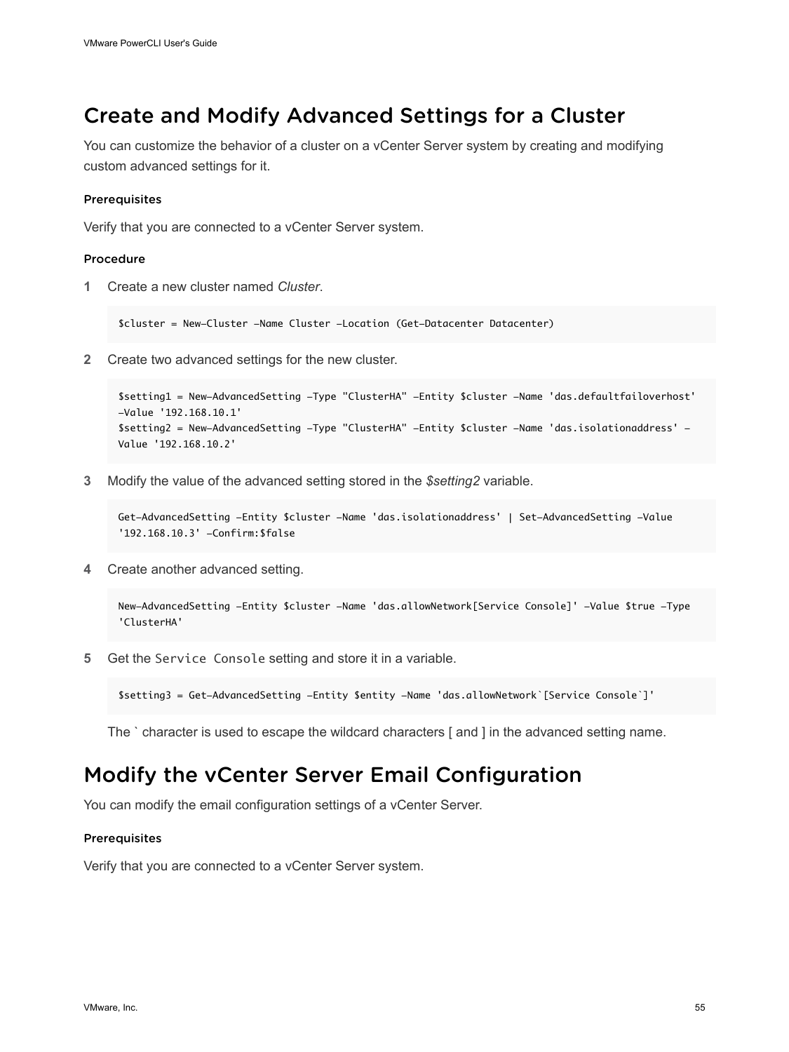## Create and Modify Advanced Settings for a Cluster

You can customize the behavior of a cluster on a vCenter Server system by creating and modifying custom advanced settings for it.

#### Prerequisites

Verify that you are connected to a vCenter Server system.

#### Procedure

1 Create a new cluster named *Cluster*.

```
$cluster = New-Cluster -Name Cluster -Location (Get-Datacenter Datacenter)
```

2 Create two advanced settings for the new cluster.

```
$setting1 = New-AdvancedSetting -Type "ClusterHA" -Entity $cluster -Name 'das.defaultfailoverhost'
-Value '192.168.10.1'
$setting2 = New-AdvancedSetting -Type "ClusterHA" -Entity $cluster -Name 'das.isolationaddress' -
Value '192.168.10.2'
```

3 Modify the value of the advanced setting stored in the *$setting2* variable.

```
Get-AdvancedSetting -Entity $cluster -Name 'das.isolationaddress' | Set-AdvancedSetting -Value
'192.168.10.3' -Confirm:$false
```

4 Create another advanced setting.

```
New-AdvancedSetting -Entity $cluster -Name 'das.allowNetwork[Service Console]' -Value $true -Type
'ClusterHA'
```

5 Get the `Service Console` setting and store it in a variable.

```
$setting3 = Get-AdvancedSetting -Entity $entity -Name 'das.allowNetwork`[Service Console`]'
```

The ` character is used to escape the wildcard characters [ and ] in the advanced setting name.

## Modify the vCenter Server Email Configuration

You can modify the email configuration settings of a vCenter Server.

#### Prerequisites

Verify that you are connected to a vCenter Server system.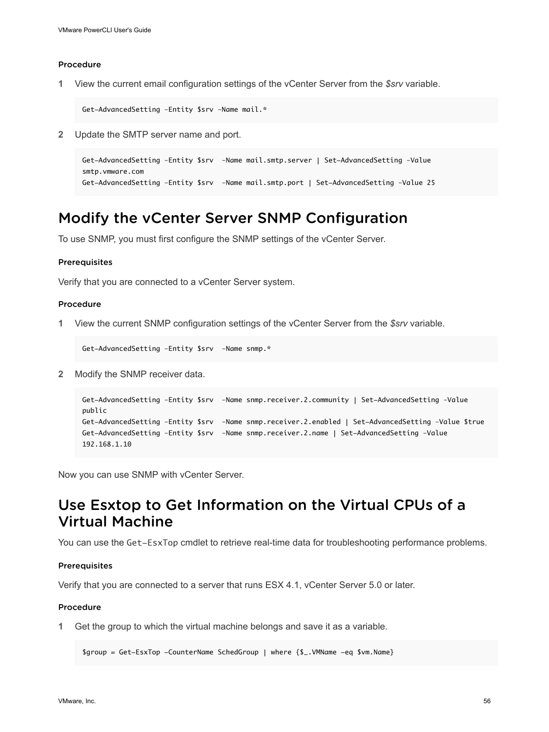#### Procedure

1. View the current email configuration settings of the vCenter Server from the *$srv* variable.

```
Get-AdvancedSetting -Entity $srv -Name mail.*
```

2. Update the SMTP server name and port.

```
Get-AdvancedSetting -Entity $srv  -Name mail.smtp.server | Set-AdvancedSetting -Value 
smtp.vmware.com
Get-AdvancedSetting -Entity $srv  -Name mail.smtp.port | Set-AdvancedSetting -Value 25
```

## Modify the vCenter Server SNMP Configuration

To use SNMP, you must first configure the SNMP settings of the vCenter Server.

#### Prerequisites

Verify that you are connected to a vCenter Server system.

#### Procedure

1. View the current SNMP configuration settings of the vCenter Server from the *$srv* variable.

```
Get-AdvancedSetting -Entity $srv  -Name snmp.*
```

2. Modify the SNMP receiver data.

```
Get-AdvancedSetting -Entity $srv  -Name snmp.receiver.2.community | Set-AdvancedSetting -Value 
public
Get-AdvancedSetting -Entity $srv  -Name snmp.receiver.2.enabled | Set-AdvancedSetting -Value $true
Get-AdvancedSetting -Entity $srv  -Name snmp.receiver.2.name | Set-AdvancedSetting -Value 
192.168.1.10
```

Now you can use SNMP with vCenter Server.

## Use Esxtop to Get Information on the Virtual CPUs of a Virtual Machine

You can use the `Get-EsxTop` cmdlet to retrieve real-time data for troubleshooting performance problems.

#### Prerequisites

Verify that you are connected to a server that runs ESX 4.1, vCenter Server 5.0 or later.

#### Procedure

1. Get the group to which the virtual machine belongs and save it as a variable.

```
$group = Get-EsxTop -CounterName SchedGroup | where {$_.VMName -eq $vm.Name}
```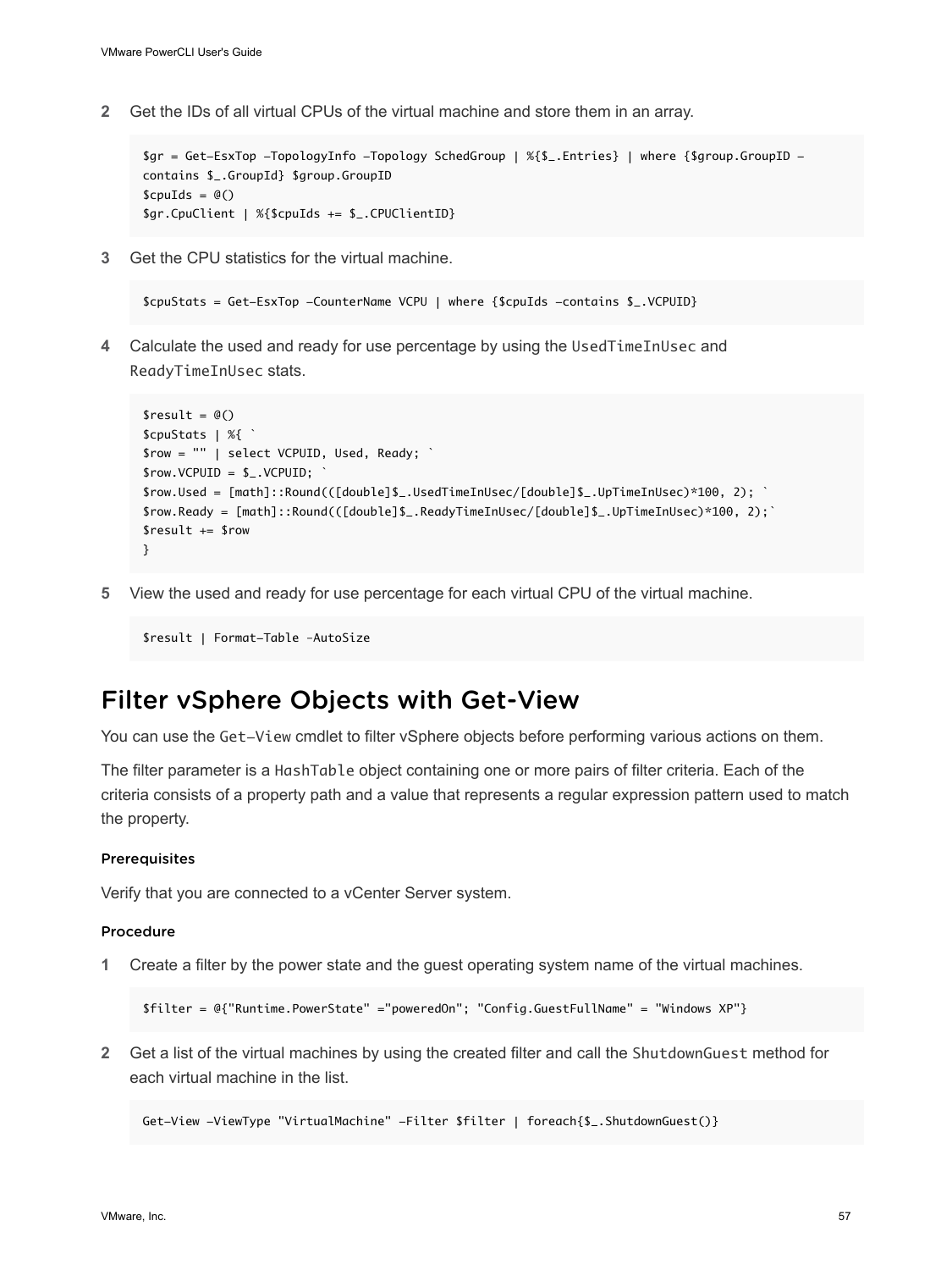2. Get the IDs of all virtual CPUs of the virtual machine and store them in an array.

```
$gr = Get-EsxTop -TopologyInfo -Topology SchedGroup | %{$_.Entries} | where {$group.GroupID -
contains $_.GroupId} $group.GroupID
$cpuIds = @()
$gr.CpuClient | %{$cpuIds += $_.CPUClientID}
```

3. Get the CPU statistics for the virtual machine.

```
$cpuStats = Get-EsxTop -CounterName VCPU | where {$cpuIds -contains $_.VCPUID}
```

4. Calculate the used and ready for use percentage by using the `UsedTimeInUsec` and `ReadyTimeInUsec` stats.

```
$result = @()
$cpuStats | %{ `
$row = "" | select VCPUID, Used, Ready; `
$row.VCPUID = $_.VCPUID; `
$row.Used = [math]::Round(([double]$_.UsedTimeInUsec/[double]$_.UpTimeInUsec)*100, 2); `
$row.Ready = [math]::Round(([double]$_.ReadyTimeInUsec/[double]$_.UpTimeInUsec)*100, 2);`
$result += $row
}
```

5. View the used and ready for use percentage for each virtual CPU of the virtual machine.

```
$result | Format-Table -AutoSize
```

## Filter vSphere Objects with Get-View

You can use the `Get-View` cmdlet to filter vSphere objects before performing various actions on them.

The filter parameter is a `HashTable` object containing one or more pairs of filter criteria. Each of the criteria consists of a property path and a value that represents a regular expression pattern used to match the property.

#### Prerequisites

Verify that you are connected to a vCenter Server system.

#### Procedure

1. Create a filter by the power state and the guest operating system name of the virtual machines.

```
$filter = @{"Runtime.PowerState" ="poweredOn"; "Config.GuestFullName" = "Windows XP"}
```

2. Get a list of the virtual machines by using the created filter and call the `ShutdownGuest` method for each virtual machine in the list.

```
Get-View -ViewType "VirtualMachine" -Filter $filter | foreach{$_.ShutdownGuest()}
```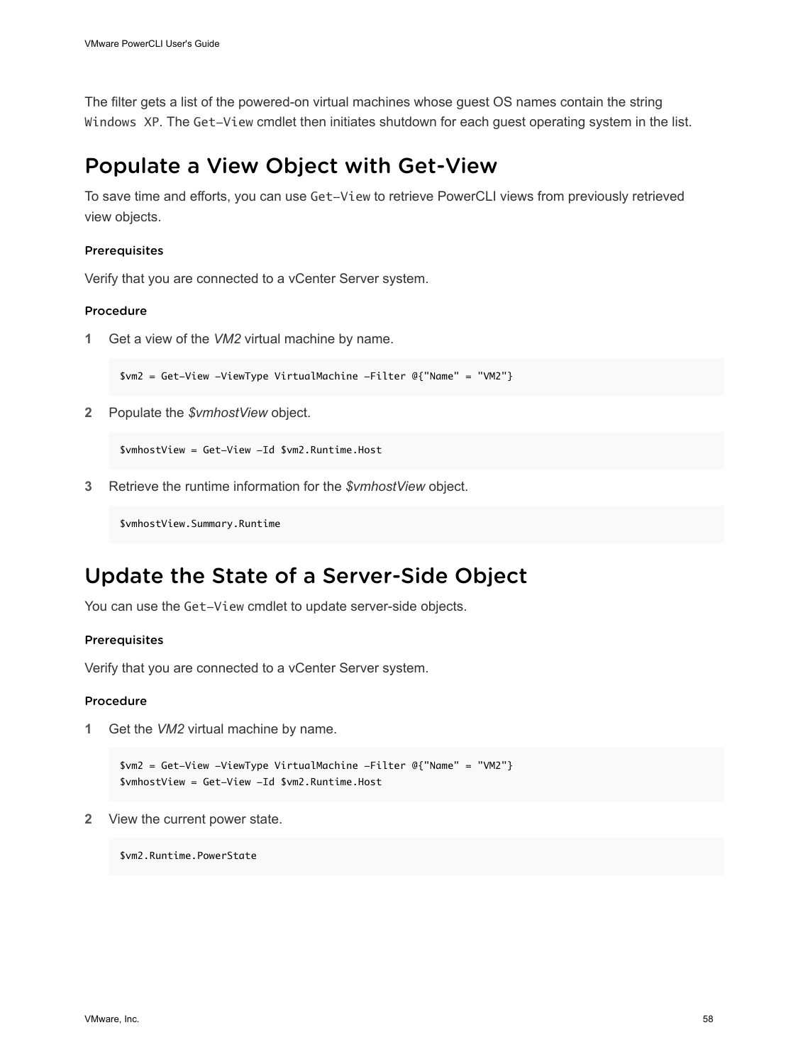The filter gets a list of the powered-on virtual machines whose guest OS names contain the string `Windows XP`. The `Get-View` cmdlet then initiates shutdown for each guest operating system in the list.

## Populate a View Object with Get-View

To save time and efforts, you can use `Get-View` to retrieve PowerCLI views from previously retrieved view objects.

#### Prerequisites

Verify that you are connected to a vCenter Server system.

#### Procedure

**1** Get a view of the *VM2* virtual machine by name.

```
$vm2 = Get-View -ViewType VirtualMachine -Filter @{"Name" = "VM2"}
```

**2** Populate the *$vmhostView* object.

```
$vmhostView = Get-View -Id $vm2.Runtime.Host
```

**3** Retrieve the runtime information for the *$vmhostView* object.

```
$vmhostView.Summary.Runtime
```

## Update the State of a Server-Side Object

You can use the `Get-View` cmdlet to update server-side objects.

#### Prerequisites

Verify that you are connected to a vCenter Server system.

#### Procedure

**1** Get the *VM2* virtual machine by name.

```
$vm2 = Get-View -ViewType VirtualMachine -Filter @{"Name" = "VM2"}
$vmhostView = Get-View -Id $vm2.Runtime.Host
```

**2** View the current power state.

```
$vm2.Runtime.PowerState
```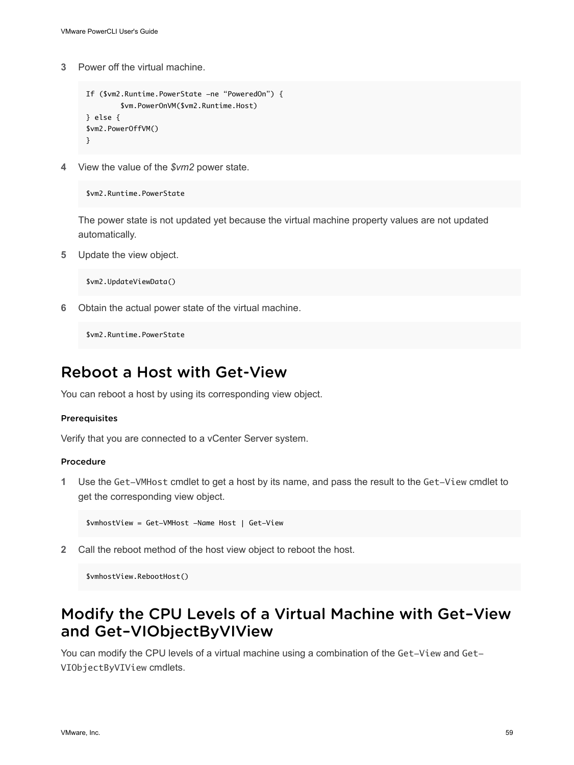3. Power off the virtual machine.

   ```
   If ($vm2.Runtime.PowerState –ne “PoweredOn”) {
           $vm.PowerOnVM($vm2.Runtime.Host)
   } else {
   $vm2.PowerOffVM()
   }
   ```

4. View the value of the *$vm2* power state.

   ```
   $vm2.Runtime.PowerState
   ```

   The power state is not updated yet because the virtual machine property values are not updated automatically.

5. Update the view object.

   ```
   $vm2.UpdateViewData()
   ```

6. Obtain the actual power state of the virtual machine.

   ```
   $vm2.Runtime.PowerState
   ```

## Reboot a Host with Get-View

You can reboot a host by using its corresponding view object.

#### Prerequisites

Verify that you are connected to a vCenter Server system.

#### Procedure

1. Use the `Get-VMHost` cmdlet to get a host by its name, and pass the result to the `Get-View` cmdlet to get the corresponding view object.

   ```
   $vmhostView = Get-VMHost -Name Host | Get-View
   ```

2. Call the reboot method of the host view object to reboot the host.

   ```
   $vmhostView.RebootHost()
   ```

## Modify the CPU Levels of a Virtual Machine with Get-View and Get-VIObjectByVIView

You can modify the CPU levels of a virtual machine using a combination of the `Get-View` and `Get-VIObjectByVIView` cmdlets.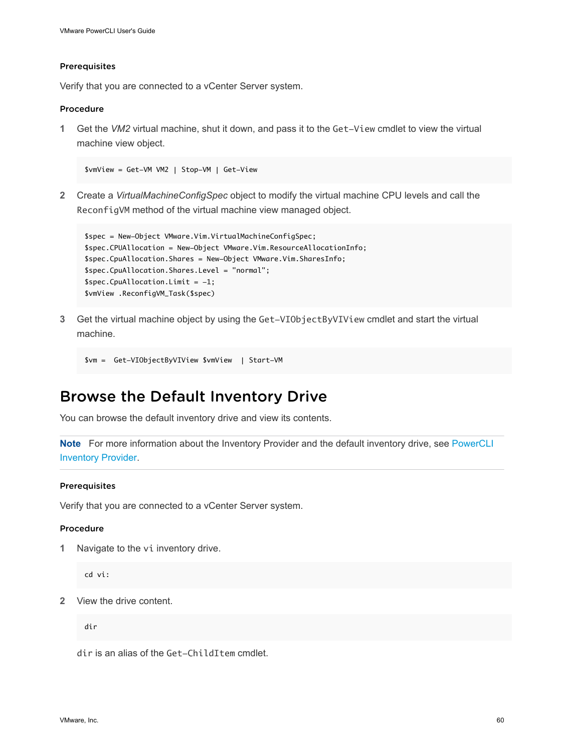#### Prerequisites

Verify that you are connected to a vCenter Server system.

#### Procedure

1 Get the *VM2* virtual machine, shut it down, and pass it to the `Get-View` cmdlet to view the virtual machine view object.

```
$vmView = Get-VM VM2 | Stop-VM | Get-View
```

2 Create a *VirtualMachineConfigSpec* object to modify the virtual machine CPU levels and call the `ReconfigVM` method of the virtual machine view managed object.

```
$spec = New-Object VMware.Vim.VirtualMachineConfigSpec;
$spec.CPUAllocation = New-Object VMware.Vim.ResourceAllocationInfo;
$spec.CpuAllocation.Shares = New-Object VMware.Vim.SharesInfo;
$spec.CpuAllocation.Shares.Level = "normal";
$spec.CpuAllocation.Limit = -1;
$vmView .ReconfigVM_Task($spec)
```

3 Get the virtual machine object by using the `Get-VIObjectByVIView` cmdlet and start the virtual machine.

```
$vm =  Get-VIObjectByVIView $vmView  | Start-VM
```

## Browse the Default Inventory Drive

You can browse the default inventory drive and view its contents.

**Note** For more information about the Inventory Provider and the default inventory drive, see PowerCLI Inventory Provider.

#### Prerequisites

Verify that you are connected to a vCenter Server system.

#### Procedure

1 Navigate to the `vi` inventory drive.

```
cd vi:
```

2 View the drive content.

```
dir
```

`dir` is an alias of the `Get-ChildItem` cmdlet.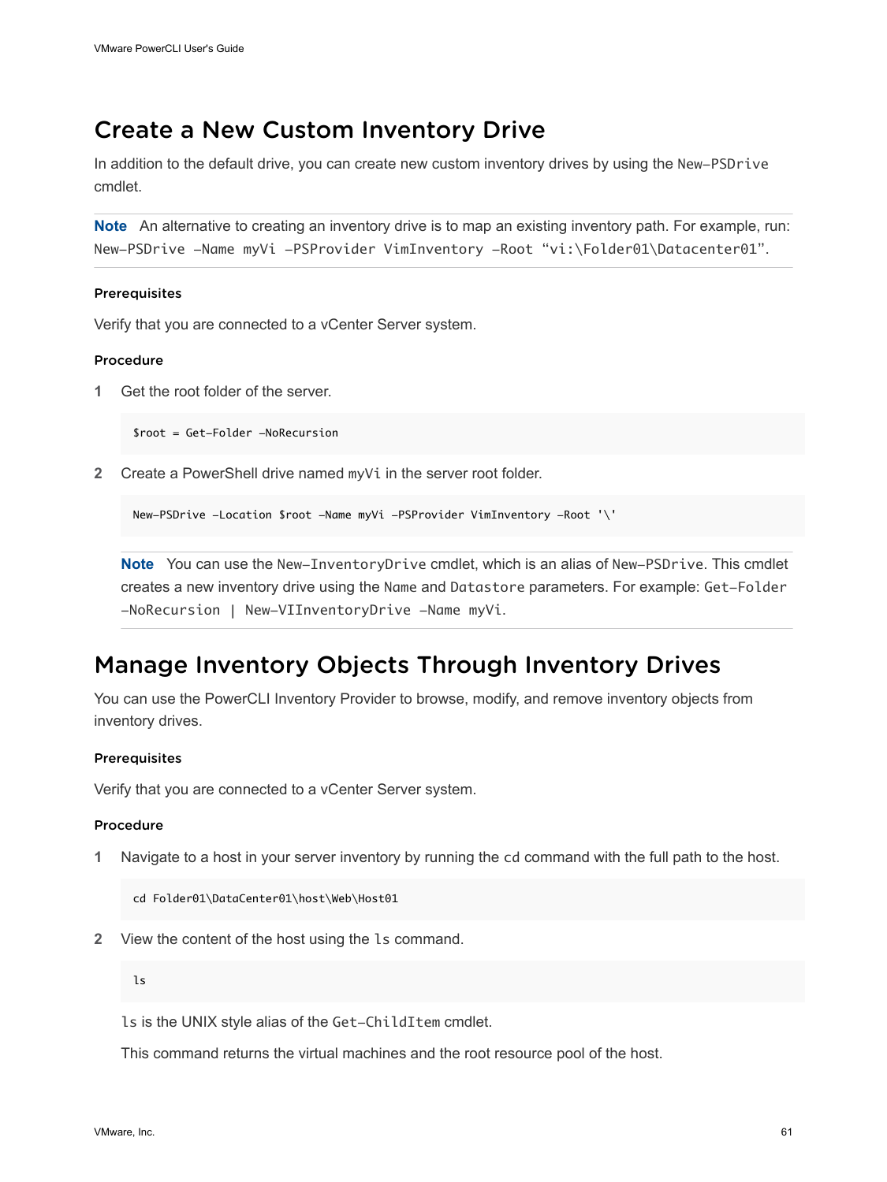## Create a New Custom Inventory Drive

In addition to the default drive, you can create new custom inventory drives by using the `New-PSDrive` cmdlet.

**Note** An alternative to creating an inventory drive is to map an existing inventory path. For example, run: `New-PSDrive -Name myVi -PSProvider VimInventory -Root “vi:\Folder01\Datacenter01”`.

#### Prerequisites

Verify that you are connected to a vCenter Server system.

#### Procedure

1. Get the root folder of the server.

   ```
   $root = Get-Folder -NoRecursion
   ```

2. Create a PowerShell drive named `myVi` in the server root folder.

   ```
   New-PSDrive -Location $root -Name myVi -PSProvider VimInventory -Root '\'
   ```

   **Note** You can use the `New-InventoryDrive` cmdlet, which is an alias of `New-PSDrive`. This cmdlet creates a new inventory drive using the `Name` and `Datastore` parameters. For example: `Get-Folder -NoRecursion | New-VIInventoryDrive -Name myVi`.

## Manage Inventory Objects Through Inventory Drives

You can use the PowerCLI Inventory Provider to browse, modify, and remove inventory objects from inventory drives.

#### Prerequisites

Verify that you are connected to a vCenter Server system.

#### Procedure

1. Navigate to a host in your server inventory by running the `cd` command with the full path to the host.

   ```
   cd Folder01\DataCenter01\host\Web\Host01
   ```

2. View the content of the host using the `ls` command.

   ```
   ls
   ```

   `ls` is the UNIX style alias of the `Get-ChildItem` cmdlet.

   This command returns the virtual machines and the root resource pool of the host.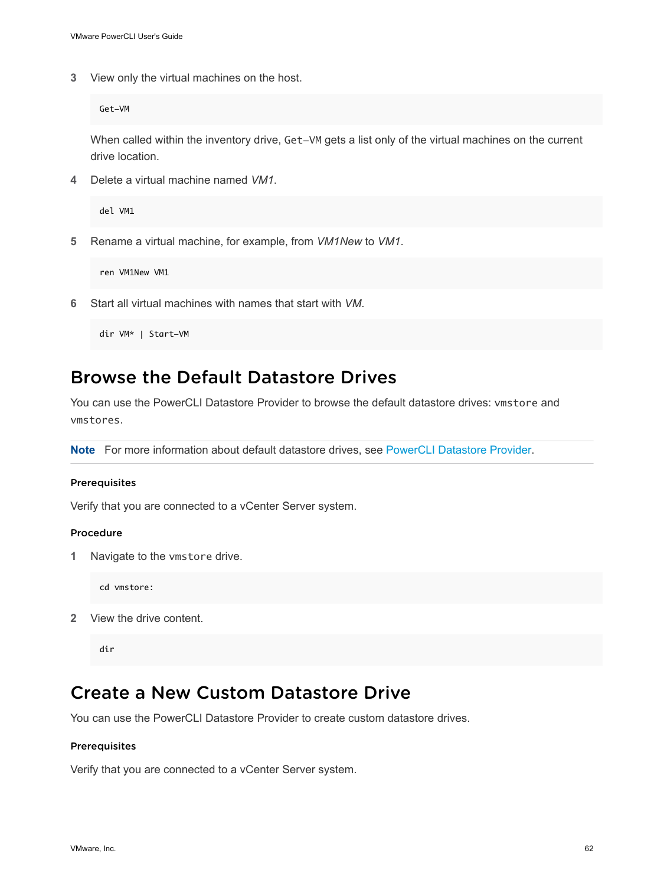3. View only the virtual machines on the host.

```
Get-VM
```

When called within the inventory drive, `Get-VM` gets a list only of the virtual machines on the current drive location.

4. Delete a virtual machine named *VM1*.

```
del VM1
```

5. Rename a virtual machine, for example, from *VM1New* to *VM1*.

```
ren VM1New VM1
```

6. Start all virtual machines with names that start with *VM*.

```
dir VM* | Start-VM
```

## Browse the Default Datastore Drives

You can use the PowerCLI Datastore Provider to browse the default datastore drives: `vmstore` and `vmstores`.

**Note** For more information about default datastore drives, see PowerCLI Datastore Provider.

#### Prerequisites

Verify that you are connected to a vCenter Server system.

#### Procedure

1. Navigate to the `vmstore` drive.

```
cd vmstore:
```

2. View the drive content.

```
dir
```

## Create a New Custom Datastore Drive

You can use the PowerCLI Datastore Provider to create custom datastore drives.

#### Prerequisites

Verify that you are connected to a vCenter Server system.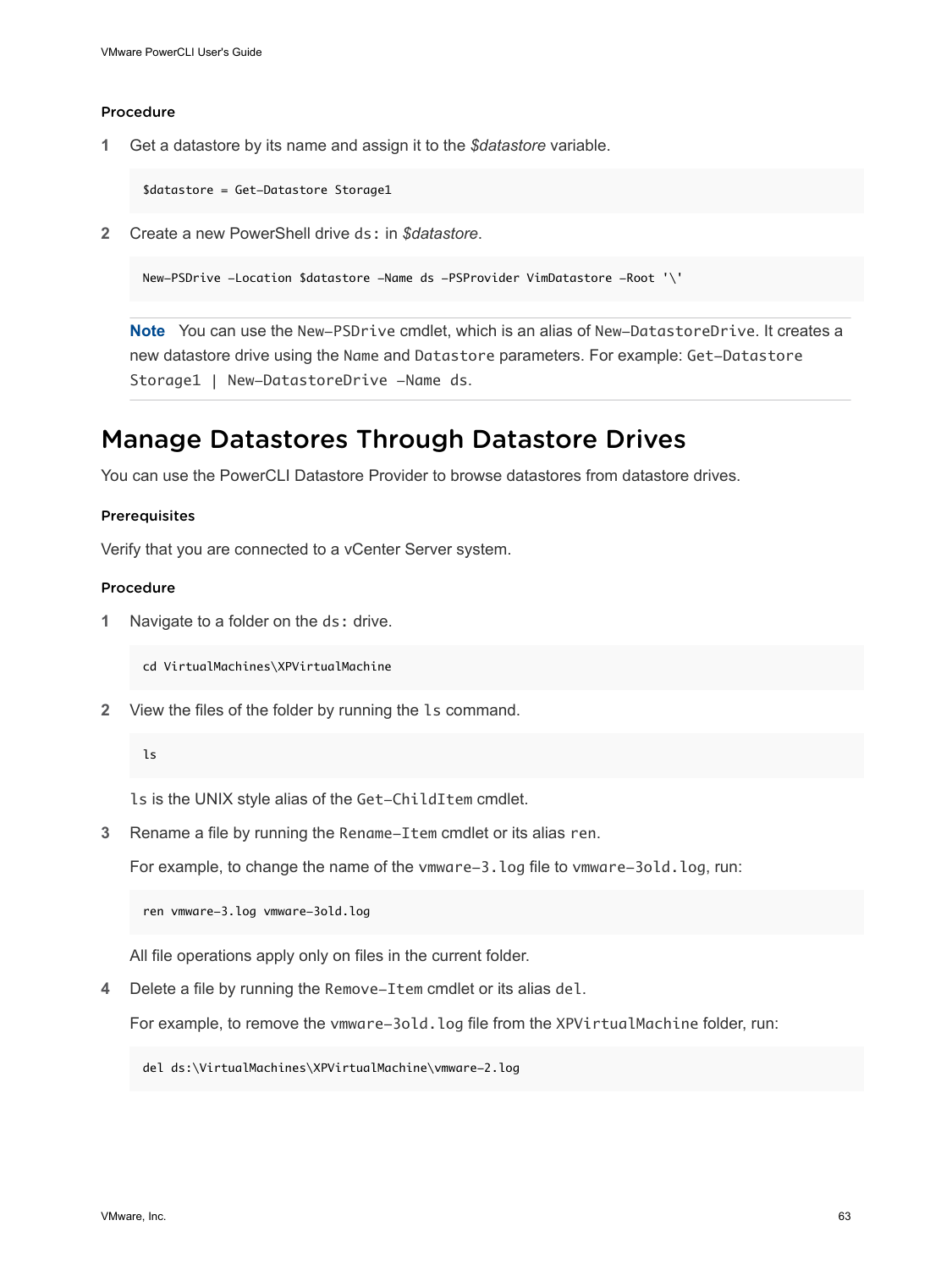### Procedure

1. Get a datastore by its name and assign it to the *$datastore* variable.

```
$datastore = Get-Datastore Storage1
```

2. Create a new PowerShell drive `ds:` in *$datastore*.

```
New-PSDrive -Location $datastore -Name ds -PSProvider VimDatastore -Root '\'
```

**Note** You can use the `New-PSDrive` cmdlet, which is an alias of `New-DatastoreDrive`. It creates a new datastore drive using the `Name` and `Datastore` parameters. For example: `Get-Datastore Storage1 | New-DatastoreDrive -Name ds`.

## Manage Datastores Through Datastore Drives

You can use the PowerCLI Datastore Provider to browse datastores from datastore drives.

### Prerequisites

Verify that you are connected to a vCenter Server system.

### Procedure

1. Navigate to a folder on the `ds:` drive.

```
cd VirtualMachines\XPVirtualMachine
```

2. View the files of the folder by running the `ls` command.

```
ls
```

`ls` is the UNIX style alias of the `Get-ChildItem` cmdlet.

3. Rename a file by running the `Rename-Item` cmdlet or its alias `ren`.

For example, to change the name of the `vmware-3.log` file to `vmware-3old.log`, run:

```
ren vmware-3.log vmware-3old.log
```

All file operations apply only on files in the current folder.

4. Delete a file by running the `Remove-Item` cmdlet or its alias `del`.

For example, to remove the `vmware-3old.log` file from the `XPVirtualMachine` folder, run:

```
del ds:\VirtualMachines\XPVirtualMachine\vmware-2.log
```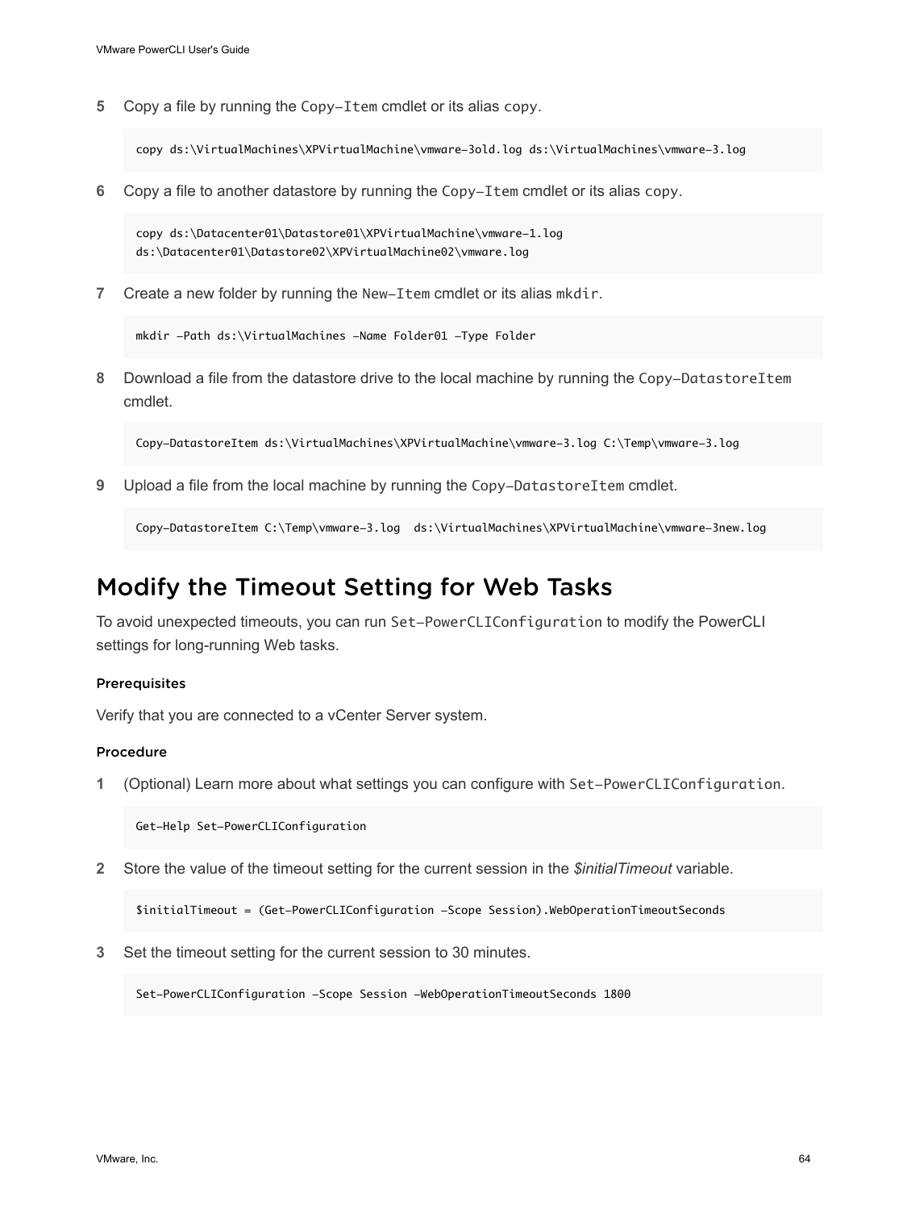5 Copy a file by running the `Copy-Item` cmdlet or its alias `copy`.

```
copy ds:\VirtualMachines\XPVirtualMachine\vmware-3old.log ds:\VirtualMachines\vmware-3.log
```

6 Copy a file to another datastore by running the `Copy-Item` cmdlet or its alias `copy`.

```
copy ds:\Datacenter01\Datastore01\XPVirtualMachine\vmware-1.log
ds:\Datacenter01\Datastore02\XPVirtualMachine02\vmware.log
```

7 Create a new folder by running the `New-Item` cmdlet or its alias `mkdir`.

```
mkdir -Path ds:\VirtualMachines -Name Folder01 -Type Folder
```

8 Download a file from the datastore drive to the local machine by running the `Copy-DatastoreItem` cmdlet.

```
Copy-DatastoreItem ds:\VirtualMachines\XPVirtualMachine\vmware-3.log C:\Temp\vmware-3.log
```

9 Upload a file from the local machine by running the `Copy-DatastoreItem` cmdlet.

```
Copy-DatastoreItem C:\Temp\vmware-3.log  ds:\VirtualMachines\XPVirtualMachine\vmware-3new.log
```

## Modify the Timeout Setting for Web Tasks

To avoid unexpected timeouts, you can run `Set-PowerCLIConfiguration` to modify the PowerCLI settings for long-running Web tasks.

#### Prerequisites

Verify that you are connected to a vCenter Server system.

#### Procedure

1 (Optional) Learn more about what settings you can configure with `Set-PowerCLIConfiguration`.

```
Get-Help Set-PowerCLIConfiguration
```

2 Store the value of the timeout setting for the current session in the *$initialTimeout* variable.

```
$initialTimeout = (Get-PowerCLIConfiguration -Scope Session).WebOperationTimeoutSeconds
```

3 Set the timeout setting for the current session to 30 minutes.

```
Set-PowerCLIConfiguration -Scope Session -WebOperationTimeoutSeconds 1800
```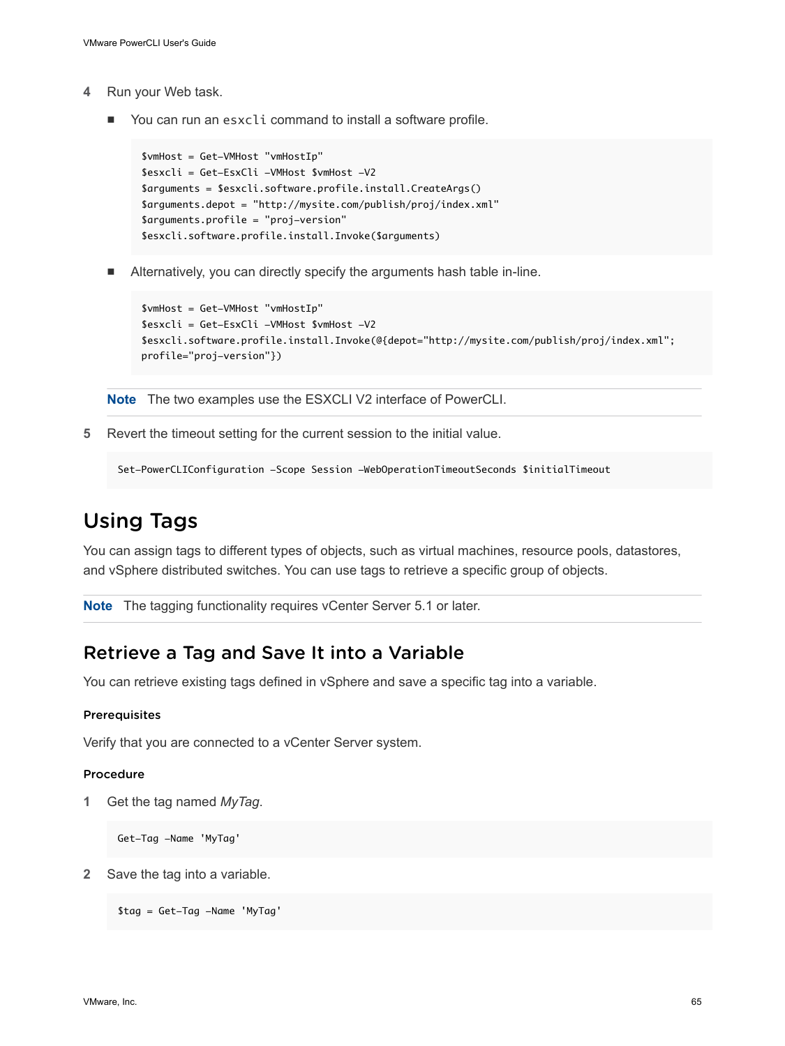4 Run your Web task.

   - You can run an `esxcli` command to install a software profile.

     ```
     $vmHost = Get-VMHost "vmHostIp"
     $esxcli = Get-EsxCli -VMHost $vmHost -V2
     $arguments = $esxcli.software.profile.install.CreateArgs()
     $arguments.depot = "http://mysite.com/publish/proj/index.xml"
     $arguments.profile = "proj-version"
     $esxcli.software.profile.install.Invoke($arguments)
     ```

   - Alternatively, you can directly specify the arguments hash table in-line.

     ```
     $vmHost = Get-VMHost "vmHostIp"
     $esxcli = Get-EsxCli -VMHost $vmHost -V2
     $esxcli.software.profile.install.Invoke(@{depot="http://mysite.com/publish/proj/index.xml";
     profile="proj-version"})
     ```

   **Note** The two examples use the ESXCLI V2 interface of PowerCLI.

5 Revert the timeout setting for the current session to the initial value.

   ```
   Set-PowerCLIConfiguration -Scope Session -WebOperationTimeoutSeconds $initialTimeout
   ```

# Using Tags

You can assign tags to different types of objects, such as virtual machines, resource pools, datastores, and vSphere distributed switches. You can use tags to retrieve a specific group of objects.

**Note** The tagging functionality requires vCenter Server 5.1 or later.

## Retrieve a Tag and Save It into a Variable

You can retrieve existing tags defined in vSphere and save a specific tag into a variable.

#### Prerequisites

Verify that you are connected to a vCenter Server system.

#### Procedure

1 Get the tag named *MyTag*.

   ```
   Get-Tag -Name 'MyTag'
   ```

2 Save the tag into a variable.

   ```
   $tag = Get-Tag -Name 'MyTag'
   ```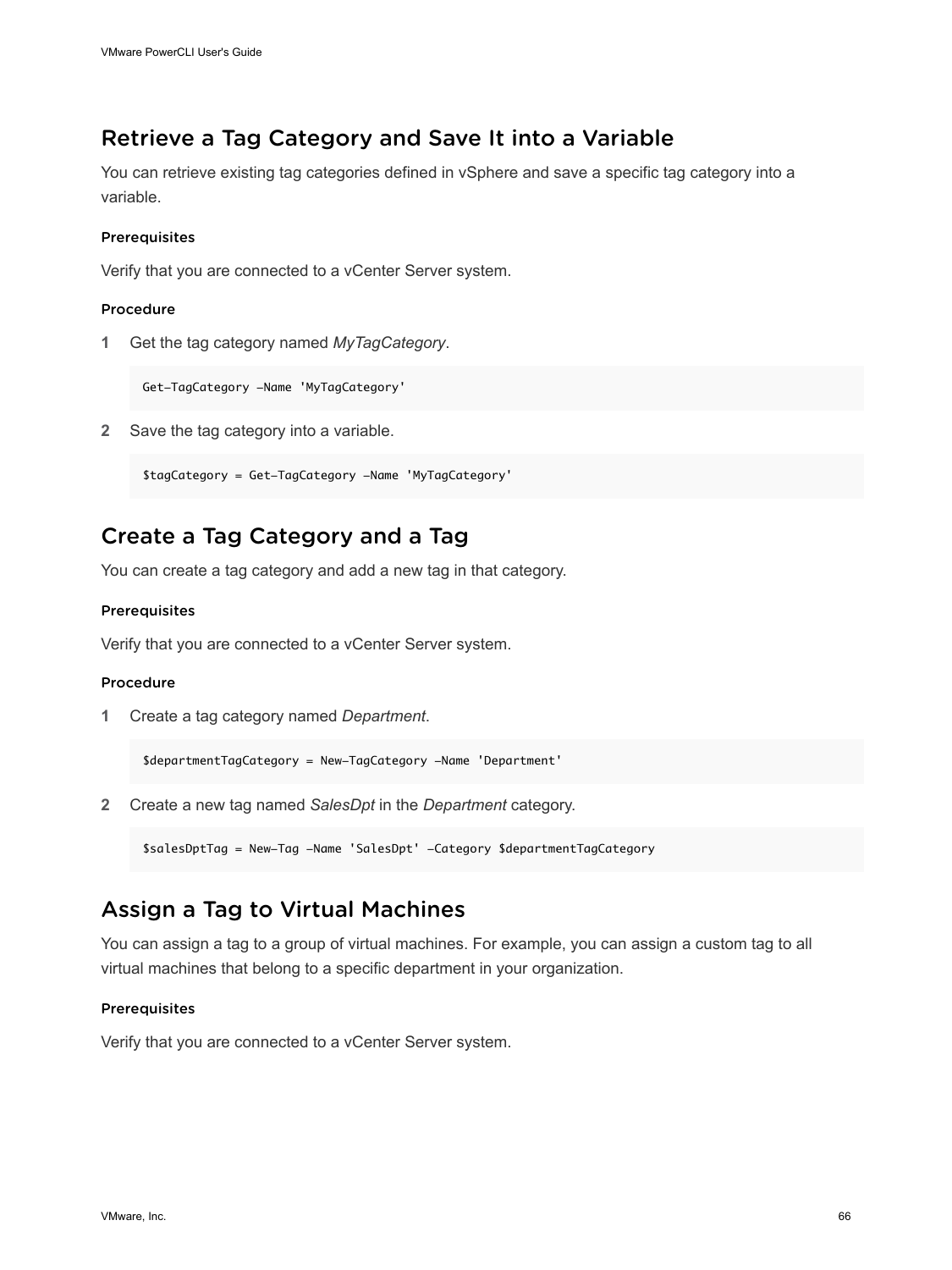## Retrieve a Tag Category and Save It into a Variable

You can retrieve existing tag categories defined in vSphere and save a specific tag category into a variable.

#### Prerequisites

Verify that you are connected to a vCenter Server system.

#### Procedure

1 Get the tag category named *MyTagCategory*.

```
Get-TagCategory -Name 'MyTagCategory'
```

2 Save the tag category into a variable.

```
$tagCategory = Get-TagCategory -Name 'MyTagCategory'
```

## Create a Tag Category and a Tag

You can create a tag category and add a new tag in that category.

#### Prerequisites

Verify that you are connected to a vCenter Server system.

#### Procedure

1 Create a tag category named *Department*.

```
$departmentTagCategory = New-TagCategory -Name 'Department'
```

2 Create a new tag named *SalesDpt* in the *Department* category.

```
$salesDptTag = New-Tag -Name 'SalesDpt' -Category $departmentTagCategory
```

## Assign a Tag to Virtual Machines

You can assign a tag to a group of virtual machines. For example, you can assign a custom tag to all virtual machines that belong to a specific department in your organization.

#### Prerequisites

Verify that you are connected to a vCenter Server system.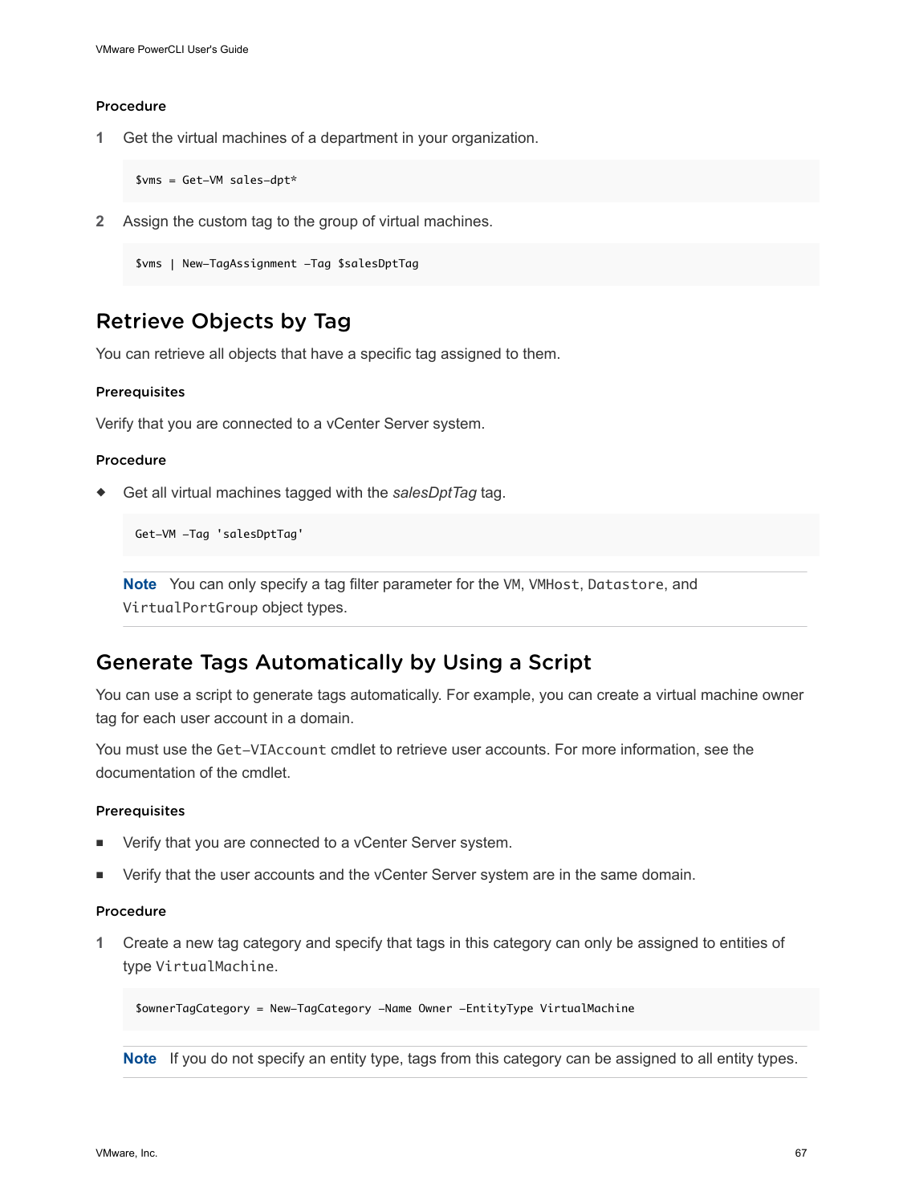#### Procedure

1 Get the virtual machines of a department in your organization.

```
$vms = Get-VM sales-dpt*
```

2 Assign the custom tag to the group of virtual machines.

```
$vms | New-TagAssignment -Tag $salesDptTag
```

## Retrieve Objects by Tag

You can retrieve all objects that have a specific tag assigned to them.

#### Prerequisites

Verify that you are connected to a vCenter Server system.

#### Procedure

◆ Get all virtual machines tagged with the *salesDptTag* tag.

```
Get-VM -Tag 'salesDptTag'
```

**Note** You can only specify a tag filter parameter for the `VM`, `VMHost`, `Datastore`, and `VirtualPortGroup` object types.

## Generate Tags Automatically by Using a Script

You can use a script to generate tags automatically. For example, you can create a virtual machine owner tag for each user account in a domain.

You must use the `Get-VIAccount` cmdlet to retrieve user accounts. For more information, see the documentation of the cmdlet.

#### Prerequisites

- Verify that you are connected to a vCenter Server system.
- Verify that the user accounts and the vCenter Server system are in the same domain.

#### Procedure

1 Create a new tag category and specify that tags in this category can only be assigned to entities of type `VirtualMachine`.

```
$ownerTagCategory = New-TagCategory -Name Owner -EntityType VirtualMachine
```

**Note** If you do not specify an entity type, tags from this category can be assigned to all entity types.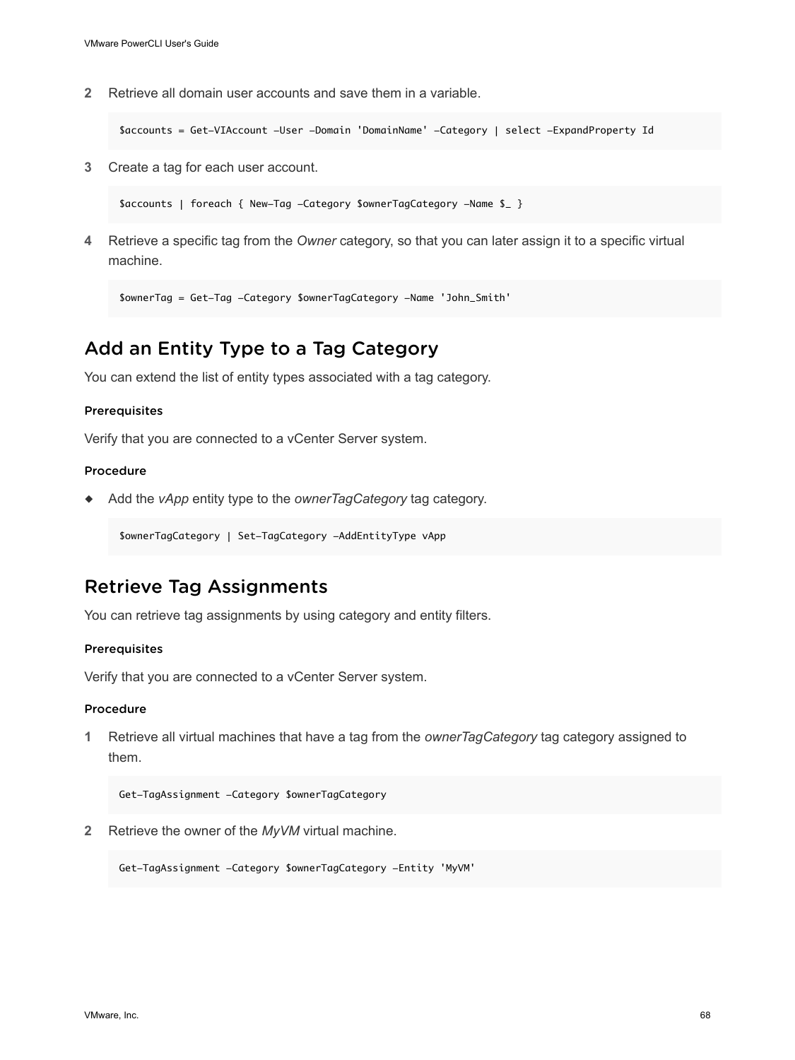2. Retrieve all domain user accounts and save them in a variable.

```
$accounts = Get-VIAccount -User -Domain 'DomainName' -Category | select -ExpandProperty Id
```

3. Create a tag for each user account.

```
$accounts | foreach { New-Tag -Category $ownerTagCategory -Name $_ }
```

4. Retrieve a specific tag from the *Owner* category, so that you can later assign it to a specific virtual machine.

```
$ownerTag = Get-Tag -Category $ownerTagCategory -Name 'John_Smith'
```

## Add an Entity Type to a Tag Category

You can extend the list of entity types associated with a tag category.

### Prerequisites

Verify that you are connected to a vCenter Server system.

### Procedure

- Add the *vApp* entity type to the *ownerTagCategory* tag category.

```
$ownerTagCategory | Set-TagCategory -AddEntityType vApp
```

## Retrieve Tag Assignments

You can retrieve tag assignments by using category and entity filters.

### Prerequisites

Verify that you are connected to a vCenter Server system.

### Procedure

1. Retrieve all virtual machines that have a tag from the *ownerTagCategory* tag category assigned to them.

```
Get-TagAssignment -Category $ownerTagCategory
```

2. Retrieve the owner of the *MyVM* virtual machine.

```
Get-TagAssignment -Category $ownerTagCategory -Entity 'MyVM'
```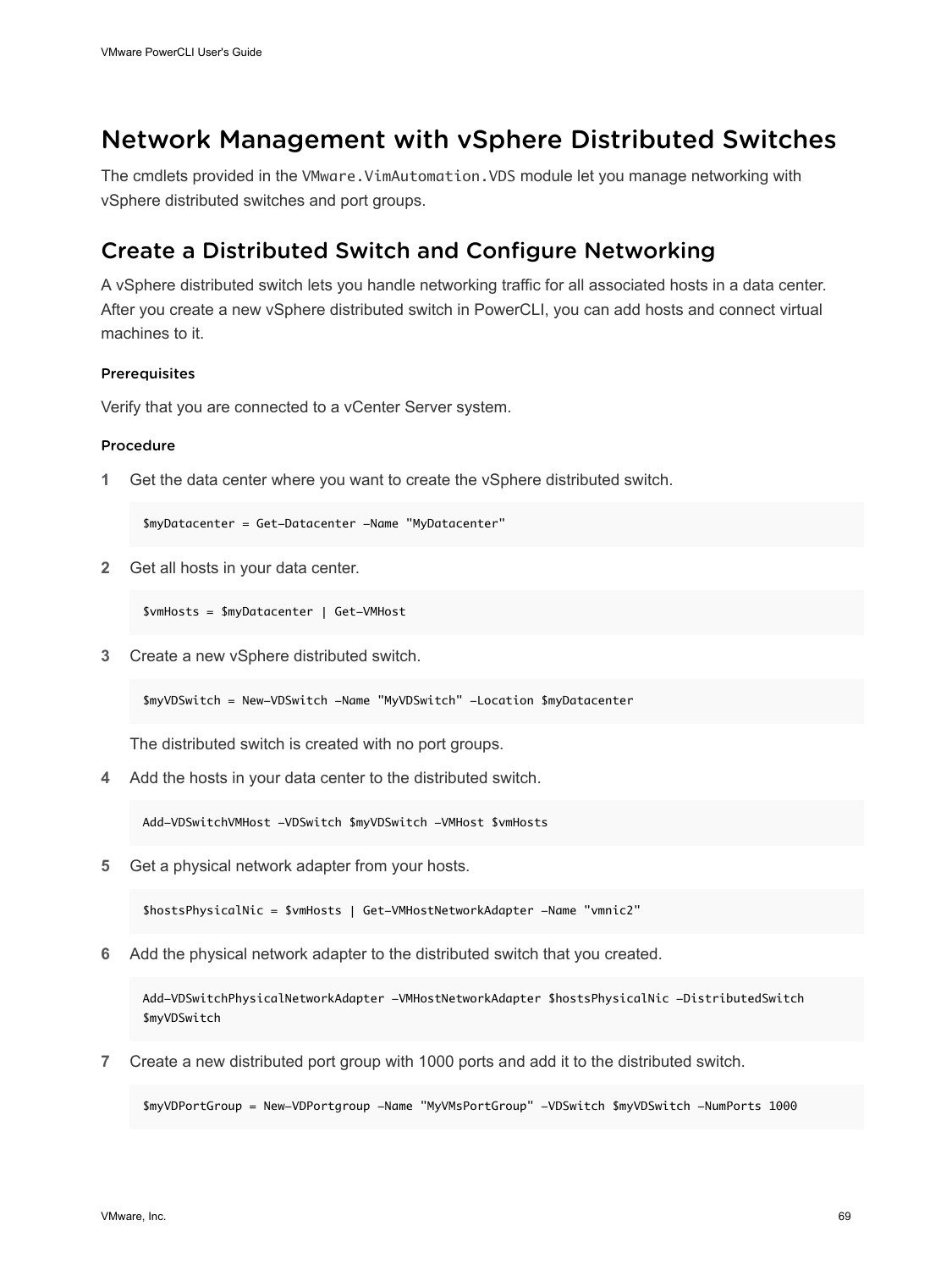# Network Management with vSphere Distributed Switches

The cmdlets provided in the `VMware.VimAutomation.VDS` module let you manage networking with vSphere distributed switches and port groups.

## Create a Distributed Switch and Configure Networking

A vSphere distributed switch lets you handle networking traffic for all associated hosts in a data center. After you create a new vSphere distributed switch in PowerCLI, you can add hosts and connect virtual machines to it.

### Prerequisites

Verify that you are connected to a vCenter Server system.

### Procedure

1 Get the data center where you want to create the vSphere distributed switch.

```
$myDatacenter = Get-Datacenter -Name "MyDatacenter"
```

2 Get all hosts in your data center.

```
$vmHosts = $myDatacenter | Get-VMHost
```

3 Create a new vSphere distributed switch.

```
$myVDSwitch = New-VDSwitch -Name "MyVDSwitch" -Location $myDatacenter
```

The distributed switch is created with no port groups.

4 Add the hosts in your data center to the distributed switch.

```
Add-VDSwitchVMHost -VDSwitch $myVDSwitch -VMHost $vmHosts
```

5 Get a physical network adapter from your hosts.

```
$hostsPhysicalNic = $vmHosts | Get-VMHostNetworkAdapter -Name "vmnic2"
```

6 Add the physical network adapter to the distributed switch that you created.

```
Add-VDSwitchPhysicalNetworkAdapter -VMHostNetworkAdapter $hostsPhysicalNic -DistributedSwitch
$myVDSwitch
```

7 Create a new distributed port group with 1000 ports and add it to the distributed switch.

```
$myVDPortGroup = New-VDPortgroup -Name "MyVMsPortGroup" -VDSwitch $myVDSwitch -NumPorts 1000
```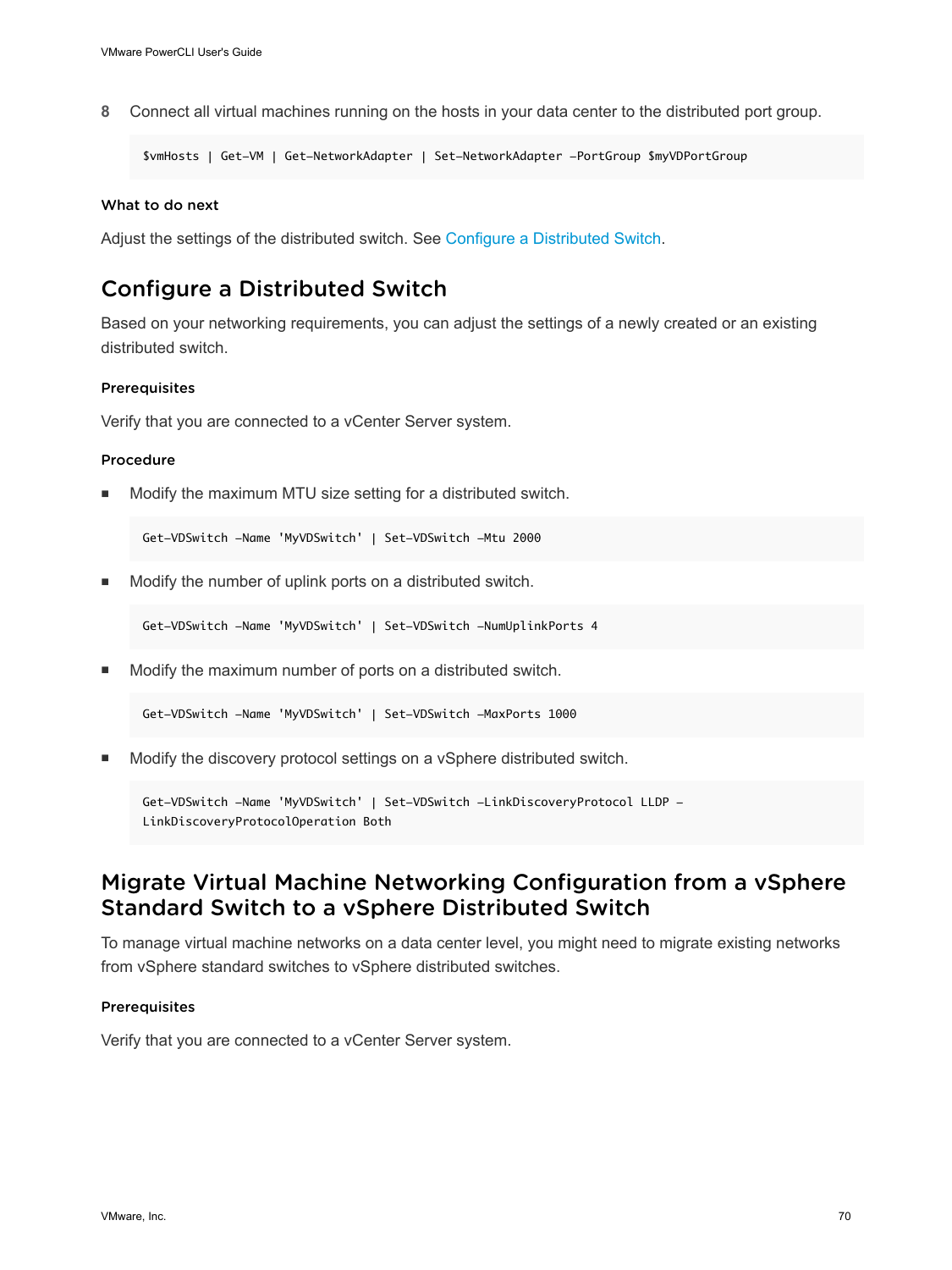8. Connect all virtual machines running on the hosts in your data center to the distributed port group.

```
$vmHosts | Get-VM | Get-NetworkAdapter | Set-NetworkAdapter -PortGroup $myVDPortGroup
```

#### What to do next

Adjust the settings of the distributed switch. See Configure a Distributed Switch.

## Configure a Distributed Switch

Based on your networking requirements, you can adjust the settings of a newly created or an existing distributed switch.

#### Prerequisites

Verify that you are connected to a vCenter Server system.

#### Procedure

- Modify the maximum MTU size setting for a distributed switch.

  ```
  Get-VDSwitch -Name 'MyVDSwitch' | Set-VDSwitch -Mtu 2000
  ```

- Modify the number of uplink ports on a distributed switch.

  ```
  Get-VDSwitch -Name 'MyVDSwitch' | Set-VDSwitch -NumUplinkPorts 4
  ```

- Modify the maximum number of ports on a distributed switch.

  ```
  Get-VDSwitch -Name 'MyVDSwitch' | Set-VDSwitch -MaxPorts 1000
  ```

- Modify the discovery protocol settings on a vSphere distributed switch.

  ```
  Get-VDSwitch -Name 'MyVDSwitch' | Set-VDSwitch -LinkDiscoveryProtocol LLDP -
  LinkDiscoveryProtocolOperation Both
  ```

## Migrate Virtual Machine Networking Configuration from a vSphere Standard Switch to a vSphere Distributed Switch

To manage virtual machine networks on a data center level, you might need to migrate existing networks from vSphere standard switches to vSphere distributed switches.

#### Prerequisites

Verify that you are connected to a vCenter Server system.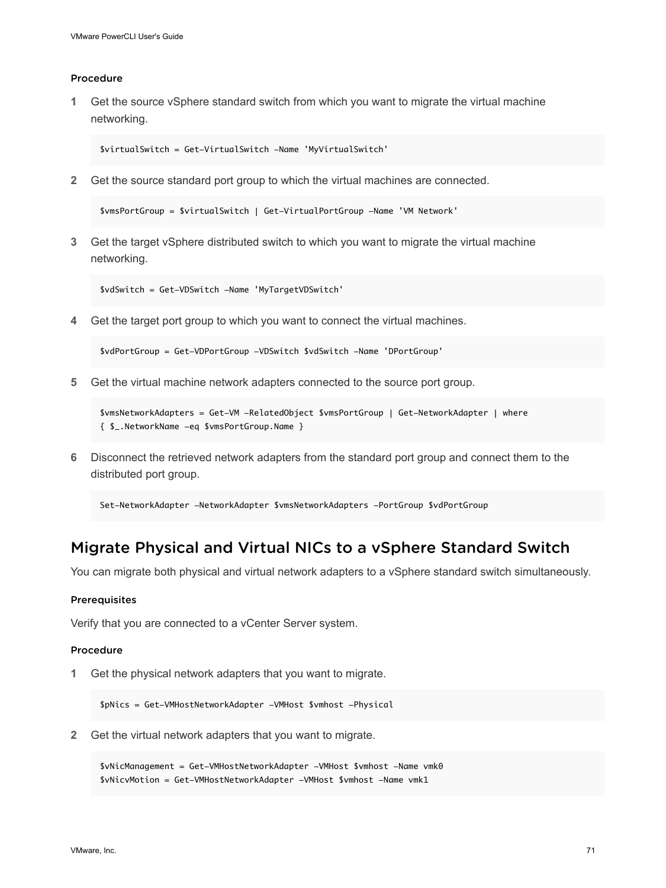#### Procedure

1. Get the source vSphere standard switch from which you want to migrate the virtual machine networking.

   ```
   $virtualSwitch = Get-VirtualSwitch -Name 'MyVirtualSwitch'
   ```

2. Get the source standard port group to which the virtual machines are connected.

   ```
   $vmsPortGroup = $virtualSwitch | Get-VirtualPortGroup -Name 'VM Network'
   ```

3. Get the target vSphere distributed switch to which you want to migrate the virtual machine networking.

   ```
   $vdSwitch = Get-VDSwitch -Name 'MyTargetVDSwitch'
   ```

4. Get the target port group to which you want to connect the virtual machines.

   ```
   $vdPortGroup = Get-VDPortGroup -VDSwitch $vdSwitch -Name 'DPortGroup'
   ```

5. Get the virtual machine network adapters connected to the source port group.

   ```
   $vmsNetworkAdapters = Get-VM -RelatedObject $vmsPortGroup | Get-NetworkAdapter | where
   { $_.NetworkName -eq $vmsPortGroup.Name }
   ```

6. Disconnect the retrieved network adapters from the standard port group and connect them to the distributed port group.

   ```
   Set-NetworkAdapter -NetworkAdapter $vmsNetworkAdapters -PortGroup $vdPortGroup
   ```

## Migrate Physical and Virtual NICs to a vSphere Standard Switch

You can migrate both physical and virtual network adapters to a vSphere standard switch simultaneously.

#### Prerequisites

Verify that you are connected to a vCenter Server system.

#### Procedure

1. Get the physical network adapters that you want to migrate.

   ```
   $pNics = Get-VMHostNetworkAdapter -VMHost $vmhost -Physical
   ```

2. Get the virtual network adapters that you want to migrate.

   ```
   $vNicManagement = Get-VMHostNetworkAdapter -VMHost $vmhost -Name vmk0
   $vNicvMotion = Get-VMHostNetworkAdapter -VMHost $vmhost -Name vmk1
   ```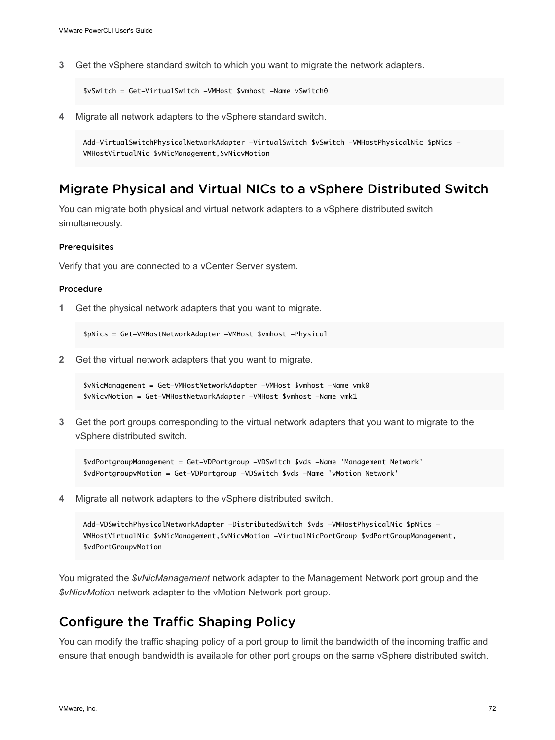3. Get the vSphere standard switch to which you want to migrate the network adapters.

```
$vSwitch = Get-VirtualSwitch -VMHost $vmhost -Name vSwitch0
```

4. Migrate all network adapters to the vSphere standard switch.

```
Add-VirtualSwitchPhysicalNetworkAdapter -VirtualSwitch $vSwitch -VMHostPhysicalNic $pNics -
VMHostVirtualNic $vNicManagement,$vNicvMotion
```

## Migrate Physical and Virtual NICs to a vSphere Distributed Switch

You can migrate both physical and virtual network adapters to a vSphere distributed switch simultaneously.

#### Prerequisites

Verify that you are connected to a vCenter Server system.

#### Procedure

1. Get the physical network adapters that you want to migrate.

```
$pNics = Get-VMHostNetworkAdapter -VMHost $vmhost -Physical
```

2. Get the virtual network adapters that you want to migrate.

```
$vNicManagement = Get-VMHostNetworkAdapter -VMHost $vmhost -Name vmk0
$vNicvMotion = Get-VMHostNetworkAdapter -VMHost $vmhost -Name vmk1
```

3. Get the port groups corresponding to the virtual network adapters that you want to migrate to the vSphere distributed switch.

```
$vdPortgroupManagement = Get-VDPortgroup -VDSwitch $vds -Name 'Management Network'
$vdPortgroupvMotion = Get-VDPortgroup -VDSwitch $vds -Name 'vMotion Network'
```

4. Migrate all network adapters to the vSphere distributed switch.

```
Add-VDSwitchPhysicalNetworkAdapter -DistributedSwitch $vds -VMHostPhysicalNic $pNics -
VMHostVirtualNic $vNicManagement,$vNicvMotion -VirtualNicPortGroup $vdPortGroupManagement,
$vdPortGroupvMotion
```

You migrated the *$vNicManagement* network adapter to the Management Network port group and the *$vNicvMotion* network adapter to the vMotion Network port group.

## Configure the Traffic Shaping Policy

You can modify the traffic shaping policy of a port group to limit the bandwidth of the incoming traffic and ensure that enough bandwidth is available for other port groups on the same vSphere distributed switch.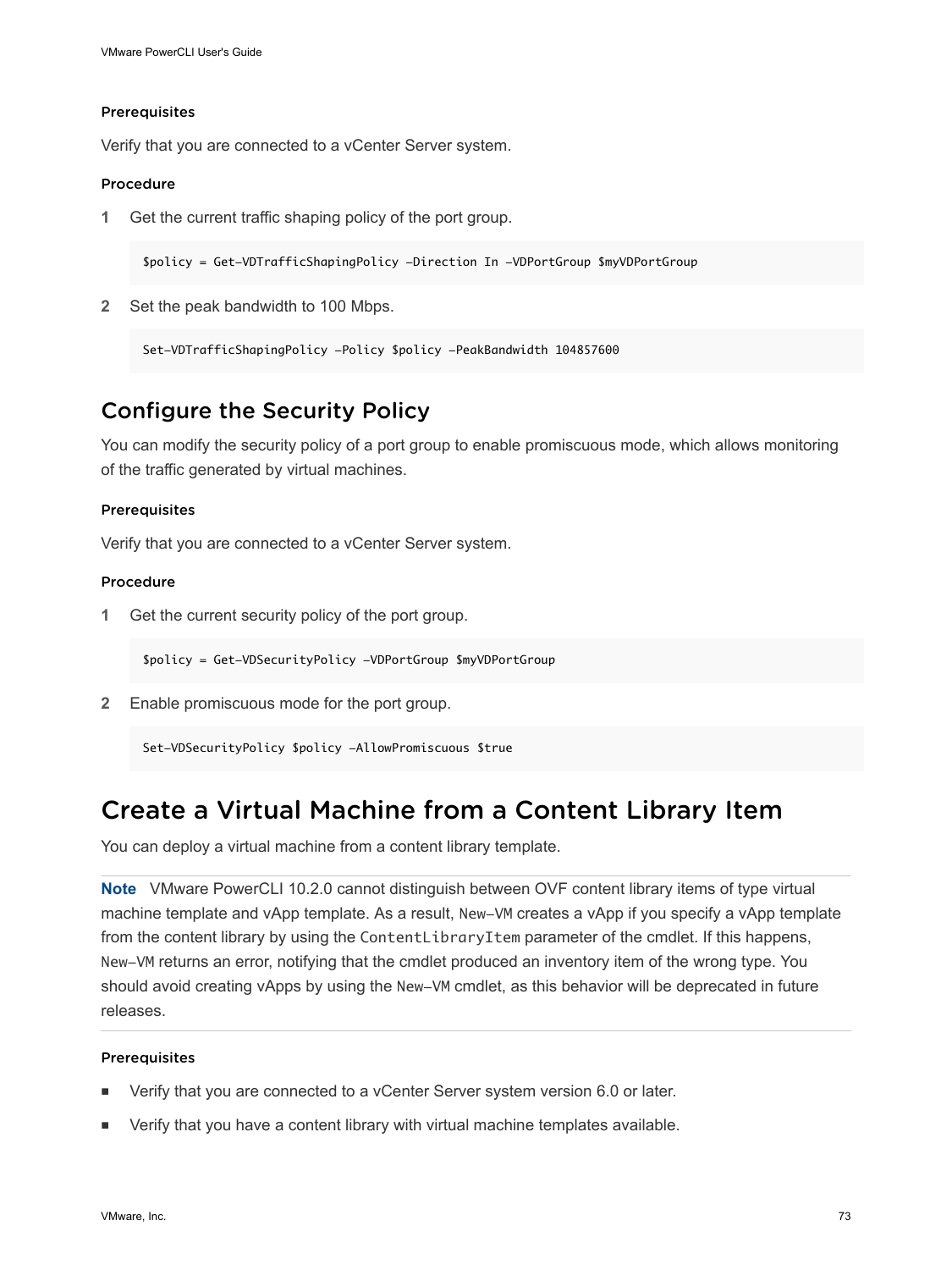#### Prerequisites

Verify that you are connected to a vCenter Server system.

#### Procedure

1. Get the current traffic shaping policy of the port group.

```
$policy = Get-VDTrafficShapingPolicy -Direction In -VDPortGroup $myVDPortGroup
```

2. Set the peak bandwidth to 100 Mbps.

```
Set-VDTrafficShapingPolicy -Policy $policy -PeakBandwidth 104857600
```

### Configure the Security Policy

You can modify the security policy of a port group to enable promiscuous mode, which allows monitoring of the traffic generated by virtual machines.

#### Prerequisites

Verify that you are connected to a vCenter Server system.

#### Procedure

1. Get the current security policy of the port group.

```
$policy = Get-VDSecurityPolicy -VDPortGroup $myVDPortGroup
```

2. Enable promiscuous mode for the port group.

```
Set-VDSecurityPolicy $policy -AllowPromiscuous $true
```

## Create a Virtual Machine from a Content Library Item

You can deploy a virtual machine from a content library template.

**Note** VMware PowerCLI 10.2.0 cannot distinguish between OVF content library items of type virtual machine template and vApp template. As a result, `New-VM` creates a vApp if you specify a vApp template from the content library by using the `ContentLibraryItem` parameter of the cmdlet. If this happens, `New-VM` returns an error, notifying that the cmdlet produced an inventory item of the wrong type. You should avoid creating vApps by using the `New-VM` cmdlet, as this behavior will be deprecated in future releases.

#### Prerequisites

- Verify that you are connected to a vCenter Server system version 6.0 or later.
- Verify that you have a content library with virtual machine templates available.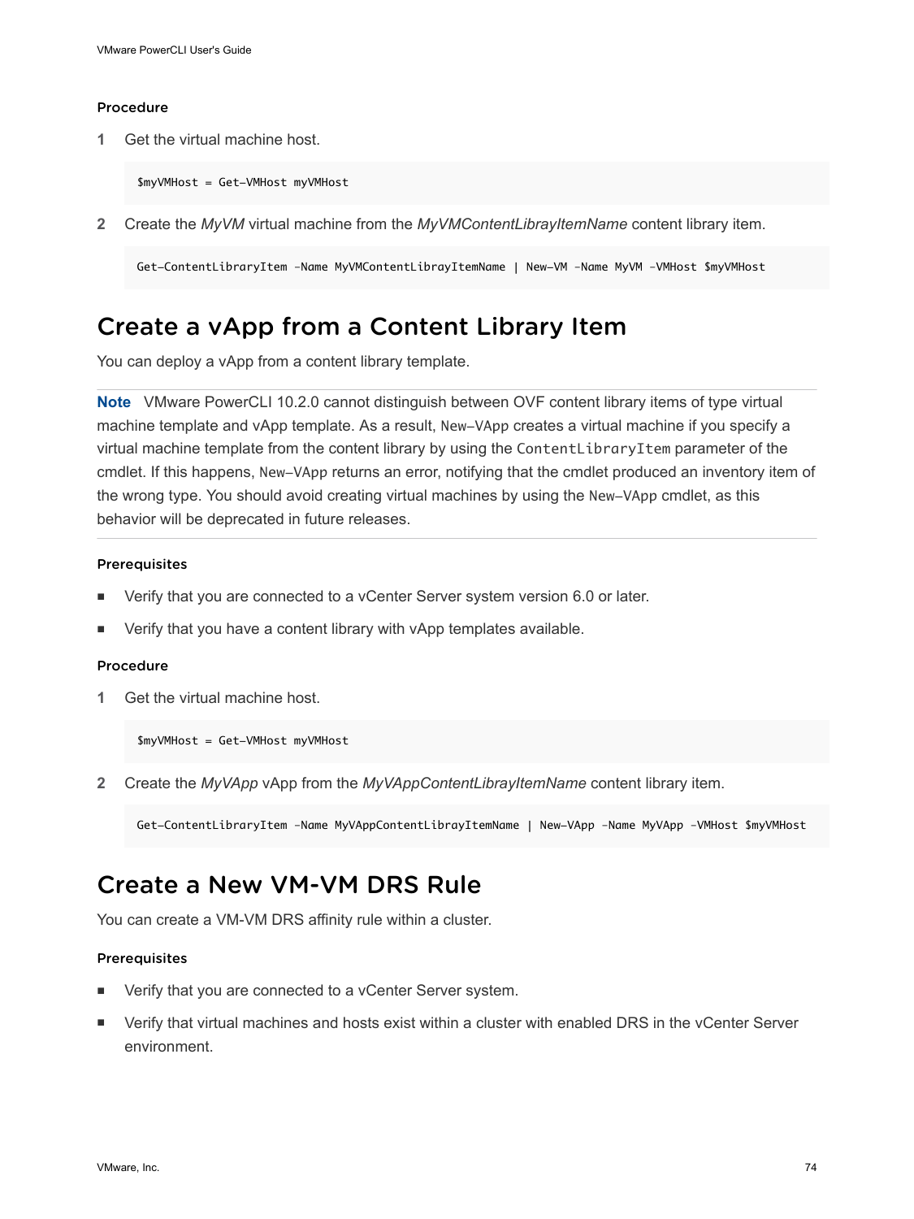#### Procedure

1. Get the virtual machine host.

   ```
   $myVMHost = Get-VMHost myVMHost
   ```

2. Create the *MyVM* virtual machine from the *MyVMContentLibrayItemName* content library item.

   ```
   Get-ContentLibraryItem -Name MyVMContentLibrayItemName | New-VM -Name MyVM -VMHost $myVMHost
   ```

## Create a vApp from a Content Library Item

You can deploy a vApp from a content library template.

---

**Note** VMware PowerCLI 10.2.0 cannot distinguish between OVF content library items of type virtual machine template and vApp template. As a result, `New-VApp` creates a virtual machine if you specify a virtual machine template from the content library by using the `ContentLibraryItem` parameter of the cmdlet. If this happens, `New-VApp` returns an error, notifying that the cmdlet produced an inventory item of the wrong type. You should avoid creating virtual machines by using the `New-VApp` cmdlet, as this behavior will be deprecated in future releases.

---

#### Prerequisites

- Verify that you are connected to a vCenter Server system version 6.0 or later.
- Verify that you have a content library with vApp templates available.

#### Procedure

1. Get the virtual machine host.

   ```
   $myVMHost = Get-VMHost myVMHost
   ```

2. Create the *MyVApp* vApp from the *MyVAppContentLibrayItemName* content library item.

   ```
   Get-ContentLibraryItem -Name MyVAppContentLibrayItemName | New-VApp -Name MyVApp -VMHost $myVMHost
   ```

## Create a New VM-VM DRS Rule

You can create a VM-VM DRS affinity rule within a cluster.

#### Prerequisites

- Verify that you are connected to a vCenter Server system.
- Verify that virtual machines and hosts exist within a cluster with enabled DRS in the vCenter Server environment.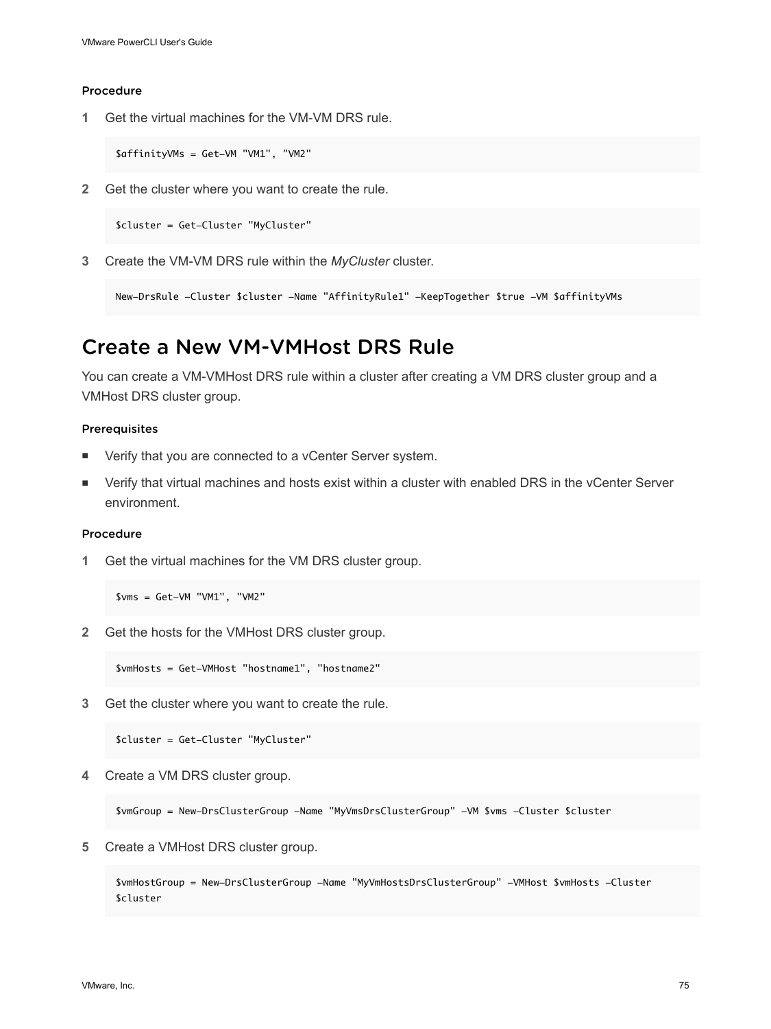#### Procedure

1. Get the virtual machines for the VM-VM DRS rule.

```
$affinityVMs = Get-VM "VM1", "VM2"
```

2. Get the cluster where you want to create the rule.

```
$cluster = Get-Cluster "MyCluster"
```

3. Create the VM-VM DRS rule within the *MyCluster* cluster.

```
New-DrsRule -Cluster $cluster -Name "AffinityRule1" -KeepTogether $true -VM $affinityVMs
```

## Create a New VM-VMHost DRS Rule

You can create a VM-VMHost DRS rule within a cluster after creating a VM DRS cluster group and a VMHost DRS cluster group.

#### Prerequisites

- Verify that you are connected to a vCenter Server system.
- Verify that virtual machines and hosts exist within a cluster with enabled DRS in the vCenter Server environment.

#### Procedure

1. Get the virtual machines for the VM DRS cluster group.

```
$vms = Get-VM "VM1", "VM2"
```

2. Get the hosts for the VMHost DRS cluster group.

```
$vmHosts = Get-VMHost "hostname1", "hostname2"
```

3. Get the cluster where you want to create the rule.

```
$cluster = Get-Cluster "MyCluster"
```

4. Create a VM DRS cluster group.

```
$vmGroup = New-DrsClusterGroup -Name "MyVmsDrsClusterGroup" -VM $vms -Cluster $cluster
```

5. Create a VMHost DRS cluster group.

```
$vmHostGroup = New-DrsClusterGroup -Name "MyVmHostsDrsClusterGroup" -VMHost $vmHosts -Cluster
$cluster
```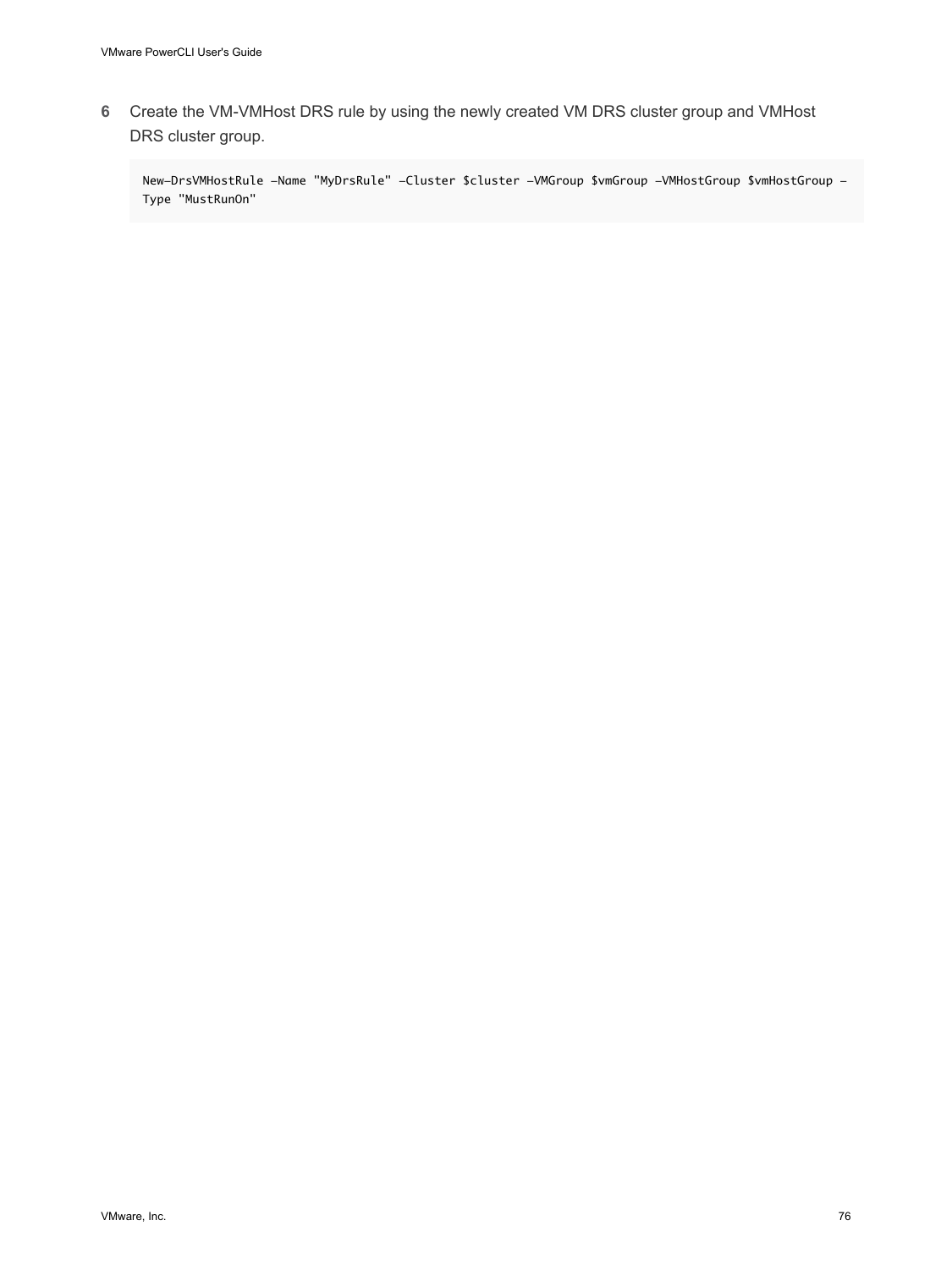6. Create the VM-VMHost DRS rule by using the newly created VM DRS cluster group and VMHost DRS cluster group.

```
New-DrsVMHostRule -Name "MyDrsRule" -Cluster $cluster -VMGroup $vmGroup -VMHostGroup $vmHostGroup -
Type "MustRunOn"
```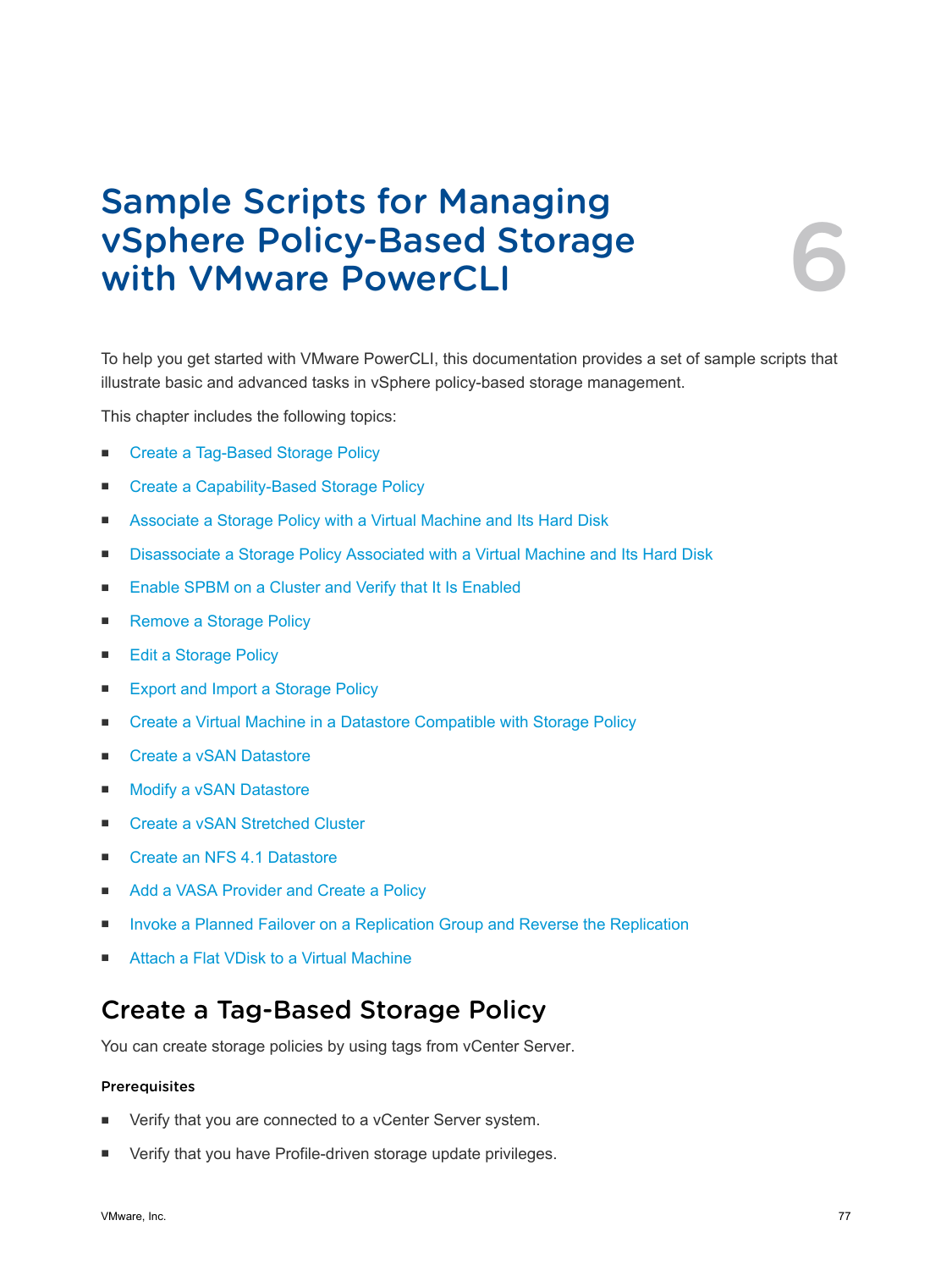# 6 Sample Scripts for Managing vSphere Policy-Based Storage with VMware PowerCLI

To help you get started with VMware PowerCLI, this documentation provides a set of sample scripts that illustrate basic and advanced tasks in vSphere policy-based storage management.

This chapter includes the following topics:

- Create a Tag-Based Storage Policy
- Create a Capability-Based Storage Policy
- Associate a Storage Policy with a Virtual Machine and Its Hard Disk
- Disassociate a Storage Policy Associated with a Virtual Machine and Its Hard Disk
- Enable SPBM on a Cluster and Verify that It Is Enabled
- Remove a Storage Policy
- Edit a Storage Policy
- Export and Import a Storage Policy
- Create a Virtual Machine in a Datastore Compatible with Storage Policy
- Create a vSAN Datastore
- Modify a vSAN Datastore
- Create a vSAN Stretched Cluster
- Create an NFS 4.1 Datastore
- Add a VASA Provider and Create a Policy
- Invoke a Planned Failover on a Replication Group and Reverse the Replication
- Attach a Flat VDisk to a Virtual Machine

## Create a Tag-Based Storage Policy

You can create storage policies by using tags from vCenter Server.

#### Prerequisites

- Verify that you are connected to a vCenter Server system.
- Verify that you have Profile-driven storage update privileges.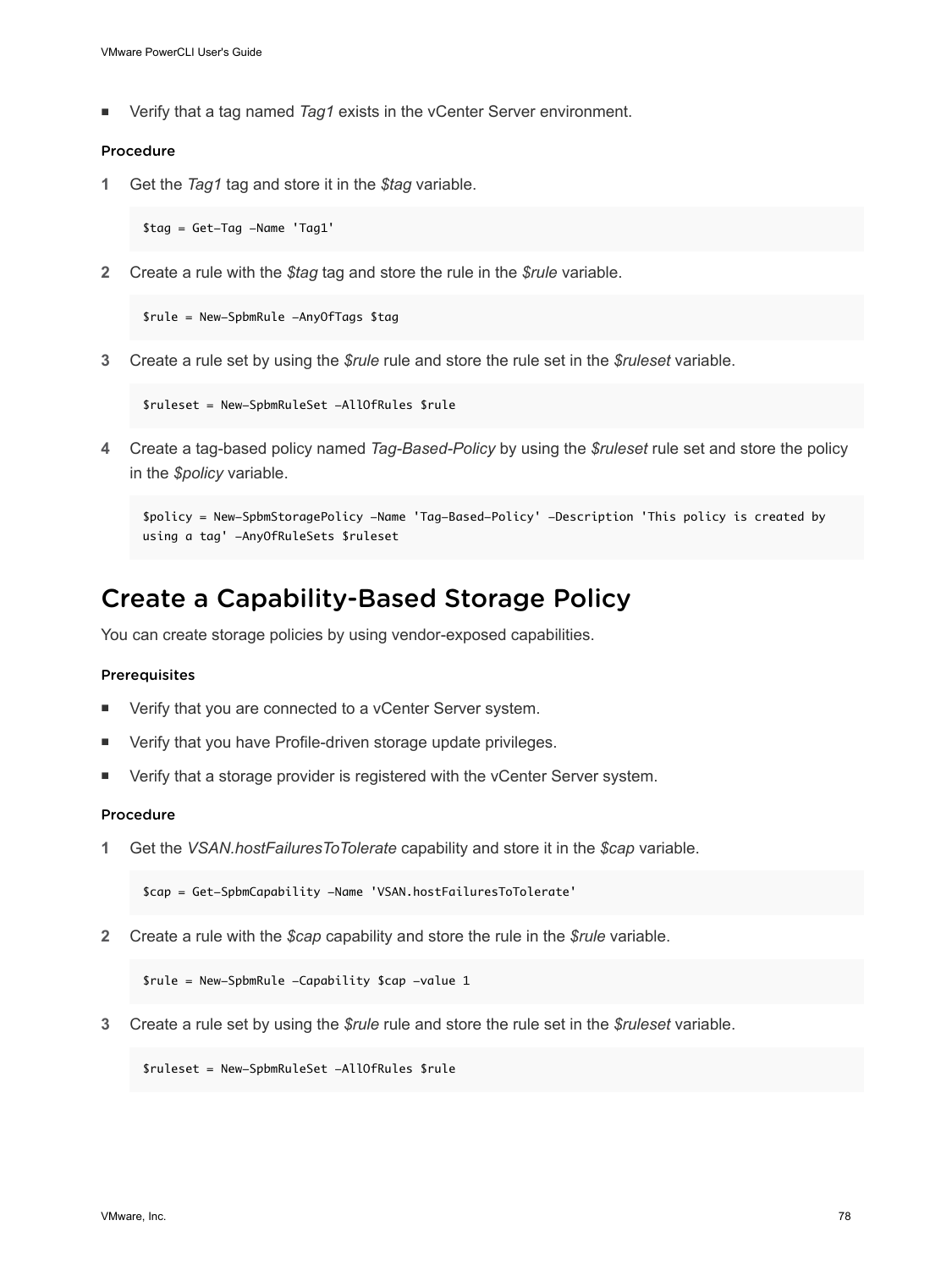- Verify that a tag named *Tag1* exists in the vCenter Server environment.

#### Procedure

1. Get the *Tag1* tag and store it in the *$tag* variable.

   ```
   $tag = Get-Tag -Name 'Tag1'
   ```

2. Create a rule with the *$tag* tag and store the rule in the *$rule* variable.

   ```
   $rule = New-SpbmRule -AnyOfTags $tag
   ```

3. Create a rule set by using the *$rule* rule and store the rule set in the *$ruleset* variable.

   ```
   $ruleset = New-SpbmRuleSet -AllOfRules $rule
   ```

4. Create a tag-based policy named *Tag-Based-Policy* by using the *$ruleset* rule set and store the policy in the *$policy* variable.

   ```
   $policy = New-SpbmStoragePolicy -Name 'Tag-Based-Policy' -Description 'This policy is created by using a tag' -AnyOfRuleSets $ruleset
   ```

## Create a Capability-Based Storage Policy

You can create storage policies by using vendor-exposed capabilities.

#### Prerequisites

- Verify that you are connected to a vCenter Server system.
- Verify that you have Profile-driven storage update privileges.
- Verify that a storage provider is registered with the vCenter Server system.

#### Procedure

1. Get the *VSAN.hostFailuresToTolerate* capability and store it in the *$cap* variable.

   ```
   $cap = Get-SpbmCapability -Name 'VSAN.hostFailuresToTolerate'
   ```

2. Create a rule with the *$cap* capability and store the rule in the *$rule* variable.

   ```
   $rule = New-SpbmRule -Capability $cap -value 1
   ```

3. Create a rule set by using the *$rule* rule and store the rule set in the *$ruleset* variable.

   ```
   $ruleset = New-SpbmRuleSet -AllOfRules $rule
   ```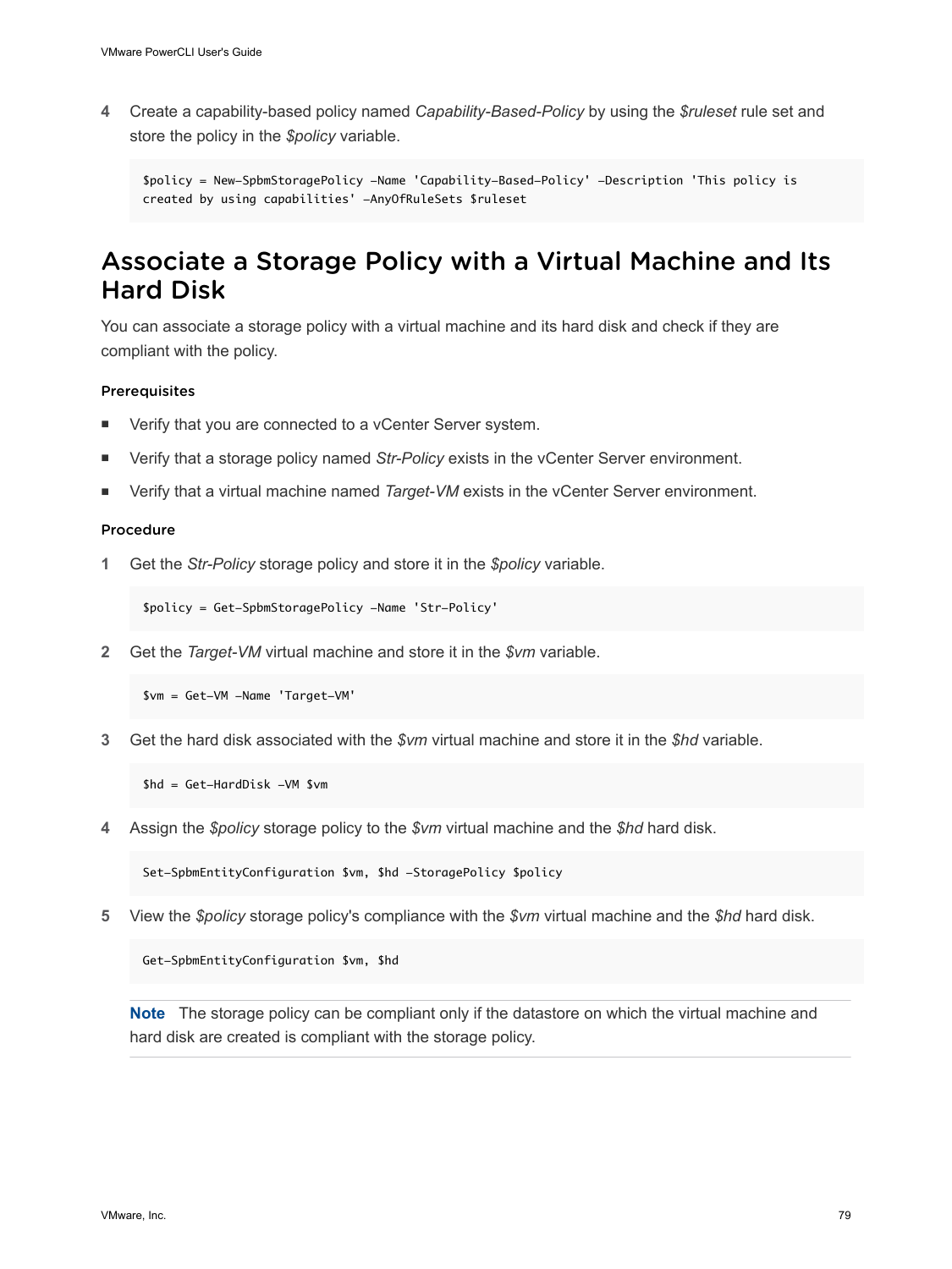4 Create a capability-based policy named *Capability-Based-Policy* by using the *$ruleset* rule set and store the policy in the *$policy* variable.

```
$policy = New-SpbmStoragePolicy -Name 'Capability-Based-Policy' -Description 'This policy is 
created by using capabilities' -AnyOfRuleSets $ruleset
```

## Associate a Storage Policy with a Virtual Machine and Its Hard Disk

You can associate a storage policy with a virtual machine and its hard disk and check if they are compliant with the policy.

### Prerequisites

- Verify that you are connected to a vCenter Server system.
- Verify that a storage policy named *Str-Policy* exists in the vCenter Server environment.
- Verify that a virtual machine named *Target-VM* exists in the vCenter Server environment.

### Procedure

1 Get the *Str-Policy* storage policy and store it in the *$policy* variable.

```
$policy = Get-SpbmStoragePolicy -Name 'Str-Policy'
```

2 Get the *Target-VM* virtual machine and store it in the *$vm* variable.

```
$vm = Get-VM -Name 'Target-VM'
```

3 Get the hard disk associated with the *$vm* virtual machine and store it in the *$hd* variable.

```
$hd = Get-HardDisk -VM $vm
```

4 Assign the *$policy* storage policy to the *$vm* virtual machine and the *$hd* hard disk.

```
Set-SpbmEntityConfiguration $vm, $hd -StoragePolicy $policy
```

5 View the *$policy* storage policy's compliance with the *$vm* virtual machine and the *$hd* hard disk.

```
Get-SpbmEntityConfiguration $vm, $hd
```

**Note** The storage policy can be compliant only if the datastore on which the virtual machine and hard disk are created is compliant with the storage policy.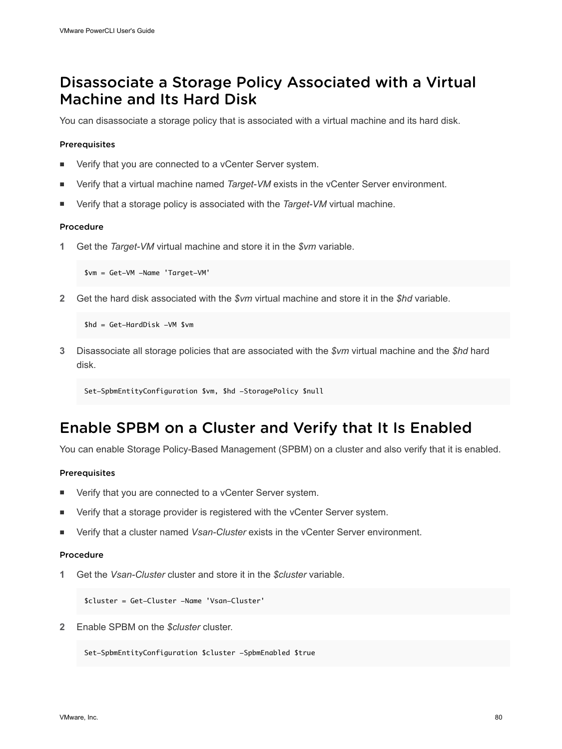## Disassociate a Storage Policy Associated with a Virtual Machine and Its Hard Disk

You can disassociate a storage policy that is associated with a virtual machine and its hard disk.

#### Prerequisites

- Verify that you are connected to a vCenter Server system.
- Verify that a virtual machine named *Target-VM* exists in the vCenter Server environment.
- Verify that a storage policy is associated with the *Target-VM* virtual machine.

#### Procedure

1 Get the *Target-VM* virtual machine and store it in the *$vm* variable.

```
$vm = Get-VM -Name 'Target-VM'
```

2 Get the hard disk associated with the *$vm* virtual machine and store it in the *$hd* variable.

```
$hd = Get-HardDisk -VM $vm
```

3 Disassociate all storage policies that are associated with the *$vm* virtual machine and the *$hd* hard disk.

```
Set-SpbmEntityConfiguration $vm, $hd -StoragePolicy $null
```

## Enable SPBM on a Cluster and Verify that It Is Enabled

You can enable Storage Policy-Based Management (SPBM) on a cluster and also verify that it is enabled.

#### Prerequisites

- Verify that you are connected to a vCenter Server system.
- Verify that a storage provider is registered with the vCenter Server system.
- Verify that a cluster named *Vsan-Cluster* exists in the vCenter Server environment.

#### Procedure

1 Get the *Vsan-Cluster* cluster and store it in the *$cluster* variable.

```
$cluster = Get-Cluster -Name 'Vsan-Cluster'
```

2 Enable SPBM on the *$cluster* cluster.

```
Set-SpbmEntityConfiguration $cluster -SpbmEnabled $true
```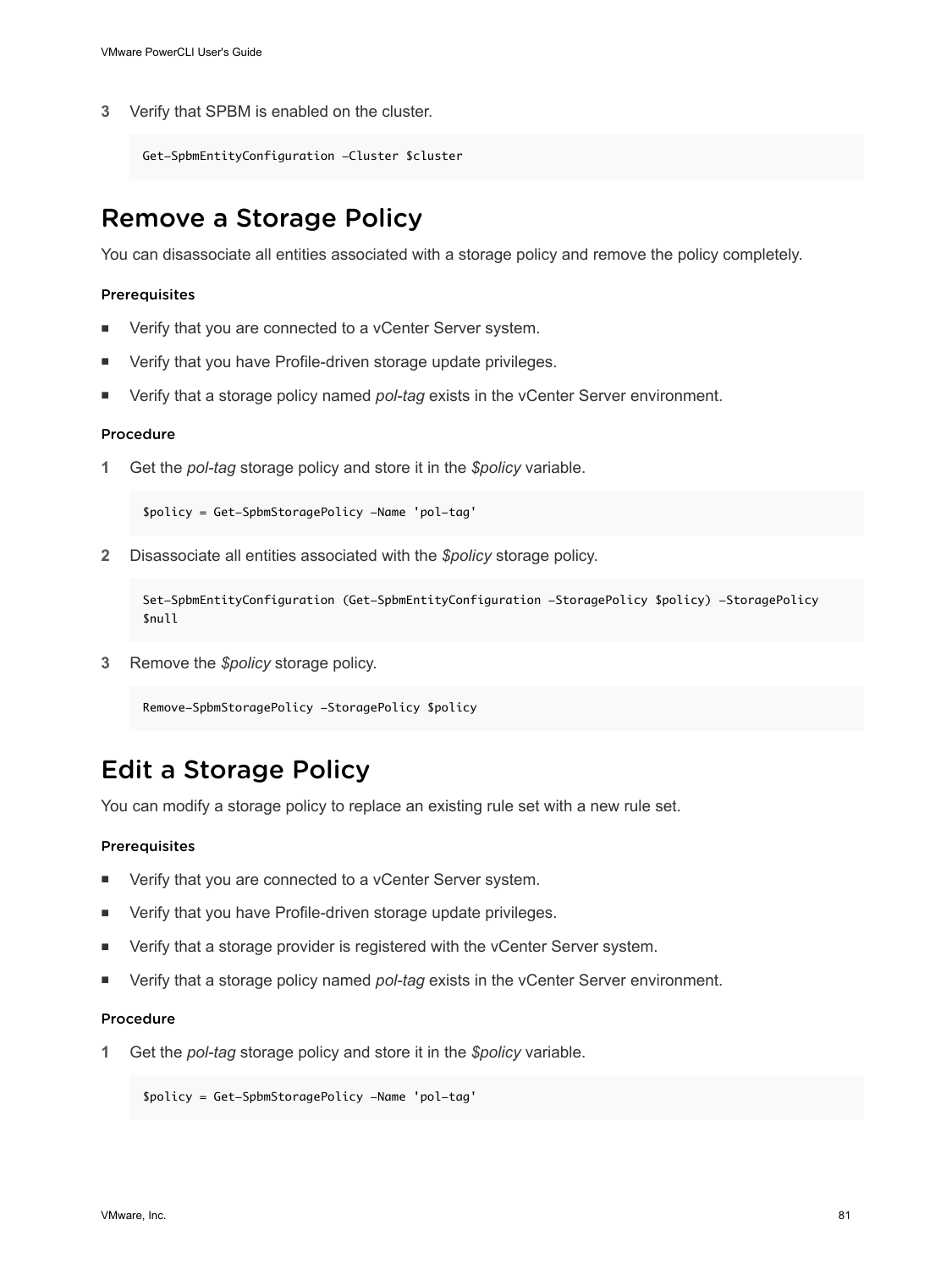3 Verify that SPBM is enabled on the cluster.

```
Get-SpbmEntityConfiguration -Cluster $cluster
```

## Remove a Storage Policy

You can disassociate all entities associated with a storage policy and remove the policy completely.

### Prerequisites

- Verify that you are connected to a vCenter Server system.
- Verify that you have Profile-driven storage update privileges.
- Verify that a storage policy named *pol-tag* exists in the vCenter Server environment.

### Procedure

1 Get the *pol-tag* storage policy and store it in the *$policy* variable.

```
$policy = Get-SpbmStoragePolicy -Name 'pol-tag'
```

2 Disassociate all entities associated with the *$policy* storage policy.

```
Set-SpbmEntityConfiguration (Get-SpbmEntityConfiguration -StoragePolicy $policy) -StoragePolicy
$null
```

3 Remove the *$policy* storage policy.

```
Remove-SpbmStoragePolicy -StoragePolicy $policy
```

## Edit a Storage Policy

You can modify a storage policy to replace an existing rule set with a new rule set.

### Prerequisites

- Verify that you are connected to a vCenter Server system.
- Verify that you have Profile-driven storage update privileges.
- Verify that a storage provider is registered with the vCenter Server system.
- Verify that a storage policy named *pol-tag* exists in the vCenter Server environment.

### Procedure

1 Get the *pol-tag* storage policy and store it in the *$policy* variable.

```
$policy = Get-SpbmStoragePolicy -Name 'pol-tag'
```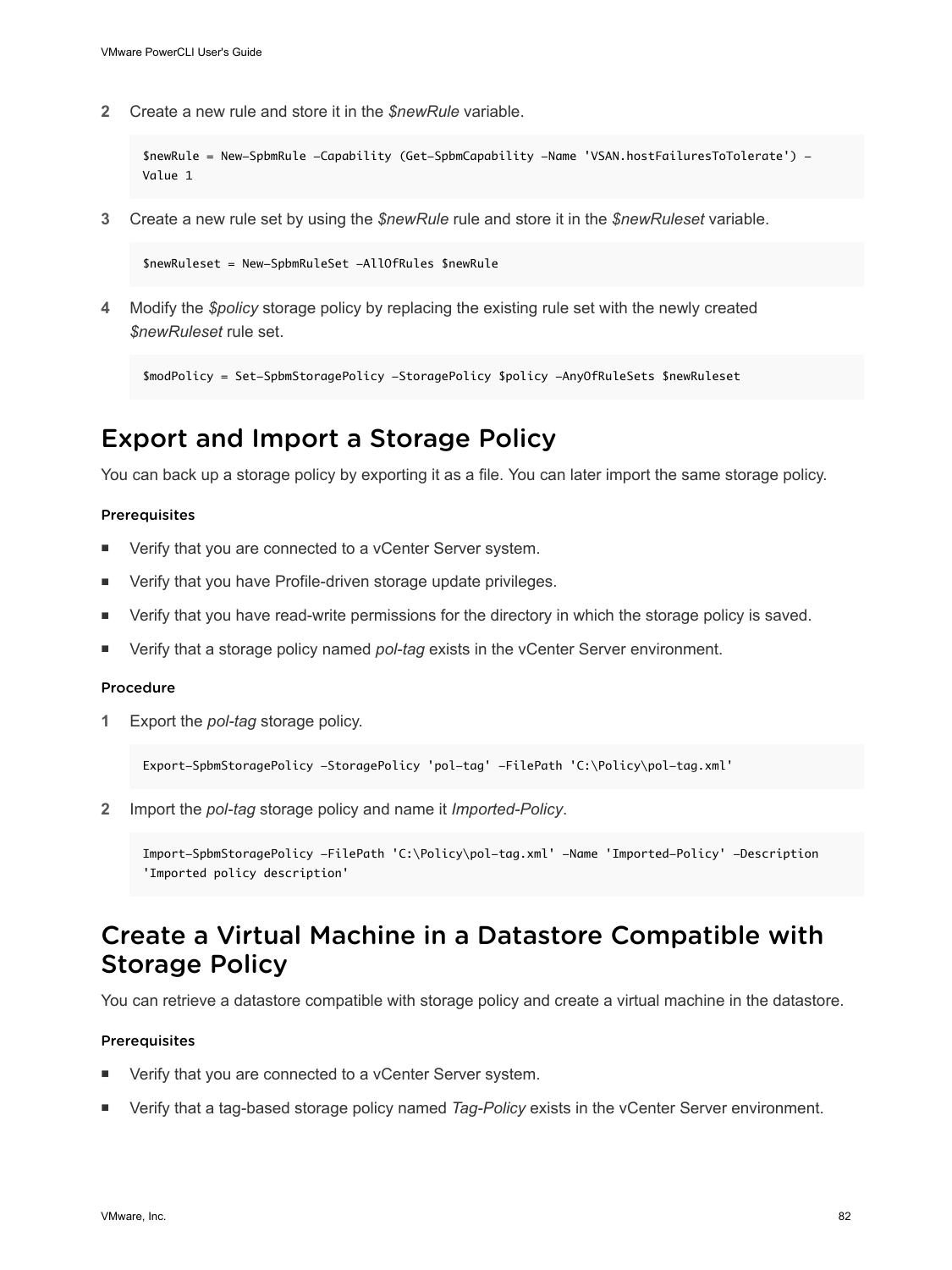2 Create a new rule and store it in the *$newRule* variable.

```
$newRule = New-SpbmRule -Capability (Get-SpbmCapability -Name 'VSAN.hostFailuresToTolerate') -
Value 1
```

3 Create a new rule set by using the *$newRule* rule and store it in the *$newRuleset* variable.

```
$newRuleset = New-SpbmRuleSet -AllOfRules $newRule
```

4 Modify the *$policy* storage policy by replacing the existing rule set with the newly created *$newRuleset* rule set.

```
$modPolicy = Set-SpbmStoragePolicy -StoragePolicy $policy -AnyOfRuleSets $newRuleset
```

## Export and Import a Storage Policy

You can back up a storage policy by exporting it as a file. You can later import the same storage policy.

### Prerequisites

- Verify that you are connected to a vCenter Server system.
- Verify that you have Profile-driven storage update privileges.
- Verify that you have read-write permissions for the directory in which the storage policy is saved.
- Verify that a storage policy named *pol-tag* exists in the vCenter Server environment.

### Procedure

1 Export the *pol-tag* storage policy.

```
Export-SpbmStoragePolicy -StoragePolicy 'pol-tag' -FilePath 'C:\Policy\pol-tag.xml'
```

2 Import the *pol-tag* storage policy and name it *Imported-Policy*.

```
Import-SpbmStoragePolicy -FilePath 'C:\Policy\pol-tag.xml' -Name 'Imported-Policy' -Description
'Imported policy description'
```

## Create a Virtual Machine in a Datastore Compatible with Storage Policy

You can retrieve a datastore compatible with storage policy and create a virtual machine in the datastore.

### Prerequisites

- Verify that you are connected to a vCenter Server system.
- Verify that a tag-based storage policy named *Tag-Policy* exists in the vCenter Server environment.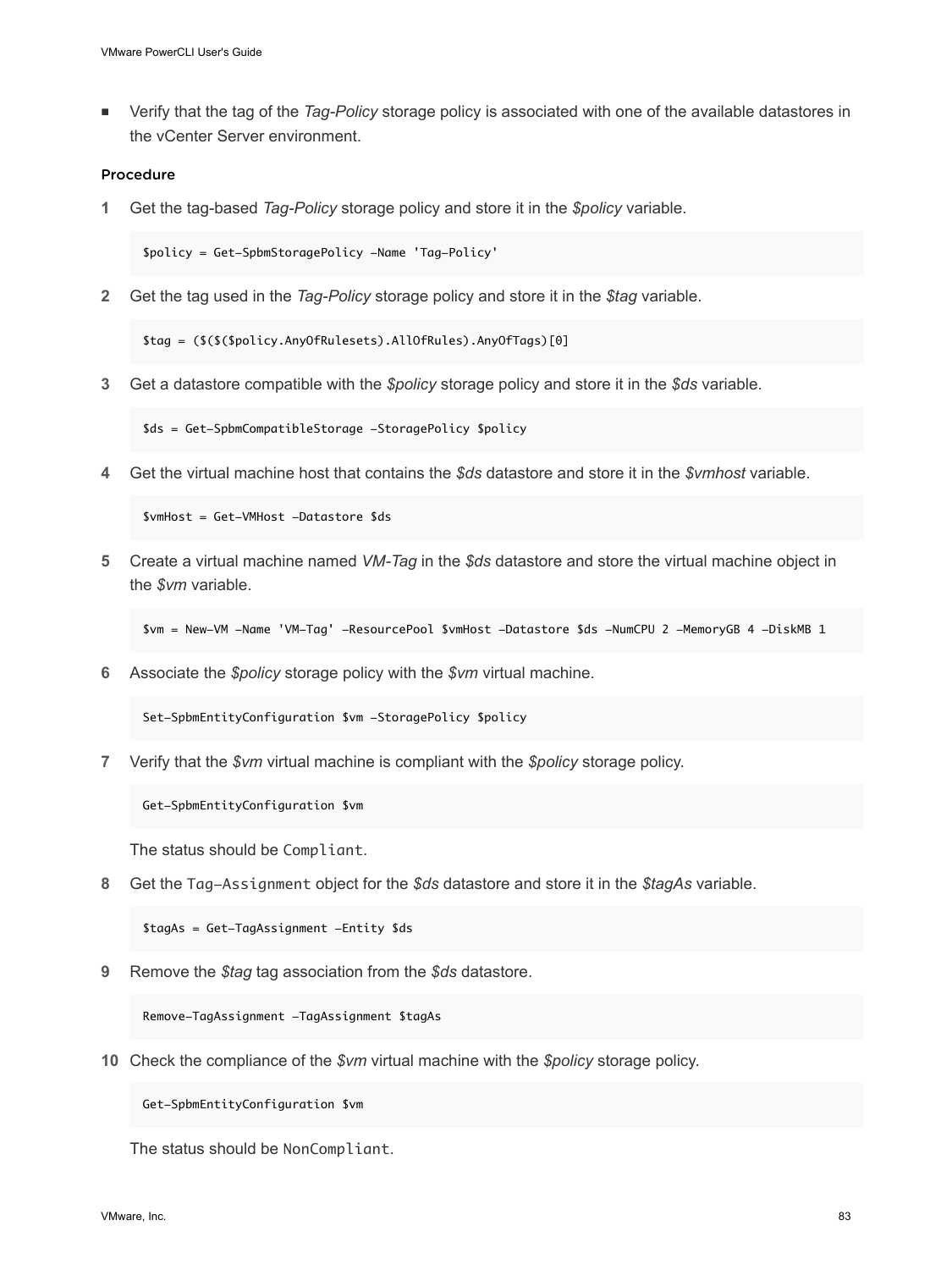- Verify that the tag of the *Tag-Policy* storage policy is associated with one of the available datastores in the vCenter Server environment.

#### Procedure

1. Get the tag-based *Tag-Policy* storage policy and store it in the *$policy* variable.

    ```
    $policy = Get-SpbmStoragePolicy -Name 'Tag-Policy'
    ```

2. Get the tag used in the *Tag-Policy* storage policy and store it in the *$tag* variable.

    ```
    $tag = ($($($policy.AnyOfRulesets).AllOfRules).AnyOfTags)[0]
    ```

3. Get a datastore compatible with the *$policy* storage policy and store it in the *$ds* variable.

    ```
    $ds = Get-SpbmCompatibleStorage -StoragePolicy $policy
    ```

4. Get the virtual machine host that contains the *$ds* datastore and store it in the *$vmhost* variable.

    ```
    $vmHost = Get-VMHost -Datastore $ds
    ```

5. Create a virtual machine named *VM-Tag* in the *$ds* datastore and store the virtual machine object in the *$vm* variable.

    ```
    $vm = New-VM -Name 'VM-Tag' -ResourcePool $vmHost -Datastore $ds -NumCPU 2 -MemoryGB 4 -DiskMB 1
    ```

6. Associate the *$policy* storage policy with the *$vm* virtual machine.

    ```
    Set-SpbmEntityConfiguration $vm -StoragePolicy $policy
    ```

7. Verify that the *$vm* virtual machine is compliant with the *$policy* storage policy.

    ```
    Get-SpbmEntityConfiguration $vm
    ```

    The status should be `Compliant`.

8. Get the `Tag-Assignment` object for the *$ds* datastore and store it in the *$tagAs* variable.

    ```
    $tagAs = Get-TagAssignment -Entity $ds
    ```

9. Remove the *$tag* tag association from the *$ds* datastore.

    ```
    Remove-TagAssignment -TagAssignment $tagAs
    ```

10. Check the compliance of the *$vm* virtual machine with the *$policy* storage policy.

    ```
    Get-SpbmEntityConfiguration $vm
    ```

    The status should be `NonCompliant`.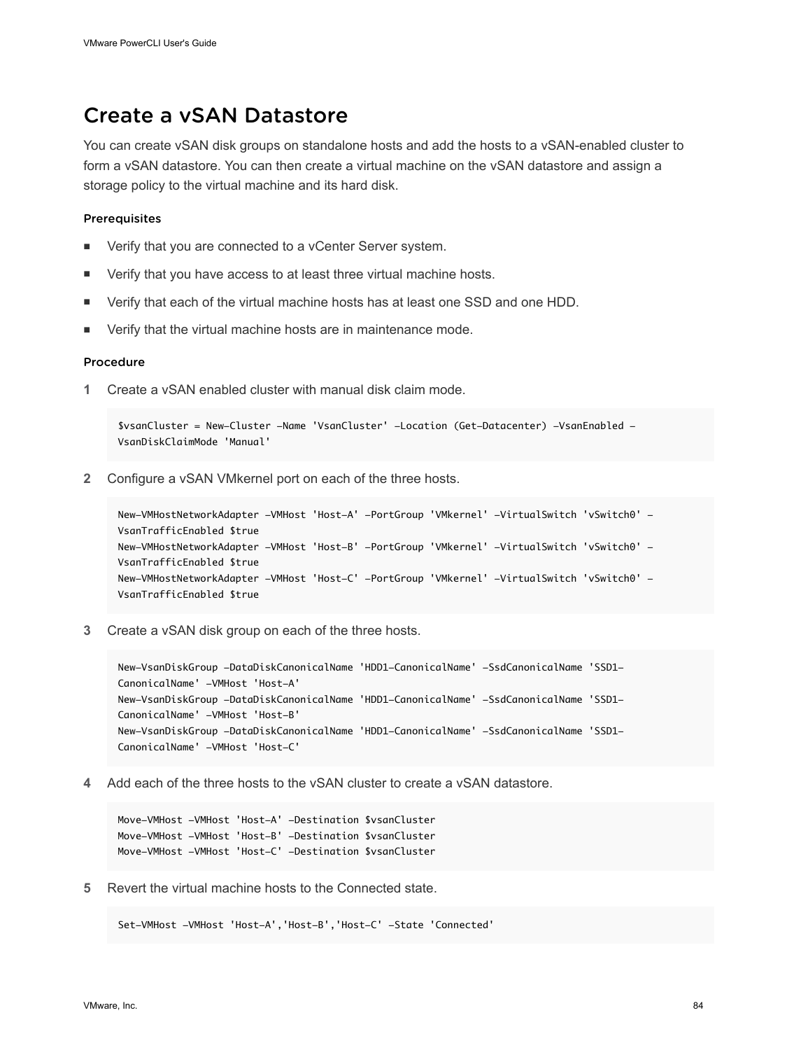## Create a vSAN Datastore

You can create vSAN disk groups on standalone hosts and add the hosts to a vSAN-enabled cluster to form a vSAN datastore. You can then create a virtual machine on the vSAN datastore and assign a storage policy to the virtual machine and its hard disk.

#### Prerequisites

- Verify that you are connected to a vCenter Server system.
- Verify that you have access to at least three virtual machine hosts.
- Verify that each of the virtual machine hosts has at least one SSD and one HDD.
- Verify that the virtual machine hosts are in maintenance mode.

#### Procedure

1 Create a vSAN enabled cluster with manual disk claim mode.

```
$vsanCluster = New-Cluster -Name 'VsanCluster' -Location (Get-Datacenter) -VsanEnabled -
VsanDiskClaimMode 'Manual'
```

2 Configure a vSAN VMkernel port on each of the three hosts.

```
New-VMHostNetworkAdapter -VMHost 'Host-A' -PortGroup 'VMkernel' -VirtualSwitch 'vSwitch0' -
VsanTrafficEnabled $true
New-VMHostNetworkAdapter -VMHost 'Host-B' -PortGroup 'VMkernel' -VirtualSwitch 'vSwitch0' -
VsanTrafficEnabled $true
New-VMHostNetworkAdapter -VMHost 'Host-C' -PortGroup 'VMkernel' -VirtualSwitch 'vSwitch0' -
VsanTrafficEnabled $true
```

3 Create a vSAN disk group on each of the three hosts.

```
New-VsanDiskGroup -DataDiskCanonicalName 'HDD1-CanonicalName' -SsdCanonicalName 'SSD1-
CanonicalName' -VMHost 'Host-A'
New-VsanDiskGroup -DataDiskCanonicalName 'HDD1-CanonicalName' -SsdCanonicalName 'SSD1-
CanonicalName' -VMHost 'Host-B'
New-VsanDiskGroup -DataDiskCanonicalName 'HDD1-CanonicalName' -SsdCanonicalName 'SSD1-
CanonicalName' -VMHost 'Host-C'
```

4 Add each of the three hosts to the vSAN cluster to create a vSAN datastore.

```
Move-VMHost -VMHost 'Host-A' -Destination $vsanCluster
Move-VMHost -VMHost 'Host-B' -Destination $vsanCluster
Move-VMHost -VMHost 'Host-C' -Destination $vsanCluster
```

5 Revert the virtual machine hosts to the Connected state.

```
Set-VMHost -VMHost 'Host-A','Host-B','Host-C' -State 'Connected'
```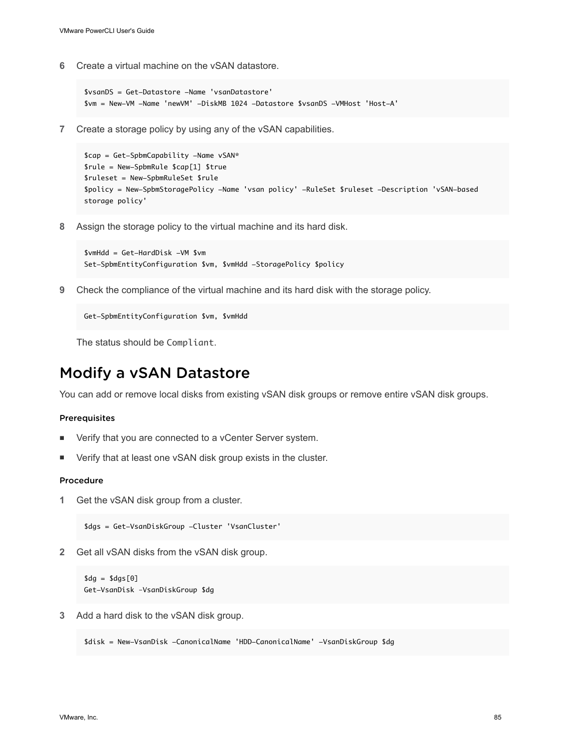6. Create a virtual machine on the vSAN datastore.

```
$vsanDS = Get-Datastore -Name 'vsanDatastore'
$vm = New-VM -Name 'newVM' -DiskMB 1024 -Datastore $vsanDS -VMHost 'Host-A'
```

7. Create a storage policy by using any of the vSAN capabilities.

```
$cap = Get-SpbmCapability -Name vSAN*
$rule = New-SpbmRule $cap[1] $true
$ruleset = New-SpbmRuleSet $rule
$policy = New-SpbmStoragePolicy -Name 'vsan policy' -RuleSet $ruleset -Description 'vSAN-based
storage policy'
```

8. Assign the storage policy to the virtual machine and its hard disk.

```
$vmHdd = Get-HardDisk -VM $vm
Set-SpbmEntityConfiguration $vm, $vmHdd -StoragePolicy $policy
```

9. Check the compliance of the virtual machine and its hard disk with the storage policy.

```
Get-SpbmEntityConfiguration $vm, $vmHdd
```

   The status should be `Compliant`.

## Modify a vSAN Datastore

You can add or remove local disks from existing vSAN disk groups or remove entire vSAN disk groups.

#### Prerequisites

- Verify that you are connected to a vCenter Server system.
- Verify that at least one vSAN disk group exists in the cluster.

#### Procedure

1. Get the vSAN disk group from a cluster.

```
$dgs = Get-VsanDiskGroup -Cluster 'VsanCluster'
```

2. Get all vSAN disks from the vSAN disk group.

```
$dg = $dgs[0]
Get-VsanDisk -VsanDiskGroup $dg
```

3. Add a hard disk to the vSAN disk group.

```
$disk = New-VsanDisk -CanonicalName 'HDD-CanonicalName' -VsanDiskGroup $dg
```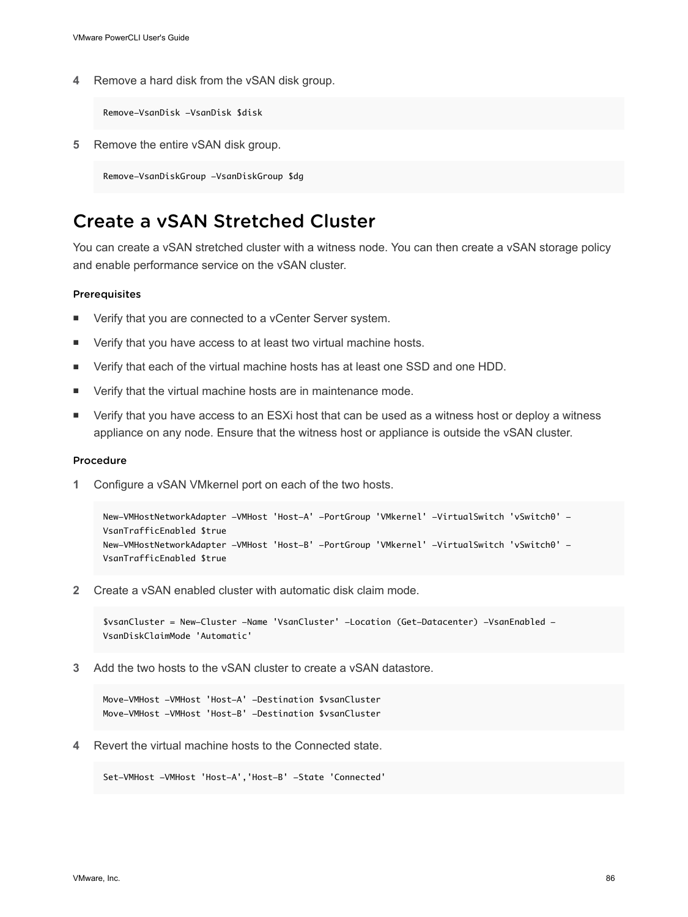4 Remove a hard disk from the vSAN disk group.

```
Remove-VsanDisk -VsanDisk $disk
```

5 Remove the entire vSAN disk group.

```
Remove-VsanDiskGroup -VsanDiskGroup $dg
```

## Create a vSAN Stretched Cluster

You can create a vSAN stretched cluster with a witness node. You can then create a vSAN storage policy and enable performance service on the vSAN cluster.

#### Prerequisites

- Verify that you are connected to a vCenter Server system.
- Verify that you have access to at least two virtual machine hosts.
- Verify that each of the virtual machine hosts has at least one SSD and one HDD.
- Verify that the virtual machine hosts are in maintenance mode.
- Verify that you have access to an ESXi host that can be used as a witness host or deploy a witness appliance on any node. Ensure that the witness host or appliance is outside the vSAN cluster.

#### Procedure

1 Configure a vSAN VMkernel port on each of the two hosts.

```
New-VMHostNetworkAdapter -VMHost 'Host-A' -PortGroup 'VMkernel' -VirtualSwitch 'vSwitch0' -
VsanTrafficEnabled $true
New-VMHostNetworkAdapter -VMHost 'Host-B' -PortGroup 'VMkernel' -VirtualSwitch 'vSwitch0' -
VsanTrafficEnabled $true
```

2 Create a vSAN enabled cluster with automatic disk claim mode.

```
$vsanCluster = New-Cluster -Name 'VsanCluster' -Location (Get-Datacenter) -VsanEnabled -
VsanDiskClaimMode 'Automatic'
```

3 Add the two hosts to the vSAN cluster to create a vSAN datastore.

```
Move-VMHost -VMHost 'Host-A' -Destination $vsanCluster
Move-VMHost -VMHost 'Host-B' -Destination $vsanCluster
```

4 Revert the virtual machine hosts to the Connected state.

```
Set-VMHost -VMHost 'Host-A','Host-B' -State 'Connected'
```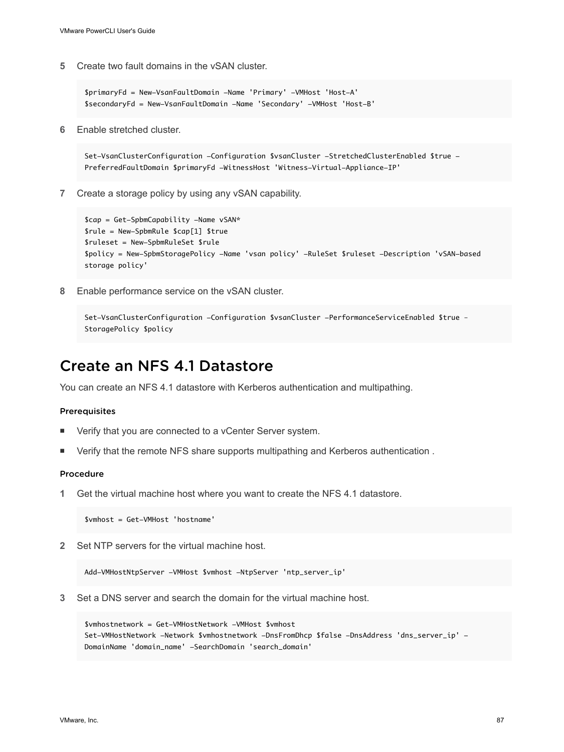5 Create two fault domains in the vSAN cluster.

```
$primaryFd = New-VsanFaultDomain -Name 'Primary' -VMHost 'Host-A'
$secondaryFd = New-VsanFaultDomain -Name 'Secondary' -VMHost 'Host-B'
```

6 Enable stretched cluster.

```
Set-VsanClusterConfiguration -Configuration $vsanCluster -StretchedClusterEnabled $true -
PreferredFaultDomain $primaryFd -WitnessHost 'Witness-Virtual-Appliance-IP'
```

7 Create a storage policy by using any vSAN capability.

```
$cap = Get-SpbmCapability -Name vSAN*
$rule = New-SpbmRule $cap[1] $true
$ruleset = New-SpbmRuleSet $rule
$policy = New-SpbmStoragePolicy -Name 'vsan policy' -RuleSet $ruleset -Description 'vSAN-based
storage policy'
```

8 Enable performance service on the vSAN cluster.

```
Set-VsanClusterConfiguration -Configuration $vsanCluster -PerformanceServiceEnabled $true -
StoragePolicy $policy
```

## Create an NFS 4.1 Datastore

You can create an NFS 4.1 datastore with Kerberos authentication and multipathing.

#### Prerequisites

- Verify that you are connected to a vCenter Server system.
- Verify that the remote NFS share supports multipathing and Kerberos authentication .

#### Procedure

1 Get the virtual machine host where you want to create the NFS 4.1 datastore.

```
$vmhost = Get-VMHost 'hostname'
```

2 Set NTP servers for the virtual machine host.

```
Add-VMHostNtpServer -VMHost $vmhost -NtpServer 'ntp_server_ip'
```

3 Set a DNS server and search the domain for the virtual machine host.

```
$vmhostnetwork = Get-VMHostNetwork -VMHost $vmhost
Set-VMHostNetwork -Network $vmhostnetwork -DnsFromDhcp $false -DnsAddress 'dns_server_ip' -
DomainName 'domain_name' -SearchDomain 'search_domain'
```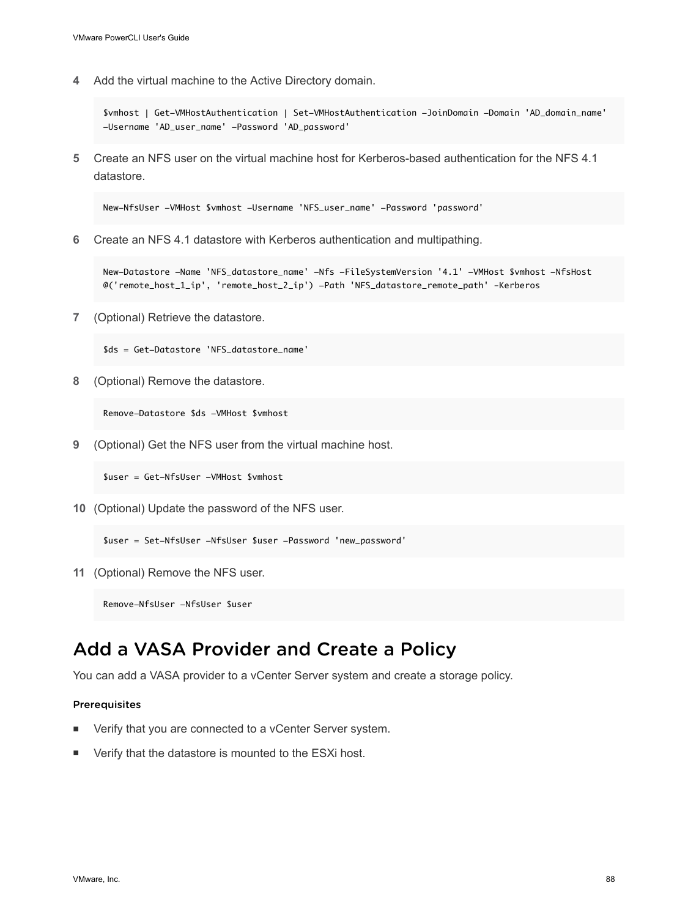4. Add the virtual machine to the Active Directory domain.

```
$vmhost | Get-VMHostAuthentication | Set-VMHostAuthentication -JoinDomain -Domain 'AD_domain_name'
-Username 'AD_user_name' -Password 'AD_password'
```

5. Create an NFS user on the virtual machine host for Kerberos-based authentication for the NFS 4.1 datastore.

```
New-NfsUser -VMHost $vmhost -Username 'NFS_user_name' -Password 'password'
```

6. Create an NFS 4.1 datastore with Kerberos authentication and multipathing.

```
New-Datastore -Name 'NFS_datastore_name' -Nfs -FileSystemVersion '4.1' -VMHost $vmhost -NfsHost
@('remote_host_1_ip', 'remote_host_2_ip') -Path 'NFS_datastore_remote_path' -Kerberos
```

7. (Optional) Retrieve the datastore.

```
$ds = Get-Datastore 'NFS_datastore_name'
```

8. (Optional) Remove the datastore.

```
Remove-Datastore $ds -VMHost $vmhost
```

9. (Optional) Get the NFS user from the virtual machine host.

```
$user = Get-NfsUser -VMHost $vmhost
```

10. (Optional) Update the password of the NFS user.

```
$user = Set-NfsUser -NfsUser $user -Password 'new_password'
```

11. (Optional) Remove the NFS user.

```
Remove-NfsUser -NfsUser $user
```

# Add a VASA Provider and Create a Policy

You can add a VASA provider to a vCenter Server system and create a storage policy.

### Prerequisites

- Verify that you are connected to a vCenter Server system.
- Verify that the datastore is mounted to the ESXi host.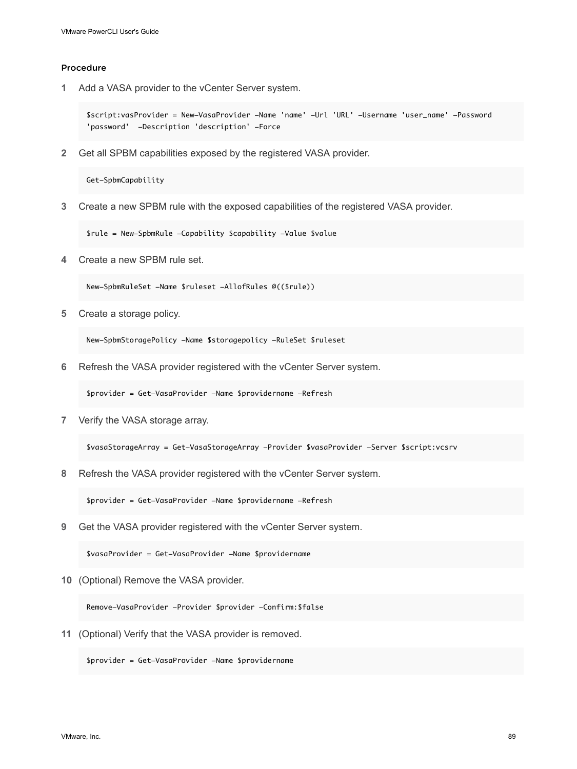#### Procedure

1. Add a VASA provider to the vCenter Server system.

   ```
   $script:vasProvider = New-VasaProvider -Name 'name' -Url 'URL' -Username 'user_name' -Password
   'password'  -Description 'description' -Force
   ```

2. Get all SPBM capabilities exposed by the registered VASA provider.

   ```
   Get-SpbmCapability
   ```

3. Create a new SPBM rule with the exposed capabilities of the registered VASA provider.

   ```
   $rule = New-SpbmRule -Capability $capability -Value $value
   ```

4. Create a new SPBM rule set.

   ```
   New-SpbmRuleSet -Name $ruleset -AllofRules @(($rule))
   ```

5. Create a storage policy.

   ```
   New-SpbmStoragePolicy -Name $storagepolicy -RuleSet $ruleset
   ```

6. Refresh the VASA provider registered with the vCenter Server system.

   ```
   $provider = Get-VasaProvider -Name $providername -Refresh
   ```

7. Verify the VASA storage array.

   ```
   $vasaStorageArray = Get-VasaStorageArray -Provider $vasaProvider -Server $script:vcsrv
   ```

8. Refresh the VASA provider registered with the vCenter Server system.

   ```
   $provider = Get-VasaProvider -Name $providername -Refresh
   ```

9. Get the VASA provider registered with the vCenter Server system.

   ```
   $vasaProvider = Get-VasaProvider -Name $providername
   ```

10. (Optional) Remove the VASA provider.

    ```
    Remove-VasaProvider -Provider $provider -Confirm:$false
    ```

11. (Optional) Verify that the VASA provider is removed.

    ```
    $provider = Get-VasaProvider -Name $providername
    ```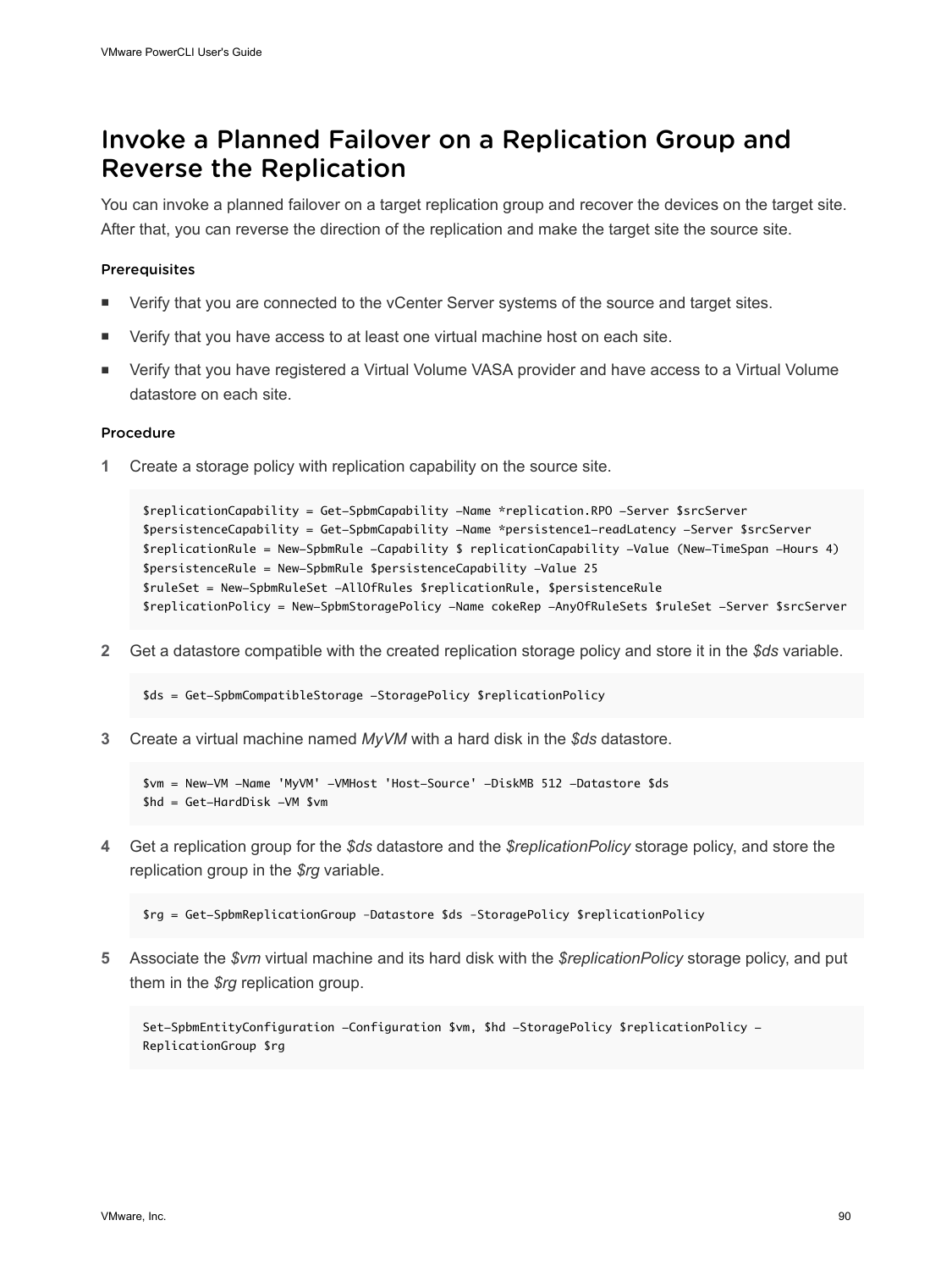## Invoke a Planned Failover on a Replication Group and Reverse the Replication

You can invoke a planned failover on a target replication group and recover the devices on the target site. After that, you can reverse the direction of the replication and make the target site the source site.

#### Prerequisites

- Verify that you are connected to the vCenter Server systems of the source and target sites.
- Verify that you have access to at least one virtual machine host on each site.
- Verify that you have registered a Virtual Volume VASA provider and have access to a Virtual Volume datastore on each site.

#### Procedure

1 Create a storage policy with replication capability on the source site.

```
$replicationCapability = Get-SpbmCapability -Name *replication.RPO -Server $srcServer
$persistenceCapability = Get-SpbmCapability -Name *persistence1-readLatency -Server $srcServer
$replicationRule = New-SpbmRule -Capability $ replicationCapability -Value (New-TimeSpan -Hours 4)
$persistenceRule = New-SpbmRule $persistenceCapability -Value 25
$ruleSet = New-SpbmRuleSet -AllOfRules $replicationRule, $persistenceRule
$replicationPolicy = New-SpbmStoragePolicy -Name cokeRep -AnyOfRuleSets $ruleSet -Server $srcServer
```

2 Get a datastore compatible with the created replication storage policy and store it in the *$ds* variable.

```
$ds = Get-SpbmCompatibleStorage -StoragePolicy $replicationPolicy
```

3 Create a virtual machine named *MyVM* with a hard disk in the *$ds* datastore.

```
$vm = New-VM -Name 'MyVM' -VMHost 'Host-Source' -DiskMB 512 -Datastore $ds
$hd = Get-HardDisk -VM $vm
```

4 Get a replication group for the *$ds* datastore and the *$replicationPolicy* storage policy, and store the replication group in the *$rg* variable.

```
$rg = Get-SpbmReplicationGroup -Datastore $ds -StoragePolicy $replicationPolicy
```

5 Associate the *$vm* virtual machine and its hard disk with the *$replicationPolicy* storage policy, and put them in the *$rg* replication group.

```
Set-SpbmEntityConfiguration -Configuration $vm, $hd -StoragePolicy $replicationPolicy -
ReplicationGroup $rg
```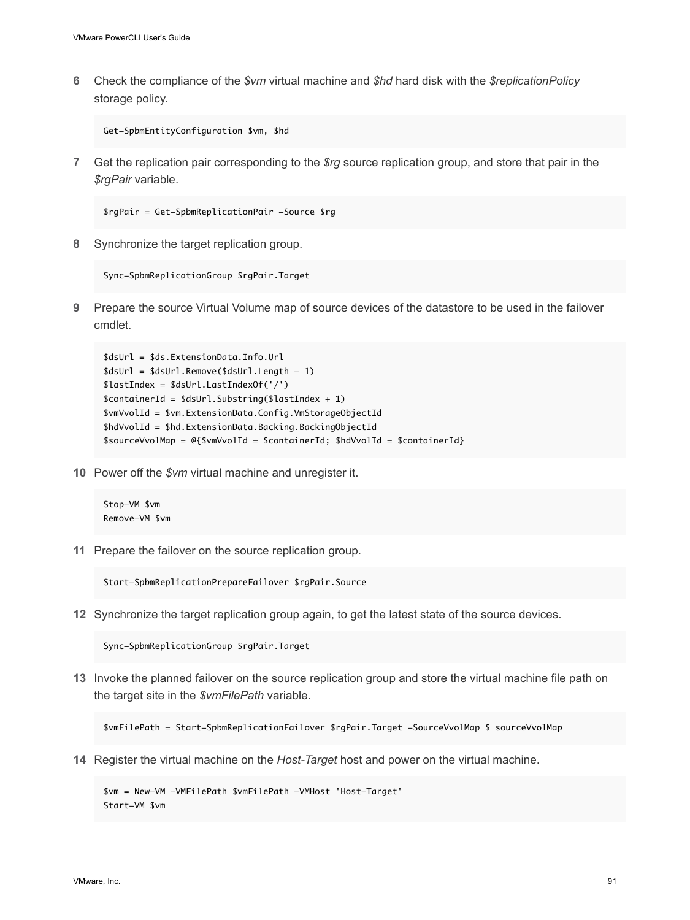6. Check the compliance of the *$vm* virtual machine and *$hd* hard disk with the *$replicationPolicy* storage policy.

   ```
   Get-SpbmEntityConfiguration $vm, $hd
   ```

7. Get the replication pair corresponding to the *$rg* source replication group, and store that pair in the *$rgPair* variable.

   ```
   $rgPair = Get-SpbmReplicationPair -Source $rg
   ```

8. Synchronize the target replication group.

   ```
   Sync-SpbmReplicationGroup $rgPair.Target
   ```

9. Prepare the source Virtual Volume map of source devices of the datastore to be used in the failover cmdlet.

   ```
   $dsUrl = $ds.ExtensionData.Info.Url
   $dsUrl = $dsUrl.Remove($dsUrl.Length - 1)
   $lastIndex = $dsUrl.LastIndexOf('/')
   $containerId = $dsUrl.Substring($lastIndex + 1)
   $vmVvolId = $vm.ExtensionData.Config.VmStorageObjectId
   $hdVvolId = $hd.ExtensionData.Backing.BackingObjectId
   $sourceVvolMap = @{$vmVvolId = $containerId; $hdVvolId = $containerId}
   ```

10. Power off the *$vm* virtual machine and unregister it.

    ```
    Stop-VM $vm
    Remove-VM $vm
    ```

11. Prepare the failover on the source replication group.

    ```
    Start-SpbmReplicationPrepareFailover $rgPair.Source
    ```

12. Synchronize the target replication group again, to get the latest state of the source devices.

    ```
    Sync-SpbmReplicationGroup $rgPair.Target
    ```

13. Invoke the planned failover on the source replication group and store the virtual machine file path on the target site in the *$vmFilePath* variable.

    ```
    $vmFilePath = Start-SpbmReplicationFailover $rgPair.Target -SourceVvolMap $ sourceVvolMap
    ```

14. Register the virtual machine on the *Host-Target* host and power on the virtual machine.

    ```
    $vm = New-VM -VMFilePath $vmFilePath -VMHost 'Host-Target'
    Start-VM $vm
    ```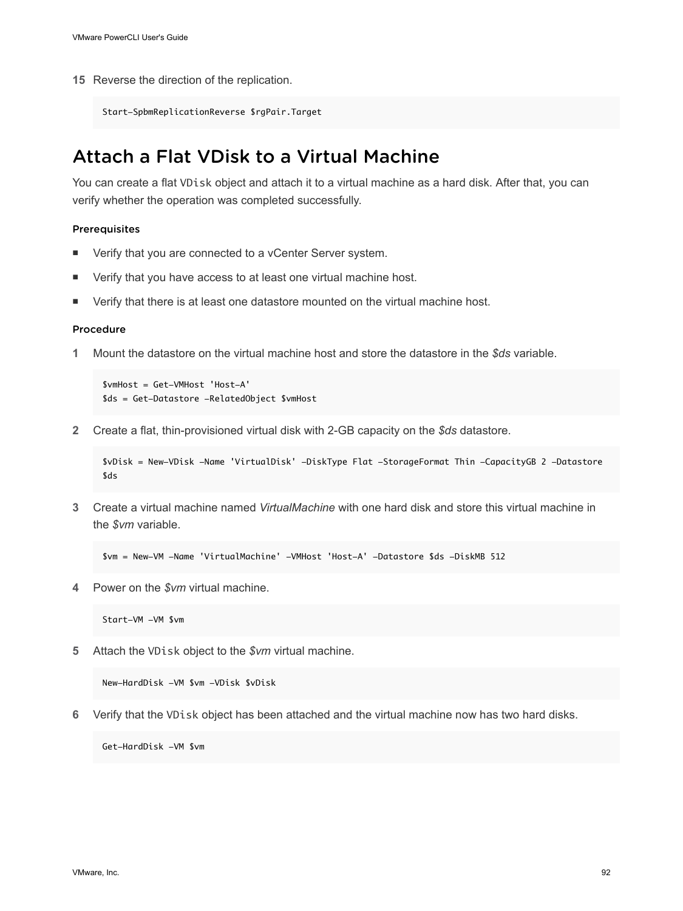15 Reverse the direction of the replication.

```
Start-SpbmReplicationReverse $rgPair.Target
```

## Attach a Flat VDisk to a Virtual Machine

You can create a flat `VDisk` object and attach it to a virtual machine as a hard disk. After that, you can verify whether the operation was completed successfully.

### Prerequisites

- Verify that you are connected to a vCenter Server system.
- Verify that you have access to at least one virtual machine host.
- Verify that there is at least one datastore mounted on the virtual machine host.

### Procedure

1 Mount the datastore on the virtual machine host and store the datastore in the *$ds* variable.

```
$vmHost = Get-VMHost 'Host-A'
$ds = Get-Datastore -RelatedObject $vmHost
```

2 Create a flat, thin-provisioned virtual disk with 2-GB capacity on the *$ds* datastore.

```
$vDisk = New-VDisk -Name 'VirtualDisk' -DiskType Flat -StorageFormat Thin -CapacityGB 2 -Datastore $ds
```

3 Create a virtual machine named *VirtualMachine* with one hard disk and store this virtual machine in the *$vm* variable.

```
$vm = New-VM -Name 'VirtualMachine' -VMHost 'Host-A' -Datastore $ds -DiskMB 512
```

4 Power on the *$vm* virtual machine.

```
Start-VM -VM $vm
```

5 Attach the `VDisk` object to the *$vm* virtual machine.

```
New-HardDisk -VM $vm -VDisk $vDisk
```

6 Verify that the `VDisk` object has been attached and the virtual machine now has two hard disks.

```
Get-HardDisk -VM $vm
```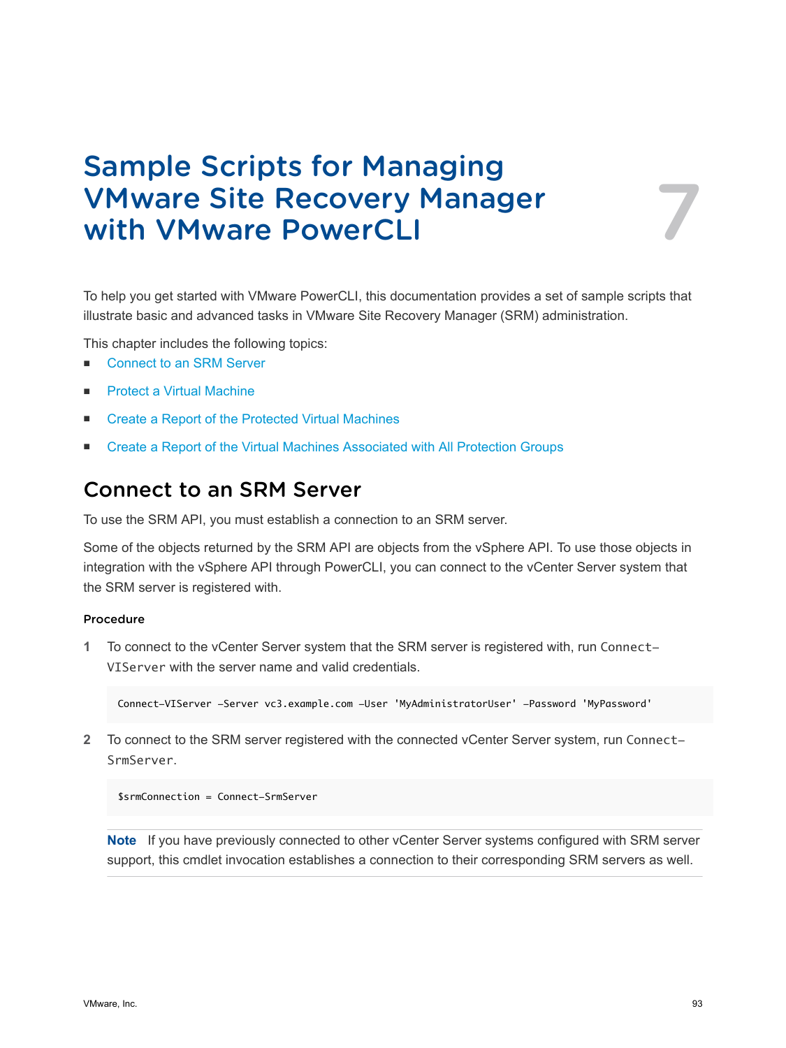# Sample Scripts for Managing VMware Site Recovery Manager with VMware PowerCLI

7

To help you get started with VMware PowerCLI, this documentation provides a set of sample scripts that illustrate basic and advanced tasks in VMware Site Recovery Manager (SRM) administration.

This chapter includes the following topics:

- Connect to an SRM Server
- Protect a Virtual Machine
- Create a Report of the Protected Virtual Machines
- Create a Report of the Virtual Machines Associated with All Protection Groups

## Connect to an SRM Server

To use the SRM API, you must establish a connection to an SRM server.

Some of the objects returned by the SRM API are objects from the vSphere API. To use those objects in integration with the vSphere API through PowerCLI, you can connect to the vCenter Server system that the SRM server is registered with.

#### Procedure

1 To connect to the vCenter Server system that the SRM server is registered with, run `Connect-VIServer` with the server name and valid credentials.

```
Connect-VIServer -Server vc3.example.com -User 'MyAdministratorUser' -Password 'MyPassword'
```

2 To connect to the SRM server registered with the connected vCenter Server system, run `Connect-SrmServer`.

```
$srmConnection = Connect-SrmServer
```

**Note** If you have previously connected to other vCenter Server systems configured with SRM server support, this cmdlet invocation establishes a connection to their corresponding SRM servers as well.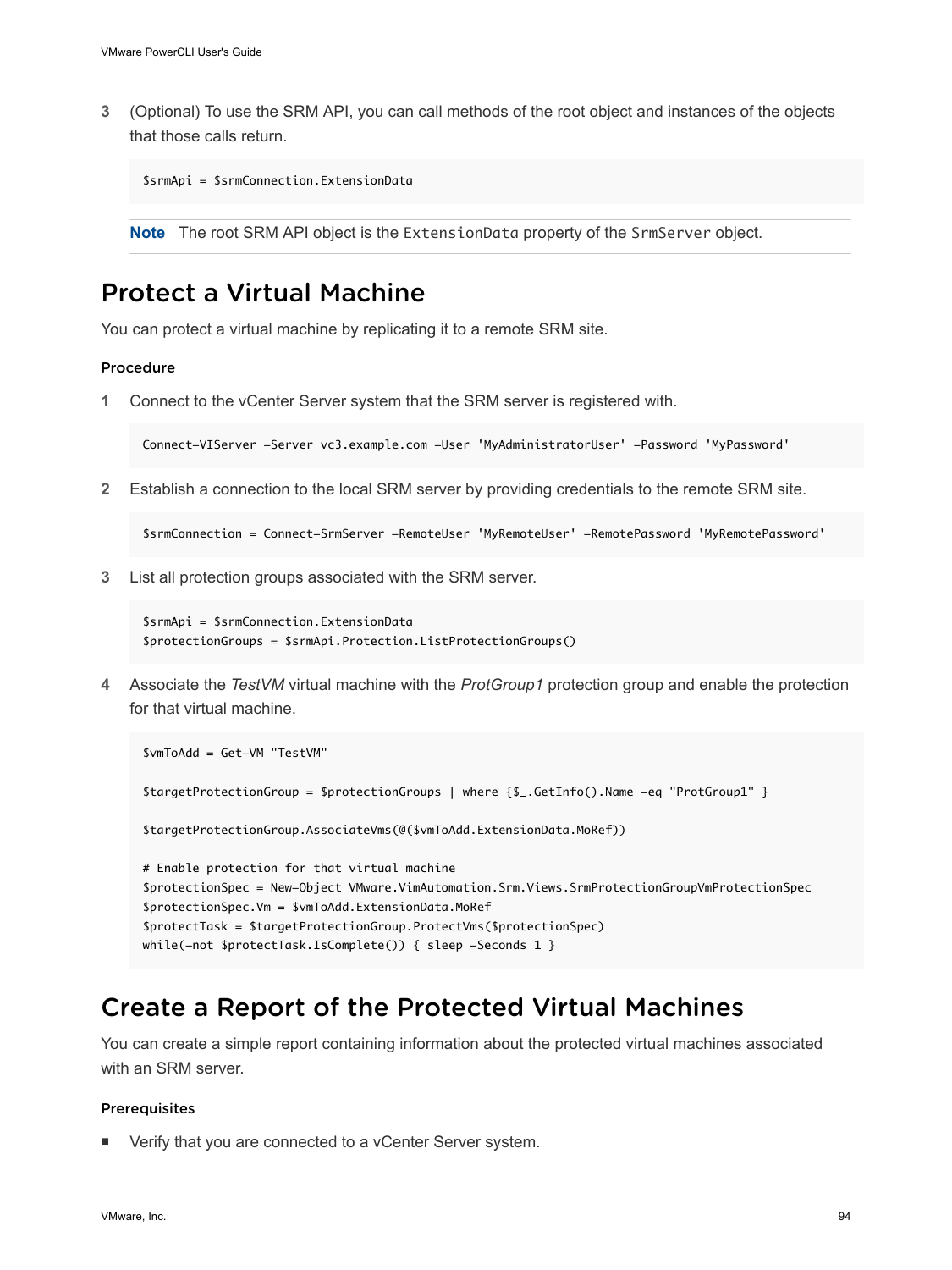3 (Optional) To use the SRM API, you can call methods of the root object and instances of the objects that those calls return.

```
$srmApi = $srmConnection.ExtensionData
```

**Note** The root SRM API object is the `ExtensionData` property of the `SrmServer` object.

## Protect a Virtual Machine

You can protect a virtual machine by replicating it to a remote SRM site.

### Procedure

1 Connect to the vCenter Server system that the SRM server is registered with.

```
Connect-VIServer -Server vc3.example.com -User 'MyAdministratorUser' -Password 'MyPassword'
```

2 Establish a connection to the local SRM server by providing credentials to the remote SRM site.

```
$srmConnection = Connect-SrmServer -RemoteUser 'MyRemoteUser' -RemotePassword 'MyRemotePassword'
```

3 List all protection groups associated with the SRM server.

```
$srmApi = $srmConnection.ExtensionData
$protectionGroups = $srmApi.Protection.ListProtectionGroups()
```

4 Associate the *TestVM* virtual machine with the *ProtGroup1* protection group and enable the protection for that virtual machine.

```
$vmToAdd = Get-VM "TestVM"

$targetProtectionGroup = $protectionGroups | where {$_.GetInfo().Name -eq "ProtGroup1" }

$targetProtectionGroup.AssociateVms(@($vmToAdd.ExtensionData.MoRef))

# Enable protection for that virtual machine
$protectionSpec = New-Object VMware.VimAutomation.Srm.Views.SrmProtectionGroupVmProtectionSpec
$protectionSpec.Vm = $vmToAdd.ExtensionData.MoRef
$protectTask = $targetProtectionGroup.ProtectVms($protectionSpec)
while(-not $protectTask.IsComplete()) { sleep -Seconds 1 }
```

## Create a Report of the Protected Virtual Machines

You can create a simple report containing information about the protected virtual machines associated with an SRM server.

### Prerequisites

- Verify that you are connected to a vCenter Server system.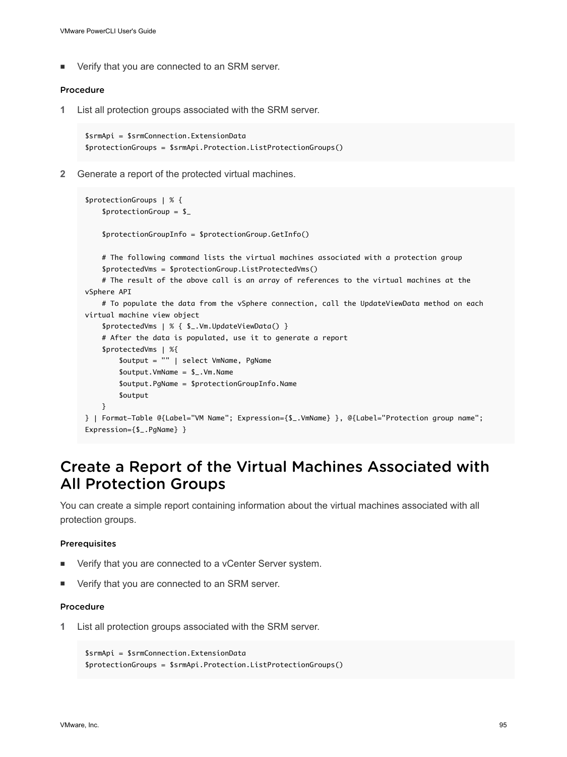- Verify that you are connected to an SRM server.

#### Procedure

1 List all protection groups associated with the SRM server.

```
$srmApi = $srmConnection.ExtensionData
$protectionGroups = $srmApi.Protection.ListProtectionGroups()
```

2 Generate a report of the protected virtual machines.

```
$protectionGroups | % {
    $protectionGroup = $_

    $protectionGroupInfo = $protectionGroup.GetInfo()

    # The following command lists the virtual machines associated with a protection group
    $protectedVms = $protectionGroup.ListProtectedVms()
    # The result of the above call is an array of references to the virtual machines at the 
vSphere API
    # To populate the data from the vSphere connection, call the UpdateViewData method on each 
virtual machine view object
    $protectedVms | % { $_.Vm.UpdateViewData() }
    # After the data is populated, use it to generate a report
    $protectedVms | %{
        $output = "" | select VmName, PgName
        $output.VmName = $_.Vm.Name
        $output.PgName = $protectionGroupInfo.Name
        $output
    }
} | Format-Table @{Label="VM Name"; Expression={$_.VmName} }, @{Label="Protection group name"; 
Expression={$_.PgName} }
```

## Create a Report of the Virtual Machines Associated with All Protection Groups

You can create a simple report containing information about the virtual machines associated with all protection groups.

#### Prerequisites

- Verify that you are connected to a vCenter Server system.
- Verify that you are connected to an SRM server.

#### Procedure

1 List all protection groups associated with the SRM server.

```
$srmApi = $srmConnection.ExtensionData
$protectionGroups = $srmApi.Protection.ListProtectionGroups()
```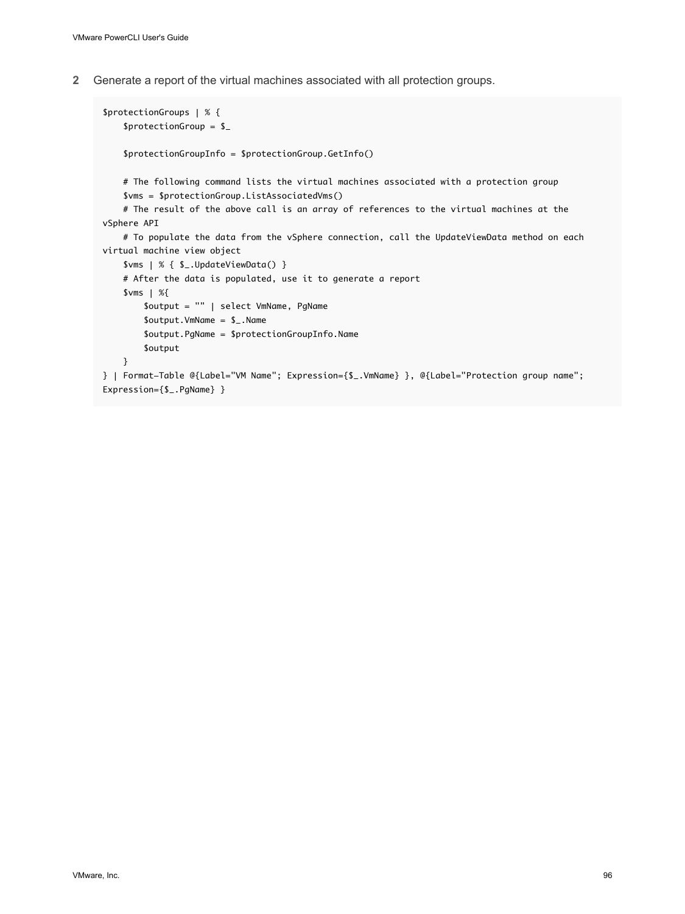2 Generate a report of the virtual machines associated with all protection groups.

```
$protectionGroups | % {
    $protectionGroup = $_

    $protectionGroupInfo = $protectionGroup.GetInfo()

    # The following command lists the virtual machines associated with a protection group
    $vms = $protectionGroup.ListAssociatedVms()
    # The result of the above call is an array of references to the virtual machines at the
vSphere API
    # To populate the data from the vSphere connection, call the UpdateViewData method on each
virtual machine view object
    $vms | % { $_.UpdateViewData() }
    # After the data is populated, use it to generate a report
    $vms | %{
        $output = "" | select VmName, PgName
        $output.VmName = $_.Name
        $output.PgName = $protectionGroupInfo.Name
        $output
    }
} | Format-Table @{Label="VM Name"; Expression={$_.VmName} }, @{Label="Protection group name";
Expression={$_.PgName} }
```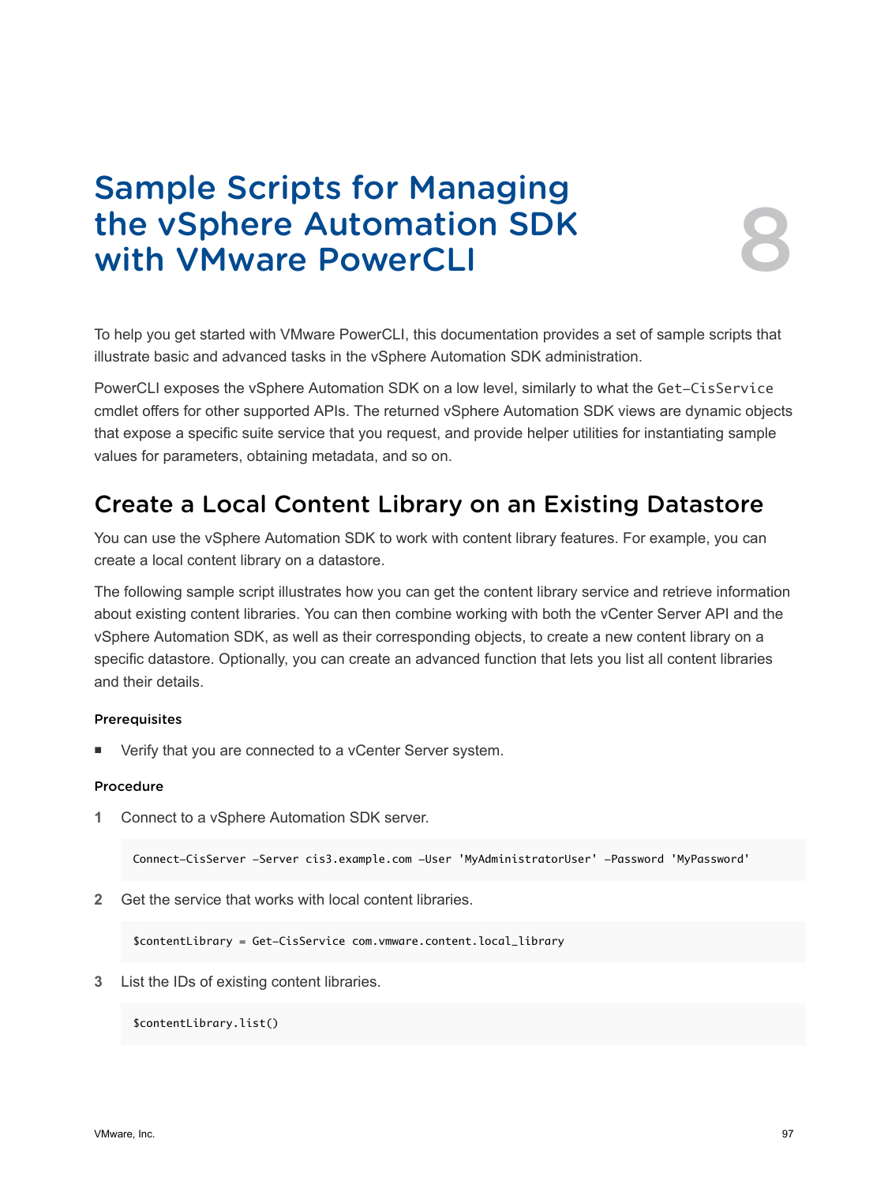# Sample Scripts for Managing the vSphere Automation SDK with VMware PowerCLI

8

To help you get started with VMware PowerCLI, this documentation provides a set of sample scripts that illustrate basic and advanced tasks in the vSphere Automation SDK administration.

PowerCLI exposes the vSphere Automation SDK on a low level, similarly to what the `Get-CisService` cmdlet offers for other supported APIs. The returned vSphere Automation SDK views are dynamic objects that expose a specific suite service that you request, and provide helper utilities for instantiating sample values for parameters, obtaining metadata, and so on.

## Create a Local Content Library on an Existing Datastore

You can use the vSphere Automation SDK to work with content library features. For example, you can create a local content library on a datastore.

The following sample script illustrates how you can get the content library service and retrieve information about existing content libraries. You can then combine working with both the vCenter Server API and the vSphere Automation SDK, as well as their corresponding objects, to create a new content library on a specific datastore. Optionally, you can create an advanced function that lets you list all content libraries and their details.

#### Prerequisites

- Verify that you are connected to a vCenter Server system.

#### Procedure

1. Connect to a vSphere Automation SDK server.

```
Connect-CisServer -Server cis3.example.com -User 'MyAdministratorUser' -Password 'MyPassword'
```

2. Get the service that works with local content libraries.

```
$contentLibrary = Get-CisService com.vmware.content.local_library
```

3. List the IDs of existing content libraries.

```
$contentLibrary.list()
```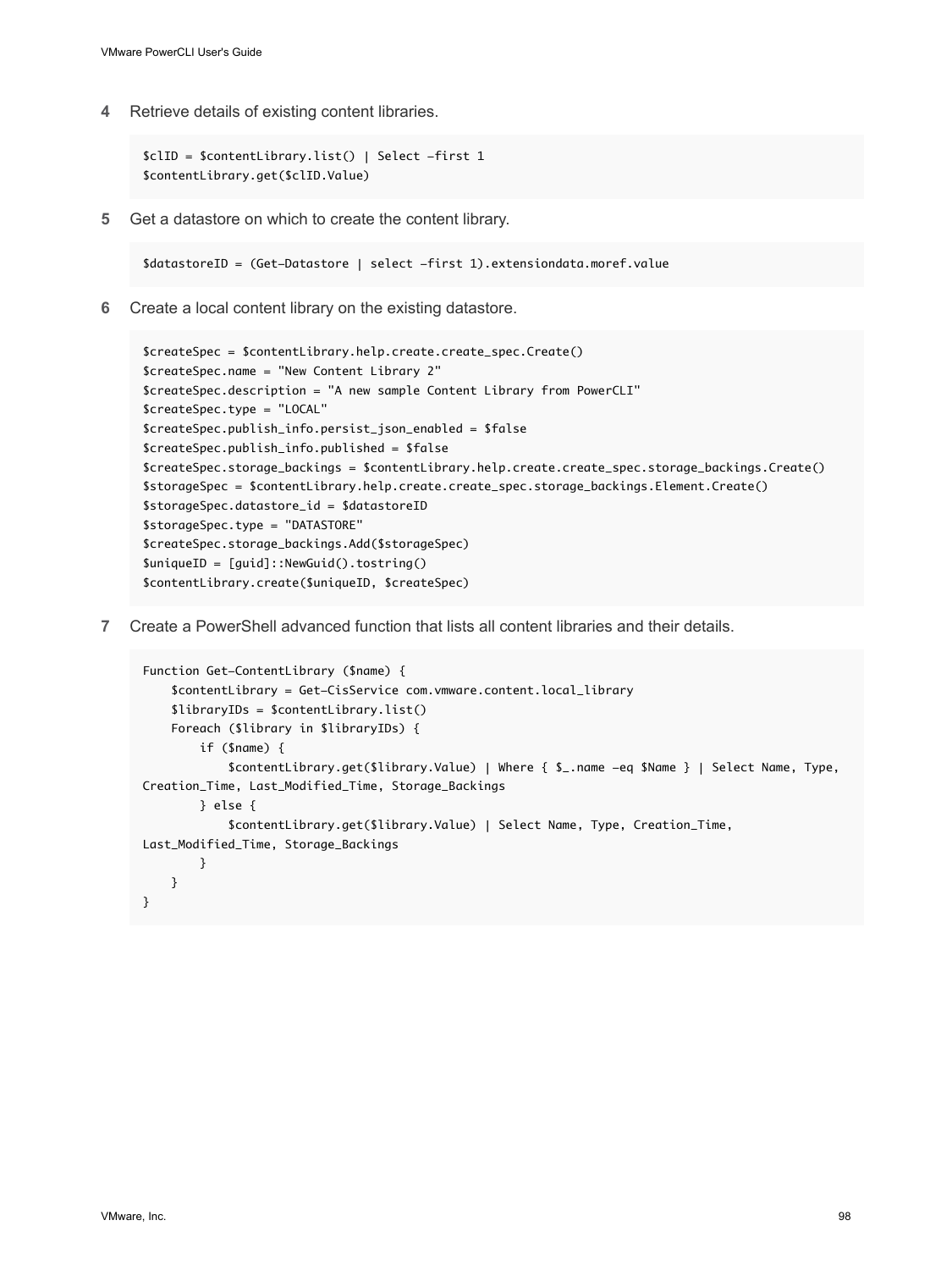4 Retrieve details of existing content libraries.

```
$clID = $contentLibrary.list() | Select -first 1
$contentLibrary.get($clID.Value)
```

5 Get a datastore on which to create the content library.

```
$datastoreID = (Get-Datastore | select -first 1).extensiondata.moref.value
```

6 Create a local content library on the existing datastore.

```
$createSpec = $contentLibrary.help.create.create_spec.Create()
$createSpec.name = "New Content Library 2"
$createSpec.description = "A new sample Content Library from PowerCLI"
$createSpec.type = "LOCAL"
$createSpec.publish_info.persist_json_enabled = $false
$createSpec.publish_info.published = $false
$createSpec.storage_backings = $contentLibrary.help.create.create_spec.storage_backings.Create()
$storageSpec = $contentLibrary.help.create.create_spec.storage_backings.Element.Create()
$storageSpec.datastore_id = $datastoreID
$storageSpec.type = "DATASTORE"
$createSpec.storage_backings.Add($storageSpec)
$uniqueID = [guid]::NewGuid().tostring()
$contentLibrary.create($uniqueID, $createSpec)
```

7 Create a PowerShell advanced function that lists all content libraries and their details.

```
Function Get-ContentLibrary ($name) {
    $contentLibrary = Get-CisService com.vmware.content.local_library
    $libraryIDs = $contentLibrary.list()
    Foreach ($library in $libraryIDs) {
        if ($name) {
            $contentLibrary.get($library.Value) | Where { $_.name -eq $Name } | Select Name, Type, 
Creation_Time, Last_Modified_Time, Storage_Backings
        } else {
            $contentLibrary.get($library.Value) | Select Name, Type, Creation_Time, 
Last_Modified_Time, Storage_Backings
        }
    }
}
```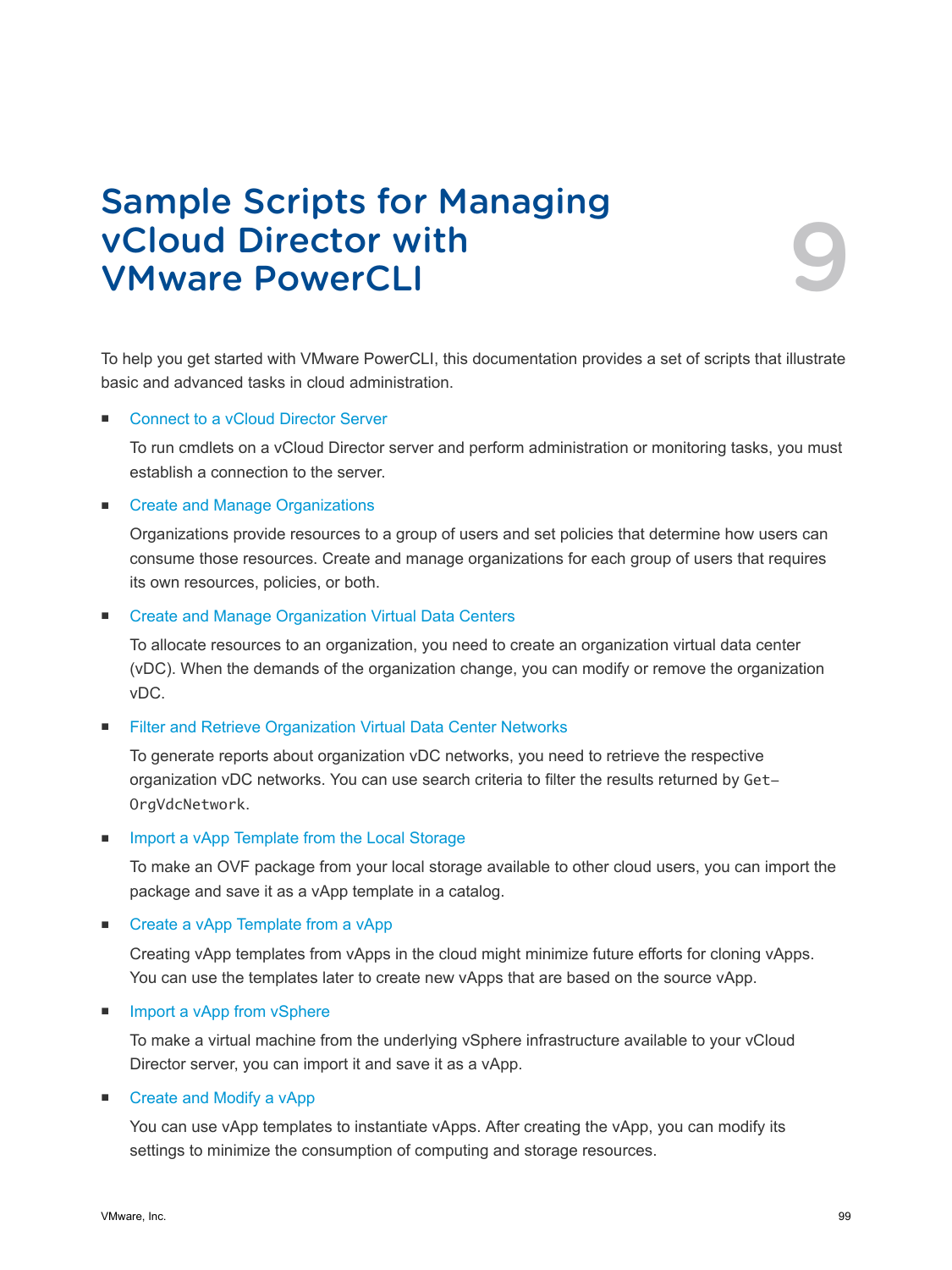# Sample Scripts for Managing vCloud Director with VMware PowerCLI

9

To help you get started with VMware PowerCLI, this documentation provides a set of scripts that illustrate basic and advanced tasks in cloud administration.

- Connect to a vCloud Director Server

  To run cmdlets on a vCloud Director server and perform administration or monitoring tasks, you must establish a connection to the server.

- Create and Manage Organizations

  Organizations provide resources to a group of users and set policies that determine how users can consume those resources. Create and manage organizations for each group of users that requires its own resources, policies, or both.

- Create and Manage Organization Virtual Data Centers

  To allocate resources to an organization, you need to create an organization virtual data center (vDC). When the demands of the organization change, you can modify or remove the organization vDC.

- Filter and Retrieve Organization Virtual Data Center Networks

  To generate reports about organization vDC networks, you need to retrieve the respective organization vDC networks. You can use search criteria to filter the results returned by `Get-OrgVdcNetwork`.

- Import a vApp Template from the Local Storage

  To make an OVF package from your local storage available to other cloud users, you can import the package and save it as a vApp template in a catalog.

- Create a vApp Template from a vApp

  Creating vApp templates from vApps in the cloud might minimize future efforts for cloning vApps. You can use the templates later to create new vApps that are based on the source vApp.

- Import a vApp from vSphere

  To make a virtual machine from the underlying vSphere infrastructure available to your vCloud Director server, you can import it and save it as a vApp.

- Create and Modify a vApp

  You can use vApp templates to instantiate vApps. After creating the vApp, you can modify its settings to minimize the consumption of computing and storage resources.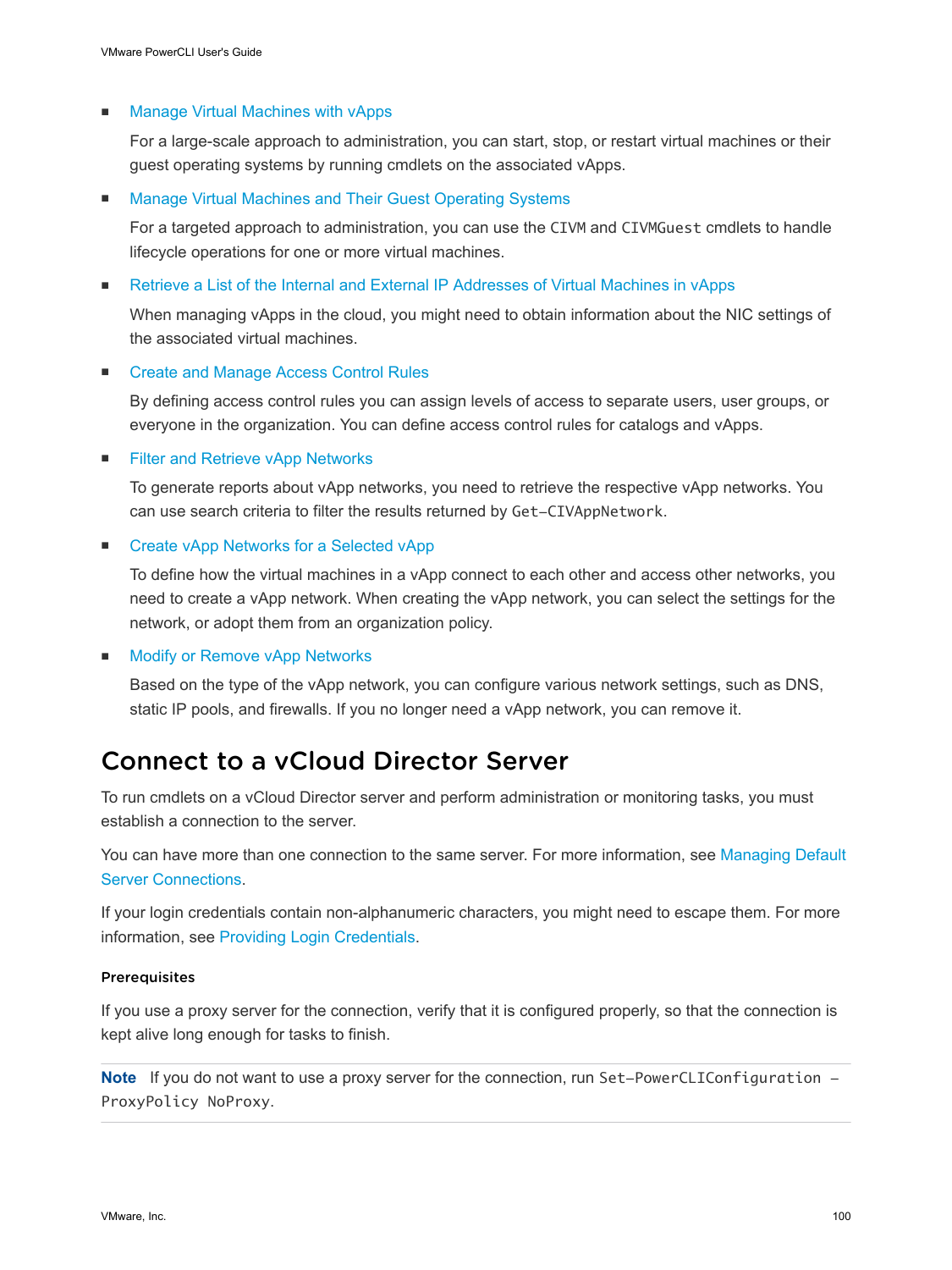- Manage Virtual Machines with vApps

  For a large-scale approach to administration, you can start, stop, or restart virtual machines or their guest operating systems by running cmdlets on the associated vApps.

- Manage Virtual Machines and Their Guest Operating Systems

  For a targeted approach to administration, you can use the `CIVM` and `CIVMGuest` cmdlets to handle lifecycle operations for one or more virtual machines.

- Retrieve a List of the Internal and External IP Addresses of Virtual Machines in vApps

  When managing vApps in the cloud, you might need to obtain information about the NIC settings of the associated virtual machines.

- Create and Manage Access Control Rules

  By defining access control rules you can assign levels of access to separate users, user groups, or everyone in the organization. You can define access control rules for catalogs and vApps.

- Filter and Retrieve vApp Networks

  To generate reports about vApp networks, you need to retrieve the respective vApp networks. You can use search criteria to filter the results returned by `Get-CIVAppNetwork`.

- Create vApp Networks for a Selected vApp

  To define how the virtual machines in a vApp connect to each other and access other networks, you need to create a vApp network. When creating the vApp network, you can select the settings for the network, or adopt them from an organization policy.

- Modify or Remove vApp Networks

  Based on the type of the vApp network, you can configure various network settings, such as DNS, static IP pools, and firewalls. If you no longer need a vApp network, you can remove it.

## Connect to a vCloud Director Server

To run cmdlets on a vCloud Director server and perform administration or monitoring tasks, you must establish a connection to the server.

You can have more than one connection to the same server. For more information, see Managing Default Server Connections.

If your login credentials contain non-alphanumeric characters, you might need to escape them. For more information, see Providing Login Credentials.

#### Prerequisites

If you use a proxy server for the connection, verify that it is configured properly, so that the connection is kept alive long enough for tasks to finish.

**Note** If you do not want to use a proxy server for the connection, run `Set-PowerCLIConfiguration -ProxyPolicy NoProxy`.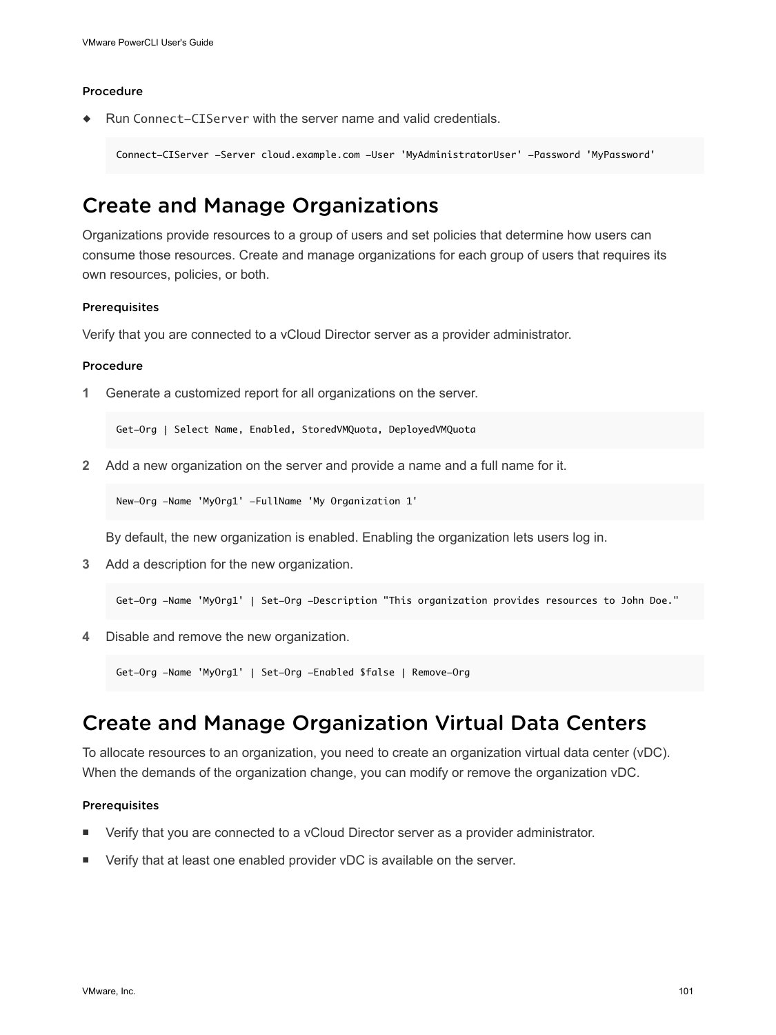#### Procedure

- Run `Connect-CIServer` with the server name and valid credentials.

  ```
  Connect-CIServer -Server cloud.example.com -User 'MyAdministratorUser' -Password 'MyPassword'
  ```

## Create and Manage Organizations

Organizations provide resources to a group of users and set policies that determine how users can consume those resources. Create and manage organizations for each group of users that requires its own resources, policies, or both.

#### Prerequisites

Verify that you are connected to a vCloud Director server as a provider administrator.

#### Procedure

1. Generate a customized report for all organizations on the server.

   ```
   Get-Org | Select Name, Enabled, StoredVMQuota, DeployedVMQuota
   ```

2. Add a new organization on the server and provide a name and a full name for it.

   ```
   New-Org -Name 'MyOrg1' -FullName 'My Organization 1'
   ```

   By default, the new organization is enabled. Enabling the organization lets users log in.

3. Add a description for the new organization.

   ```
   Get-Org -Name 'MyOrg1' | Set-Org -Description "This organization provides resources to John Doe."
   ```

4. Disable and remove the new organization.

   ```
   Get-Org -Name 'MyOrg1' | Set-Org -Enabled $false | Remove-Org
   ```

## Create and Manage Organization Virtual Data Centers

To allocate resources to an organization, you need to create an organization virtual data center (vDC). When the demands of the organization change, you can modify or remove the organization vDC.

#### Prerequisites

- Verify that you are connected to a vCloud Director server as a provider administrator.
- Verify that at least one enabled provider vDC is available on the server.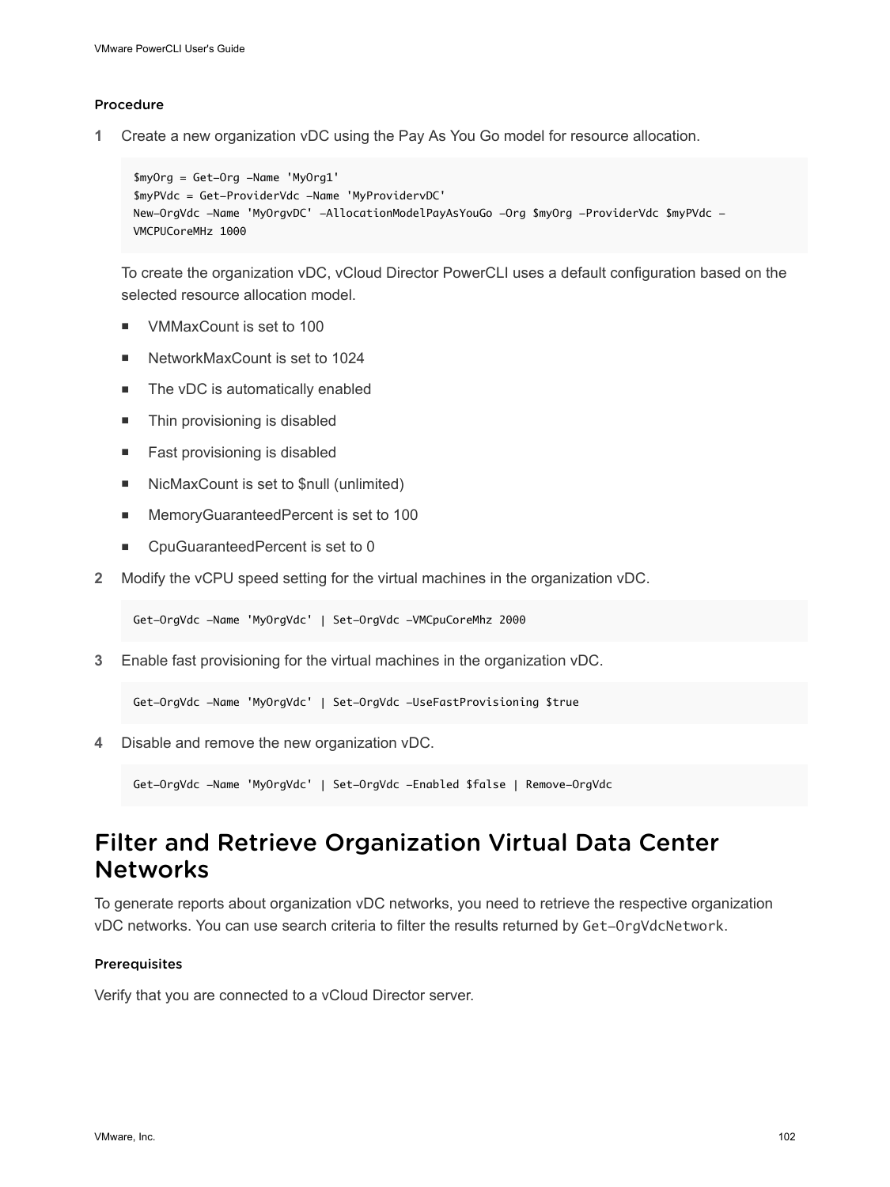#### Procedure

1 Create a new organization vDC using the Pay As You Go model for resource allocation.

```
$myOrg = Get-Org -Name 'MyOrg1'
$myPVdc = Get-ProviderVdc -Name 'MyProvidervDC'
New-OrgVdc -Name 'MyOrgvDC' -AllocationModelPayAsYouGo -Org $myOrg -ProviderVdc $myPVdc -
VMCPUCoreMHz 1000
```

To create the organization vDC, vCloud Director PowerCLI uses a default configuration based on the selected resource allocation model.

- VMMaxCount is set to 100
- NetworkMaxCount is set to 1024
- The vDC is automatically enabled
- Thin provisioning is disabled
- Fast provisioning is disabled
- NicMaxCount is set to $null (unlimited)
- MemoryGuaranteedPercent is set to 100
- CpuGuaranteedPercent is set to 0

2 Modify the vCPU speed setting for the virtual machines in the organization vDC.

```
Get-OrgVdc -Name 'MyOrgVdc' | Set-OrgVdc -VMCpuCoreMhz 2000
```

3 Enable fast provisioning for the virtual machines in the organization vDC.

```
Get-OrgVdc -Name 'MyOrgVdc' | Set-OrgVdc -UseFastProvisioning $true
```

4 Disable and remove the new organization vDC.

```
Get-OrgVdc -Name 'MyOrgVdc' | Set-OrgVdc -Enabled $false | Remove-OrgVdc
```

## Filter and Retrieve Organization Virtual Data Center Networks

To generate reports about organization vDC networks, you need to retrieve the respective organization vDC networks. You can use search criteria to filter the results returned by `Get-OrgVdcNetwork`.

#### Prerequisites

Verify that you are connected to a vCloud Director server.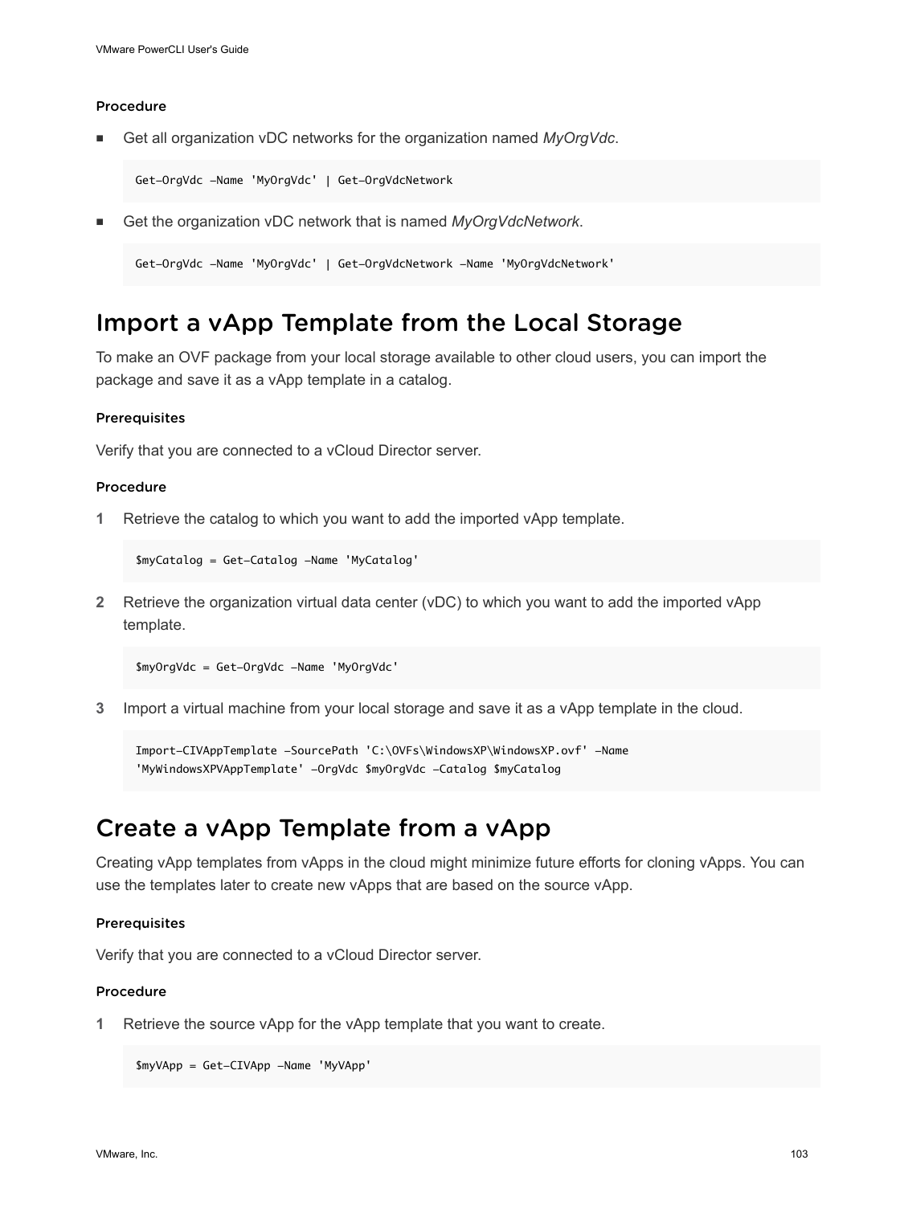#### Procedure

- Get all organization vDC networks for the organization named *MyOrgVdc*.

  ```
  Get-OrgVdc -Name 'MyOrgVdc' | Get-OrgVdcNetwork
  ```

- Get the organization vDC network that is named *MyOrgVdcNetwork*.

  ```
  Get-OrgVdc -Name 'MyOrgVdc' | Get-OrgVdcNetwork -Name 'MyOrgVdcNetwork'
  ```

## Import a vApp Template from the Local Storage

To make an OVF package from your local storage available to other cloud users, you can import the package and save it as a vApp template in a catalog.

#### Prerequisites

Verify that you are connected to a vCloud Director server.

#### Procedure

1. Retrieve the catalog to which you want to add the imported vApp template.

   ```
   $myCatalog = Get-Catalog -Name 'MyCatalog'
   ```

2. Retrieve the organization virtual data center (vDC) to which you want to add the imported vApp template.

   ```
   $myOrgVdc = Get-OrgVdc -Name 'MyOrgVdc'
   ```

3. Import a virtual machine from your local storage and save it as a vApp template in the cloud.

   ```
   Import-CIVAppTemplate -SourcePath 'C:\OVFs\WindowsXP\WindowsXP.ovf' -Name
   'MyWindowsXPVAppTemplate' -OrgVdc $myOrgVdc -Catalog $myCatalog
   ```

## Create a vApp Template from a vApp

Creating vApp templates from vApps in the cloud might minimize future efforts for cloning vApps. You can use the templates later to create new vApps that are based on the source vApp.

#### Prerequisites

Verify that you are connected to a vCloud Director server.

#### Procedure

1. Retrieve the source vApp for the vApp template that you want to create.

   ```
   $myVApp = Get-CIVApp -Name 'MyVApp'
   ```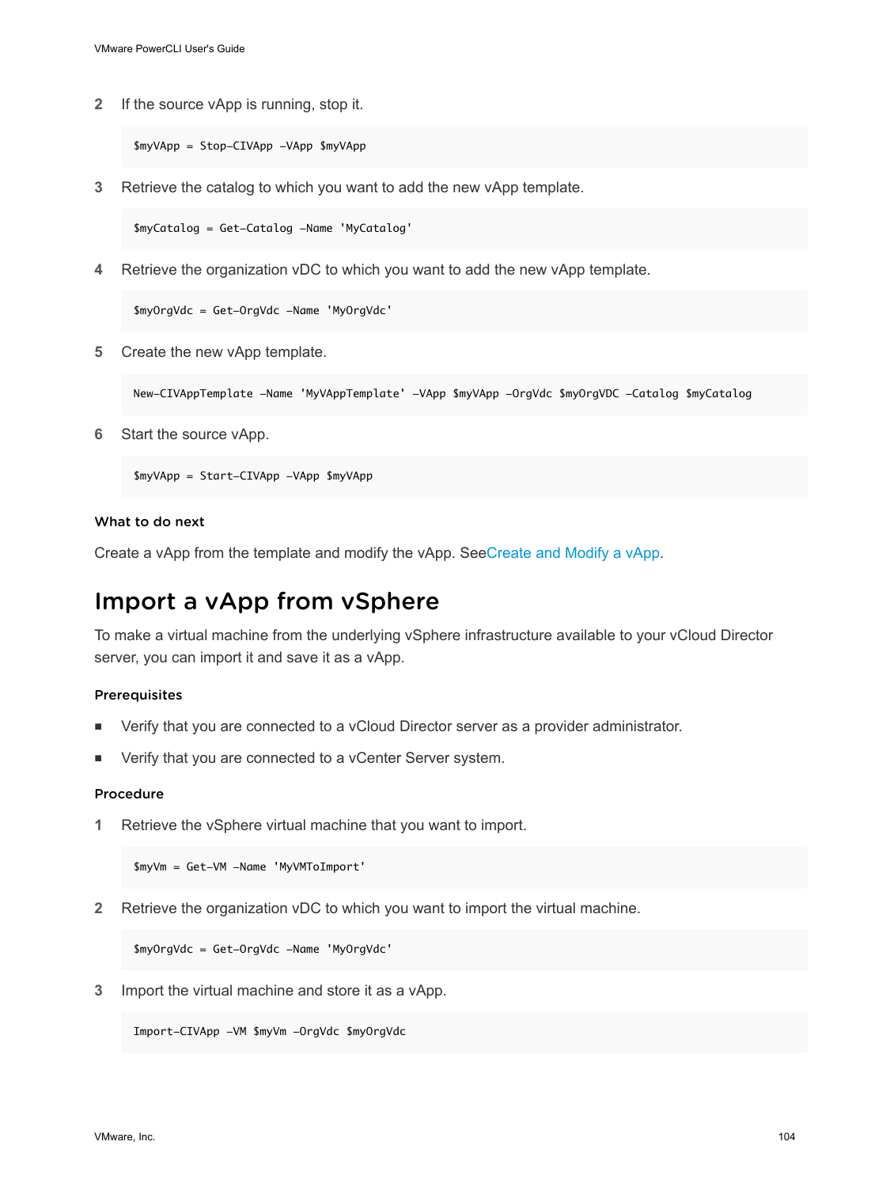2. If the source vApp is running, stop it.

   ```
   $myVApp = Stop-CIVApp -VApp $myVApp
   ```

3. Retrieve the catalog to which you want to add the new vApp template.

   ```
   $myCatalog = Get-Catalog -Name 'MyCatalog'
   ```

4. Retrieve the organization vDC to which you want to add the new vApp template.

   ```
   $myOrgVdc = Get-OrgVdc -Name 'MyOrgVdc'
   ```

5. Create the new vApp template.

   ```
   New-CIVAppTemplate -Name 'MyVAppTemplate' -VApp $myVApp -OrgVdc $myOrgVDC -Catalog $myCatalog
   ```

6. Start the source vApp.

   ```
   $myVApp = Start-CIVApp -VApp $myVApp
   ```

#### What to do next

Create a vApp from the template and modify the vApp. SeeCreate and Modify a vApp.

## Import a vApp from vSphere

To make a virtual machine from the underlying vSphere infrastructure available to your vCloud Director server, you can import it and save it as a vApp.

#### Prerequisites

- Verify that you are connected to a vCloud Director server as a provider administrator.
- Verify that you are connected to a vCenter Server system.

#### Procedure

1. Retrieve the vSphere virtual machine that you want to import.

   ```
   $myVm = Get-VM -Name 'MyVMToImport'
   ```

2. Retrieve the organization vDC to which you want to import the virtual machine.

   ```
   $myOrgVdc = Get-OrgVdc -Name 'MyOrgVdc'
   ```

3. Import the virtual machine and store it as a vApp.

   ```
   Import-CIVApp -VM $myVm -OrgVdc $myOrgVdc
   ```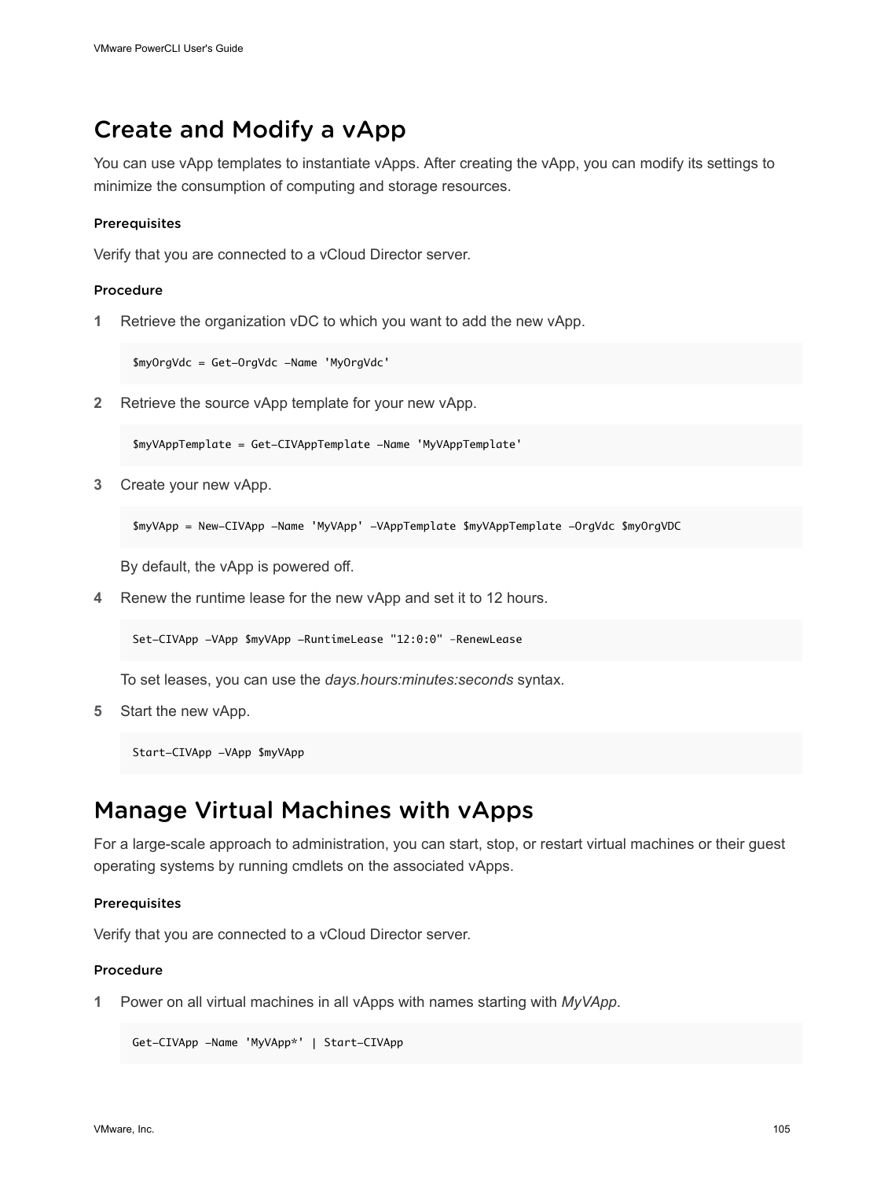## Create and Modify a vApp

You can use vApp templates to instantiate vApps. After creating the vApp, you can modify its settings to minimize the consumption of computing and storage resources.

#### Prerequisites

Verify that you are connected to a vCloud Director server.

#### Procedure

1 Retrieve the organization vDC to which you want to add the new vApp.

```
$myOrgVdc = Get-OrgVdc -Name 'MyOrgVdc'
```

2 Retrieve the source vApp template for your new vApp.

```
$myVAppTemplate = Get-CIVAppTemplate -Name 'MyVAppTemplate'
```

3 Create your new vApp.

```
$myVApp = New-CIVApp -Name 'MyVApp' -VAppTemplate $myVAppTemplate -OrgVdc $myOrgVDC
```

By default, the vApp is powered off.

4 Renew the runtime lease for the new vApp and set it to 12 hours.

```
Set-CIVApp -VApp $myVApp -RuntimeLease "12:0:0" -RenewLease
```

To set leases, you can use the *days.hours:minutes:seconds* syntax.

5 Start the new vApp.

```
Start-CIVApp -VApp $myVApp
```

## Manage Virtual Machines with vApps

For a large-scale approach to administration, you can start, stop, or restart virtual machines or their guest operating systems by running cmdlets on the associated vApps.

#### Prerequisites

Verify that you are connected to a vCloud Director server.

#### Procedure

1 Power on all virtual machines in all vApps with names starting with *MyVApp*.

```
Get-CIVApp -Name 'MyVApp*' | Start-CIVApp
```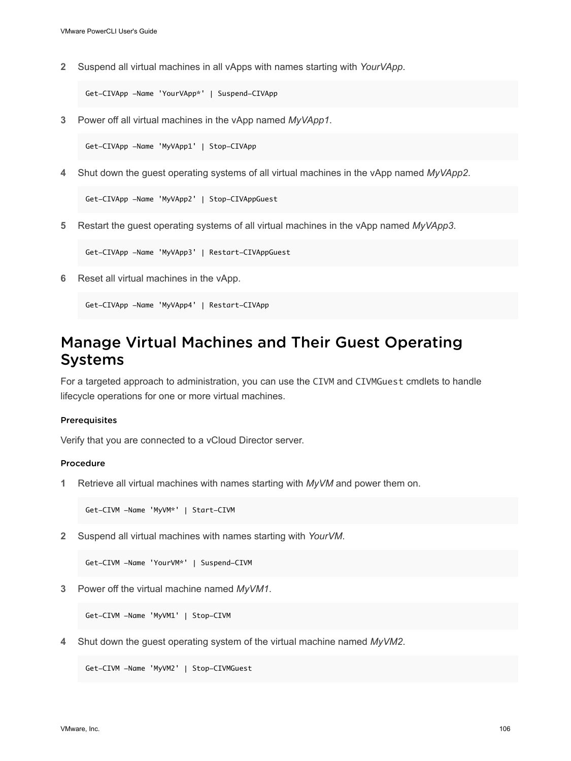2. Suspend all virtual machines in all vApps with names starting with *YourVApp*.

   ```
   Get-CIVApp -Name 'YourVApp*' | Suspend-CIVApp
   ```

3. Power off all virtual machines in the vApp named *MyVApp1*.

   ```
   Get-CIVApp -Name 'MyVApp1' | Stop-CIVApp
   ```

4. Shut down the guest operating systems of all virtual machines in the vApp named *MyVApp2*.

   ```
   Get-CIVApp -Name 'MyVApp2' | Stop-CIVAppGuest
   ```

5. Restart the guest operating systems of all virtual machines in the vApp named *MyVApp3*.

   ```
   Get-CIVApp -Name 'MyVApp3' | Restart-CIVAppGuest
   ```

6. Reset all virtual machines in the vApp.

   ```
   Get-CIVApp -Name 'MyVApp4' | Restart-CIVApp
   ```

## Manage Virtual Machines and Their Guest Operating Systems

For a targeted approach to administration, you can use the `CIVM` and `CIVMGuest` cmdlets to handle lifecycle operations for one or more virtual machines.

#### Prerequisites

Verify that you are connected to a vCloud Director server.

#### Procedure

1. Retrieve all virtual machines with names starting with *MyVM* and power them on.

   ```
   Get-CIVM -Name 'MyVM*' | Start-CIVM
   ```

2. Suspend all virtual machines with names starting with *YourVM*.

   ```
   Get-CIVM -Name 'YourVM*' | Suspend-CIVM
   ```

3. Power off the virtual machine named *MyVM1*.

   ```
   Get-CIVM -Name 'MyVM1' | Stop-CIVM
   ```

4. Shut down the guest operating system of the virtual machine named *MyVM2*.

   ```
   Get-CIVM -Name 'MyVM2' | Stop-CIVMGuest
   ```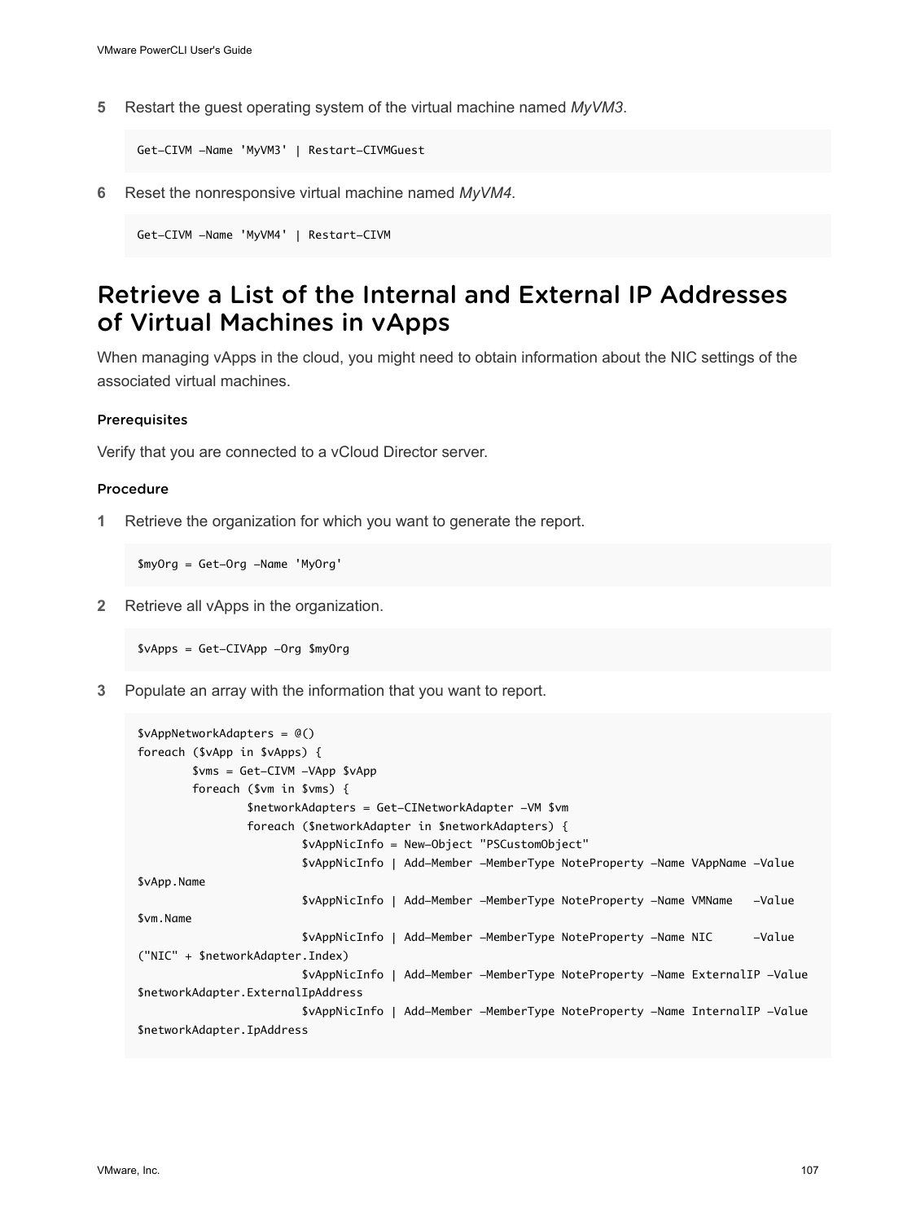5. Restart the guest operating system of the virtual machine named *MyVM3*.

```
Get-CIVM -Name 'MyVM3' | Restart-CIVMGuest
```

6. Reset the nonresponsive virtual machine named *MyVM4*.

```
Get-CIVM -Name 'MyVM4' | Restart-CIVM
```

## Retrieve a List of the Internal and External IP Addresses of Virtual Machines in vApps

When managing vApps in the cloud, you might need to obtain information about the NIC settings of the associated virtual machines.

#### Prerequisites

Verify that you are connected to a vCloud Director server.

#### Procedure

1. Retrieve the organization for which you want to generate the report.

```
$myOrg = Get-Org -Name 'MyOrg'
```

2. Retrieve all vApps in the organization.

```
$vApps = Get-CIVApp -Org $myOrg
```

3. Populate an array with the information that you want to report.

```
$vAppNetworkAdapters = @()
foreach ($vApp in $vApps) {
        $vms = Get-CIVM -VApp $vApp
        foreach ($vm in $vms) {
                $networkAdapters = Get-CINetworkAdapter -VM $vm
                foreach ($networkAdapter in $networkAdapters) {
                        $vAppNicInfo = New-Object "PSCustomObject"
                        $vAppNicInfo | Add-Member -MemberType NoteProperty -Name VAppName -Value 
$vApp.Name
                        $vAppNicInfo | Add-Member -MemberType NoteProperty -Name VMName   -Value 
$vm.Name
                        $vAppNicInfo | Add-Member -MemberType NoteProperty -Name NIC      -Value 
("NIC" + $networkAdapter.Index)
                        $vAppNicInfo | Add-Member -MemberType NoteProperty -Name ExternalIP -Value 
$networkAdapter.ExternalIpAddress
                        $vAppNicInfo | Add-Member -MemberType NoteProperty -Name InternalIP -Value 
$networkAdapter.IpAddress
```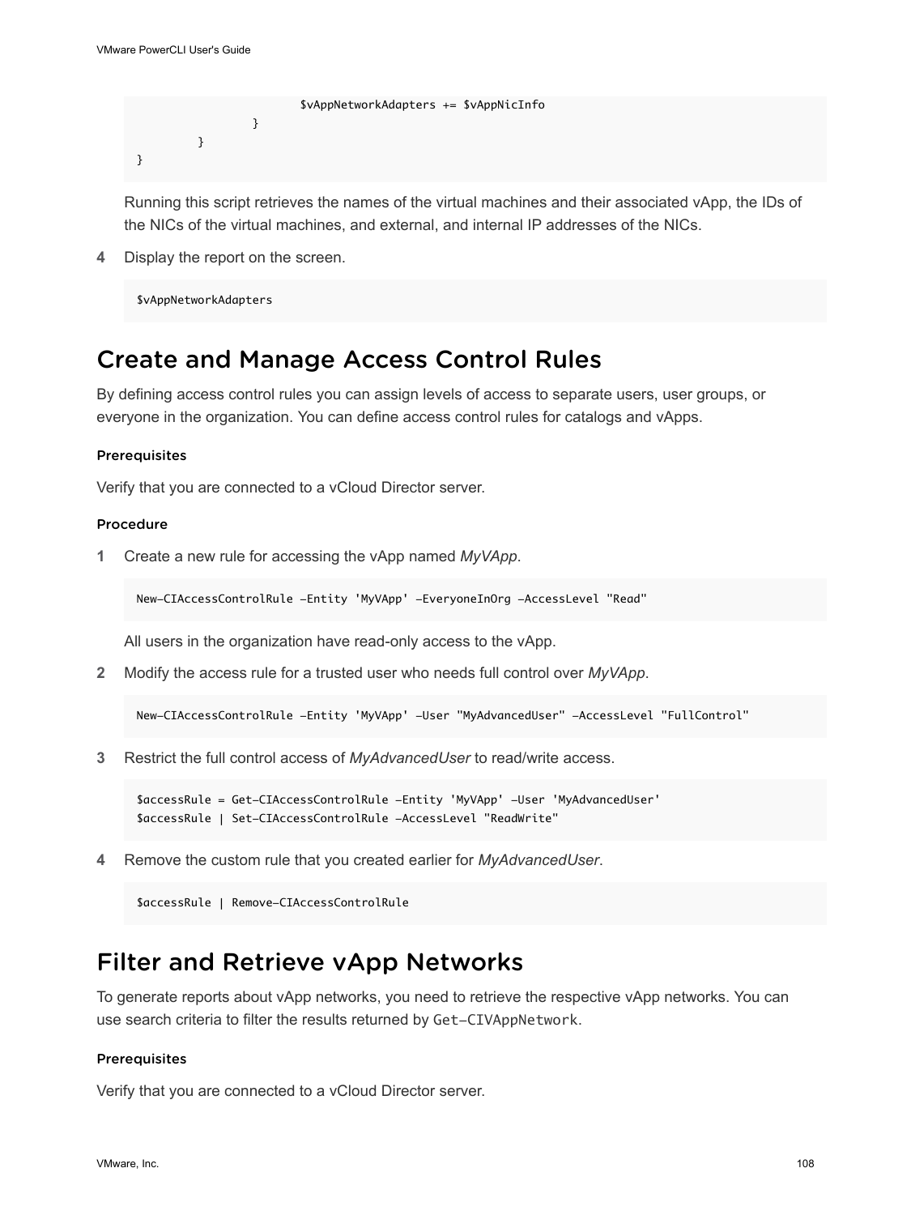```
                        $vAppNetworkAdapters += $vAppNicInfo
                }
        }
}
```

Running this script retrieves the names of the virtual machines and their associated vApp, the IDs of the NICs of the virtual machines, and external, and internal IP addresses of the NICs.

4 Display the report on the screen.

```
$vAppNetworkAdapters
```

## Create and Manage Access Control Rules

By defining access control rules you can assign levels of access to separate users, user groups, or everyone in the organization. You can define access control rules for catalogs and vApps.

#### Prerequisites

Verify that you are connected to a vCloud Director server.

#### Procedure

1 Create a new rule for accessing the vApp named *MyVApp*.

```
New-CIAccessControlRule -Entity 'MyVApp' -EveryoneInOrg -AccessLevel "Read"
```

All users in the organization have read-only access to the vApp.

2 Modify the access rule for a trusted user who needs full control over *MyVApp*.

```
New-CIAccessControlRule -Entity 'MyVApp' -User "MyAdvancedUser" -AccessLevel "FullControl"
```

3 Restrict the full control access of *MyAdvancedUser* to read/write access.

```
$accessRule = Get-CIAccessControlRule -Entity 'MyVApp' -User 'MyAdvancedUser'
$accessRule | Set-CIAccessControlRule -AccessLevel "ReadWrite"
```

4 Remove the custom rule that you created earlier for *MyAdvancedUser*.

```
$accessRule | Remove-CIAccessControlRule
```

## Filter and Retrieve vApp Networks

To generate reports about vApp networks, you need to retrieve the respective vApp networks. You can use search criteria to filter the results returned by `Get-CIVAppNetwork`.

#### Prerequisites

Verify that you are connected to a vCloud Director server.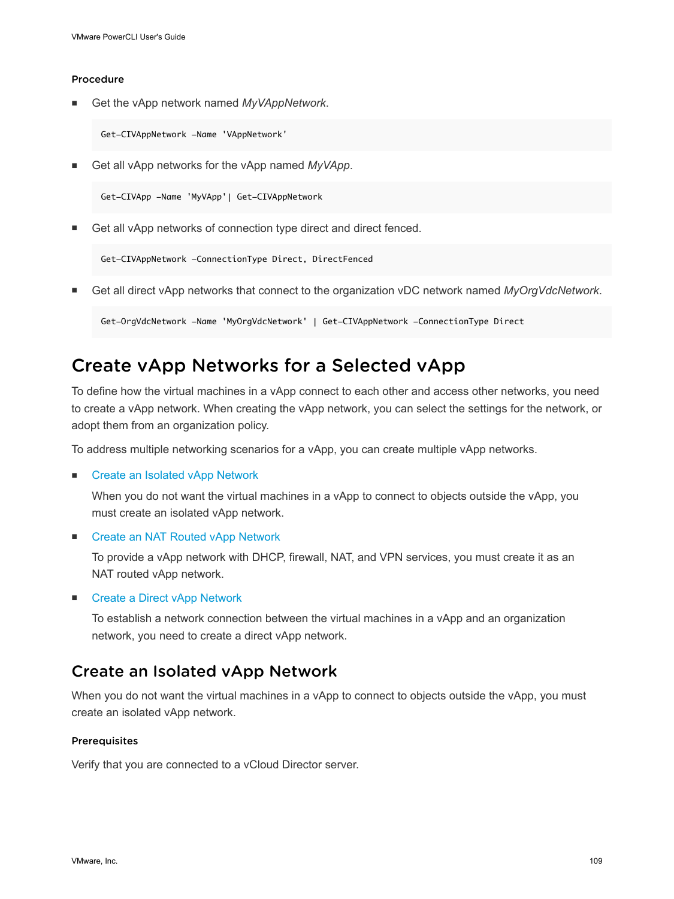#### Procedure

- Get the vApp network named *MyVAppNetwork*.

```
Get-CIVAppNetwork -Name 'VAppNetwork'
```

- Get all vApp networks for the vApp named *MyVApp*.

```
Get-CIVApp -Name 'MyVApp'| Get-CIVAppNetwork
```

- Get all vApp networks of connection type direct and direct fenced.

```
Get-CIVAppNetwork -ConnectionType Direct, DirectFenced
```

- Get all direct vApp networks that connect to the organization vDC network named *MyOrgVdcNetwork*.

```
Get-OrgVdcNetwork -Name 'MyOrgVdcNetwork' | Get-CIVAppNetwork -ConnectionType Direct
```

## Create vApp Networks for a Selected vApp

To define how the virtual machines in a vApp connect to each other and access other networks, you need to create a vApp network. When creating the vApp network, you can select the settings for the network, or adopt them from an organization policy.

To address multiple networking scenarios for a vApp, you can create multiple vApp networks.

- Create an Isolated vApp Network

  When you do not want the virtual machines in a vApp to connect to objects outside the vApp, you must create an isolated vApp network.

- Create an NAT Routed vApp Network

  To provide a vApp network with DHCP, firewall, NAT, and VPN services, you must create it as an NAT routed vApp network.

- Create a Direct vApp Network

  To establish a network connection between the virtual machines in a vApp and an organization network, you need to create a direct vApp network.

### Create an Isolated vApp Network

When you do not want the virtual machines in a vApp to connect to objects outside the vApp, you must create an isolated vApp network.

#### Prerequisites

Verify that you are connected to a vCloud Director server.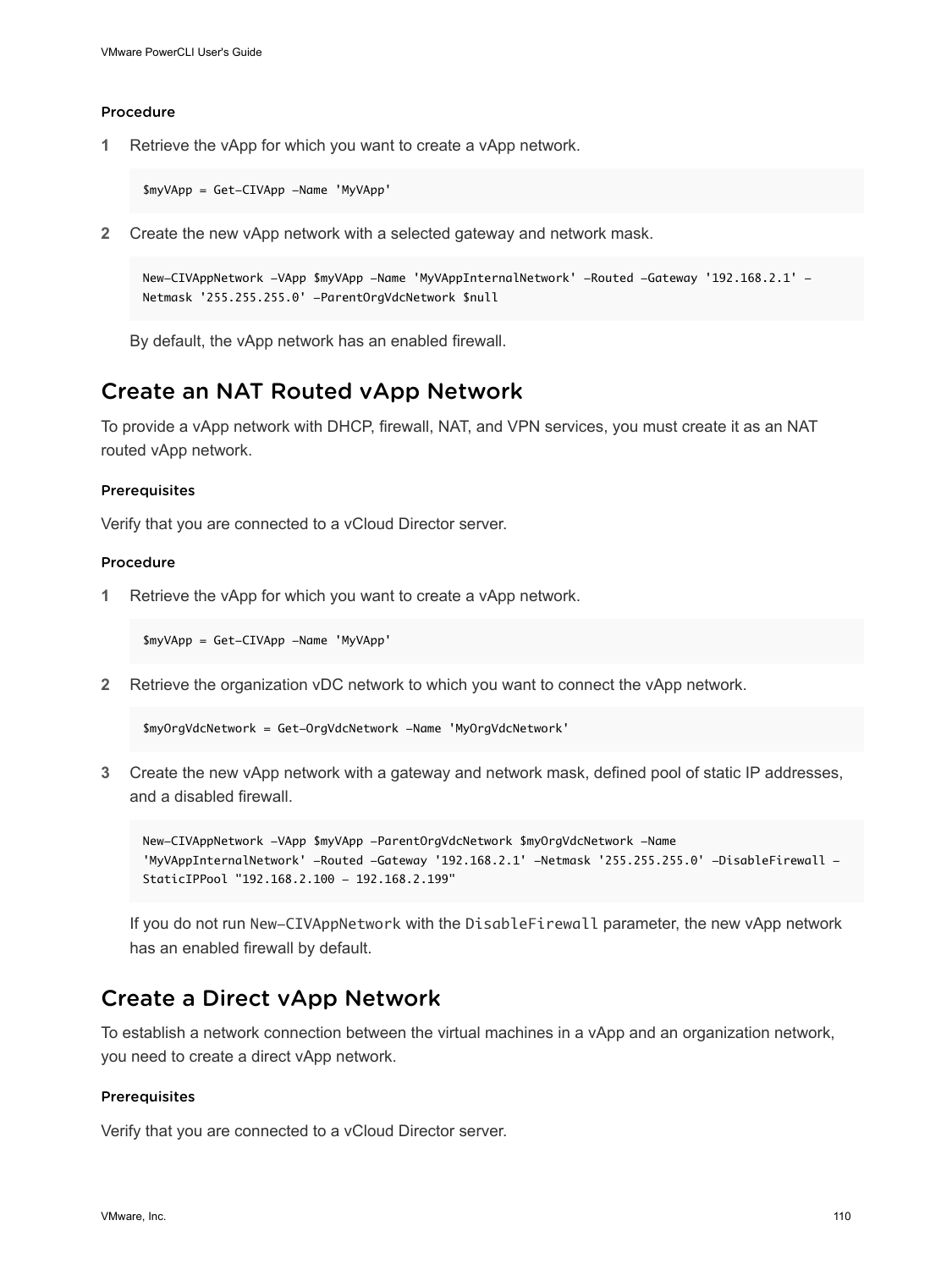#### Procedure

1. Retrieve the vApp for which you want to create a vApp network.

```
$myVApp = Get-CIVApp -Name 'MyVApp'
```

2. Create the new vApp network with a selected gateway and network mask.

```
New-CIVAppNetwork -VApp $myVApp -Name 'MyVAppInternalNetwork' -Routed -Gateway '192.168.2.1' -
Netmask '255.255.255.0' -ParentOrgVdcNetwork $null
```

By default, the vApp network has an enabled firewall.

## Create an NAT Routed vApp Network

To provide a vApp network with DHCP, firewall, NAT, and VPN services, you must create it as an NAT routed vApp network.

#### Prerequisites

Verify that you are connected to a vCloud Director server.

#### Procedure

1. Retrieve the vApp for which you want to create a vApp network.

```
$myVApp = Get-CIVApp -Name 'MyVApp'
```

2. Retrieve the organization vDC network to which you want to connect the vApp network.

```
$myOrgVdcNetwork = Get-OrgVdcNetwork -Name 'MyOrgVdcNetwork'
```

3. Create the new vApp network with a gateway and network mask, defined pool of static IP addresses, and a disabled firewall.

```
New-CIVAppNetwork -VApp $myVApp -ParentOrgVdcNetwork $myOrgVdcNetwork -Name
'MyVAppInternalNetwork' -Routed -Gateway '192.168.2.1' -Netmask '255.255.255.0' -DisableFirewall -
StaticIPPool "192.168.2.100 - 192.168.2.199"
```

If you do not run `New-CIVAppNetwork` with the `DisableFirewall` parameter, the new vApp network has an enabled firewall by default.

## Create a Direct vApp Network

To establish a network connection between the virtual machines in a vApp and an organization network, you need to create a direct vApp network.

#### Prerequisites

Verify that you are connected to a vCloud Director server.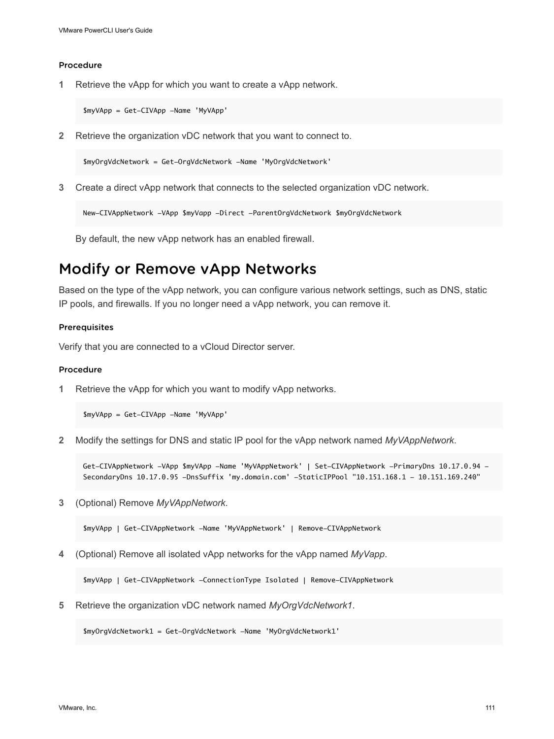#### Procedure

1 Retrieve the vApp for which you want to create a vApp network.

```
$myVApp = Get-CIVApp -Name 'MyVApp'
```

2 Retrieve the organization vDC network that you want to connect to.

```
$myOrgVdcNetwork = Get-OrgVdcNetwork -Name 'MyOrgVdcNetwork'
```

3 Create a direct vApp network that connects to the selected organization vDC network.

```
New-CIVAppNetwork -VApp $myVapp -Direct -ParentOrgVdcNetwork $myOrgVdcNetwork
```

By default, the new vApp network has an enabled firewall.

## Modify or Remove vApp Networks

Based on the type of the vApp network, you can configure various network settings, such as DNS, static IP pools, and firewalls. If you no longer need a vApp network, you can remove it.

#### Prerequisites

Verify that you are connected to a vCloud Director server.

#### Procedure

1 Retrieve the vApp for which you want to modify vApp networks.

```
$myVApp = Get-CIVApp -Name 'MyVApp'
```

2 Modify the settings for DNS and static IP pool for the vApp network named *MyVAppNetwork*.

```
Get-CIVAppNetwork -VApp $myVApp -Name 'MyVAppNetwork' | Set-CIVAppNetwork -PrimaryDns 10.17.0.94 -
SecondaryDns 10.17.0.95 -DnsSuffix 'my.domain.com' -StaticIPPool "10.151.168.1 - 10.151.169.240"
```

3 (Optional) Remove *MyVAppNetwork*.

```
$myVApp | Get-CIVAppNetwork -Name 'MyVAppNetwork' | Remove-CIVAppNetwork
```

4 (Optional) Remove all isolated vApp networks for the vApp named *MyVapp*.

```
$myVApp | Get-CIVAppNetwork -ConnectionType Isolated | Remove-CIVAppNetwork
```

5 Retrieve the organization vDC network named *MyOrgVdcNetwork1*.

```
$myOrgVdcNetwork1 = Get-OrgVdcNetwork -Name 'MyOrgVdcNetwork1'
```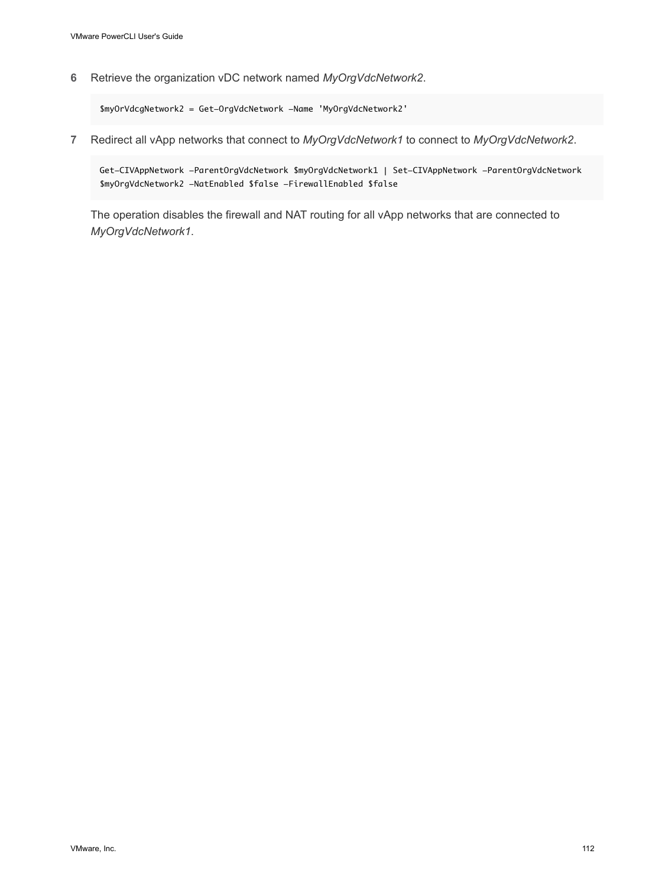6 Retrieve the organization vDC network named *MyOrgVdcNetwork2*.

```
$myOrVdcgNetwork2 = Get-OrgVdcNetwork -Name 'MyOrgVdcNetwork2'
```

7 Redirect all vApp networks that connect to *MyOrgVdcNetwork1* to connect to *MyOrgVdcNetwork2*.

```
Get-CIVAppNetwork -ParentOrgVdcNetwork $myOrgVdcNetwork1 | Set-CIVAppNetwork -ParentOrgVdcNetwork
$myOrgVdcNetwork2 -NatEnabled $false -FirewallEnabled $false
```

The operation disables the firewall and NAT routing for all vApp networks that are connected to *MyOrgVdcNetwork1*.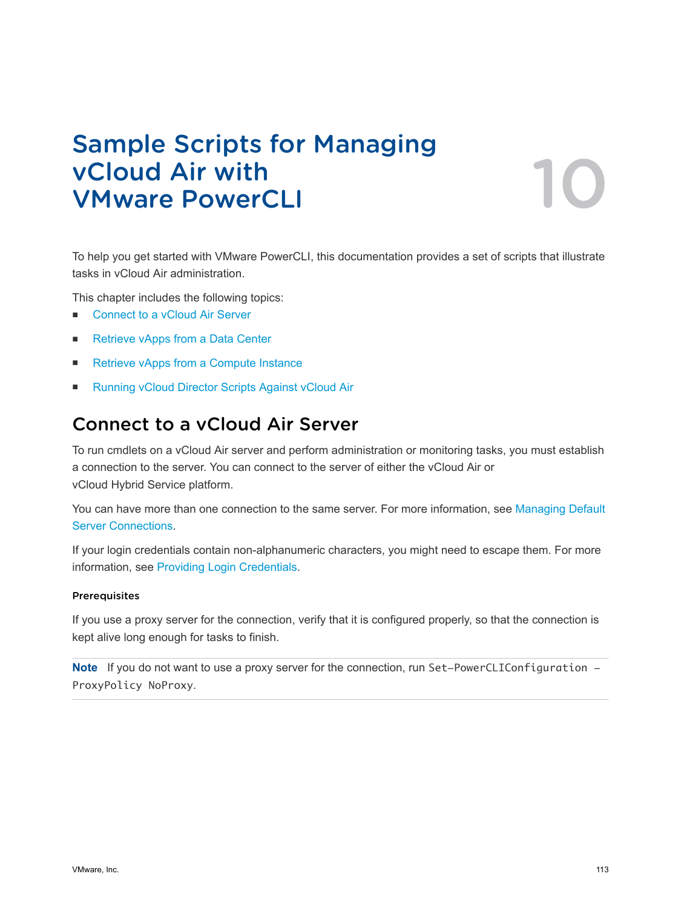# Sample Scripts for Managing vCloud Air with VMware PowerCLI

10

To help you get started with VMware PowerCLI, this documentation provides a set of scripts that illustrate tasks in vCloud Air administration.

This chapter includes the following topics:

- Connect to a vCloud Air Server
- Retrieve vApps from a Data Center
- Retrieve vApps from a Compute Instance
- Running vCloud Director Scripts Against vCloud Air

## Connect to a vCloud Air Server

To run cmdlets on a vCloud Air server and perform administration or monitoring tasks, you must establish a connection to the server. You can connect to the server of either the vCloud Air or vCloud Hybrid Service platform.

You can have more than one connection to the same server. For more information, see Managing Default Server Connections.

If your login credentials contain non-alphanumeric characters, you might need to escape them. For more information, see Providing Login Credentials.

#### Prerequisites

If you use a proxy server for the connection, verify that it is configured properly, so that the connection is kept alive long enough for tasks to finish.

**Note** If you do not want to use a proxy server for the connection, run `Set-PowerCLIConfiguration -ProxyPolicy NoProxy`.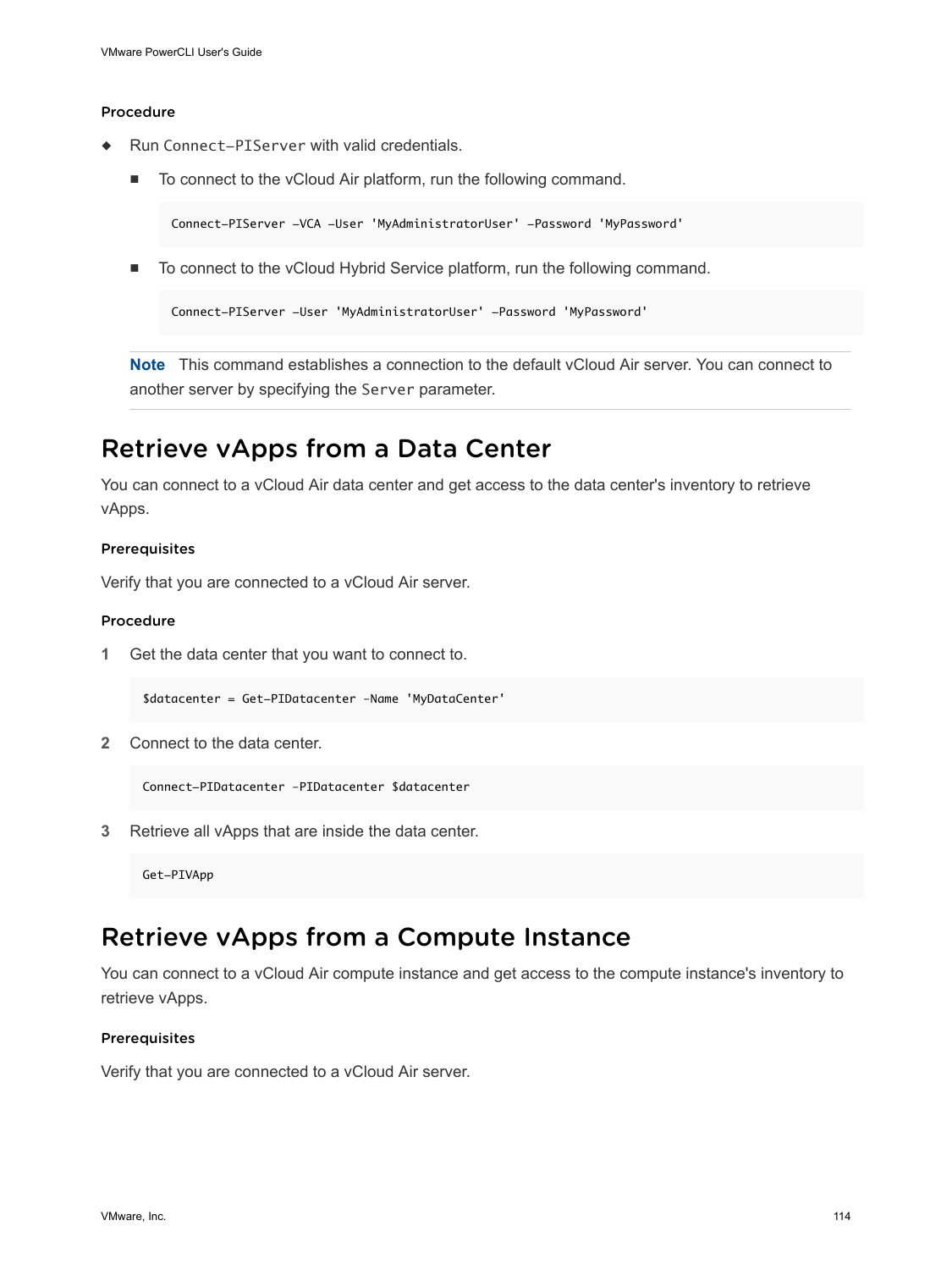#### Procedure

- Run `Connect-PIServer` with valid credentials.
  - To connect to the vCloud Air platform, run the following command.

    ```
    Connect-PIServer -VCA -User 'MyAdministratorUser' -Password 'MyPassword'
    ```

  - To connect to the vCloud Hybrid Service platform, run the following command.

    ```
    Connect-PIServer -User 'MyAdministratorUser' -Password 'MyPassword'
    ```

  **Note** This command establishes a connection to the default vCloud Air server. You can connect to another server by specifying the `Server` parameter.

## Retrieve vApps from a Data Center

You can connect to a vCloud Air data center and get access to the data center's inventory to retrieve vApps.

#### Prerequisites

Verify that you are connected to a vCloud Air server.

#### Procedure

1. Get the data center that you want to connect to.

   ```
   $datacenter = Get-PIDatacenter -Name 'MyDataCenter'
   ```

2. Connect to the data center.

   ```
   Connect-PIDatacenter -PIDatacenter $datacenter
   ```

3. Retrieve all vApps that are inside the data center.

   ```
   Get-PIVApp
   ```

## Retrieve vApps from a Compute Instance

You can connect to a vCloud Air compute instance and get access to the compute instance's inventory to retrieve vApps.

#### Prerequisites

Verify that you are connected to a vCloud Air server.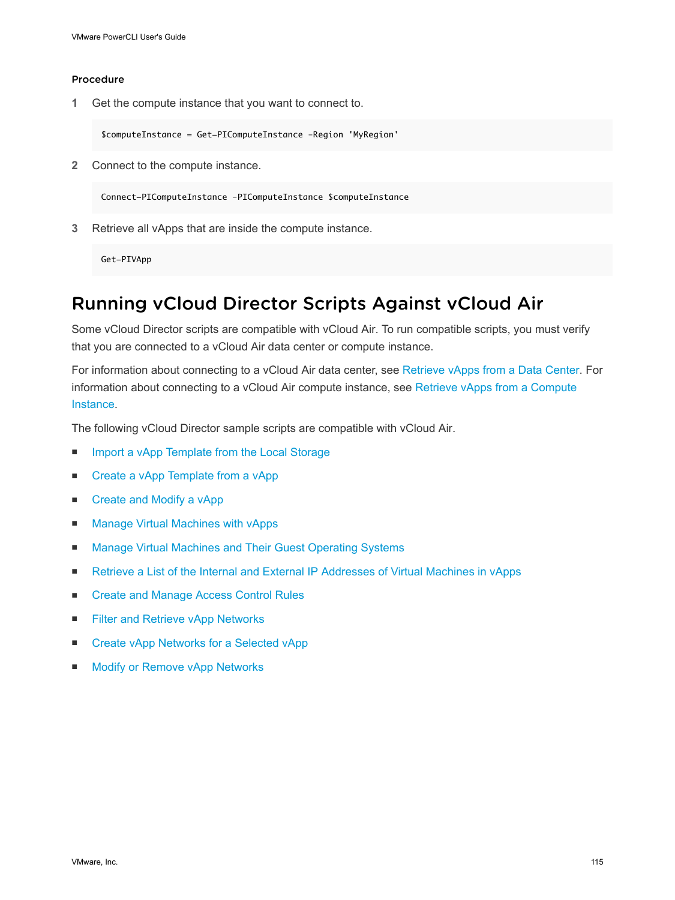**Procedure**

1 Get the compute instance that you want to connect to.

```
$computeInstance = Get-PIComputeInstance -Region 'MyRegion'
```

2 Connect to the compute instance.

```
Connect-PIComputeInstance -PIComputeInstance $computeInstance
```

3 Retrieve all vApps that are inside the compute instance.

```
Get-PIVApp
```

# Running vCloud Director Scripts Against vCloud Air

Some vCloud Director scripts are compatible with vCloud Air. To run compatible scripts, you must verify that you are connected to a vCloud Air data center or compute instance.

For information about connecting to a vCloud Air data center, see Retrieve vApps from a Data Center. For information about connecting to a vCloud Air compute instance, see Retrieve vApps from a Compute Instance.

The following vCloud Director sample scripts are compatible with vCloud Air.

- Import a vApp Template from the Local Storage
- Create a vApp Template from a vApp
- Create and Modify a vApp
- Manage Virtual Machines with vApps
- Manage Virtual Machines and Their Guest Operating Systems
- Retrieve a List of the Internal and External IP Addresses of Virtual Machines in vApps
- Create and Manage Access Control Rules
- Filter and Retrieve vApp Networks
- Create vApp Networks for a Selected vApp
- Modify or Remove vApp Networks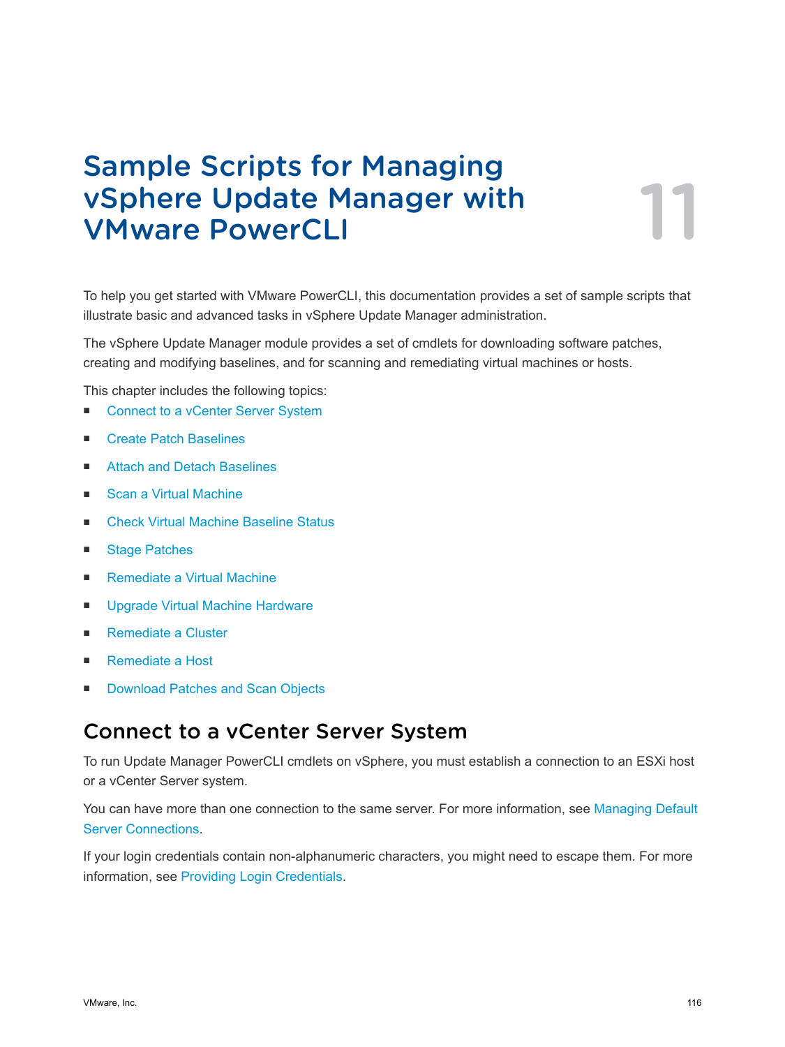# 11 Sample Scripts for Managing vSphere Update Manager with VMware PowerCLI

To help you get started with VMware PowerCLI, this documentation provides a set of sample scripts that illustrate basic and advanced tasks in vSphere Update Manager administration.

The vSphere Update Manager module provides a set of cmdlets for downloading software patches, creating and modifying baselines, and for scanning and remediating virtual machines or hosts.

This chapter includes the following topics:

- Connect to a vCenter Server System
- Create Patch Baselines
- Attach and Detach Baselines
- Scan a Virtual Machine
- Check Virtual Machine Baseline Status
- Stage Patches
- Remediate a Virtual Machine
- Upgrade Virtual Machine Hardware
- Remediate a Cluster
- Remediate a Host
- Download Patches and Scan Objects

## Connect to a vCenter Server System

To run Update Manager PowerCLI cmdlets on vSphere, you must establish a connection to an ESXi host or a vCenter Server system.

You can have more than one connection to the same server. For more information, see Managing Default Server Connections.

If your login credentials contain non-alphanumeric characters, you might need to escape them. For more information, see Providing Login Credentials.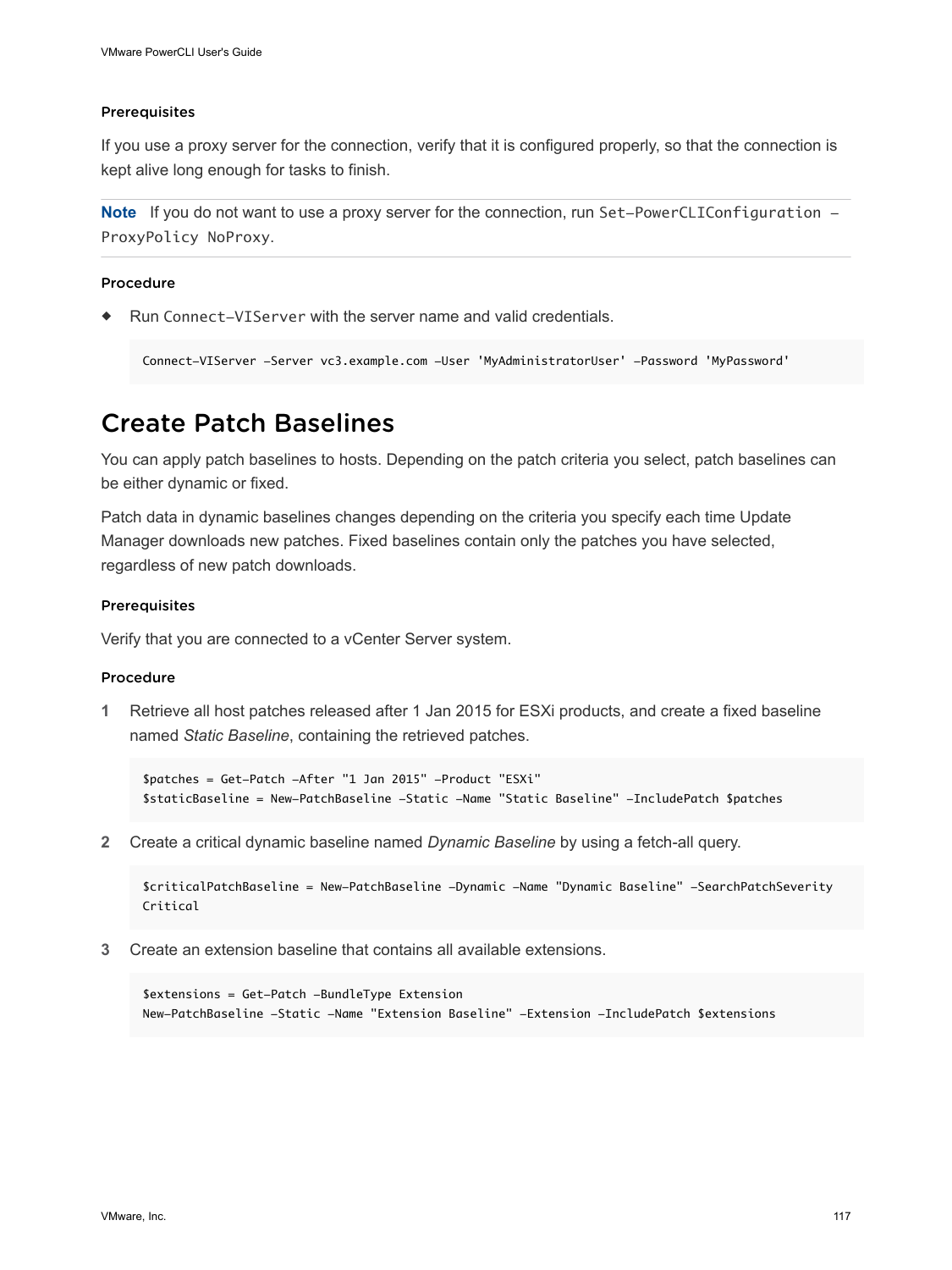#### Prerequisites

If you use a proxy server for the connection, verify that it is configured properly, so that the connection is kept alive long enough for tasks to finish.

**Note** If you do not want to use a proxy server for the connection, run `Set-PowerCLIConfiguration -ProxyPolicy NoProxy`.

#### Procedure

◆ Run `Connect-VIServer` with the server name and valid credentials.

```
Connect-VIServer -Server vc3.example.com -User 'MyAdministratorUser' -Password 'MyPassword'
```

## Create Patch Baselines

You can apply patch baselines to hosts. Depending on the patch criteria you select, patch baselines can be either dynamic or fixed.

Patch data in dynamic baselines changes depending on the criteria you specify each time Update Manager downloads new patches. Fixed baselines contain only the patches you have selected, regardless of new patch downloads.

#### Prerequisites

Verify that you are connected to a vCenter Server system.

#### Procedure

1. Retrieve all host patches released after 1 Jan 2015 for ESXi products, and create a fixed baseline named *Static Baseline*, containing the retrieved patches.

   ```
   $patches = Get-Patch -After "1 Jan 2015" -Product "ESXi"
   $staticBaseline = New-PatchBaseline -Static -Name "Static Baseline" -IncludePatch $patches
   ```

2. Create a critical dynamic baseline named *Dynamic Baseline* by using a fetch-all query.

   ```
   $criticalPatchBaseline = New-PatchBaseline -Dynamic -Name "Dynamic Baseline" -SearchPatchSeverity
   Critical
   ```

3. Create an extension baseline that contains all available extensions.

   ```
   $extensions = Get-Patch -BundleType Extension
   New-PatchBaseline -Static -Name "Extension Baseline" -Extension -IncludePatch $extensions
   ```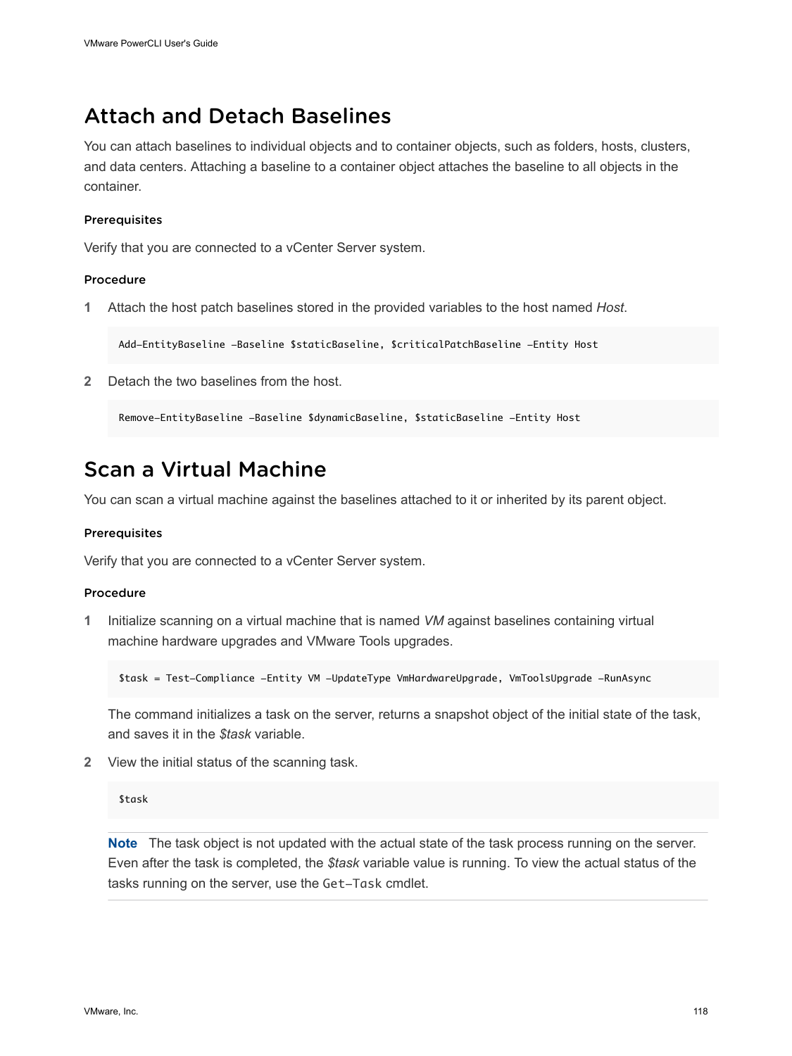## Attach and Detach Baselines

You can attach baselines to individual objects and to container objects, such as folders, hosts, clusters, and data centers. Attaching a baseline to a container object attaches the baseline to all objects in the container.

#### Prerequisites

Verify that you are connected to a vCenter Server system.

#### Procedure

**1** Attach the host patch baselines stored in the provided variables to the host named *Host*.

```
Add-EntityBaseline -Baseline $staticBaseline, $criticalPatchBaseline -Entity Host
```

**2** Detach the two baselines from the host.

```
Remove-EntityBaseline -Baseline $dynamicBaseline, $staticBaseline -Entity Host
```

## Scan a Virtual Machine

You can scan a virtual machine against the baselines attached to it or inherited by its parent object.

#### Prerequisites

Verify that you are connected to a vCenter Server system.

#### Procedure

**1** Initialize scanning on a virtual machine that is named *VM* against baselines containing virtual machine hardware upgrades and VMware Tools upgrades.

```
$task = Test-Compliance -Entity VM -UpdateType VmHardwareUpgrade, VmToolsUpgrade -RunAsync
```

The command initializes a task on the server, returns a snapshot object of the initial state of the task, and saves it in the *$task* variable.

**2** View the initial status of the scanning task.

```
$task
```

**Note** The task object is not updated with the actual state of the task process running on the server. Even after the task is completed, the *$task* variable value is running. To view the actual status of the tasks running on the server, use the `Get-Task` cmdlet.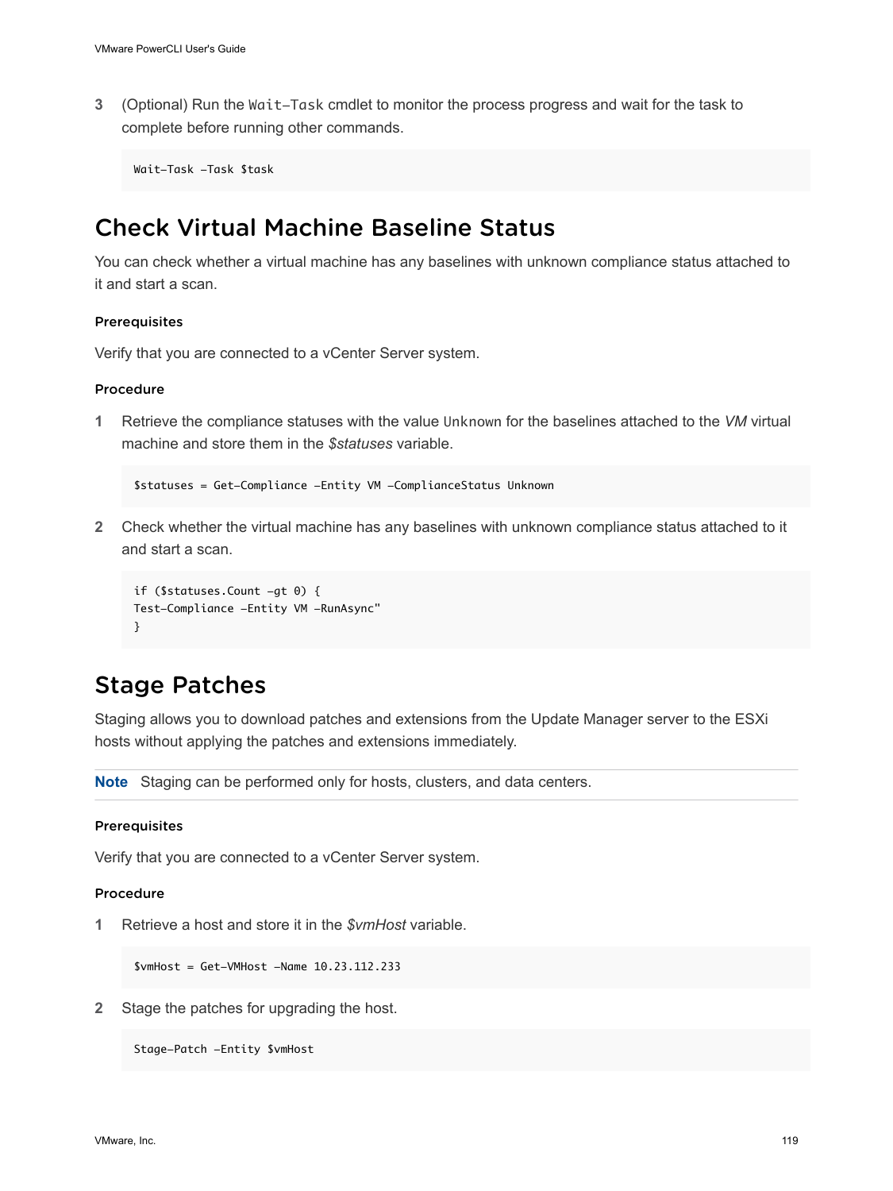3 (Optional) Run the `Wait-Task` cmdlet to monitor the process progress and wait for the task to complete before running other commands.

```
Wait-Task -Task $task
```

## Check Virtual Machine Baseline Status

You can check whether a virtual machine has any baselines with unknown compliance status attached to it and start a scan.

### Prerequisites

Verify that you are connected to a vCenter Server system.

### Procedure

1 Retrieve the compliance statuses with the value `Unknown` for the baselines attached to the *VM* virtual machine and store them in the *$statuses* variable.

```
$statuses = Get-Compliance -Entity VM -ComplianceStatus Unknown
```

2 Check whether the virtual machine has any baselines with unknown compliance status attached to it and start a scan.

```
if ($statuses.Count -gt 0) {
Test-Compliance -Entity VM -RunAsync"
}
```

## Stage Patches

Staging allows you to download patches and extensions from the Update Manager server to the ESXi hosts without applying the patches and extensions immediately.

**Note** Staging can be performed only for hosts, clusters, and data centers.

### Prerequisites

Verify that you are connected to a vCenter Server system.

### Procedure

1 Retrieve a host and store it in the *$vmHost* variable.

```
$vmHost = Get-VMHost -Name 10.23.112.233
```

2 Stage the patches for upgrading the host.

```
Stage-Patch -Entity $vmHost
```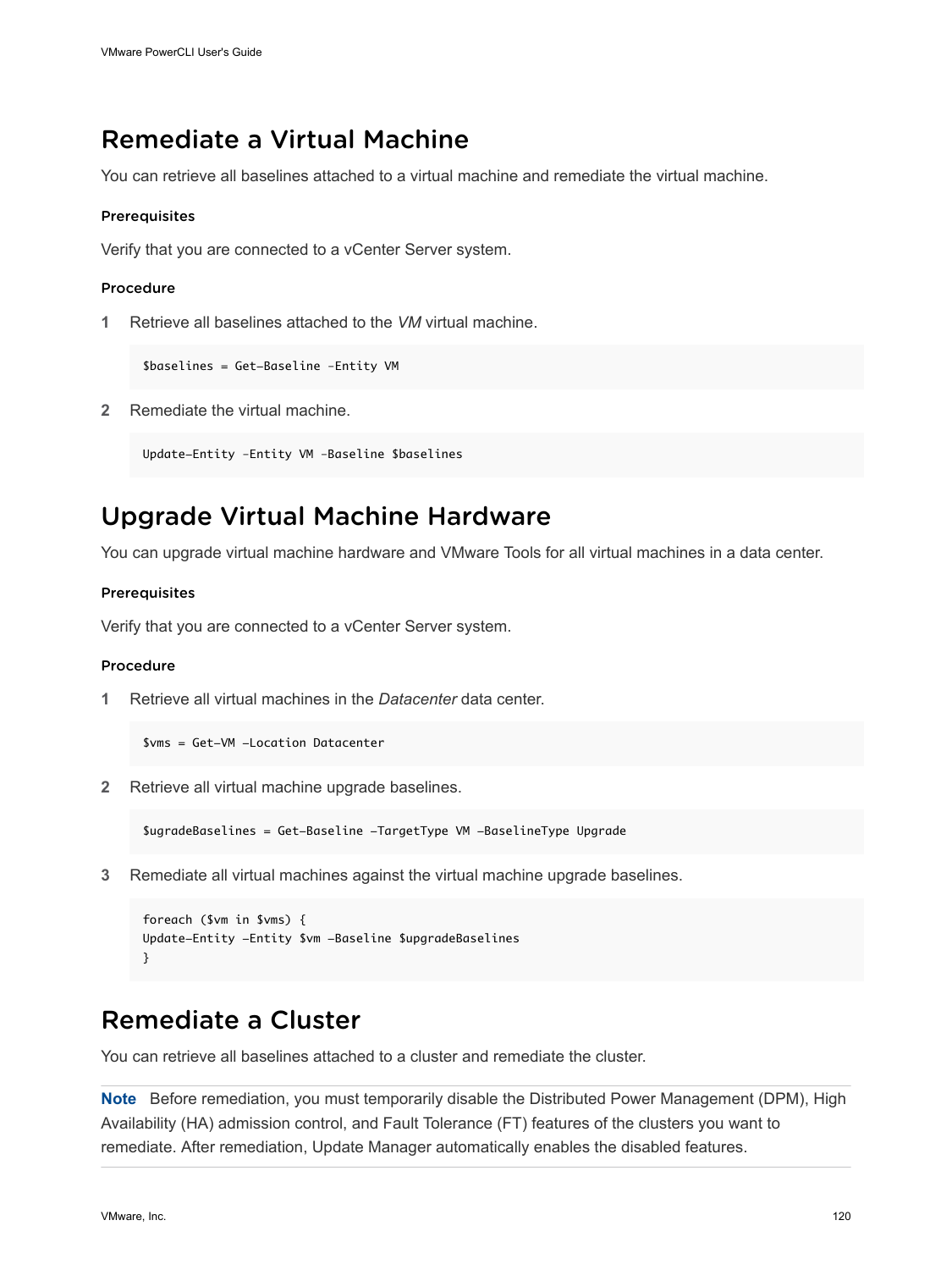## Remediate a Virtual Machine

You can retrieve all baselines attached to a virtual machine and remediate the virtual machine.

#### Prerequisites

Verify that you are connected to a vCenter Server system.

#### Procedure

1 Retrieve all baselines attached to the *VM* virtual machine.

```
$baselines = Get-Baseline -Entity VM
```

2 Remediate the virtual machine.

```
Update-Entity -Entity VM -Baseline $baselines
```

## Upgrade Virtual Machine Hardware

You can upgrade virtual machine hardware and VMware Tools for all virtual machines in a data center.

#### Prerequisites

Verify that you are connected to a vCenter Server system.

#### Procedure

1 Retrieve all virtual machines in the *Datacenter* data center.

```
$vms = Get-VM -Location Datacenter
```

2 Retrieve all virtual machine upgrade baselines.

```
$ugradeBaselines = Get-Baseline -TargetType VM -BaselineType Upgrade
```

3 Remediate all virtual machines against the virtual machine upgrade baselines.

```
foreach ($vm in $vms) {
Update-Entity -Entity $vm -Baseline $upgradeBaselines
}
```

## Remediate a Cluster

You can retrieve all baselines attached to a cluster and remediate the cluster.

**Note** Before remediation, you must temporarily disable the Distributed Power Management (DPM), High Availability (HA) admission control, and Fault Tolerance (FT) features of the clusters you want to remediate. After remediation, Update Manager automatically enables the disabled features.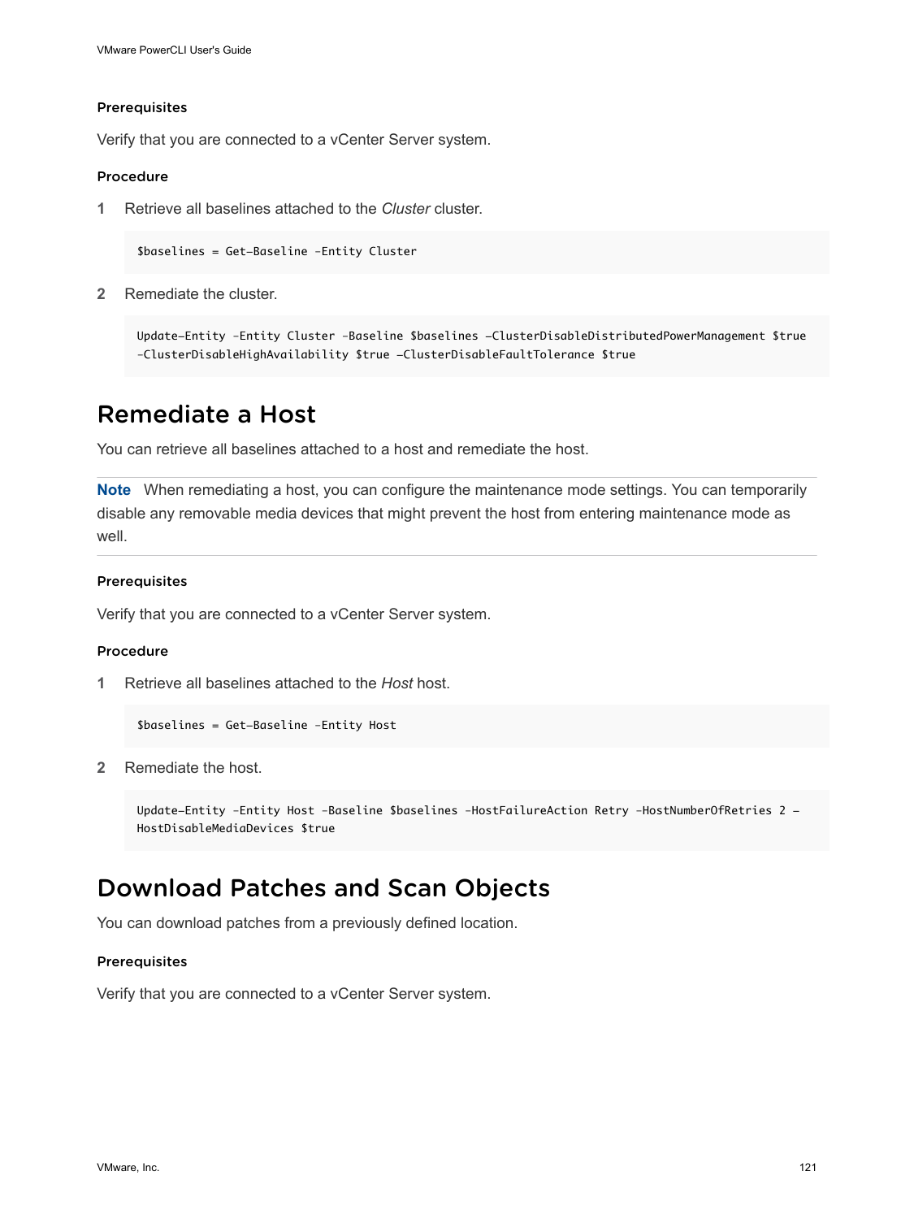### Prerequisites

Verify that you are connected to a vCenter Server system.

### Procedure

1 Retrieve all baselines attached to the *Cluster* cluster.

```
$baselines = Get-Baseline -Entity Cluster
```

2 Remediate the cluster.

```
Update-Entity -Entity Cluster -Baseline $baselines -ClusterDisableDistributedPowerManagement $true
-ClusterDisableHighAvailability $true -ClusterDisableFaultTolerance $true
```

## Remediate a Host

You can retrieve all baselines attached to a host and remediate the host.

**Note** When remediating a host, you can configure the maintenance mode settings. You can temporarily disable any removable media devices that might prevent the host from entering maintenance mode as well.

### Prerequisites

Verify that you are connected to a vCenter Server system.

### Procedure

1 Retrieve all baselines attached to the *Host* host.

```
$baselines = Get-Baseline -Entity Host
```

2 Remediate the host.

```
Update-Entity -Entity Host -Baseline $baselines -HostFailureAction Retry -HostNumberOfRetries 2 -
HostDisableMediaDevices $true
```

## Download Patches and Scan Objects

You can download patches from a previously defined location.

### Prerequisites

Verify that you are connected to a vCenter Server system.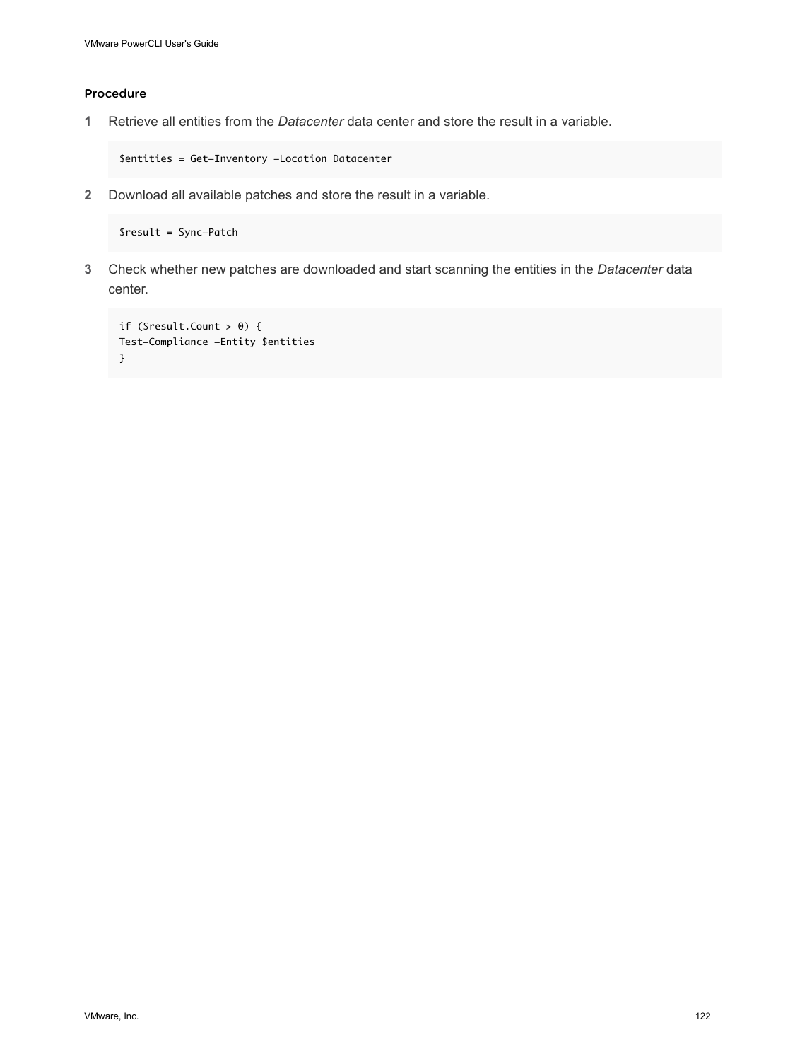#### Procedure

1. Retrieve all entities from the *Datacenter* data center and store the result in a variable.

   ```
   $entities = Get-Inventory -Location Datacenter
   ```

2. Download all available patches and store the result in a variable.

   ```
   $result = Sync-Patch
   ```

3. Check whether new patches are downloaded and start scanning the entities in the *Datacenter* data center.

   ```
   if ($result.Count > 0) {
   Test-Compliance -Entity $entities
   }
   ```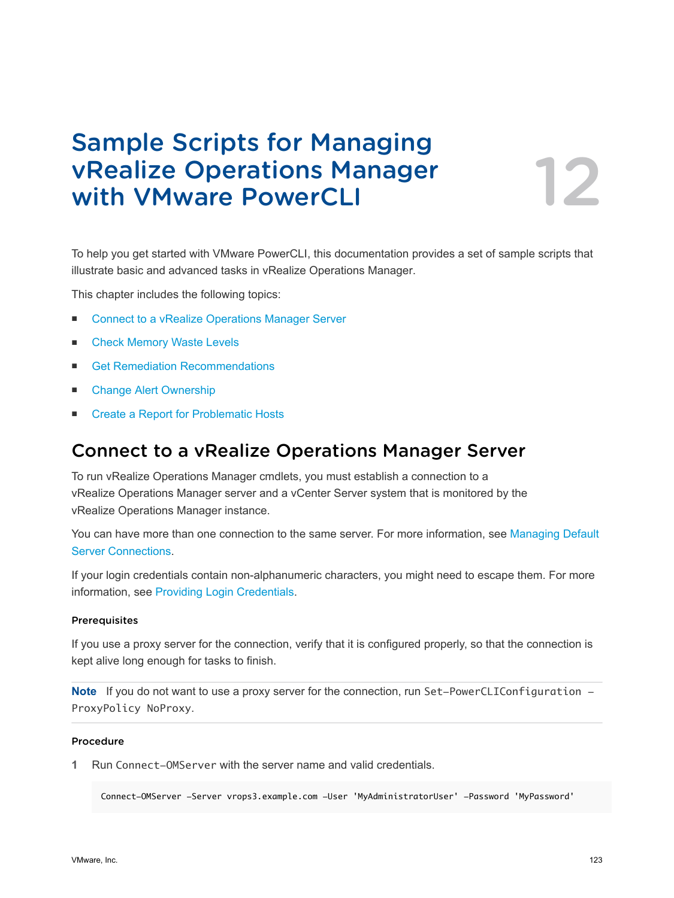# Sample Scripts for Managing vRealize Operations Manager with VMware PowerCLI

12

To help you get started with VMware PowerCLI, this documentation provides a set of sample scripts that illustrate basic and advanced tasks in vRealize Operations Manager.

This chapter includes the following topics:

- Connect to a vRealize Operations Manager Server
- Check Memory Waste Levels
- Get Remediation Recommendations
- Change Alert Ownership
- Create a Report for Problematic Hosts

## Connect to a vRealize Operations Manager Server

To run vRealize Operations Manager cmdlets, you must establish a connection to a vRealize Operations Manager server and a vCenter Server system that is monitored by the vRealize Operations Manager instance.

You can have more than one connection to the same server. For more information, see Managing Default Server Connections.

If your login credentials contain non-alphanumeric characters, you might need to escape them. For more information, see Providing Login Credentials.

#### Prerequisites

If you use a proxy server for the connection, verify that it is configured properly, so that the connection is kept alive long enough for tasks to finish.

**Note** If you do not want to use a proxy server for the connection, run `Set-PowerCLIConfiguration -ProxyPolicy NoProxy`.

#### Procedure

1 Run `Connect-OMServer` with the server name and valid credentials.

```
Connect-OMServer -Server vrops3.example.com -User 'MyAdministratorUser' -Password 'MyPassword'
```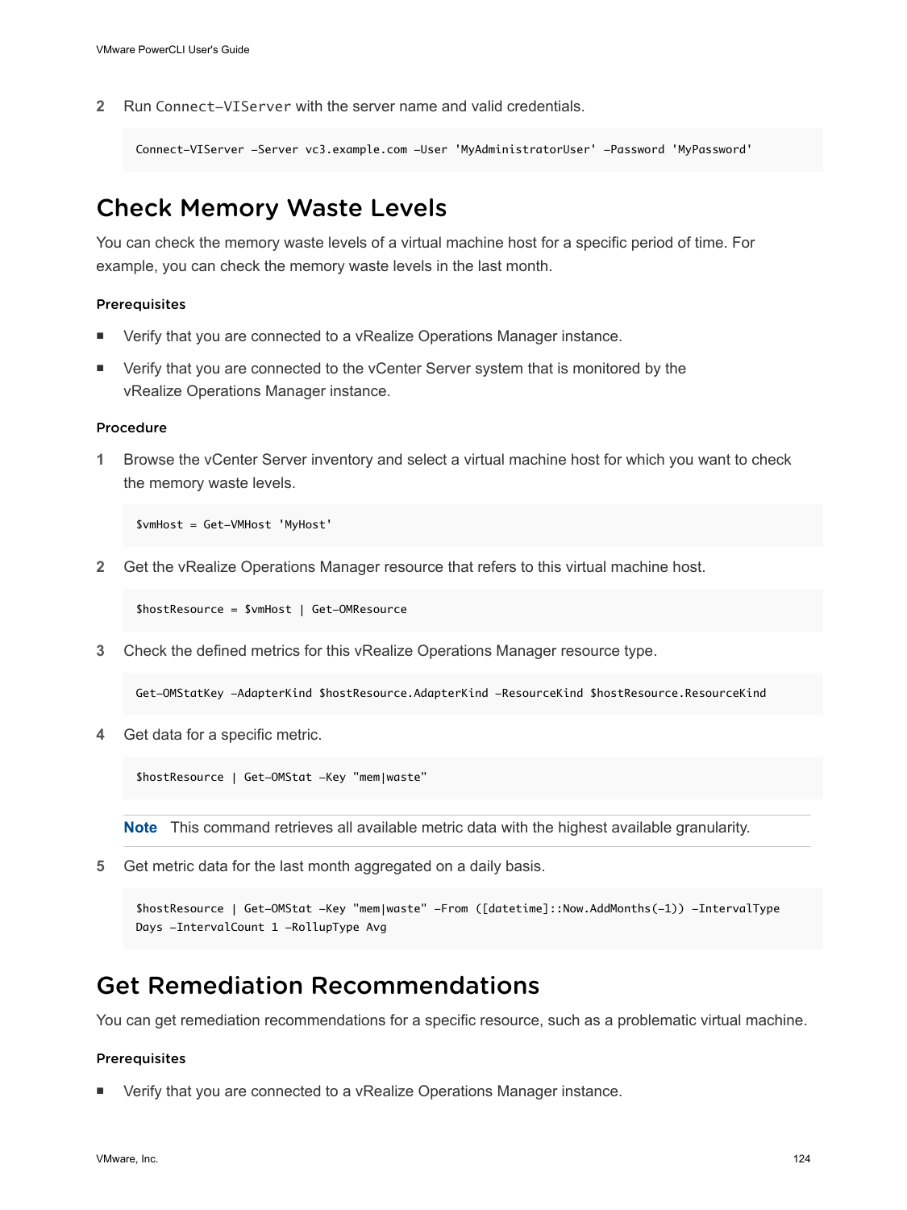2 Run `Connect-VIServer` with the server name and valid credentials.

```
Connect-VIServer -Server vc3.example.com -User 'MyAdministratorUser' -Password 'MyPassword'
```

## Check Memory Waste Levels

You can check the memory waste levels of a virtual machine host for a specific period of time. For example, you can check the memory waste levels in the last month.

### Prerequisites

- Verify that you are connected to a vRealize Operations Manager instance.
- Verify that you are connected to the vCenter Server system that is monitored by the vRealize Operations Manager instance.

### Procedure

1 Browse the vCenter Server inventory and select a virtual machine host for which you want to check the memory waste levels.

```
$vmHost = Get-VMHost 'MyHost'
```

2 Get the vRealize Operations Manager resource that refers to this virtual machine host.

```
$hostResource = $vmHost | Get-OMResource
```

3 Check the defined metrics for this vRealize Operations Manager resource type.

```
Get-OMStatKey -AdapterKind $hostResource.AdapterKind -ResourceKind $hostResource.ResourceKind
```

4 Get data for a specific metric.

```
$hostResource | Get-OMStat -Key "mem|waste"
```

**Note** This command retrieves all available metric data with the highest available granularity.

5 Get metric data for the last month aggregated on a daily basis.

```
$hostResource | Get-OMStat -Key "mem|waste" -From ([datetime]::Now.AddMonths(-1)) -IntervalType
Days -IntervalCount 1 -RollupType Avg
```

## Get Remediation Recommendations

You can get remediation recommendations for a specific resource, such as a problematic virtual machine.

### Prerequisites

- Verify that you are connected to a vRealize Operations Manager instance.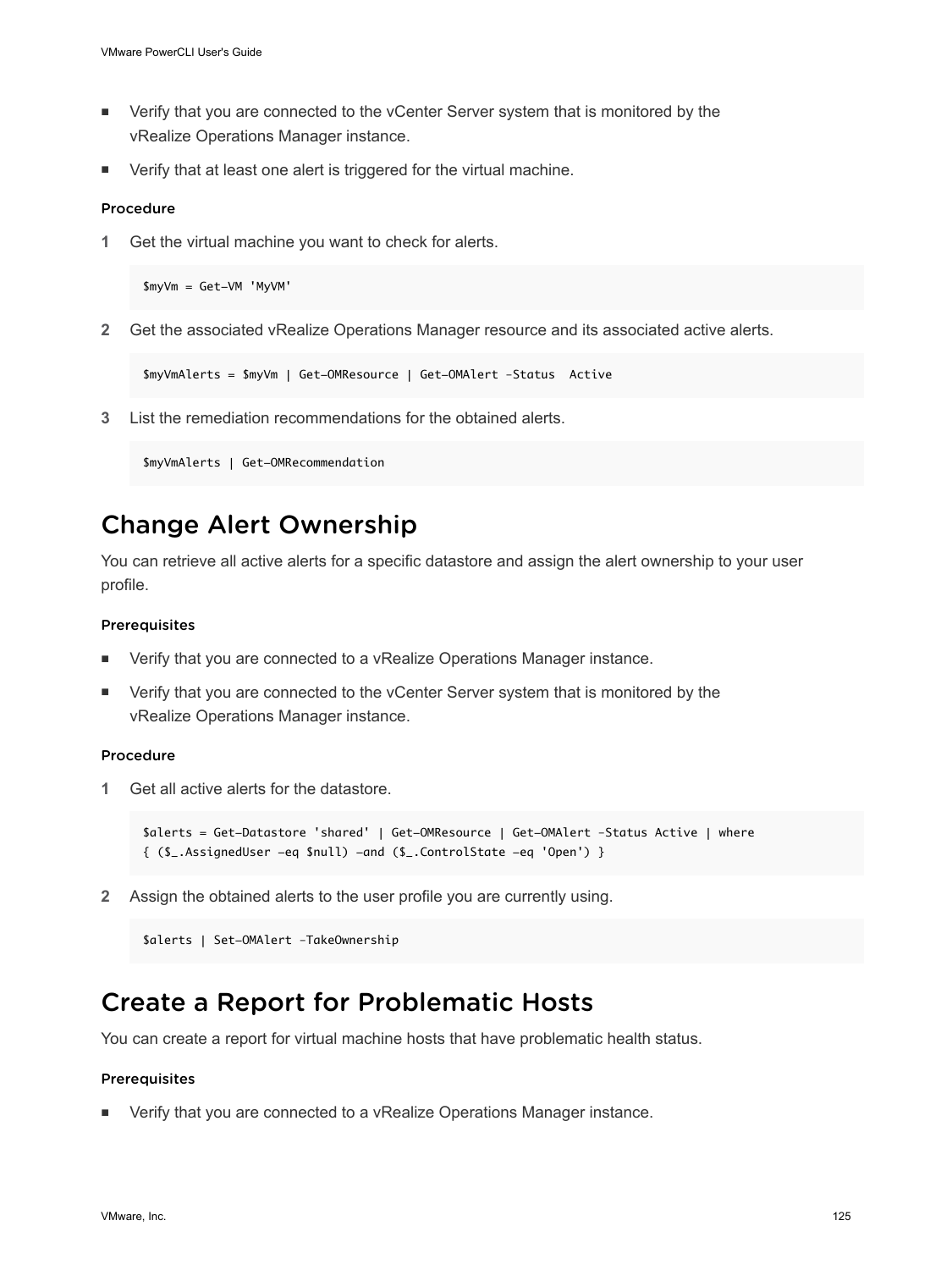- Verify that you are connected to the vCenter Server system that is monitored by the vRealize Operations Manager instance.
- Verify that at least one alert is triggered for the virtual machine.

#### Procedure

1 Get the virtual machine you want to check for alerts.

```
$myVm = Get-VM 'MyVM'
```

2 Get the associated vRealize Operations Manager resource and its associated active alerts.

```
$myVmAlerts = $myVm | Get-OMResource | Get-OMAlert -Status  Active
```

3 List the remediation recommendations for the obtained alerts.

```
$myVmAlerts | Get-OMRecommendation
```

## Change Alert Ownership

You can retrieve all active alerts for a specific datastore and assign the alert ownership to your user profile.

#### Prerequisites

- Verify that you are connected to a vRealize Operations Manager instance.
- Verify that you are connected to the vCenter Server system that is monitored by the vRealize Operations Manager instance.

#### Procedure

1 Get all active alerts for the datastore.

```
$alerts = Get-Datastore 'shared' | Get-OMResource | Get-OMAlert -Status Active | where
{ ($_.AssignedUser -eq $null) -and ($_.ControlState -eq 'Open') }
```

2 Assign the obtained alerts to the user profile you are currently using.

```
$alerts | Set-OMAlert -TakeOwnership
```

## Create a Report for Problematic Hosts

You can create a report for virtual machine hosts that have problematic health status.

#### Prerequisites

- Verify that you are connected to a vRealize Operations Manager instance.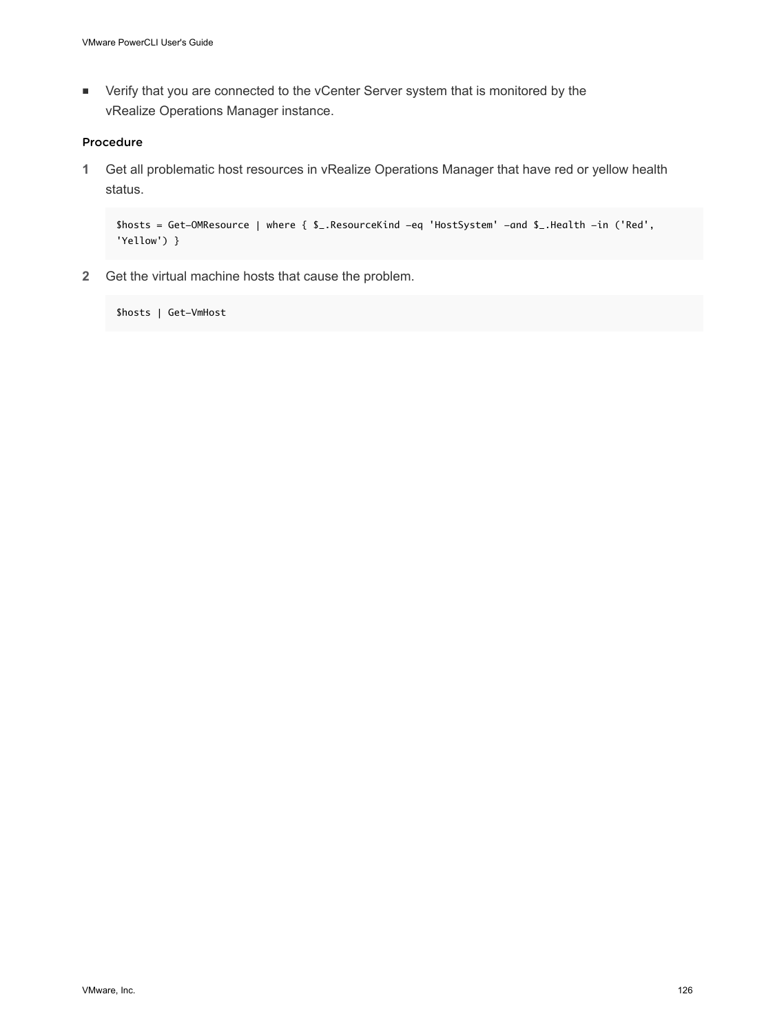- Verify that you are connected to the vCenter Server system that is monitored by the vRealize Operations Manager instance.

### Procedure

1 Get all problematic host resources in vRealize Operations Manager that have red or yellow health status.

```
$hosts = Get-OMResource | where { $_.ResourceKind -eq 'HostSystem' -and $_.Health -in ('Red', 'Yellow') }
```

2 Get the virtual machine hosts that cause the problem.

```
$hosts | Get-VmHost
```